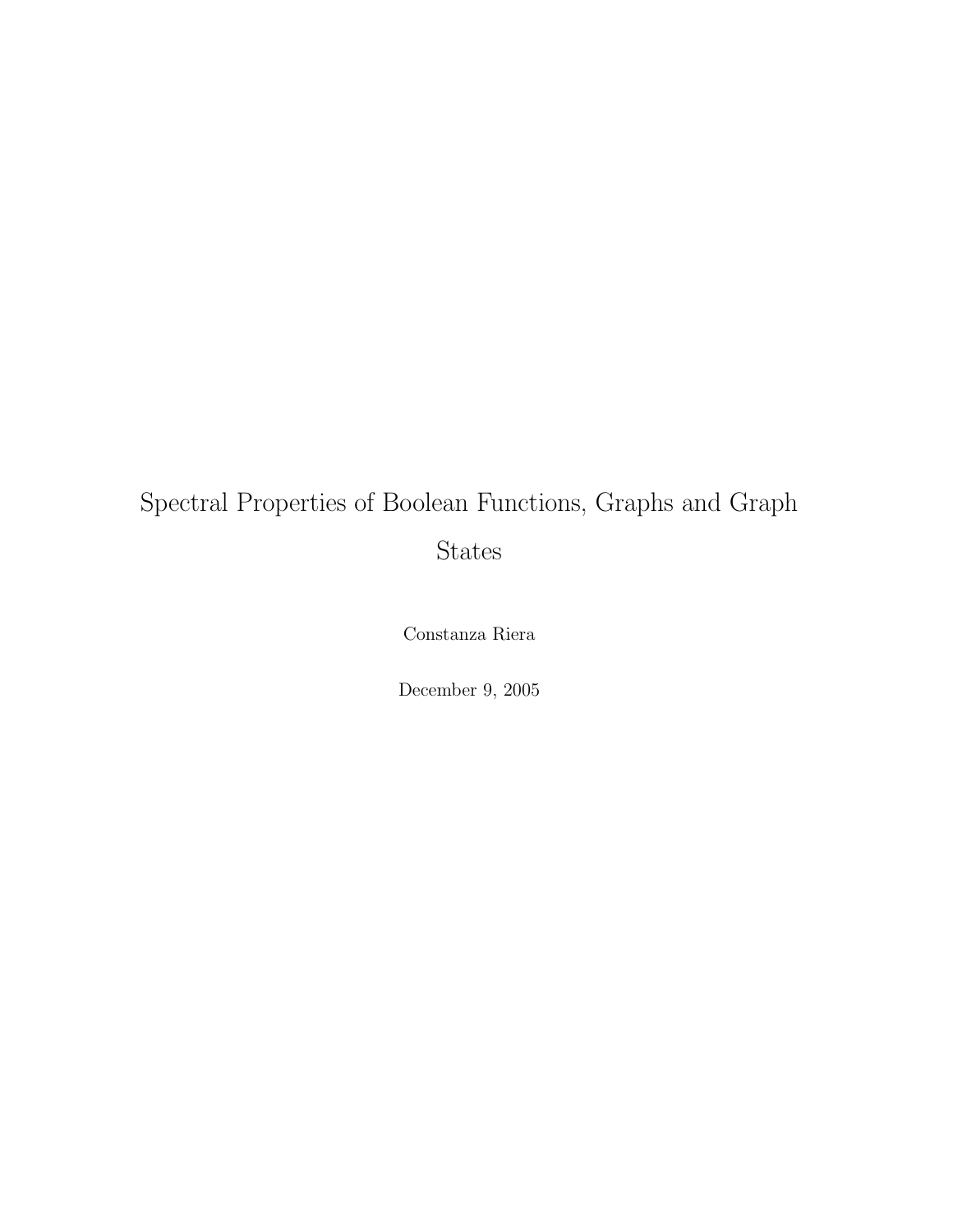# Spectral Properties of Boolean Functions, Graphs and Graph States

Constanza Riera

December 9, 2005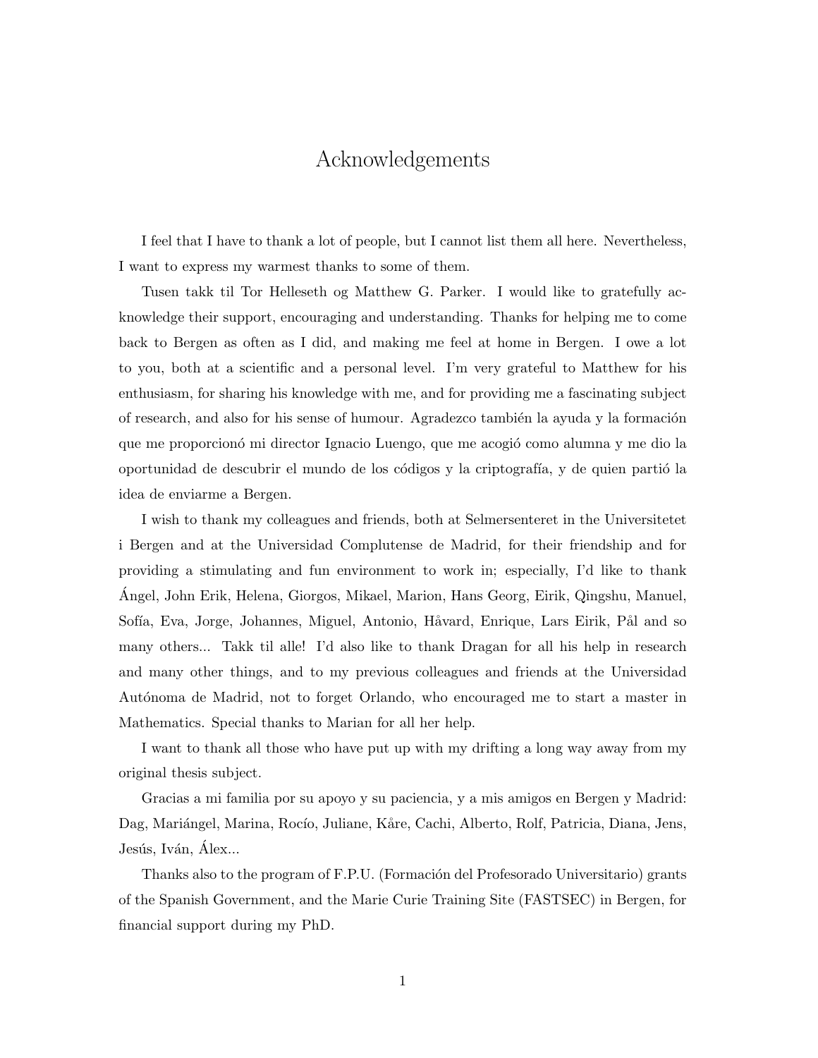# Acknowledgements

I feel that I have to thank a lot of people, but I cannot list them all here. Nevertheless, I want to express my warmest thanks to some of them.

Tusen takk til Tor Helleseth og Matthew G. Parker. I would like to gratefully acknowledge their support, encouraging and understanding. Thanks for helping me to come back to Bergen as often as I did, and making me feel at home in Bergen. I owe a lot to you, both at a scientific and a personal level. I'm very grateful to Matthew for his enthusiasm, for sharing his knowledge with me, and for providing me a fascinating subject of research, and also for his sense of humour. Agradezco también la ayuda y la formación que me proporcionó mi director Ignacio Luengo, que me acogió como alumna y me dio la oportunidad de descubrir el mundo de los códigos y la criptografía, y de quien partió la idea de enviarme a Bergen.

I wish to thank my colleagues and friends, both at Selmersenteret in the Universitetet i Bergen and at the Universidad Complutense de Madrid, for their friendship and for providing a stimulating and fun environment to work in; especially, I'd like to thank Ángel, John Erik, Helena, Giorgos, Mikael, Marion, Hans Georg, Eirik, Qingshu, Manuel, Sofía, Eva, Jorge, Johannes, Miguel, Antonio, Håvard, Enrique, Lars Eirik, Pål and so many others... Takk til alle! I'd also like to thank Dragan for all his help in research and many other things, and to my previous colleagues and friends at the Universidad Autónoma de Madrid, not to forget Orlando, who encouraged me to start a master in Mathematics. Special thanks to Marian for all her help.

I want to thank all those who have put up with my drifting a long way away from my original thesis subject.

Gracias a mi familia por su apoyo y su paciencia, y a mis amigos en Bergen y Madrid: Dag, Mariángel, Marina, Rocío, Juliane, Kåre, Cachi, Alberto, Rolf, Patricia, Diana, Jens, Jesús, Iván, Álex...

Thanks also to the program of F.P.U. (Formación del Profesorado Universitario) grants of the Spanish Government, and the Marie Curie Training Site (FASTSEC) in Bergen, for financial support during my PhD.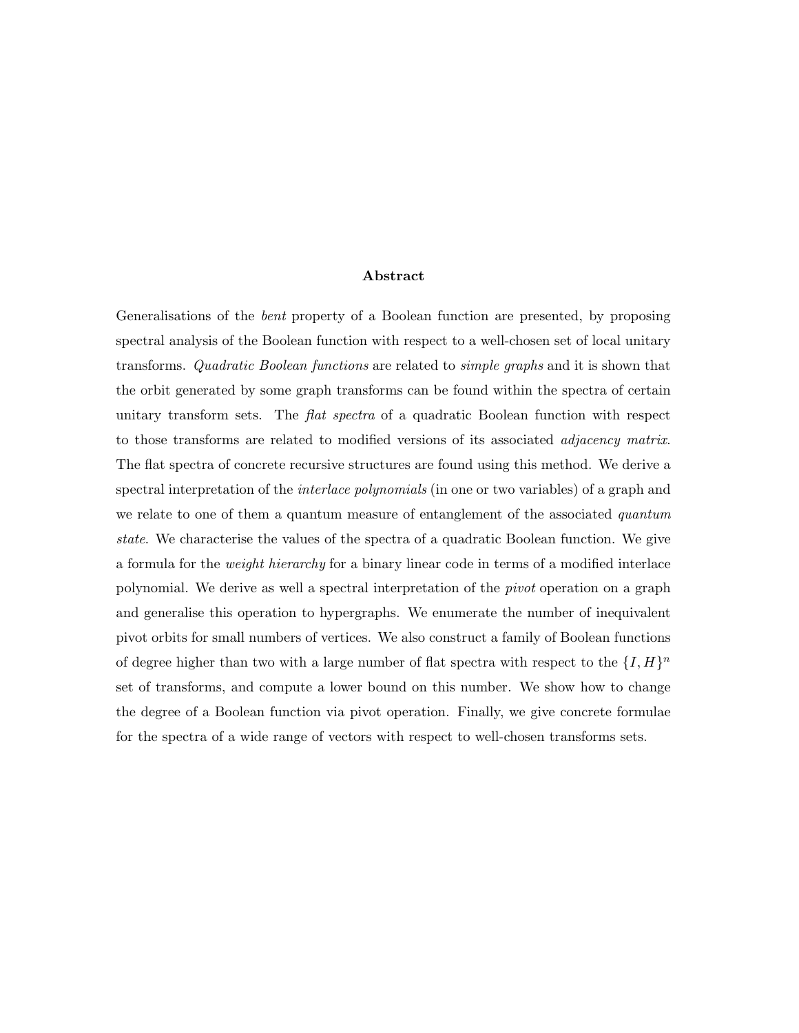## Abstract

Generalisations of the *bent* property of a Boolean function are presented, by proposing spectral analysis of the Boolean function with respect to a well-chosen set of local unitary transforms. *Quadratic Boolean functions* are related to *simple graphs* and it is shown that the orbit generated by some graph transforms can be found within the spectra of certain unitary transform sets. The *flat spectra* of a quadratic Boolean function with respect to those transforms are related to modified versions of its associated *adjacency matrix*. The flat spectra of concrete recursive structures are found using this method. We derive a spectral interpretation of the *interlace polynomials* (in one or two variables) of a graph and we relate to one of them a quantum measure of entanglement of the associated *quantum state*. We characterise the values of the spectra of a quadratic Boolean function. We give a formula for the *weight hierarchy* for a binary linear code in terms of a modified interlace polynomial. We derive as well a spectral interpretation of the *pivot* operation on a graph and generalise this operation to hypergraphs. We enumerate the number of inequivalent pivot orbits for small numbers of vertices. We also construct a family of Boolean functions of degree higher than two with a large number of flat spectra with respect to the $\{I, H\}^n$ set of transforms, and compute a lower bound on this number. We show how to change the degree of a Boolean function via pivot operation. Finally, we give concrete formulae for the spectra of a wide range of vectors with respect to well-chosen transforms sets.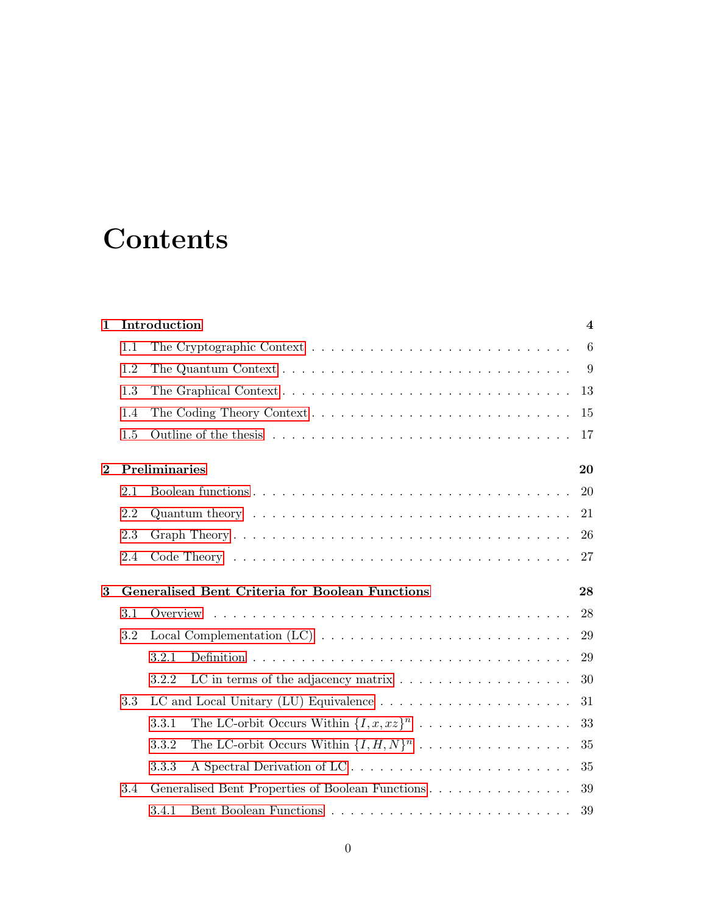# Contents

**1 Introduction** **4**

- 1.1 The Cryptographic Context . . . . . . . . . . . . . . . . . . . . . . . . . . . . 6
- 1.2 The Quantum Context . . . . . . . . . . . . . . . . . . . . . . . . . . . . 9
- 1.3 The Graphical Context . . . . . . . . . . . . . . . . . . . . . . . . . . . . 13
- 1.4 The Coding Theory Context . . . . . . . . . . . . . . . . . . . . . . . . . . 15
- 1.5 Outline of the thesis . . . . . . . . . . . . . . . . . . . . . . . . . . . . 17

**2 Preliminaries** **20**

- 2.1 Boolean functions . . . . . . . . . . . . . . . . . . . . . . . . . . . . 20
- 2.2 Quantum theory . . . . . . . . . . . . . . . . . . . . . . . . . . . . 21
- 2.3 Graph Theory . . . . . . . . . . . . . . . . . . . . . . . . . . . . 26
- 2.4 Code Theory . . . . . . . . . . . . . . . . . . . . . . . . . . . . 27

**3 Generalised Bent Criteria for Boolean Functions** **28**

- 3.1 Overview . . . . . . . . . . . . . . . . . . . . . . . . . . . . 28
- 3.2 Local Complementation (LC) . . . . . . . . . . . . . . . . . . . . . . . . . . . . 29
  - 3.2.1 Definition . . . . . . . . . . . . . . . . . . . . . . . . . . . . 29
  - 3.2.2 LC in terms of the adjacency matrix . . . . . . . . . . . . . . . . . . . . 30
- 3.3 LC and Local Unitary (LU) Equivalence . . . . . . . . . . . . . . . . . . . . . 31
  - 3.3.1 The LC-orbit Occurs Within $\{I, x, xz\}^n$ . . . . . . . . . . . . . . . . . . . 33
  - 3.3.2 The LC-orbit Occurs Within $\{I, H, N\}^n$ . . . . . . . . . . . . . . . . . . 35
  - 3.3.3 A Spectral Derivation of LC . . . . . . . . . . . . . . . . . . . . . . . . 35
- 3.4 Generalised Bent Properties of Boolean Functions . . . . . . . . . . . . . . . . 39
  - 3.4.1 Bent Boolean Functions . . . . . . . . . . . . . . . . . . . . . . . . 39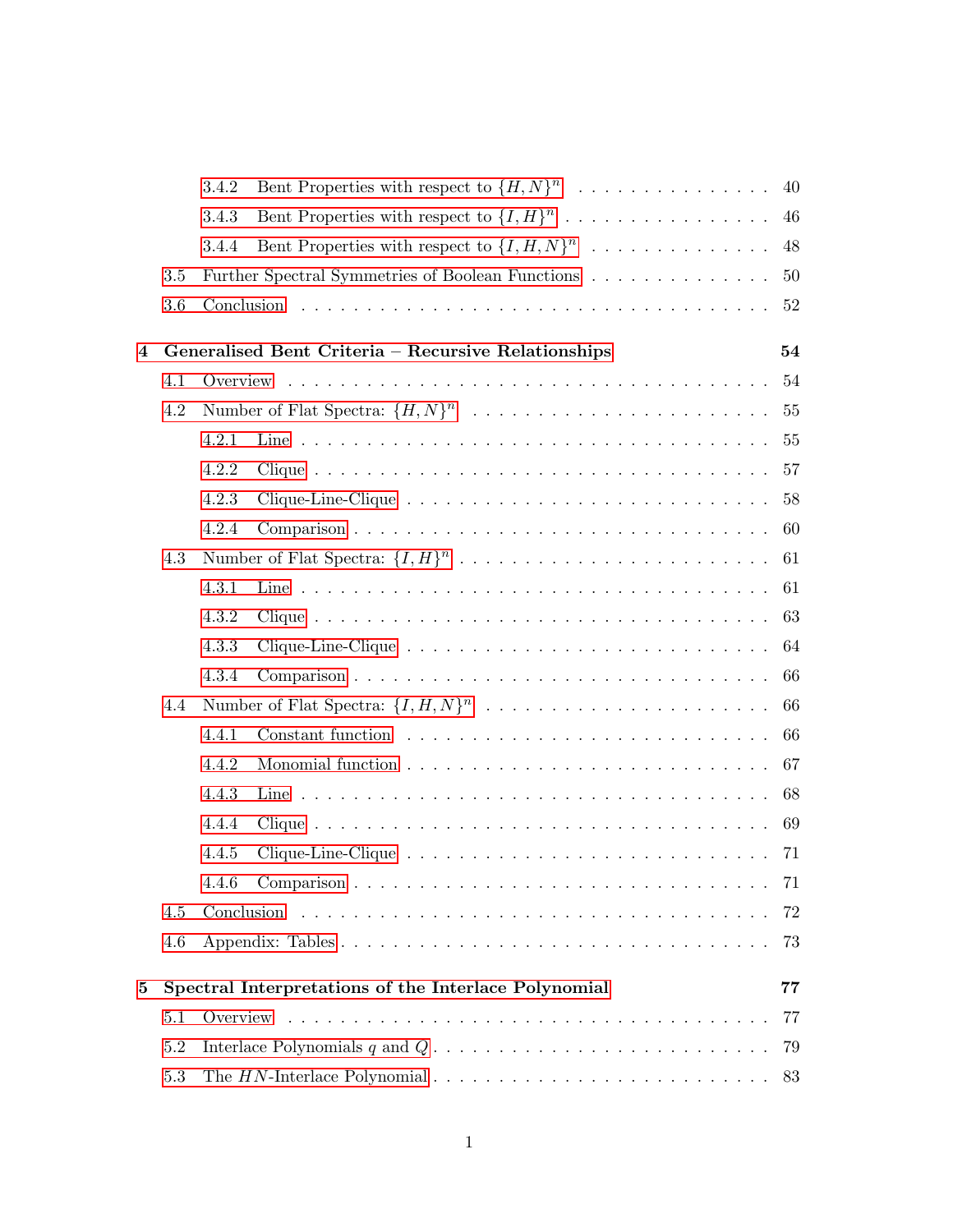- 3.4.2 Bent Properties with respect to $\{H, N\}^n$ . . . 40
- 3.4.3 Bent Properties with respect to $\{I, H\}^n$ . . . 46
- 3.4.4 Bent Properties with respect to $\{I, H, N\}^n$ . . . 48
- 3.5 Further Spectral Symmetries of Boolean Functions . . . 50
- 3.6 Conclusion . . . 52

**4 Generalised Bent Criteria – Recursive Relationships** **54**

- 4.1 Overview . . . 54
- 4.2 Number of Flat Spectra: $\{H, N\}^n$ . . . 55
  - 4.2.1 Line . . . 55
  - 4.2.2 Clique . . . 57
  - 4.2.3 Clique-Line-Clique . . . 58
  - 4.2.4 Comparison . . . 60
- 4.3 Number of Flat Spectra: $\{I, H\}^n$ . . . 61
  - 4.3.1 Line . . . 61
  - 4.3.2 Clique . . . 63
  - 4.3.3 Clique-Line-Clique . . . 64
  - 4.3.4 Comparison . . . 66
- 4.4 Number of Flat Spectra: $\{I, H, N\}^n$ . . . 66
  - 4.4.1 Constant function . . . 66
  - 4.4.2 Monomial function . . . 67
  - 4.4.3 Line . . . 68
  - 4.4.4 Clique . . . 69
  - 4.4.5 Clique-Line-Clique . . . 71
  - 4.4.6 Comparison . . . 71
- 4.5 Conclusion . . . 72
- 4.6 Appendix: Tables . . . 73

**5 Spectral Interpretations of the Interlace Polynomial** **77**

- 5.1 Overview . . . 77
- 5.2 Interlace Polynomials $q$ and $Q$ . . . 79
- 5.3 The $HN$-Interlace Polynomial . . . 83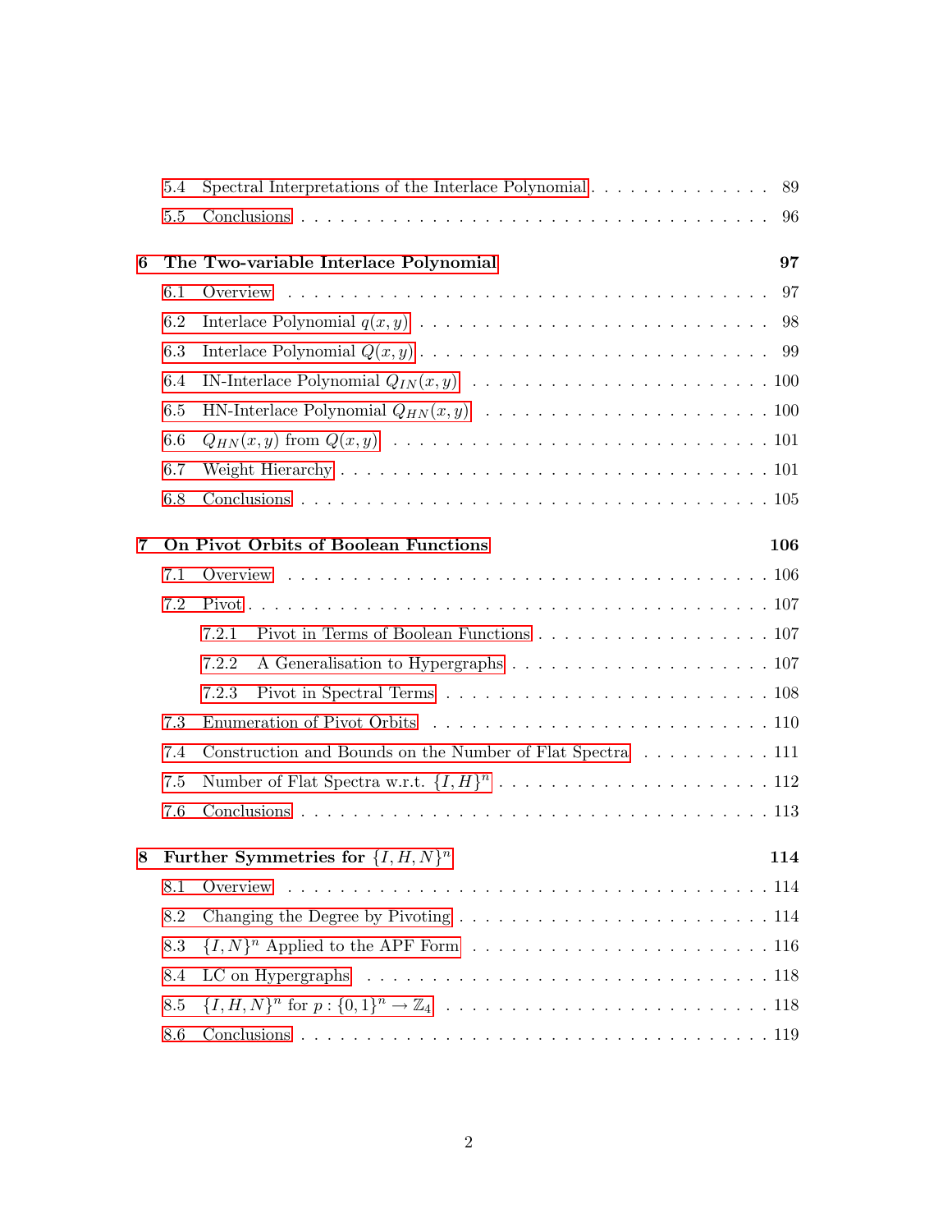5.4 Spectral Interpretations of the Interlace Polynomial . . . . . . . . . . . . . . 89

5.5 Conclusions . . . . . . . . . . . . . . . . . . . . . . . . . . . . . . . . . . . 96

**6 The Two-variable Interlace Polynomial** **97**

6.1 Overview . . . . . . . . . . . . . . . . . . . . . . . . . . . . . . . . . . . . 97

6.2 Interlace Polynomial $q(x, y)$ . . . . . . . . . . . . . . . . . . . . . . . . . . 98

6.3 Interlace Polynomial $Q(x, y)$ . . . . . . . . . . . . . . . . . . . . . . . . . . 99

6.4 IN-Interlace Polynomial $Q_{IN}(x, y)$ . . . . . . . . . . . . . . . . . . . . . . . 100

6.5 HN-Interlace Polynomial $Q_{HN}(x, y)$ . . . . . . . . . . . . . . . . . . . . . . 100

6.6 $Q_{HN}(x, y)$ from $Q(x, y)$ . . . . . . . . . . . . . . . . . . . . . . . . . . . . 101

6.7 Weight Hierarchy . . . . . . . . . . . . . . . . . . . . . . . . . . . . . . . . 101

6.8 Conclusions . . . . . . . . . . . . . . . . . . . . . . . . . . . . . . . . . . . 105

**7 On Pivot Orbits of Boolean Functions** **106**

7.1 Overview . . . . . . . . . . . . . . . . . . . . . . . . . . . . . . . . . . . . 106

7.2 Pivot . . . . . . . . . . . . . . . . . . . . . . . . . . . . . . . . . . . . . . 107

7.2.1 Pivot in Terms of Boolean Functions . . . . . . . . . . . . . . . . . . 107

7.2.2 A Generalisation to Hypergraphs . . . . . . . . . . . . . . . . . . . . 107

7.2.3 Pivot in Spectral Terms . . . . . . . . . . . . . . . . . . . . . . . . . 108

7.3 Enumeration of Pivot Orbits . . . . . . . . . . . . . . . . . . . . . . . . . . 110

7.4 Construction and Bounds on the Number of Flat Spectra . . . . . . . . . . . 111

7.5 Number of Flat Spectra w.r.t. $\{I, H\}^n$ . . . . . . . . . . . . . . . . . . . . . 112

7.6 Conclusions . . . . . . . . . . . . . . . . . . . . . . . . . . . . . . . . . . . 113

**8 Further Symmetries for $\{I, H, N\}^n$** **114**

8.1 Overview . . . . . . . . . . . . . . . . . . . . . . . . . . . . . . . . . . . . 114

8.2 Changing the Degree by Pivoting . . . . . . . . . . . . . . . . . . . . . . . . 114

8.3 $\{I, N\}^n$ Applied to the APF Form . . . . . . . . . . . . . . . . . . . . . . . 116

8.4 LC on Hypergraphs . . . . . . . . . . . . . . . . . . . . . . . . . . . . . . . 118

8.5 $\{I, H, N\}^n$ for $p : \{0, 1\}^n \rightarrow \mathbb{Z}_4$ . . . . . . . . . . . . . . . . . . . . . . . 118

8.6 Conclusions . . . . . . . . . . . . . . . . . . . . . . . . . . . . . . . . . . . 119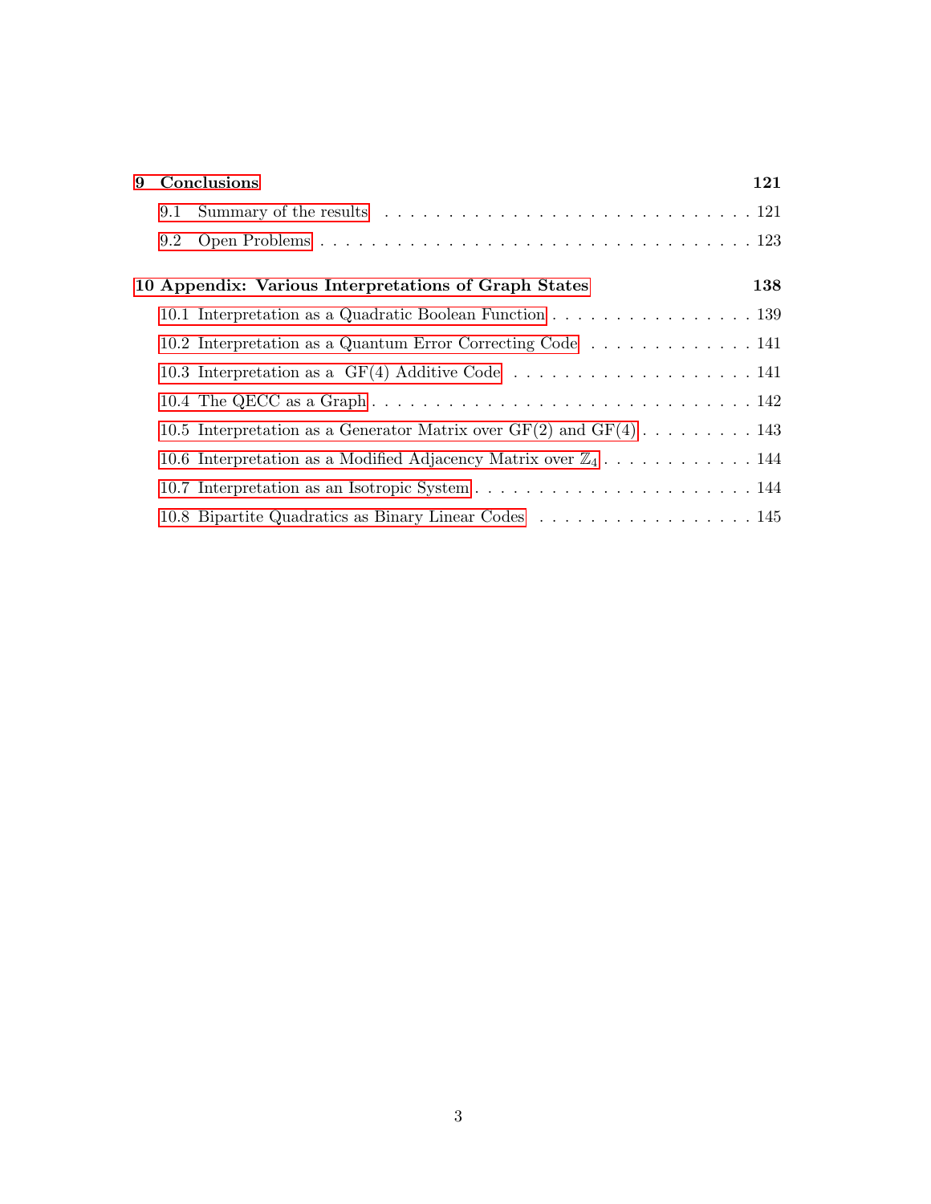**9 Conclusions** **121**

9.1 Summary of the results . . . . . . . . . . . . . . . . . . . . . . . . . . . . . . 121

9.2 Open Problems . . . . . . . . . . . . . . . . . . . . . . . . . . . . . . . . . . 123

**10 Appendix: Various Interpretations of Graph States** **138**

10.1 Interpretation as a Quadratic Boolean Function . . . . . . . . . . . . . . . . . 139

10.2 Interpretation as a Quantum Error Correcting Code . . . . . . . . . . . . . 141

10.3 Interpretation as a GF(4) Additive Code . . . . . . . . . . . . . . . . . . . 141

10.4 The QECC as a Graph . . . . . . . . . . . . . . . . . . . . . . . . . . . . . 142

10.5 Interpretation as a Generator Matrix over GF(2) and GF(4) . . . . . . . . . 143

10.6 Interpretation as a Modified Adjacency Matrix over $\mathbb{Z}_4$ . . . . . . . . . . . . 144

10.7 Interpretation as an Isotropic System . . . . . . . . . . . . . . . . . . . . . . 144

10.8 Bipartite Quadratics as Binary Linear Codes . . . . . . . . . . . . . . . . . 145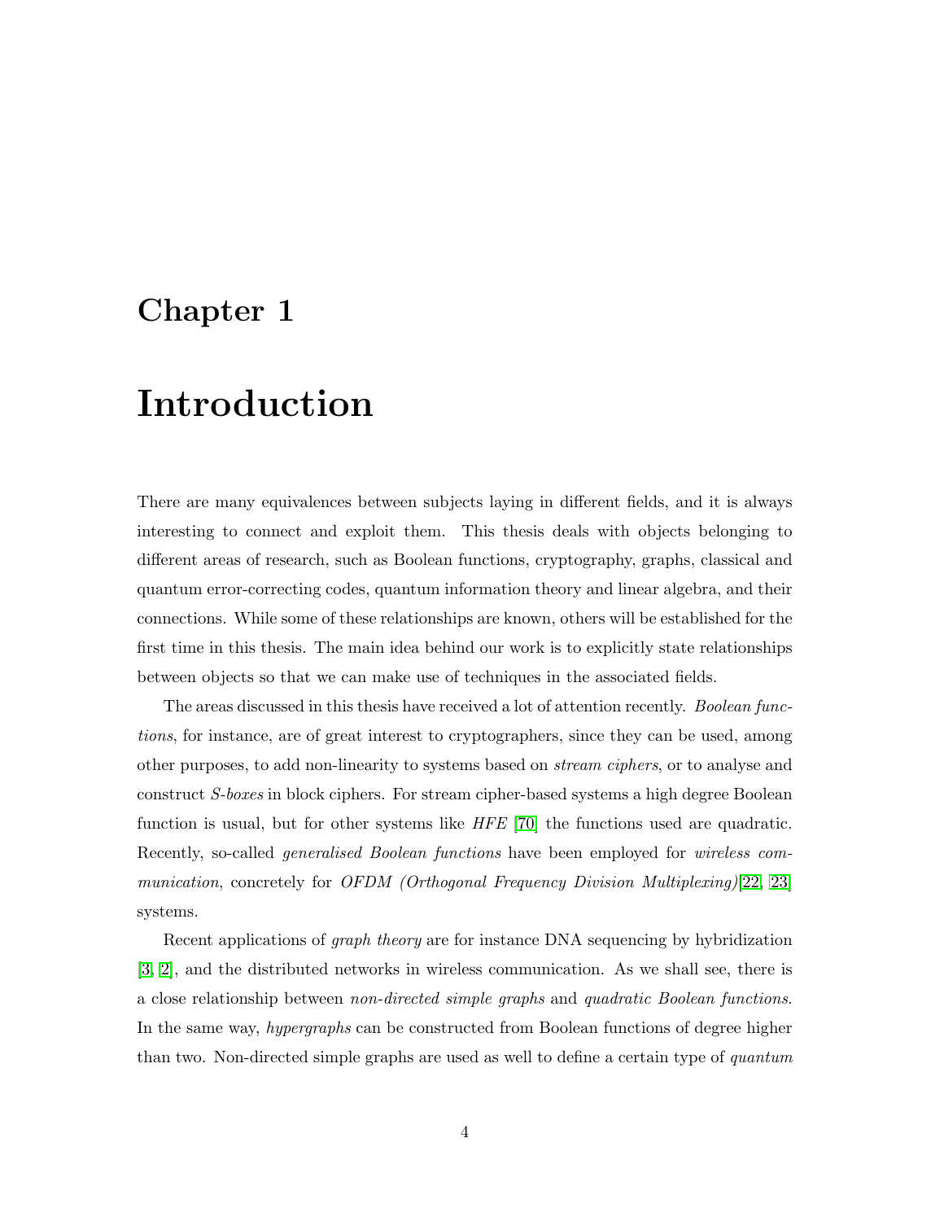# Chapter 1

# Introduction

There are many equivalences between subjects laying in different fields, and it is always interesting to connect and exploit them. This thesis deals with objects belonging to different areas of research, such as Boolean functions, cryptography, graphs, classical and quantum error-correcting codes, quantum information theory and linear algebra, and their connections. While some of these relationships are known, others will be established for the first time in this thesis. The main idea behind our work is to explicitly state relationships between objects so that we can make use of techniques in the associated fields.

The areas discussed in this thesis have received a lot of attention recently. *Boolean functions*, for instance, are of great interest to cryptographers, since they can be used, among other purposes, to add non-linearity to systems based on *stream ciphers*, or to analyse and construct *S-boxes* in block ciphers. For stream cipher-based systems a high degree Boolean function is usual, but for other systems like *HFE* [70] the functions used are quadratic. Recently, so-called *generalised Boolean functions* have been employed for *wireless communication*, concretely for *OFDM (Orthogonal Frequency Division Multiplexing)*[22, 23] systems.

Recent applications of *graph theory* are for instance DNA sequencing by hybridization [3, 2], and the distributed networks in wireless communication. As we shall see, there is a close relationship between *non-directed simple graphs* and *quadratic Boolean functions*. In the same way, *hypergraphs* can be constructed from Boolean functions of degree higher than two. Non-directed simple graphs are used as well to define a certain type of *quantum*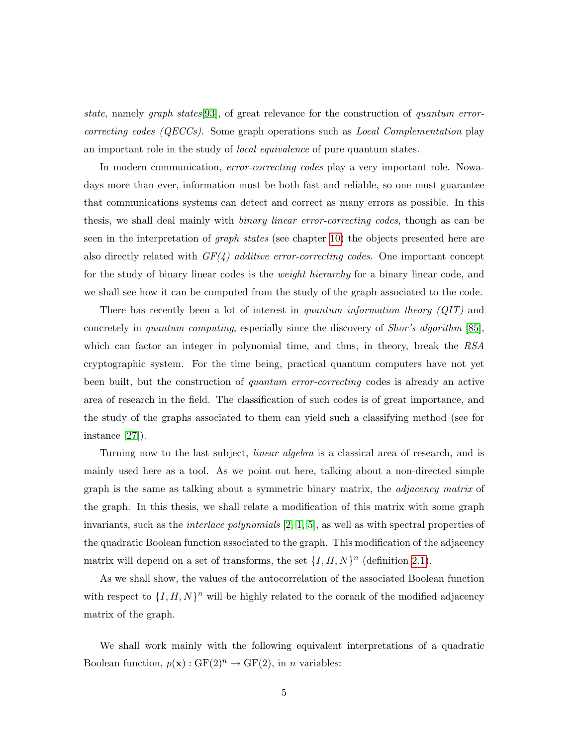*state*, namely *graph states*[93], of great relevance for the construction of *quantum error-correcting codes (QECCs)*. Some graph operations such as *Local Complementation* play an important role in the study of *local equivalence* of pure quantum states.

In modern communication, *error-correcting codes* play a very important role. Nowadays more than ever, information must be both fast and reliable, so one must guarantee that communications systems can detect and correct as many errors as possible. In this thesis, we shall deal mainly with *binary linear error-correcting codes*, though as can be seen in the interpretation of *graph states* (see chapter 10) the objects presented here are also directly related with *GF(4) additive error-correcting codes*. One important concept for the study of binary linear codes is the *weight hierarchy* for a binary linear code, and we shall see how it can be computed from the study of the graph associated to the code.

There has recently been a lot of interest in *quantum information theory (QIT)* and concretely in *quantum computing*, especially since the discovery of *Shor's algorithm* [85], which can factor an integer in polynomial time, and thus, in theory, break the *RSA* cryptographic system. For the time being, practical quantum computers have not yet been built, but the construction of *quantum error-correcting* codes is already an active area of research in the field. The classification of such codes is of great importance, and the study of the graphs associated to them can yield such a classifying method (see for instance [27]).

Turning now to the last subject, *linear algebra* is a classical area of research, and is mainly used here as a tool. As we point out here, talking about a non-directed simple graph is the same as talking about a symmetric binary matrix, the *adjacency matrix* of the graph. In this thesis, we shall relate a modification of this matrix with some graph invariants, such as the *interlace polynomials* [2, 1, 5], as well as with spectral properties of the quadratic Boolean function associated to the graph. This modification of the adjacency matrix will depend on a set of transforms, the set $\{I, H, N\}^n$ (definition 2.1).

As we shall show, the values of the autocorrelation of the associated Boolean function with respect to $\{I, H, N\}^n$ will be highly related to the corank of the modified adjacency matrix of the graph.

We shall work mainly with the following equivalent interpretations of a quadratic Boolean function, $p(\mathbf{x}) : \mathrm{GF}(2)^n \rightarrow \mathrm{GF}(2)$, in $n$ variables: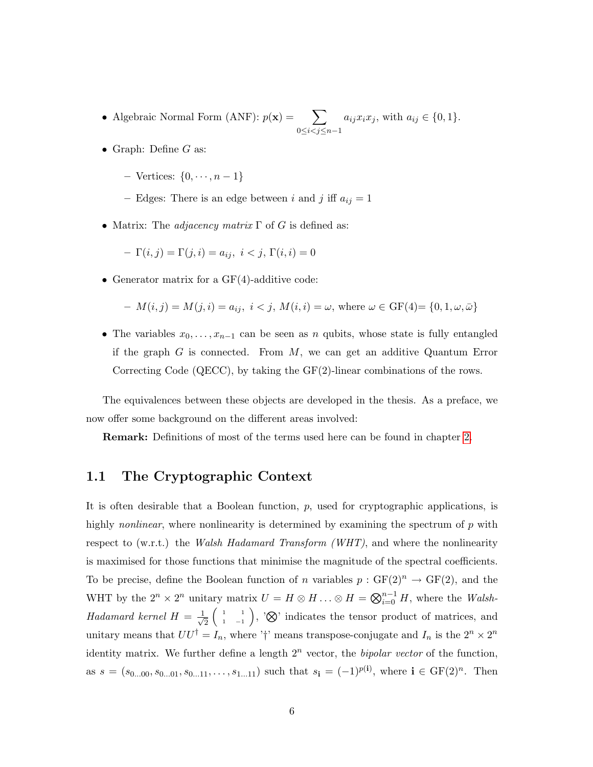- Algebraic Normal Form (ANF): $p(\mathbf{x}) = \sum_{0 \leq i < j \leq n-1} a_{ij} x_i x_j$, with $a_{ij} \in \{0, 1\}$.
- Graph: Define $G$ as:
  - Vertices: $\{0, \cdots, n-1\}$
  - Edges: There is an edge between $i$ and $j$ iff $a_{ij} = 1$
- Matrix: The *adjacency matrix* $\Gamma$ of $G$ is defined as:
  - $\Gamma(i, j) = \Gamma(j, i) = a_{ij},\ i < j,\ \Gamma(i, i) = 0$
- Generator matrix for a GF(4)-additive code:
  - $M(i, j) = M(j, i) = a_{ij},\ i < j,\ M(i, i) = \omega$, where $\omega \in$ GF(4)$= \{0, 1, \omega, \bar{\omega}\}$
- The variables $x_0, \ldots, x_{n-1}$ can be seen as $n$ qubits, whose state is fully entangled if the graph $G$ is connected. From $M$, we can get an additive Quantum Error Correcting Code (QECC), by taking the GF(2)-linear combinations of the rows.

The equivalences between these objects are developed in the thesis. As a preface, we now offer some background on the different areas involved:

**Remark:** Definitions of most of the terms used here can be found in chapter 2.

## 1.1 The Cryptographic Context

It is often desirable that a Boolean function, $p$, used for cryptographic applications, is highly *nonlinear*, where nonlinearity is determined by examining the spectrum of $p$ with respect to (w.r.t.) the *Walsh Hadamard Transform (WHT)*, and where the nonlinearity is maximised for those functions that minimise the magnitude of the spectral coefficients. To be precise, define the Boolean function of $n$ variables $p : \text{GF}(2)^n \rightarrow \text{GF}(2)$, and the WHT by the $2^n \times 2^n$ unitary matrix $U = H \otimes H \ldots \otimes H = \bigotimes_{i=0}^{n-1} H$, where the *Walsh-Hadamard kernel* $H = \frac{1}{\sqrt{2}} \begin{pmatrix} 1 & 1 \\ 1 & -1 \end{pmatrix}$, '$\bigotimes$' indicates the tensor product of matrices, and unitary means that $UU^\dagger = I_n$, where '$\dagger$' means transpose-conjugate and $I_n$ is the $2^n \times 2^n$ identity matrix. We further define a length $2^n$ vector, the *bipolar vector* of the function, as $s = (s_{0\ldots00}, s_{0\ldots01}, s_{0\ldots11}, \ldots, s_{1\ldots11})$ such that $s_{\mathbf{i}} = (-1)^{p(\mathbf{i})}$, where $\mathbf{i} \in \text{GF}(2)^n$. Then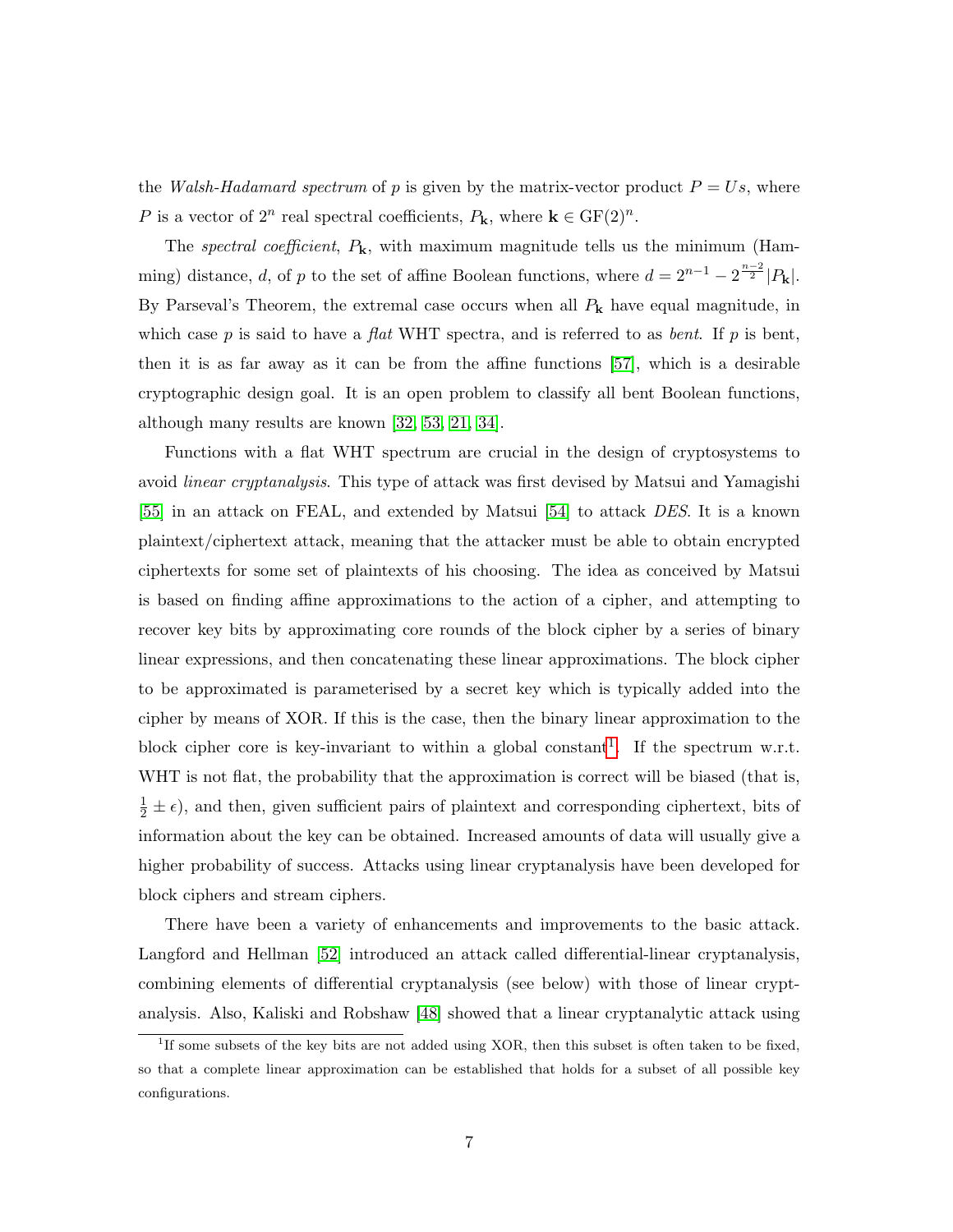the *Walsh-Hadamard spectrum* of $p$ is given by the matrix-vector product $P = Us$, where $P$ is a vector of $2^n$ real spectral coefficients, $P_{\mathbf{k}}$, where $\mathbf{k} \in \mathrm{GF}(2)^n$.

The *spectral coefficient*, $P_{\mathbf{k}}$, with maximum magnitude tells us the minimum (Hamming) distance, $d$, of $p$ to the set of affine Boolean functions, where $d = 2^{n-1} - 2^{\frac{n-2}{2}}|P_{\mathbf{k}}|$. By Parseval's Theorem, the extremal case occurs when all $P_{\mathbf{k}}$ have equal magnitude, in which case $p$ is said to have a *flat* WHT spectra, and is referred to as *bent*. If $p$ is bent, then it is as far away as it can be from the affine functions [57], which is a desirable cryptographic design goal. It is an open problem to classify all bent Boolean functions, although many results are known [32, 53, 21, 34].

Functions with a flat WHT spectrum are crucial in the design of cryptosystems to avoid *linear cryptanalysis*. This type of attack was first devised by Matsui and Yamagishi [55] in an attack on FEAL, and extended by Matsui [54] to attack *DES*. It is a known plaintext/ciphertext attack, meaning that the attacker must be able to obtain encrypted ciphertexts for some set of plaintexts of his choosing. The idea as conceived by Matsui is based on finding affine approximations to the action of a cipher, and attempting to recover key bits by approximating core rounds of the block cipher by a series of binary linear expressions, and then concatenating these linear approximations. The block cipher to be approximated is parameterised by a secret key which is typically added into the cipher by means of XOR. If this is the case, then the binary linear approximation to the block cipher core is key-invariant to within a global constant[1]. If the spectrum w.r.t. WHT is not flat, the probability that the approximation is correct will be biased (that is, $\frac{1}{2} \pm \epsilon$), and then, given sufficient pairs of plaintext and corresponding ciphertext, bits of information about the key can be obtained. Increased amounts of data will usually give a higher probability of success. Attacks using linear cryptanalysis have been developed for block ciphers and stream ciphers.

There have been a variety of enhancements and improvements to the basic attack. Langford and Hellman [52] introduced an attack called differential-linear cryptanalysis, combining elements of differential cryptanalysis (see below) with those of linear cryptanalysis. Also, Kaliski and Robshaw [48] showed that a linear cryptanalytic attack using

[1] If some subsets of the key bits are not added using XOR, then this subset is often taken to be fixed, so that a complete linear approximation can be established that holds for a subset of all possible key configurations.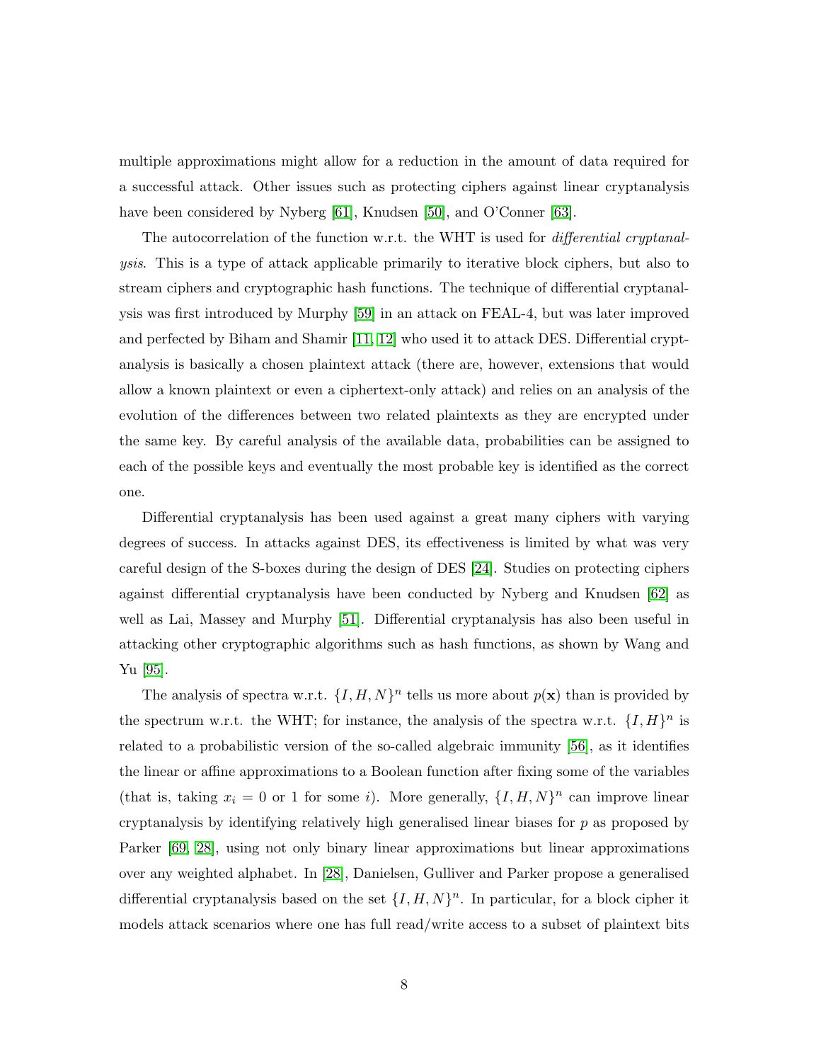multiple approximations might allow for a reduction in the amount of data required for a successful attack. Other issues such as protecting ciphers against linear cryptanalysis have been considered by Nyberg [61], Knudsen [50], and O'Conner [63].

The autocorrelation of the function w.r.t. the WHT is used for *differential cryptanalysis*. This is a type of attack applicable primarily to iterative block ciphers, but also to stream ciphers and cryptographic hash functions. The technique of differential cryptanalysis was first introduced by Murphy [59] in an attack on FEAL-4, but was later improved and perfected by Biham and Shamir [11, 12] who used it to attack DES. Differential cryptanalysis is basically a chosen plaintext attack (there are, however, extensions that would allow a known plaintext or even a ciphertext-only attack) and relies on an analysis of the evolution of the differences between two related plaintexts as they are encrypted under the same key. By careful analysis of the available data, probabilities can be assigned to each of the possible keys and eventually the most probable key is identified as the correct one.

Differential cryptanalysis has been used against a great many ciphers with varying degrees of success. In attacks against DES, its effectiveness is limited by what was very careful design of the S-boxes during the design of DES [24]. Studies on protecting ciphers against differential cryptanalysis have been conducted by Nyberg and Knudsen [62] as well as Lai, Massey and Murphy [51]. Differential cryptanalysis has also been useful in attacking other cryptographic algorithms such as hash functions, as shown by Wang and Yu [95].

The analysis of spectra w.r.t. $\{I, H, N\}^n$ tells us more about $p(\mathbf{x})$ than is provided by the spectrum w.r.t. the WHT; for instance, the analysis of the spectra w.r.t. $\{I, H\}^n$ is related to a probabilistic version of the so-called algebraic immunity [56], as it identifies the linear or affine approximations to a Boolean function after fixing some of the variables (that is, taking $x_i = 0$ or 1 for some $i$). More generally, $\{I, H, N\}^n$ can improve linear cryptanalysis by identifying relatively high generalised linear biases for $p$ as proposed by Parker [69, 28], using not only binary linear approximations but linear approximations over any weighted alphabet. In [28], Danielsen, Gulliver and Parker propose a generalised differential cryptanalysis based on the set $\{I, H, N\}^n$. In particular, for a block cipher it models attack scenarios where one has full read/write access to a subset of plaintext bits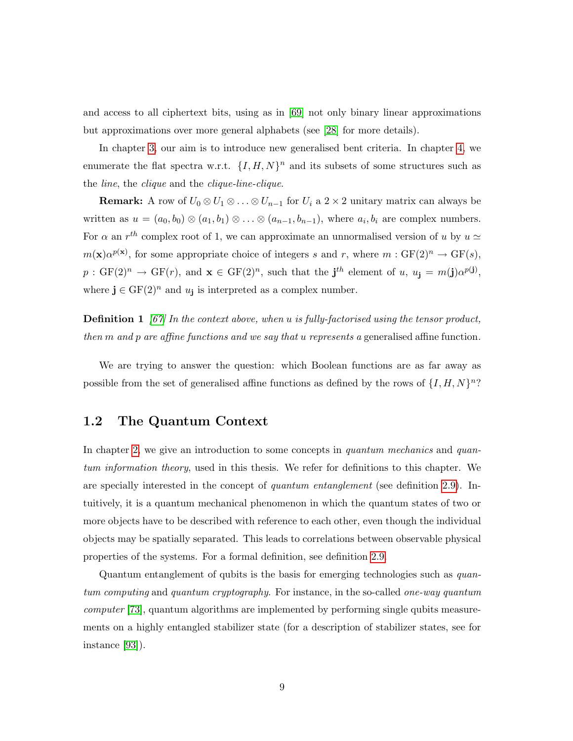and access to all ciphertext bits, using as in [69] not only binary linear approximations but approximations over more general alphabets (see [28] for more details).

In chapter 3, our aim is to introduce new generalised bent criteria. In chapter 4, we enumerate the flat spectra w.r.t. $\{I, H, N\}^n$ and its subsets of some structures such as the *line*, the *clique* and the *clique-line-clique*.

**Remark:** A row of $U_0 \otimes U_1 \otimes \ldots \otimes U_{n-1}$ for $U_i$ a $2 \times 2$ unitary matrix can always be written as $u = (a_0, b_0) \otimes (a_1, b_1) \otimes \ldots \otimes (a_{n-1}, b_{n-1})$, where $a_i, b_i$ are complex numbers. For $\alpha$ an $r^{th}$ complex root of 1, we can approximate an unnormalised version of $u$ by $u \simeq m(\mathbf{x})\alpha^{p(\mathbf{x})}$, for some appropriate choice of integers $s$ and $r$, where $m : \mathrm{GF}(2)^n \rightarrow \mathrm{GF}(s)$, $p : \mathrm{GF}(2)^n \rightarrow \mathrm{GF}(r)$, and $\mathbf{x} \in \mathrm{GF}(2)^n$, such that the $\mathbf{j}^{th}$ element of $u$, $u_{\mathbf{j}} = m(\mathbf{j})\alpha^{p(\mathbf{j})}$, where $\mathbf{j} \in \mathrm{GF}(2)^n$ and $u_{\mathbf{j}}$ is interpreted as a complex number.

**Definition 1** *[67] In the context above, when u is fully-factorised using the tensor product, then m and p are affine functions and we say that u represents a* generalised affine function.

We are trying to answer the question: which Boolean functions are as far away as possible from the set of generalised affine functions as defined by the rows of $\{I, H, N\}^n$?

## 1.2 The Quantum Context

In chapter 2, we give an introduction to some concepts in *quantum mechanics* and *quantum information theory*, used in this thesis. We refer for definitions to this chapter. We are specially interested in the concept of *quantum entanglement* (see definition 2.9). Intuitively, it is a quantum mechanical phenomenon in which the quantum states of two or more objects have to be described with reference to each other, even though the individual objects may be spatially separated. This leads to correlations between observable physical properties of the systems. For a formal definition, see definition 2.9.

Quantum entanglement of qubits is the basis for emerging technologies such as *quantum computing* and *quantum cryptography*. For instance, in the so-called *one-way quantum computer* [73], quantum algorithms are implemented by performing single qubits measurements on a highly entangled stabilizer state (for a description of stabilizer states, see for instance [93]).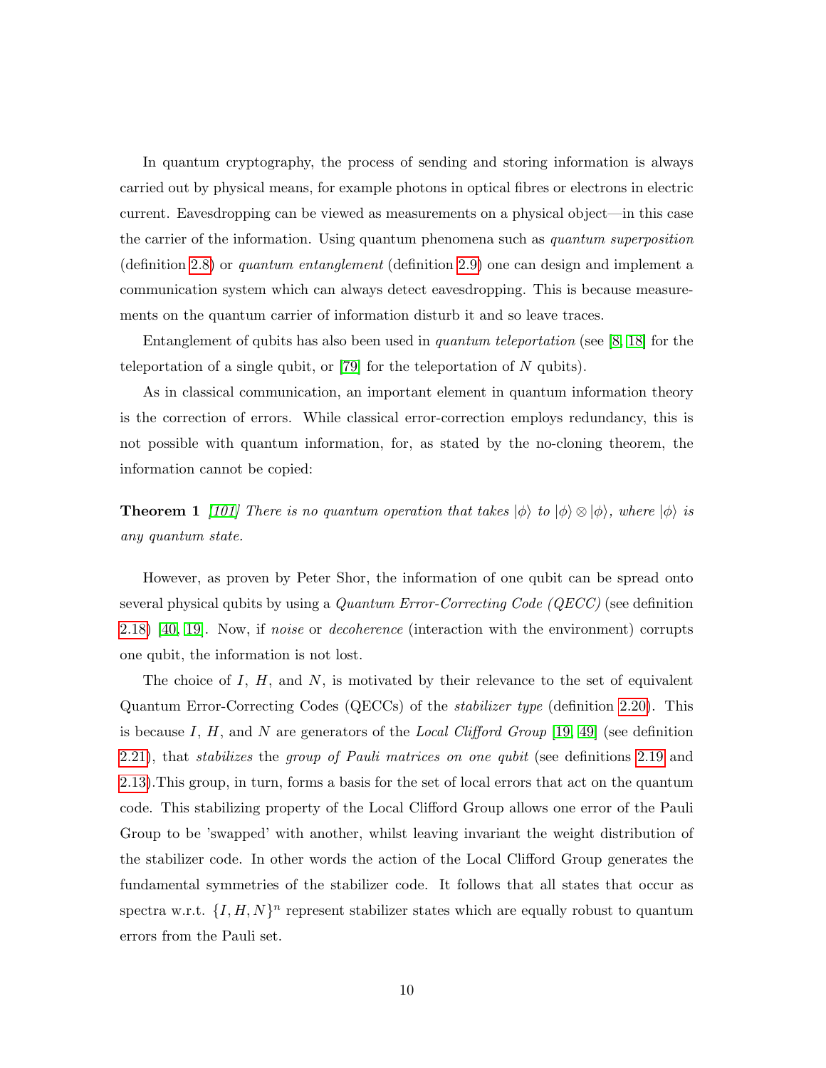In quantum cryptography, the process of sending and storing information is always carried out by physical means, for example photons in optical fibres or electrons in electric current. Eavesdropping can be viewed as measurements on a physical object—in this case the carrier of the information. Using quantum phenomena such as *quantum superposition* (definition 2.8) or *quantum entanglement* (definition 2.9) one can design and implement a communication system which can always detect eavesdropping. This is because measurements on the quantum carrier of information disturb it and so leave traces.

Entanglement of qubits has also been used in *quantum teleportation* (see [8, 18] for the teleportation of a single qubit, or [79] for the teleportation of $N$ qubits).

As in classical communication, an important element in quantum information theory is the correction of errors. While classical error-correction employs redundancy, this is not possible with quantum information, for, as stated by the no-cloning theorem, the information cannot be copied:

**Theorem 1** *[101] There is no quantum operation that takes $|\phi\rangle$ to $|\phi\rangle \otimes |\phi\rangle$, where $|\phi\rangle$ is any quantum state.*

However, as proven by Peter Shor, the information of one qubit can be spread onto several physical qubits by using a *Quantum Error-Correcting Code (QECC)* (see definition 2.18) [40, 19]. Now, if *noise* or *decoherence* (interaction with the environment) corrupts one qubit, the information is not lost.

The choice of $I$, $H$, and $N$, is motivated by their relevance to the set of equivalent Quantum Error-Correcting Codes (QECCs) of the *stabilizer type* (definition 2.20). This is because $I$, $H$, and $N$ are generators of the *Local Clifford Group* [19, 49] (see definition 2.21), that *stabilizes* the *group of Pauli matrices on one qubit* (see definitions 2.19 and 2.13).This group, in turn, forms a basis for the set of local errors that act on the quantum code. This stabilizing property of the Local Clifford Group allows one error of the Pauli Group to be 'swapped' with another, whilst leaving invariant the weight distribution of the stabilizer code. In other words the action of the Local Clifford Group generates the fundamental symmetries of the stabilizer code. It follows that all states that occur as spectra w.r.t. $\{I, H, N\}^n$ represent stabilizer states which are equally robust to quantum errors from the Pauli set.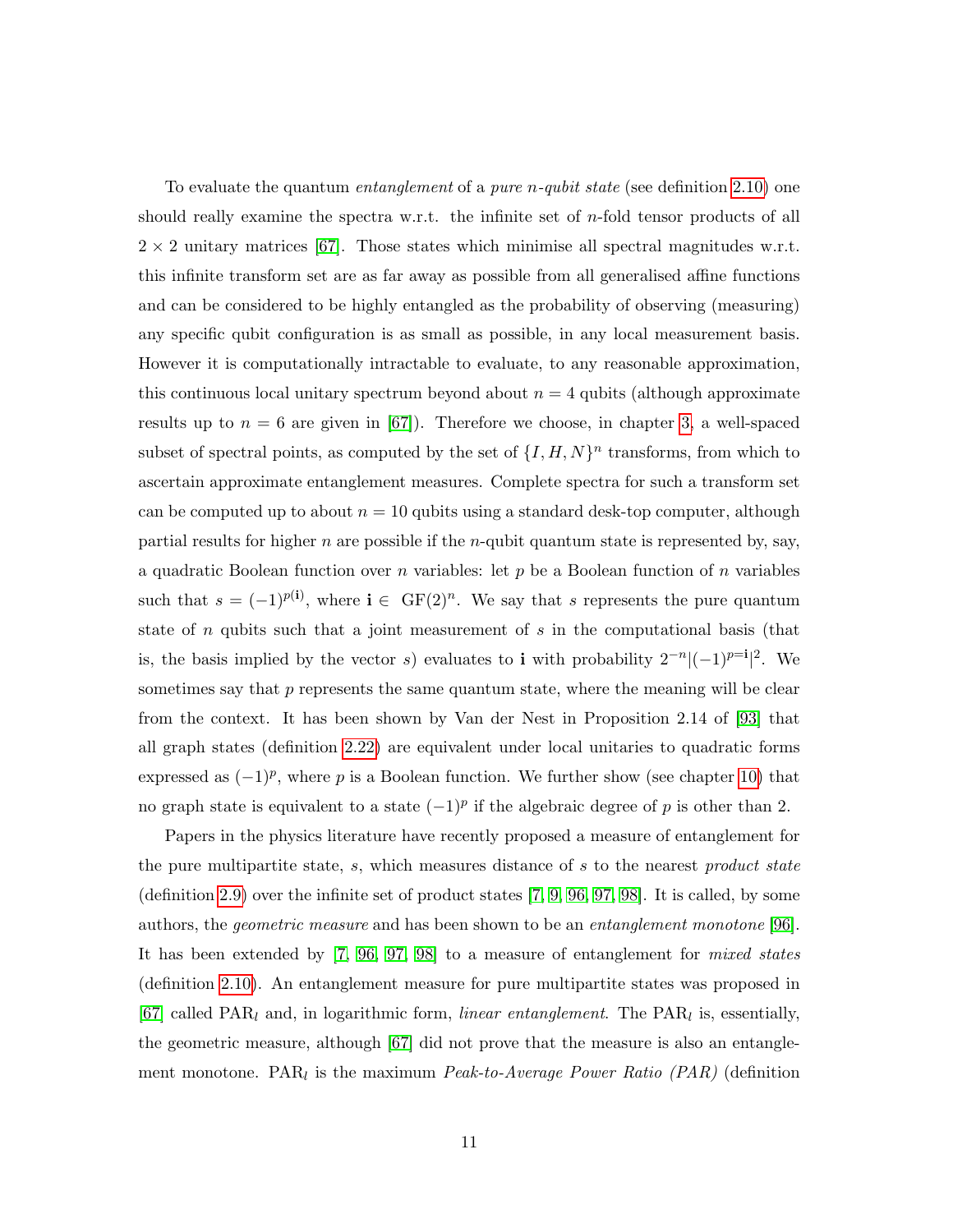To evaluate the quantum *entanglement* of a *pure n-qubit state* (see definition 2.10) one should really examine the spectra w.r.t. the infinite set of $n$-fold tensor products of all $2 \times 2$ unitary matrices [67]. Those states which minimise all spectral magnitudes w.r.t. this infinite transform set are as far away as possible from all generalised affine functions and can be considered to be highly entangled as the probability of observing (measuring) any specific qubit configuration is as small as possible, in any local measurement basis. However it is computationally intractable to evaluate, to any reasonable approximation, this continuous local unitary spectrum beyond about $n = 4$ qubits (although approximate results up to $n = 6$ are given in [67]). Therefore we choose, in chapter 3, a well-spaced subset of spectral points, as computed by the set of $\{I, H, N\}^n$ transforms, from which to ascertain approximate entanglement measures. Complete spectra for such a transform set can be computed up to about $n = 10$ qubits using a standard desk-top computer, although partial results for higher $n$ are possible if the $n$-qubit quantum state is represented by, say, a quadratic Boolean function over $n$ variables: let $p$ be a Boolean function of $n$ variables such that $s = (-1)^{p(\mathbf{i})}$, where $\mathbf{i} \in \mathrm{GF}(2)^n$. We say that $s$ represents the pure quantum state of $n$ qubits such that a joint measurement of $s$ in the computational basis (that is, the basis implied by the vector $s$) evaluates to $\mathbf{i}$ with probability $2^{-n}|(-1)^{p=\mathbf{i}}|^2$. We sometimes say that $p$ represents the same quantum state, where the meaning will be clear from the context. It has been shown by Van der Nest in Proposition 2.14 of [93] that all graph states (definition 2.22) are equivalent under local unitaries to quadratic forms expressed as $(-1)^p$, where $p$ is a Boolean function. We further show (see chapter 10) that no graph state is equivalent to a state $(-1)^p$ if the algebraic degree of $p$ is other than 2.

Papers in the physics literature have recently proposed a measure of entanglement for the pure multipartite state, $s$, which measures distance of $s$ to the nearest *product state* (definition 2.9) over the infinite set of product states [7, 9, 96, 97, 98]. It is called, by some authors, the *geometric measure* and has been shown to be an *entanglement monotone* [96]. It has been extended by [7, 96, 97, 98] to a measure of entanglement for *mixed states* (definition 2.10). An entanglement measure for pure multipartite states was proposed in [67] called $\mathrm{PAR}_l$ and, in logarithmic form, *linear entanglement*. The $\mathrm{PAR}_l$ is, essentially, the geometric measure, although [67] did not prove that the measure is also an entanglement monotone. $\mathrm{PAR}_l$ is the maximum *Peak-to-Average Power Ratio (PAR)* (definition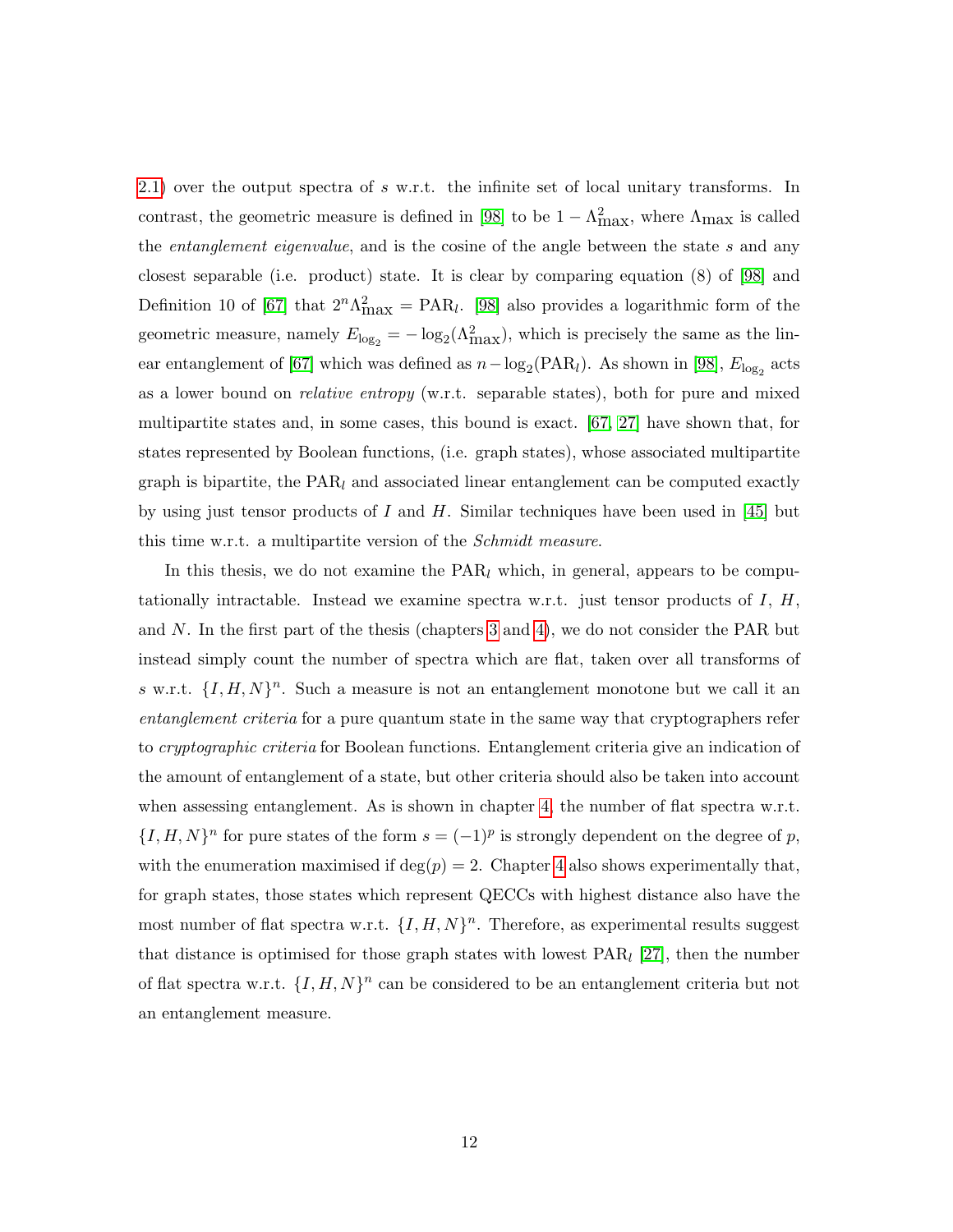2.1) over the output spectra of $s$ w.r.t. the infinite set of local unitary transforms. In contrast, the geometric measure is defined in [98] to be $1 - \Lambda^2_{\max}$, where $\Lambda_{\max}$ is called the *entanglement eigenvalue*, and is the cosine of the angle between the state $s$ and any closest separable (i.e. product) state. It is clear by comparing equation (8) of [98] and Definition 10 of [67] that $2^n \Lambda^2_{\max} = \text{PAR}_l$. [98] also provides a logarithmic form of the geometric measure, namely $E_{\log_2} = -\log_2(\Lambda^2_{\max})$, which is precisely the same as the linear entanglement of [67] which was defined as $n - \log_2(\text{PAR}_l)$. As shown in [98], $E_{\log_2}$ acts as a lower bound on *relative entropy* (w.r.t. separable states), both for pure and mixed multipartite states and, in some cases, this bound is exact. [67, 27] have shown that, for states represented by Boolean functions, (i.e. graph states), whose associated multipartite graph is bipartite, the $\text{PAR}_l$ and associated linear entanglement can be computed exactly by using just tensor products of $I$ and $H$. Similar techniques have been used in [45] but this time w.r.t. a multipartite version of the *Schmidt measure*.

In this thesis, we do not examine the $\text{PAR}_l$ which, in general, appears to be computationally intractable. Instead we examine spectra w.r.t. just tensor products of $I$, $H$, and $N$. In the first part of the thesis (chapters 3 and 4), we do not consider the PAR but instead simply count the number of spectra which are flat, taken over all transforms of $s$ w.r.t. $\{I, H, N\}^n$. Such a measure is not an entanglement monotone but we call it an *entanglement criteria* for a pure quantum state in the same way that cryptographers refer to *cryptographic criteria* for Boolean functions. Entanglement criteria give an indication of the amount of entanglement of a state, but other criteria should also be taken into account when assessing entanglement. As is shown in chapter 4, the number of flat spectra w.r.t. $\{I, H, N\}^n$ for pure states of the form $s = (-1)^p$ is strongly dependent on the degree of $p$, with the enumeration maximised if $\deg(p) = 2$. Chapter 4 also shows experimentally that, for graph states, those states which represent QECCs with highest distance also have the most number of flat spectra w.r.t. $\{I, H, N\}^n$. Therefore, as experimental results suggest that distance is optimised for those graph states with lowest $\text{PAR}_l$ [27], then the number of flat spectra w.r.t. $\{I, H, N\}^n$ can be considered to be an entanglement criteria but not an entanglement measure.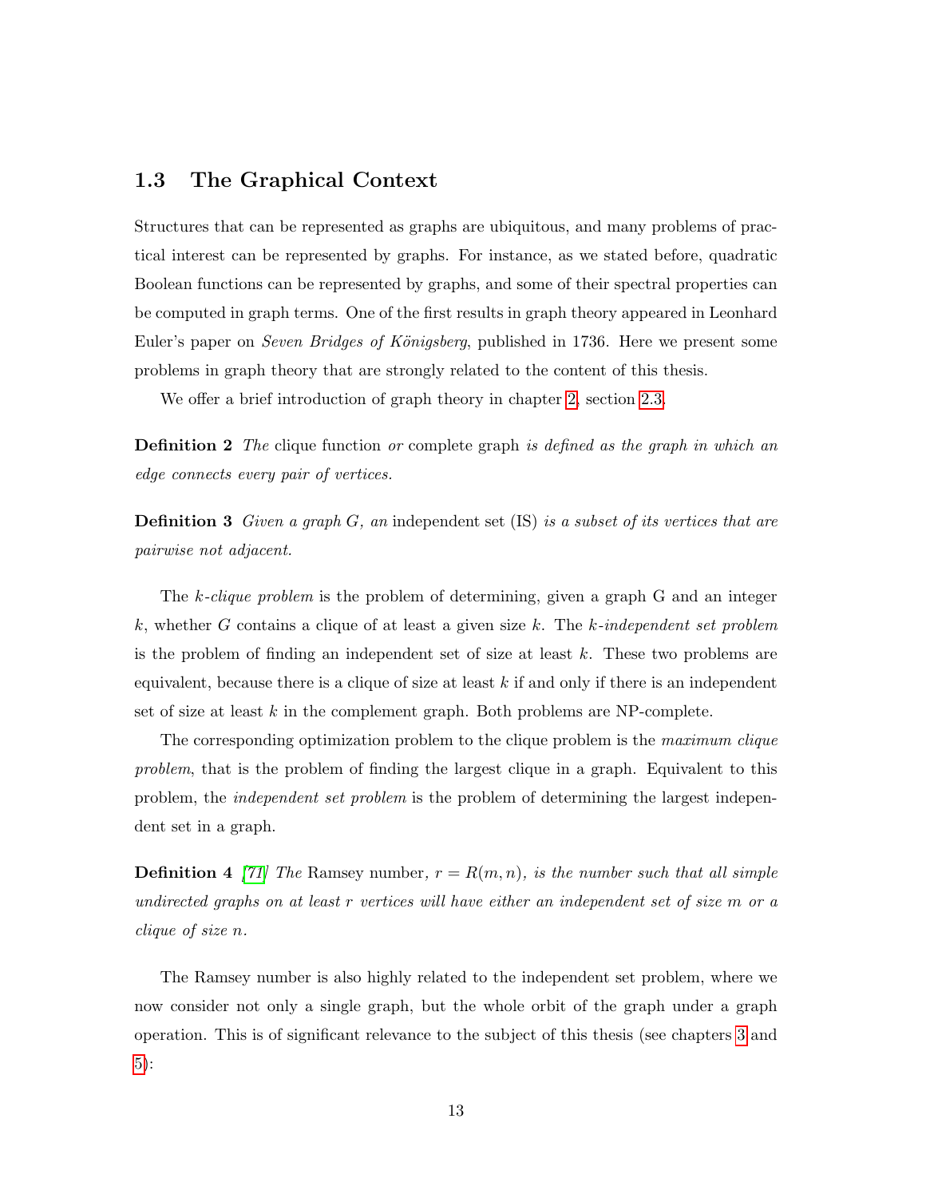## 1.3 The Graphical Context

Structures that can be represented as graphs are ubiquitous, and many problems of practical interest can be represented by graphs. For instance, as we stated before, quadratic Boolean functions can be represented by graphs, and some of their spectral properties can be computed in graph terms. One of the first results in graph theory appeared in Leonhard Euler's paper on *Seven Bridges of Kőnigsberg*, published in 1736. Here we present some problems in graph theory that are strongly related to the content of this thesis.

We offer a brief introduction of graph theory in chapter 2, section 2.3.

**Definition 2** *The* clique function *or* complete graph *is defined as the graph in which an edge connects every pair of vertices.*

**Definition 3** *Given a graph $G$, an* independent set (IS) *is a subset of its vertices that are pairwise not adjacent.*

The *k-clique problem* is the problem of determining, given a graph G and an integer $k$, whether $G$ contains a clique of at least a given size $k$. The *k-independent set problem* is the problem of finding an independent set of size at least $k$. These two problems are equivalent, because there is a clique of size at least $k$ if and only if there is an independent set of size at least $k$ in the complement graph. Both problems are NP-complete.

The corresponding optimization problem to the clique problem is the *maximum clique problem*, that is the problem of finding the largest clique in a graph. Equivalent to this problem, the *independent set problem* is the problem of determining the largest independent set in a graph.

**Definition 4** *[71] The* Ramsey number*, $r = R(m, n)$, is the number such that all simple undirected graphs on at least $r$ vertices will have either an independent set of size $m$ or a clique of size $n$.*

The Ramsey number is also highly related to the independent set problem, where we now consider not only a single graph, but the whole orbit of the graph under a graph operation. This is of significant relevance to the subject of this thesis (see chapters 3 and 5):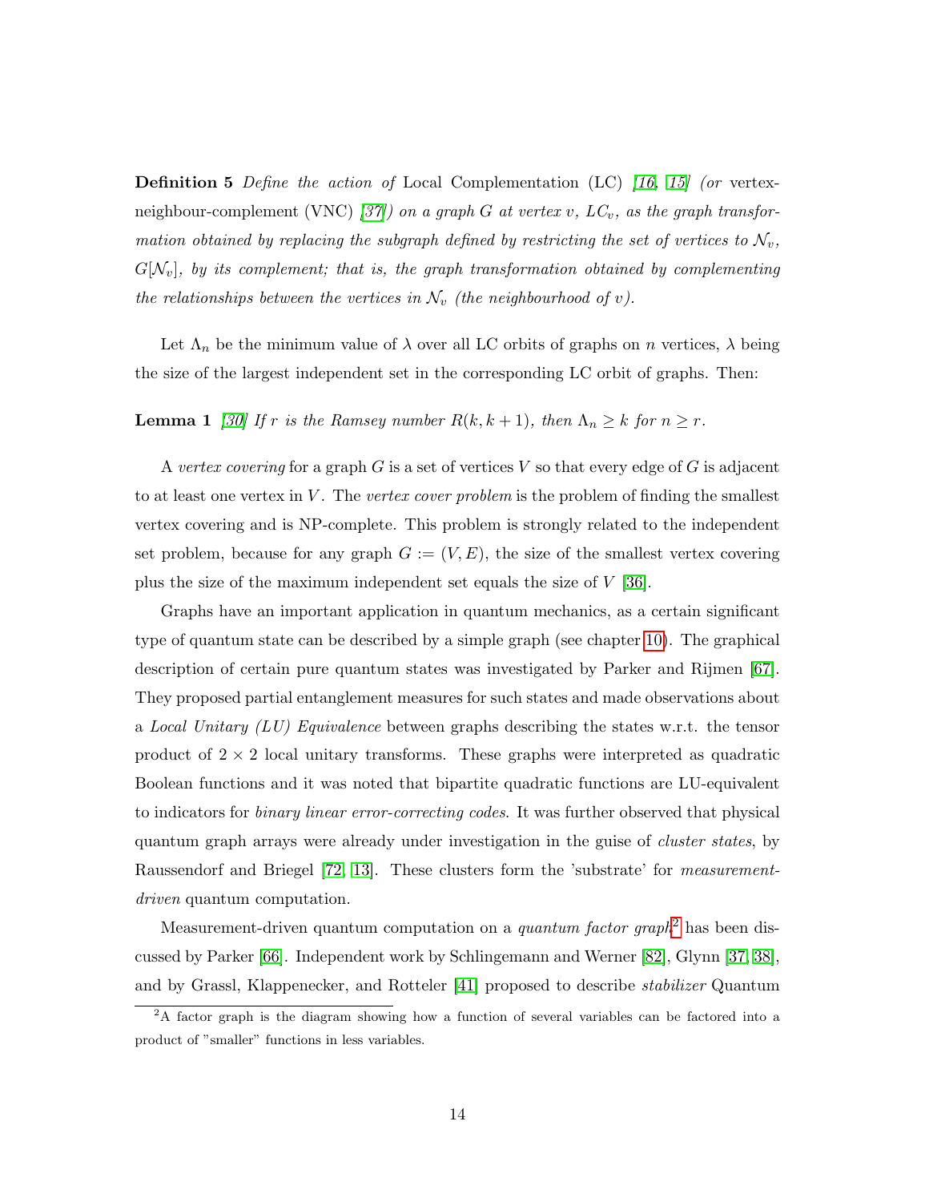**Definition 5** *Define the action of* Local Complementation (LC) *[16, 15] (or* vertex-neighbour-complement (VNC) *[37]) on a graph $G$ at vertex $v$, $LC_v$, as the graph transformation obtained by replacing the subgraph defined by restricting the set of vertices to $\mathcal{N}_v$, $G[\mathcal{N}_v]$, by its complement; that is, the graph transformation obtained by complementing the relationships between the vertices in $\mathcal{N}_v$ (the neighbourhood of $v$).*

Let $\Lambda_n$ be the minimum value of $\lambda$ over all LC orbits of graphs on $n$ vertices, $\lambda$ being the size of the largest independent set in the corresponding LC orbit of graphs. Then:

**Lemma 1** *[30] If $r$ is the Ramsey number $R(k, k+1)$, then $\Lambda_n \geq k$ for $n \geq r$.*

A *vertex covering* for a graph $G$ is a set of vertices $V$ so that every edge of $G$ is adjacent to at least one vertex in $V$. The *vertex cover problem* is the problem of finding the smallest vertex covering and is NP-complete. This problem is strongly related to the independent set problem, because for any graph $G := (V, E)$, the size of the smallest vertex covering plus the size of the maximum independent set equals the size of $V$ [36].

Graphs have an important application in quantum mechanics, as a certain significant type of quantum state can be described by a simple graph (see chapter 10). The graphical description of certain pure quantum states was investigated by Parker and Rijmen [67]. They proposed partial entanglement measures for such states and made observations about a *Local Unitary (LU) Equivalence* between graphs describing the states w.r.t. the tensor product of $2 \times 2$ local unitary transforms. These graphs were interpreted as quadratic Boolean functions and it was noted that bipartite quadratic functions are LU-equivalent to indicators for *binary linear error-correcting codes*. It was further observed that physical quantum graph arrays were already under investigation in the guise of *cluster states*, by Raussendorf and Briegel [72, 13]. These clusters form the 'substrate' for *measurement-driven* quantum computation.

Measurement-driven quantum computation on a *quantum factor graph*[2] has been discussed by Parker [66]. Independent work by Schlingemann and Werner [82], Glynn [37, 38], and by Grassl, Klappenecker, and Rotteler [41] proposed to describe *stabilizer* Quantum

[2] A factor graph is the diagram showing how a function of several variables can be factored into a product of "smaller" functions in less variables.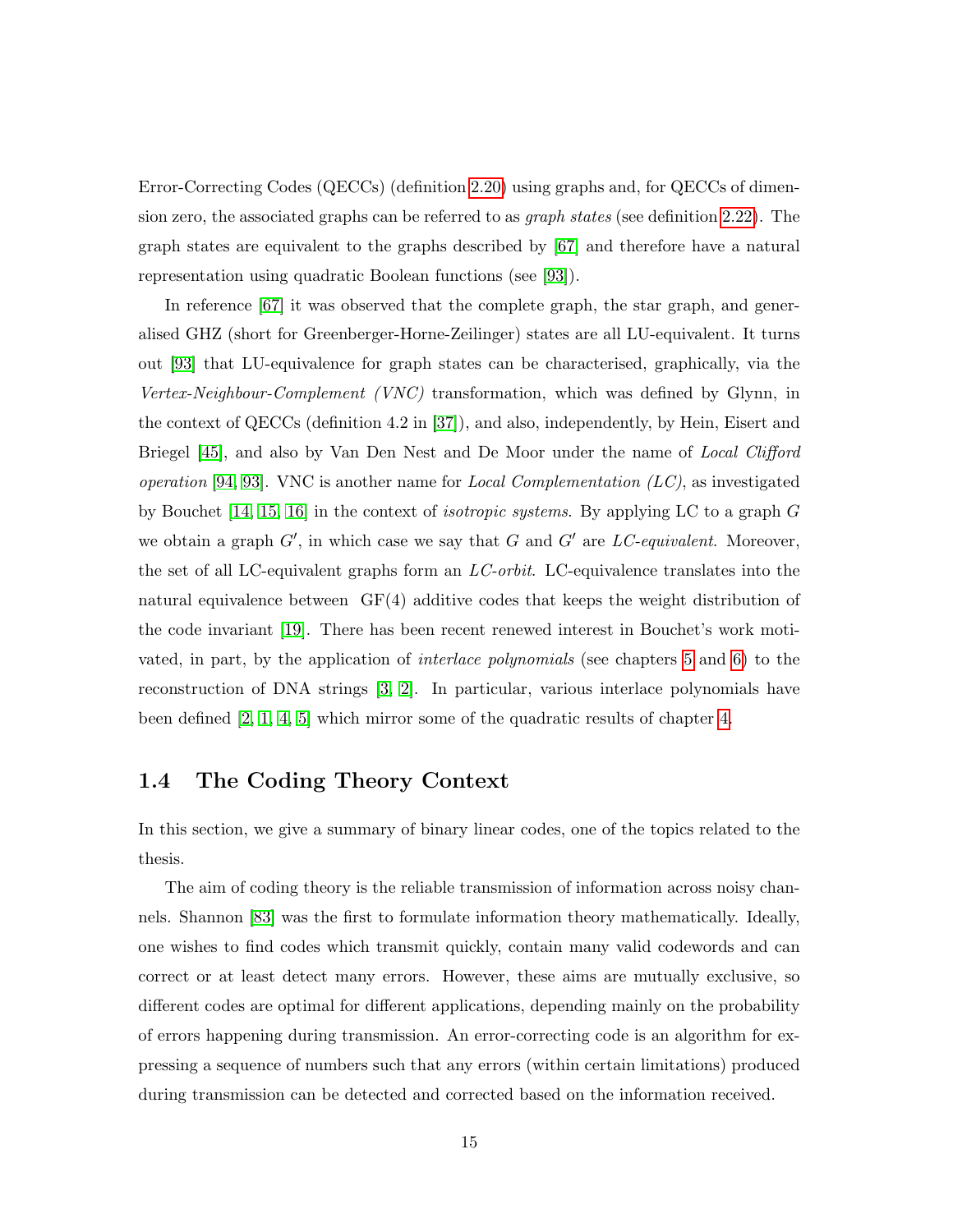Error-Correcting Codes (QECCs) (definition 2.20) using graphs and, for QECCs of dimension zero, the associated graphs can be referred to as *graph states* (see definition 2.22). The graph states are equivalent to the graphs described by [67] and therefore have a natural representation using quadratic Boolean functions (see [93]).

In reference [67] it was observed that the complete graph, the star graph, and generalised GHZ (short for Greenberger-Horne-Zeilinger) states are all LU-equivalent. It turns out [93] that LU-equivalence for graph states can be characterised, graphically, via the *Vertex-Neighbour-Complement (VNC)* transformation, which was defined by Glynn, in the context of QECCs (definition 4.2 in [37]), and also, independently, by Hein, Eisert and Briegel [45], and also by Van Den Nest and De Moor under the name of *Local Clifford operation* [94, 93]. VNC is another name for *Local Complementation (LC)*, as investigated by Bouchet [14, 15, 16] in the context of *isotropic systems*. By applying LC to a graph $G$ we obtain a graph $G'$, in which case we say that $G$ and $G'$ are *LC-equivalent*. Moreover, the set of all LC-equivalent graphs form an *LC-orbit*. LC-equivalence translates into the natural equivalence between GF(4) additive codes that keeps the weight distribution of the code invariant [19]. There has been recent renewed interest in Bouchet's work motivated, in part, by the application of *interlace polynomials* (see chapters 5 and 6) to the reconstruction of DNA strings [3, 2]. In particular, various interlace polynomials have been defined [2, 1, 4, 5] which mirror some of the quadratic results of chapter 4.

## 1.4 The Coding Theory Context

In this section, we give a summary of binary linear codes, one of the topics related to the thesis.

The aim of coding theory is the reliable transmission of information across noisy channels. Shannon [83] was the first to formulate information theory mathematically. Ideally, one wishes to find codes which transmit quickly, contain many valid codewords and can correct or at least detect many errors. However, these aims are mutually exclusive, so different codes are optimal for different applications, depending mainly on the probability of errors happening during transmission. An error-correcting code is an algorithm for expressing a sequence of numbers such that any errors (within certain limitations) produced during transmission can be detected and corrected based on the information received.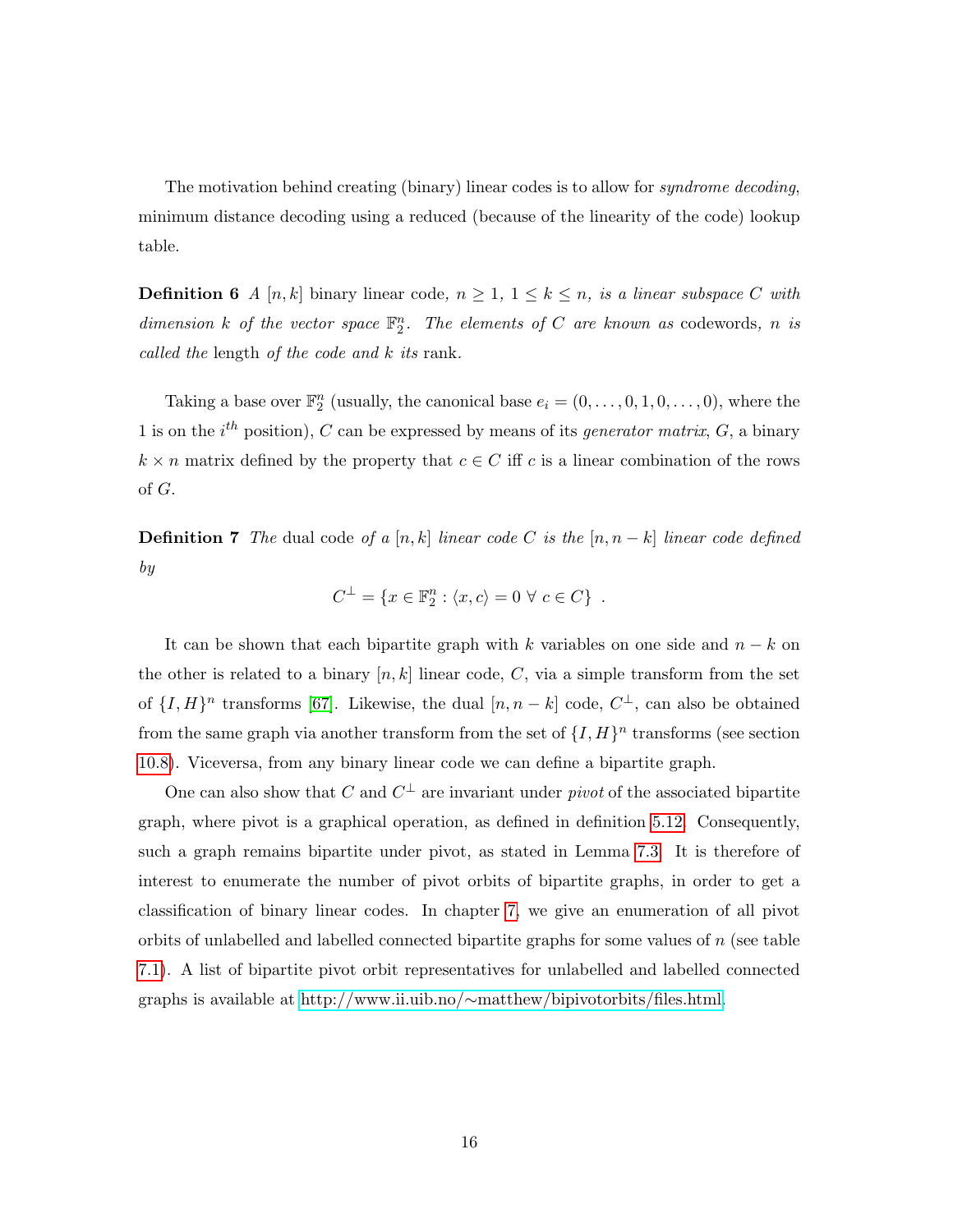The motivation behind creating (binary) linear codes is to allow for *syndrome decoding*, minimum distance decoding using a reduced (because of the linearity of the code) lookup table.

**Definition 6** *A $[n, k]$* binary linear code*, $n \geq 1$, $1 \leq k \leq n$, is a linear subspace $C$ with dimension $k$ of the vector space $\mathbb{F}_2^n$. The elements of $C$ are known as* codewords*, $n$ is called the* length *of the code and $k$ its* rank*.*

Taking a base over $\mathbb{F}_2^n$ (usually, the canonical base $e_i = (0, \ldots, 0, 1, 0, \ldots, 0)$, where the 1 is on the $i^{th}$ position), $C$ can be expressed by means of its *generator matrix*, $G$, a binary $k \times n$ matrix defined by the property that $c \in C$ iff $c$ is a linear combination of the rows of $G$.

**Definition 7** *The* dual code *of a $[n, k]$ linear code $C$ is the $[n, n-k]$ linear code defined by*

$$C^{\perp} = \{x \in \mathbb{F}_2^n : \langle x, c \rangle = 0 \ \forall \ c \in C\} \ .$$

It can be shown that each bipartite graph with $k$ variables on one side and $n - k$ on the other is related to a binary $[n, k]$ linear code, $C$, via a simple transform from the set of $\{I, H\}^n$ transforms [67]. Likewise, the dual $[n, n-k]$ code, $C^{\perp}$, can also be obtained from the same graph via another transform from the set of $\{I, H\}^n$ transforms (see section 10.8). Viceversa, from any binary linear code we can define a bipartite graph.

One can also show that $C$ and $C^{\perp}$ are invariant under *pivot* of the associated bipartite graph, where pivot is a graphical operation, as defined in definition 5.12. Consequently, such a graph remains bipartite under pivot, as stated in Lemma 7.3. It is therefore of interest to enumerate the number of pivot orbits of bipartite graphs, in order to get a classification of binary linear codes. In chapter 7, we give an enumeration of all pivot orbits of unlabelled and labelled connected bipartite graphs for some values of $n$ (see table 7.1). A list of bipartite pivot orbit representatives for unlabelled and labelled connected graphs is available at http://www.ii.uib.no/~matthew/bipivotorbits/files.html.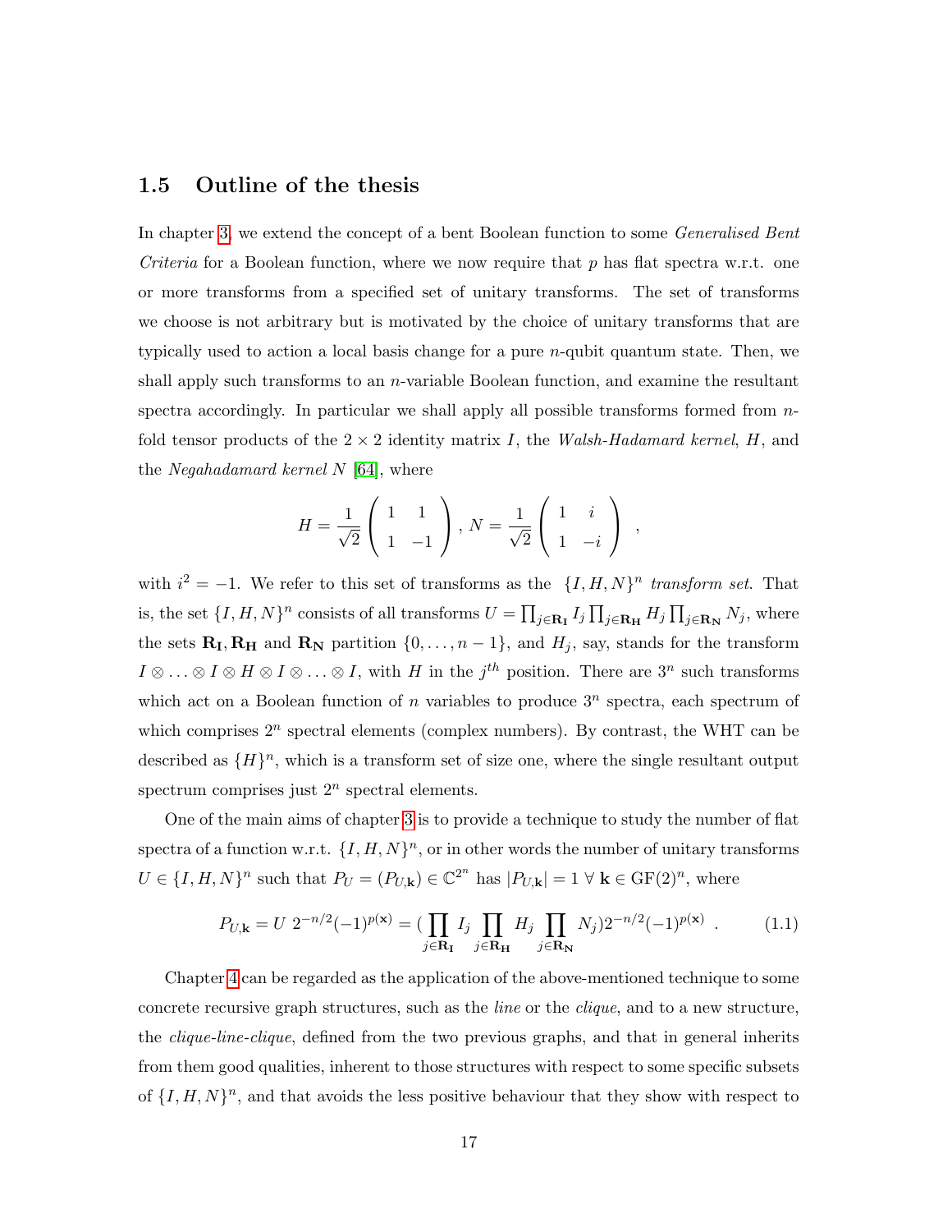## 1.5 Outline of the thesis

In chapter 3, we extend the concept of a bent Boolean function to some *Generalised Bent Criteria* for a Boolean function, where we now require that $p$ has flat spectra w.r.t. one or more transforms from a specified set of unitary transforms. The set of transforms we choose is not arbitrary but is motivated by the choice of unitary transforms that are typically used to action a local basis change for a pure $n$-qubit quantum state. Then, we shall apply such transforms to an $n$-variable Boolean function, and examine the resultant spectra accordingly. In particular we shall apply all possible transforms formed from $n$-fold tensor products of the $2 \times 2$ identity matrix $I$, the *Walsh-Hadamard kernel*, $H$, and the *Negahadamard kernel* $N$ [64], where

$$H = \frac{1}{\sqrt{2}} \begin{pmatrix} 1 & 1 \\ 1 & -1 \end{pmatrix}, \, N = \frac{1}{\sqrt{2}} \begin{pmatrix} 1 & i \\ 1 & -i \end{pmatrix} \ ,$$

with $i^2 = -1$. We refer to this set of transforms as the $\{I, H, N\}^n$ *transform set*. That is, the set $\{I, H, N\}^n$ consists of all transforms $U = \prod_{j \in \mathbf{R_I}} I_j \prod_{j \in \mathbf{R_H}} H_j \prod_{j \in \mathbf{R_N}} N_j$, where the sets $\mathbf{R_I}, \mathbf{R_H}$ and $\mathbf{R_N}$ partition $\{0, \ldots, n-1\}$, and $H_j$, say, stands for the transform $I \otimes \ldots \otimes I \otimes H \otimes I \otimes \ldots \otimes I$, with $H$ in the $j^{th}$ position. There are $3^n$ such transforms which act on a Boolean function of $n$ variables to produce $3^n$ spectra, each spectrum of which comprises $2^n$ spectral elements (complex numbers). By contrast, the WHT can be described as $\{H\}^n$, which is a transform set of size one, where the single resultant output spectrum comprises just $2^n$ spectral elements.

One of the main aims of chapter 3 is to provide a technique to study the number of flat spectra of a function w.r.t. $\{I, H, N\}^n$, or in other words the number of unitary transforms $U \in \{I, H, N\}^n$ such that $P_U = (P_{U,\mathbf{k}}) \in \mathbb{C}^{2^n}$ has $|P_{U,\mathbf{k}}| = 1 \ \forall \ \mathbf{k} \in \mathrm{GF}(2)^n$, where

$$P_{U,\mathbf{k}} = U \ 2^{-n/2}(-1)^{p(\mathbf{x})} = (\prod_{j \in \mathbf{R_I}} I_j \prod_{j \in \mathbf{R_H}} H_j \prod_{j \in \mathbf{R_N}} N_j) 2^{-n/2}(-1)^{p(\mathbf{x})} \ . \tag{1.1}$$

Chapter 4 can be regarded as the application of the above-mentioned technique to some concrete recursive graph structures, such as the *line* or the *clique*, and to a new structure, the *clique-line-clique*, defined from the two previous graphs, and that in general inherits from them good qualities, inherent to those structures with respect to some specific subsets of $\{I, H, N\}^n$, and that avoids the less positive behaviour that they show with respect to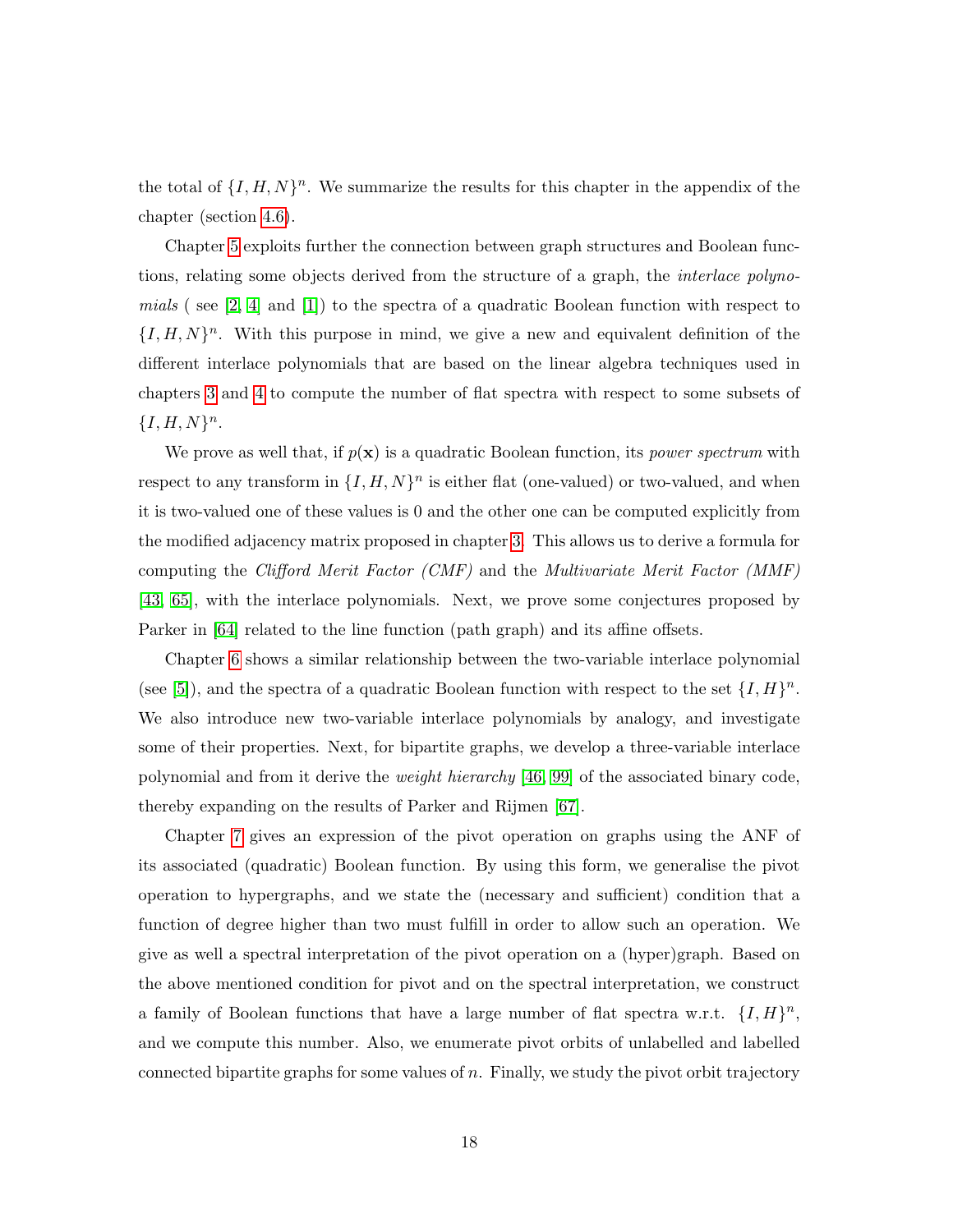the total of $\{I, H, N\}^n$. We summarize the results for this chapter in the appendix of the chapter (section 4.6).

Chapter 5 exploits further the connection between graph structures and Boolean functions, relating some objects derived from the structure of a graph, the *interlace polynomials* ( see [2, 4] and [1]) to the spectra of a quadratic Boolean function with respect to $\{I, H, N\}^n$. With this purpose in mind, we give a new and equivalent definition of the different interlace polynomials that are based on the linear algebra techniques used in chapters 3 and 4 to compute the number of flat spectra with respect to some subsets of $\{I, H, N\}^n$.

We prove as well that, if $p(\mathbf{x})$ is a quadratic Boolean function, its *power spectrum* with respect to any transform in $\{I, H, N\}^n$ is either flat (one-valued) or two-valued, and when it is two-valued one of these values is 0 and the other one can be computed explicitly from the modified adjacency matrix proposed in chapter 3. This allows us to derive a formula for computing the *Clifford Merit Factor (CMF)* and the *Multivariate Merit Factor (MMF)* [43, 65], with the interlace polynomials. Next, we prove some conjectures proposed by Parker in [64] related to the line function (path graph) and its affine offsets.

Chapter 6 shows a similar relationship between the two-variable interlace polynomial (see [5]), and the spectra of a quadratic Boolean function with respect to the set $\{I, H\}^n$. We also introduce new two-variable interlace polynomials by analogy, and investigate some of their properties. Next, for bipartite graphs, we develop a three-variable interlace polynomial and from it derive the *weight hierarchy* [46, 99] of the associated binary code, thereby expanding on the results of Parker and Rijmen [67].

Chapter 7 gives an expression of the pivot operation on graphs using the ANF of its associated (quadratic) Boolean function. By using this form, we generalise the pivot operation to hypergraphs, and we state the (necessary and sufficient) condition that a function of degree higher than two must fulfill in order to allow such an operation. We give as well a spectral interpretation of the pivot operation on a (hyper)graph. Based on the above mentioned condition for pivot and on the spectral interpretation, we construct a family of Boolean functions that have a large number of flat spectra w.r.t. $\{I, H\}^n$, and we compute this number. Also, we enumerate pivot orbits of unlabelled and labelled connected bipartite graphs for some values of $n$. Finally, we study the pivot orbit trajectory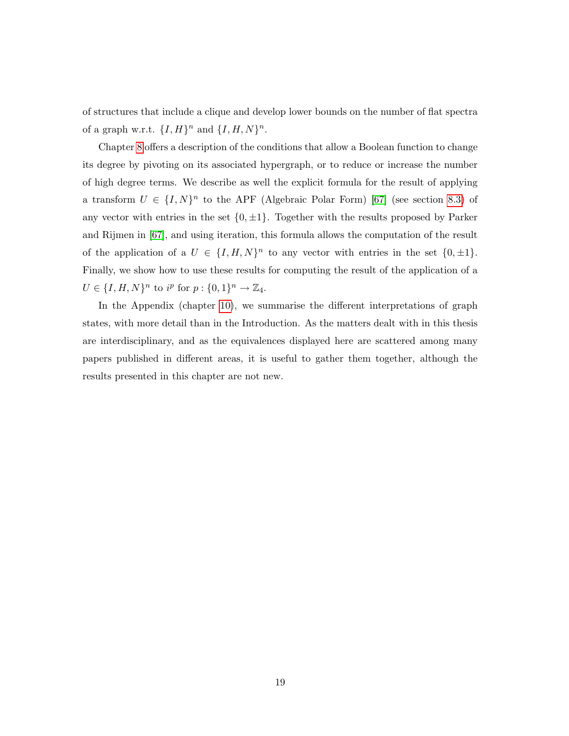of structures that include a clique and develop lower bounds on the number of flat spectra of a graph w.r.t. $\{I, H\}^n$ and $\{I, H, N\}^n$.

Chapter 8 offers a description of the conditions that allow a Boolean function to change its degree by pivoting on its associated hypergraph, or to reduce or increase the number of high degree terms. We describe as well the explicit formula for the result of applying a transform $U \in \{I, N\}^n$ to the APF (Algebraic Polar Form) [67] (see section 8.3) of any vector with entries in the set $\{0, \pm 1\}$. Together with the results proposed by Parker and Rijmen in [67], and using iteration, this formula allows the computation of the result of the application of a $U \in \{I, H, N\}^n$ to any vector with entries in the set $\{0, \pm 1\}$. Finally, we show how to use these results for computing the result of the application of a $U \in \{I, H, N\}^n$ to $i^p$ for $p : \{0, 1\}^n \rightarrow \mathbb{Z}_4$.

In the Appendix (chapter 10), we summarise the different interpretations of graph states, with more detail than in the Introduction. As the matters dealt with in this thesis are interdisciplinary, and as the equivalences displayed here are scattered among many papers published in different areas, it is useful to gather them together, although the results presented in this chapter are not new.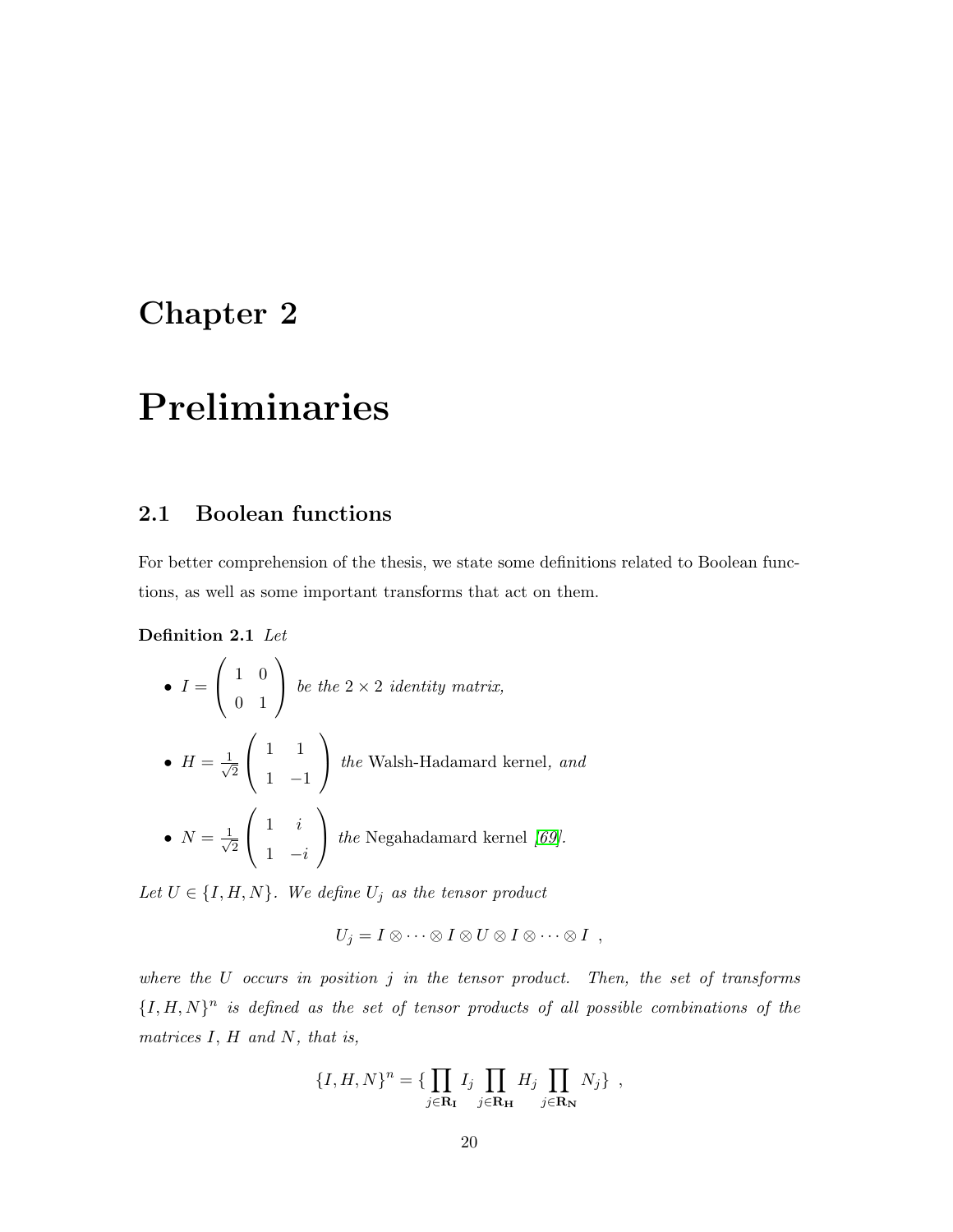# Chapter 2

# Preliminaries

## 2.1 Boolean functions

For better comprehension of the thesis, we state some definitions related to Boolean functions, as well as some important transforms that act on them.

**Definition 2.1** *Let*

- $I = \begin{pmatrix} 1 & 0 \\ 0 & 1 \end{pmatrix}$ *be the* $2 \times 2$ *identity matrix,*
- $H = \frac{1}{\sqrt{2}} \begin{pmatrix} 1 & 1 \\ 1 & -1 \end{pmatrix}$ *the* Walsh-Hadamard kernel*, and*
- $N = \frac{1}{\sqrt{2}} \begin{pmatrix} 1 & i \\ 1 & -i \end{pmatrix}$ *the* Negahadamard kernel *[69].*

*Let* $U \in \{I, H, N\}$*. We define* $U_j$ *as the tensor product*

$$U_j = I \otimes \cdots \otimes I \otimes U \otimes I \otimes \cdots \otimes I \ ,$$

*where the* $U$ *occurs in position* $j$ *in the tensor product. Then, the set of transforms* $\{I, H, N\}^n$ *is defined as the set of tensor products of all possible combinations of the matrices* $I$*,* $H$ *and* $N$*, that is,*

$$\{I, H, N\}^n = \{ \prod_{j \in \mathbf{R_I}} I_j \prod_{j \in \mathbf{R_H}} H_j \prod_{j \in \mathbf{R_N}} N_j \} \ ,$$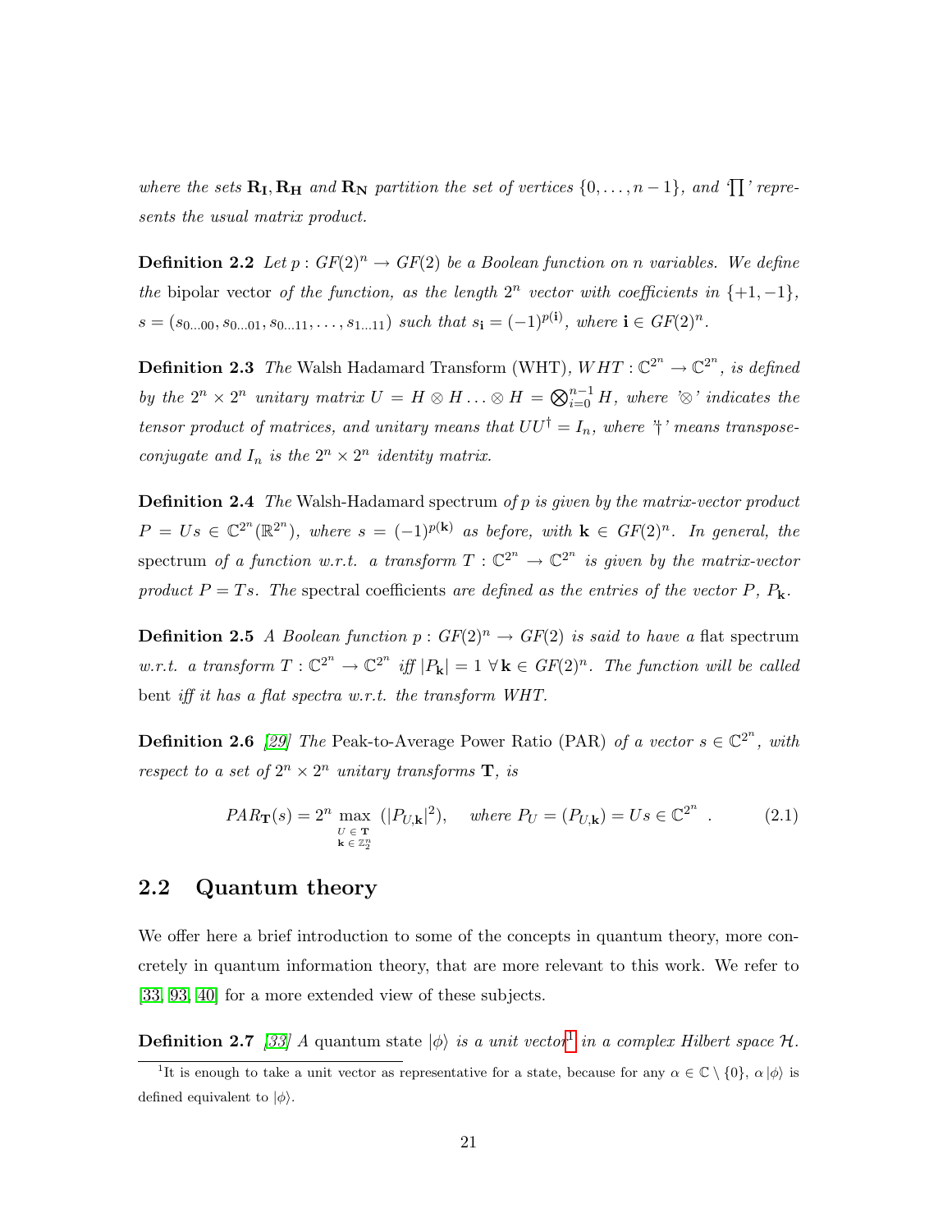*where the sets $\mathbf{R_I}, \mathbf{R_H}$ and $\mathbf{R_N}$ partition the set of vertices $\{0, \ldots, n-1\}$, and '$\prod$' represents the usual matrix product.*

**Definition 2.2** *Let $p : GF(2)^n \rightarrow GF(2)$ be a Boolean function on n variables. We define the* bipolar vector *of the function, as the length $2^n$ vector with coefficients in $\{+1, -1\}$, $s = (s_{0\ldots00}, s_{0\ldots01}, s_{0\ldots11}, \ldots, s_{1\ldots11})$ such that $s_{\mathbf{i}} = (-1)^{p(\mathbf{i})}$, where $\mathbf{i} \in GF(2)^n$.*

**Definition 2.3** *The* Walsh Hadamard Transform (WHT)*, $WHT : \mathbb{C}^{2^n} \rightarrow \mathbb{C}^{2^n}$, is defined by the $2^n \times 2^n$ unitary matrix $U = H \otimes H \ldots \otimes H = \bigotimes_{i=0}^{n-1} H$, where '$\otimes$' indicates the tensor product of matrices, and unitary means that $UU^\dagger = I_n$, where '$\dagger$' means transpose-conjugate and $I_n$ is the $2^n \times 2^n$ identity matrix.*

**Definition 2.4** *The* Walsh-Hadamard spectrum *of p is given by the matrix-vector product $P = Us \in \mathbb{C}^{2^n}(\mathbb{R}^{2^n})$, where $s = (-1)^{p(\mathbf{k})}$ as before, with $\mathbf{k} \in GF(2)^n$. In general, the* spectrum *of a function w.r.t. a transform $T : \mathbb{C}^{2^n} \rightarrow \mathbb{C}^{2^n}$ is given by the matrix-vector product $P = Ts$. The* spectral coefficients *are defined as the entries of the vector P, $P_{\mathbf{k}}$.*

**Definition 2.5** *A Boolean function $p : GF(2)^n \rightarrow GF(2)$ is said to have a* flat spectrum *w.r.t. a transform $T : \mathbb{C}^{2^n} \rightarrow \mathbb{C}^{2^n}$ iff $|P_{\mathbf{k}}| = 1 \; \forall \, \mathbf{k} \in GF(2)^n$. The function will be called* bent *iff it has a flat spectra w.r.t. the transform WHT.*

**Definition 2.6** *[29] The* Peak-to-Average Power Ratio (PAR) *of a vector $s \in \mathbb{C}^{2^n}$, with respect to a set of $2^n \times 2^n$ unitary transforms $\mathbf{T}$, is*

$$PAR_{\mathbf{T}}(s) = 2^n \max_{\substack{U \,\in\, \mathbf{T} \\ \mathbf{k} \,\in\, \mathbb{Z}_2^n}} (|P_{U,\mathbf{k}}|^2), \quad \text{where } P_U = (P_{U,\mathbf{k}}) = Us \in \mathbb{C}^{2^n} \quad . \tag{2.1}$$

## 2.2 Quantum theory

We offer here a brief introduction to some of the concepts in quantum theory, more concretely in quantum information theory, that are more relevant to this work. We refer to [33, 93, 40] for a more extended view of these subjects.

**Definition 2.7** *[33] A* quantum state *$|\phi\rangle$ is a unit vector[1] in a complex Hilbert space $\mathcal{H}$.*

[1] It is enough to take a unit vector as representative for a state, because for any $\alpha \in \mathbb{C} \setminus \{0\}$, $\alpha |\phi\rangle$ is defined equivalent to $|\phi\rangle$.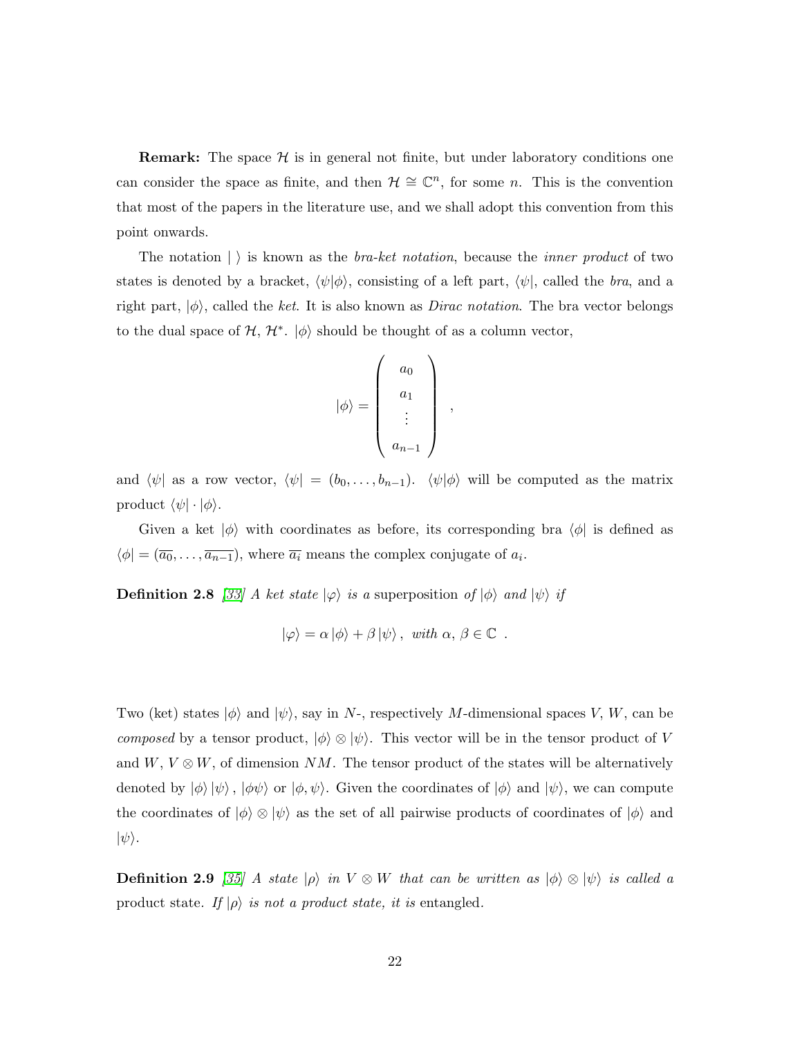**Remark:** The space $\mathcal{H}$ is in general not finite, but under laboratory conditions one can consider the space as finite, and then $\mathcal{H} \cong \mathbb{C}^n$, for some $n$. This is the convention that most of the papers in the literature use, and we shall adopt this convention from this point onwards.

The notation $|\ \rangle$ is known as the *bra-ket notation*, because the *inner product* of two states is denoted by a bracket, $\langle\psi|\phi\rangle$, consisting of a left part, $\langle\psi|$, called the *bra*, and a right part, $|\phi\rangle$, called the *ket*. It is also known as *Dirac notation*. The bra vector belongs to the dual space of $\mathcal{H}$, $\mathcal{H}^*$. $|\phi\rangle$ should be thought of as a column vector,

$$|\phi\rangle = \begin{pmatrix} a_0 \\ a_1 \\ \vdots \\ a_{n-1} \end{pmatrix} ,$$

and $\langle\psi|$ as a row vector, $\langle\psi| = (b_0, \ldots, b_{n-1})$. $\langle\psi|\phi\rangle$ will be computed as the matrix product $\langle\psi| \cdot |\phi\rangle$.

Given a ket $|\phi\rangle$ with coordinates as before, its corresponding bra $\langle\phi|$ is defined as $\langle\phi| = (\overline{a_0}, \ldots, \overline{a_{n-1}})$, where $\overline{a_i}$ means the complex conjugate of $a_i$.

**Definition 2.8** *[33] A ket state $|\varphi\rangle$ is a* superposition *of $|\phi\rangle$ and $|\psi\rangle$ if*

$$|\varphi\rangle = \alpha\,|\phi\rangle + \beta\,|\psi\rangle\,,\ \textit{with}\ \alpha,\,\beta \in \mathbb{C}\ .$$

Two (ket) states $|\phi\rangle$ and $|\psi\rangle$, say in $N$-, respectively $M$-dimensional spaces $V$, $W$, can be *composed* by a tensor product, $|\phi\rangle \otimes |\psi\rangle$. This vector will be in the tensor product of $V$ and $W$, $V \otimes W$, of dimension $NM$. The tensor product of the states will be alternatively denoted by $|\phi\rangle\,|\psi\rangle$, $|\phi\psi\rangle$ or $|\phi,\psi\rangle$. Given the coordinates of $|\phi\rangle$ and $|\psi\rangle$, we can compute the coordinates of $|\phi\rangle \otimes |\psi\rangle$ as the set of all pairwise products of coordinates of $|\phi\rangle$ and $|\psi\rangle$.

**Definition 2.9** *[35] A state $|\rho\rangle$ in $V \otimes W$ that can be written as $|\phi\rangle \otimes |\psi\rangle$ is called a* product state. *If $|\rho\rangle$ is not a product state, it is* entangled.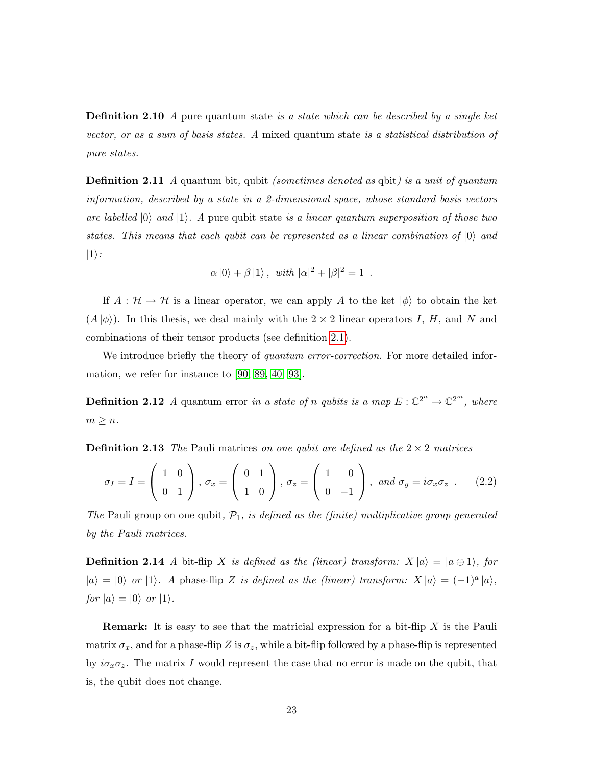**Definition 2.10** *A* pure quantum state *is a state which can be described by a single ket vector, or as a sum of basis states. A* mixed quantum state *is a statistical distribution of pure states.*

**Definition 2.11** *A* quantum bit*,* qubit *(sometimes denoted as* qbit*) is a unit of quantum information, described by a state in a 2-dimensional space, whose standard basis vectors are labelled $|0\rangle$ and $|1\rangle$. A* pure qubit state *is a linear quantum superposition of those two states. This means that each qubit can be represented as a linear combination of $|0\rangle$ and $|1\rangle$:*

$$\alpha |0\rangle + \beta |1\rangle \,, \text{ with } |\alpha|^2 + |\beta|^2 = 1 \ .$$

If $A : \mathcal{H} \to \mathcal{H}$ is a linear operator, we can apply $A$ to the ket $|\phi\rangle$ to obtain the ket $(A |\phi\rangle)$. In this thesis, we deal mainly with the $2 \times 2$ linear operators $I$, $H$, and $N$ and combinations of their tensor products (see definition 2.1).

We introduce briefly the theory of *quantum error-correction*. For more detailed information, we refer for instance to [90, 89, 40, 93].

**Definition 2.12** *A* quantum error *in a state of $n$ qubits is a map $E : \mathbb{C}^{2^n} \to \mathbb{C}^{2^m}$, where $m \geq n$.*

**Definition 2.13** *The* Pauli matrices *on one qubit are defined as the $2 \times 2$ matrices*

$$\sigma_I = I = \begin{pmatrix} 1 & 0 \\ 0 & 1 \end{pmatrix}, \, \sigma_x = \begin{pmatrix} 0 & 1 \\ 1 & 0 \end{pmatrix}, \, \sigma_z = \begin{pmatrix} 1 & 0 \\ 0 & -1 \end{pmatrix}, \text{ and } \sigma_y = i\sigma_x\sigma_z \ . \tag{2.2}$$

*The* Pauli group on one qubit*, $\mathcal{P}_1$, is defined as the (finite) multiplicative group generated by the Pauli matrices.*

**Definition 2.14** *A* bit-flip *$X$ is defined as the (linear) transform: $X |a\rangle = |a \oplus 1\rangle$, for $|a\rangle = |0\rangle$ or $|1\rangle$. A* phase-flip *$Z$ is defined as the (linear) transform: $X |a\rangle = (-1)^a |a\rangle$, for $|a\rangle = |0\rangle$ or $|1\rangle$.*

**Remark:** It is easy to see that the matricial expression for a bit-flip $X$ is the Pauli matrix $\sigma_x$, and for a phase-flip $Z$ is $\sigma_z$, while a bit-flip followed by a phase-flip is represented by $i\sigma_x\sigma_z$. The matrix $I$ would represent the case that no error is made on the qubit, that is, the qubit does not change.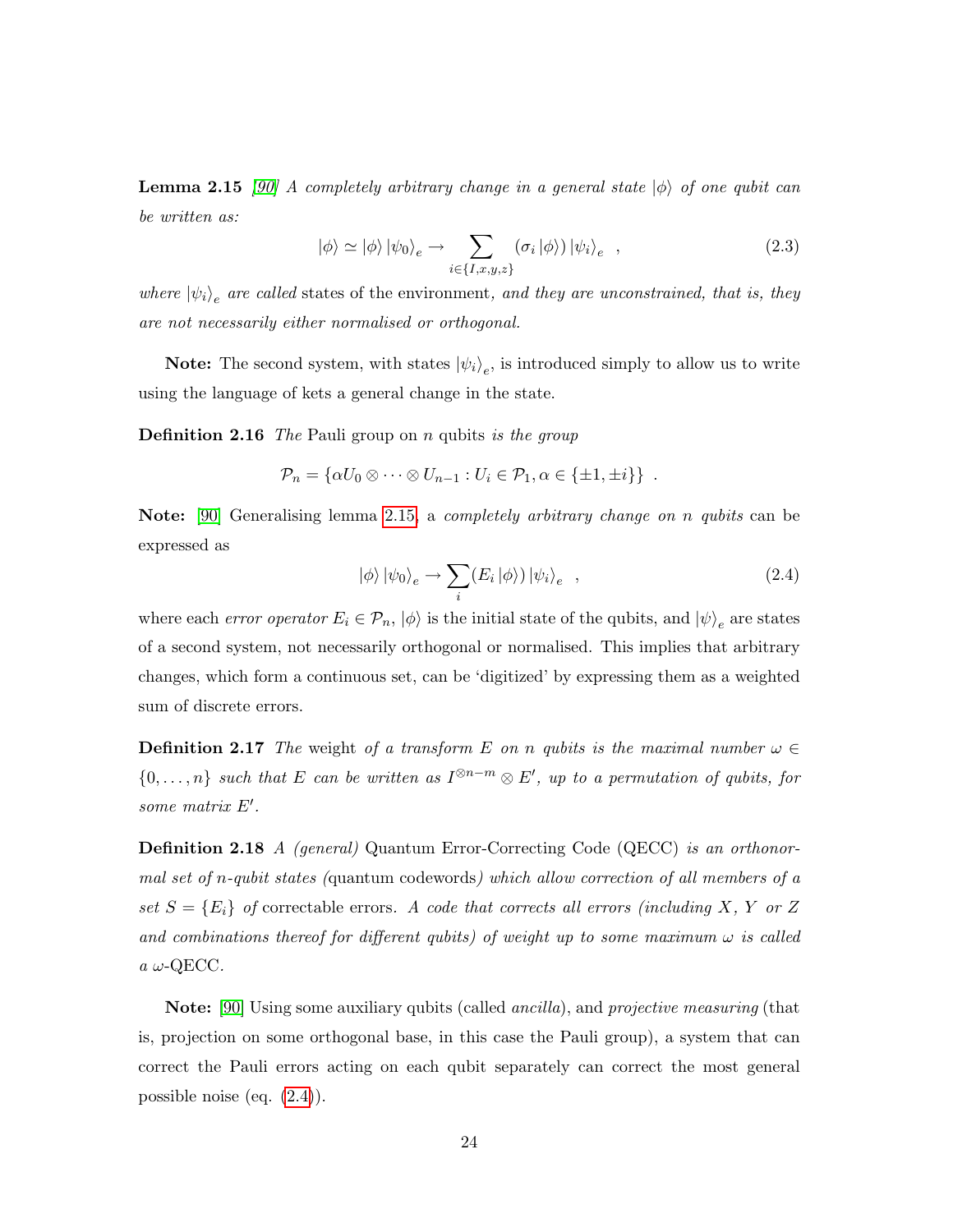**Lemma 2.15** *[90] A completely arbitrary change in a general state $|\phi\rangle$ of one qubit can be written as:*

$$|\phi\rangle \simeq |\phi\rangle |\psi_0\rangle_e \rightarrow \sum_{i \in \{I,x,y,z\}} (\sigma_i |\phi\rangle) |\psi_i\rangle_e \quad , \tag{2.3}$$

*where $|\psi_i\rangle_e$ are called* states of the environment*, and they are unconstrained, that is, they are not necessarily either normalised or orthogonal.*

**Note:** The second system, with states $|\psi_i\rangle_e$, is introduced simply to allow us to write using the language of kets a general change in the state.

**Definition 2.16** *The* Pauli group on $n$ qubits *is the group*

$$\mathcal{P}_n = \{\alpha U_0 \otimes \cdots \otimes U_{n-1} : U_i \in \mathcal{P}_1, \alpha \in \{\pm 1, \pm i\}\} \ .$$

**Note:** [90] Generalising lemma 2.15, a *completely arbitrary change on $n$ qubits* can be expressed as

$$|\phi\rangle |\psi_0\rangle_e \rightarrow \sum_i (E_i |\phi\rangle) |\psi_i\rangle_e \quad , \tag{2.4}$$

where each *error operator* $E_i \in \mathcal{P}_n$, $|\phi\rangle$ is the initial state of the qubits, and $|\psi\rangle_e$ are states of a second system, not necessarily orthogonal or normalised. This implies that arbitrary changes, which form a continuous set, can be 'digitized' by expressing them as a weighted sum of discrete errors.

**Definition 2.17** *The* weight *of a transform $E$ on $n$ qubits is the maximal number $\omega \in \{0, \ldots, n\}$ such that $E$ can be written as $I^{\otimes n-m} \otimes E'$, up to a permutation of qubits, for some matrix $E'$.*

**Definition 2.18** *A (general)* Quantum Error-Correcting Code (QECC) *is an orthonormal set of $n$-qubit states (*quantum codewords*) which allow correction of all members of a set $S = \{E_i\}$ of* correctable errors*. A code that corrects all errors (including $X$, $Y$ or $Z$ and combinations thereof for different qubits) of weight up to some maximum $\omega$ is called a $\omega$-*QECC*.*

**Note:** [90] Using some auxiliary qubits (called *ancilla*), and *projective measuring* (that is, projection on some orthogonal base, in this case the Pauli group), a system that can correct the Pauli errors acting on each qubit separately can correct the most general possible noise (eq. (2.4)).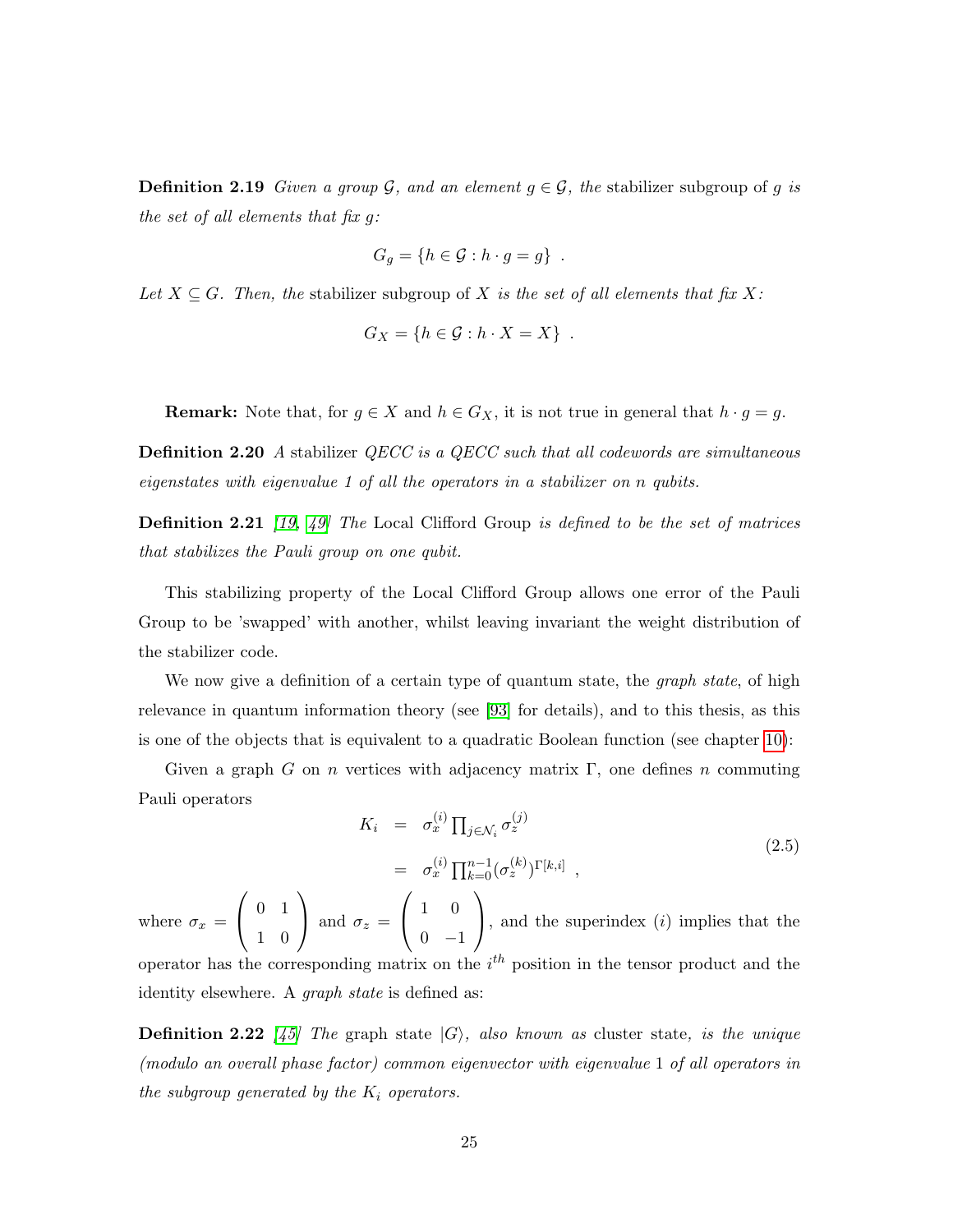**Definition 2.19** *Given a group $\mathcal{G}$, and an element $g \in \mathcal{G}$, the* stabilizer subgroup of $g$ *is the set of all elements that fix $g$:*

$$G_g = \{h \in \mathcal{G} : h \cdot g = g\} \ .$$

*Let $X \subseteq G$. Then, the* stabilizer subgroup of $X$ *is the set of all elements that fix $X$:*

$$G_X = \{h \in \mathcal{G} : h \cdot X = X\} \ .$$

**Remark:** Note that, for $g \in X$ and $h \in G_X$, it is not true in general that $h \cdot g = g$.

**Definition 2.20** *A* stabilizer *QECC is a QECC such that all codewords are simultaneous eigenstates with eigenvalue 1 of all the operators in a stabilizer on n qubits.*

**Definition 2.21** *[19, 49] The* Local Clifford Group *is defined to be the set of matrices that stabilizes the Pauli group on one qubit.*

This stabilizing property of the Local Clifford Group allows one error of the Pauli Group to be 'swapped' with another, whilst leaving invariant the weight distribution of the stabilizer code.

We now give a definition of a certain type of quantum state, the *graph state*, of high relevance in quantum information theory (see [93] for details), and to this thesis, as this is one of the objects that is equivalent to a quadratic Boolean function (see chapter 10):

Given a graph $G$ on $n$ vertices with adjacency matrix $\Gamma$, one defines $n$ commuting Pauli operators

$$\begin{aligned} K_i &= \sigma_x^{(i)} \prod_{j \in \mathcal{N}_i} \sigma_z^{(j)} \\ &= \sigma_x^{(i)} \prod_{k=0}^{n-1} (\sigma_z^{(k)})^{\Gamma[k,i]} \ , \end{aligned} \tag{2.5}$$

where $\sigma_x = \begin{pmatrix} 0 & 1 \\ 1 & 0 \end{pmatrix}$ and $\sigma_z = \begin{pmatrix} 1 & 0 \\ 0 & -1 \end{pmatrix}$, and the superindex $(i)$ implies that the operator has the corresponding matrix on the $i^{th}$ position in the tensor product and the identity elsewhere. A *graph state* is defined as:

**Definition 2.22** *[45] The* graph state $|G\rangle$*, also known as* cluster state*, is the unique (modulo an overall phase factor) common eigenvector with eigenvalue* 1 *of all operators in the subgroup generated by the $K_i$ operators.*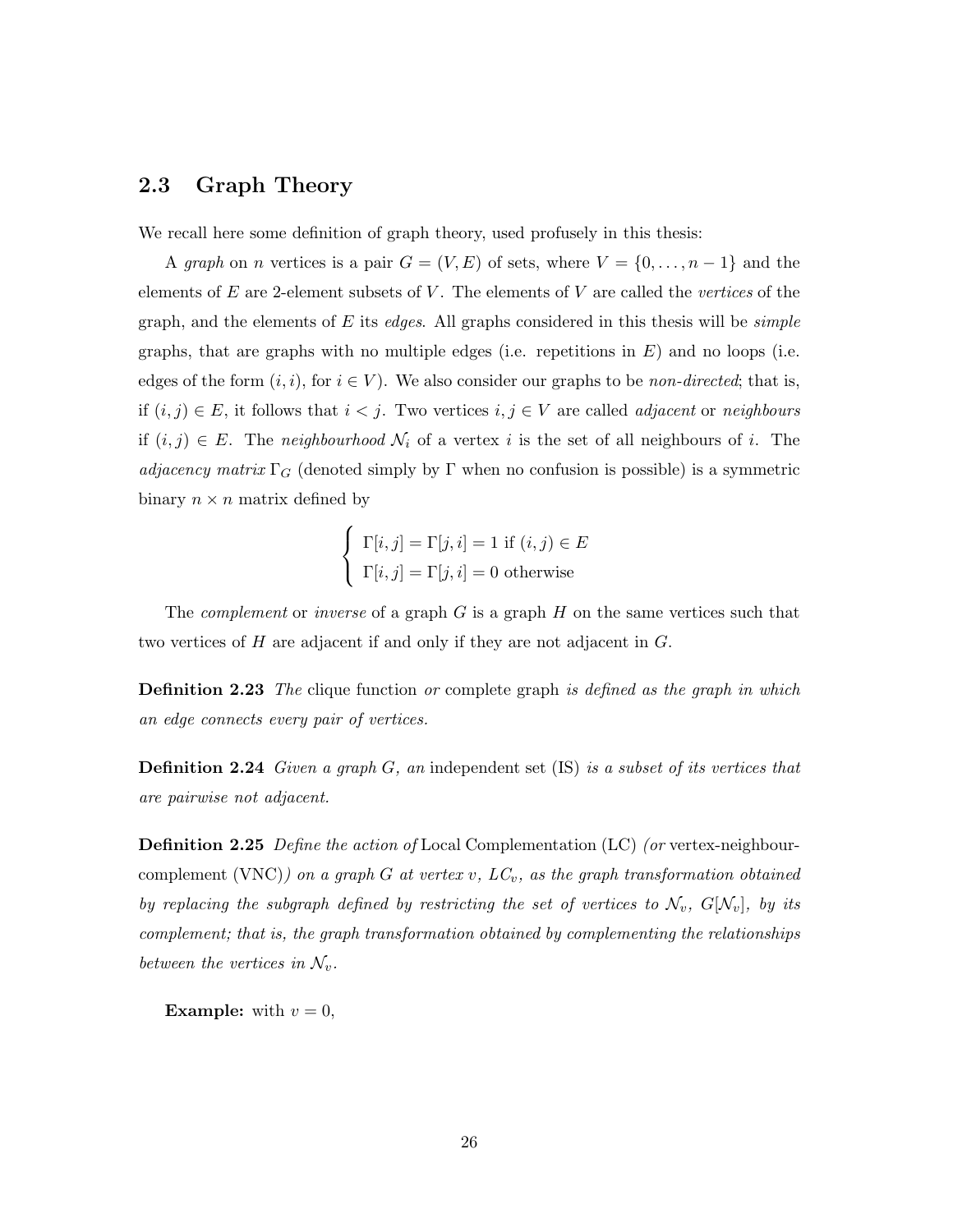## 2.3 Graph Theory

We recall here some definition of graph theory, used profusely in this thesis:

A *graph* on $n$ vertices is a pair $G = (V, E)$ of sets, where $V = \{0, \ldots, n-1\}$ and the elements of $E$ are 2-element subsets of $V$. The elements of $V$ are called the *vertices* of the graph, and the elements of $E$ its *edges*. All graphs considered in this thesis will be *simple* graphs, that are graphs with no multiple edges (i.e. repetitions in $E$) and no loops (i.e. edges of the form $(i, i)$, for $i \in V$). We also consider our graphs to be *non-directed*; that is, if $(i, j) \in E$, it follows that $i < j$. Two vertices $i, j \in V$ are called *adjacent* or *neighbours* if $(i, j) \in E$. The *neighbourhood* $\mathcal{N}_i$ of a vertex $i$ is the set of all neighbours of $i$. The *adjacency matrix* $\Gamma_G$ (denoted simply by $\Gamma$ when no confusion is possible) is a symmetric binary $n \times n$ matrix defined by

$$\begin{cases} \Gamma[i,j] = \Gamma[j,i] = 1 \text{ if } (i,j) \in E \\ \Gamma[i,j] = \Gamma[j,i] = 0 \text{ otherwise} \end{cases}$$

The *complement* or *inverse* of a graph $G$ is a graph $H$ on the same vertices such that two vertices of $H$ are adjacent if and only if they are not adjacent in $G$.

**Definition 2.23** *The* clique function *or* complete graph *is defined as the graph in which an edge connects every pair of vertices.*

**Definition 2.24** *Given a graph $G$, an* independent set (IS) *is a subset of its vertices that are pairwise not adjacent.*

**Definition 2.25** *Define the action of* Local Complementation (LC) *(or* vertex-neighbour-complement (VNC)*) on a graph $G$ at vertex $v$, $LC_v$, as the graph transformation obtained by replacing the subgraph defined by restricting the set of vertices to $\mathcal{N}_v$, $G[\mathcal{N}_v]$, by its complement; that is, the graph transformation obtained by complementing the relationships between the vertices in $\mathcal{N}_v$.*

**Example:** with $v = 0$,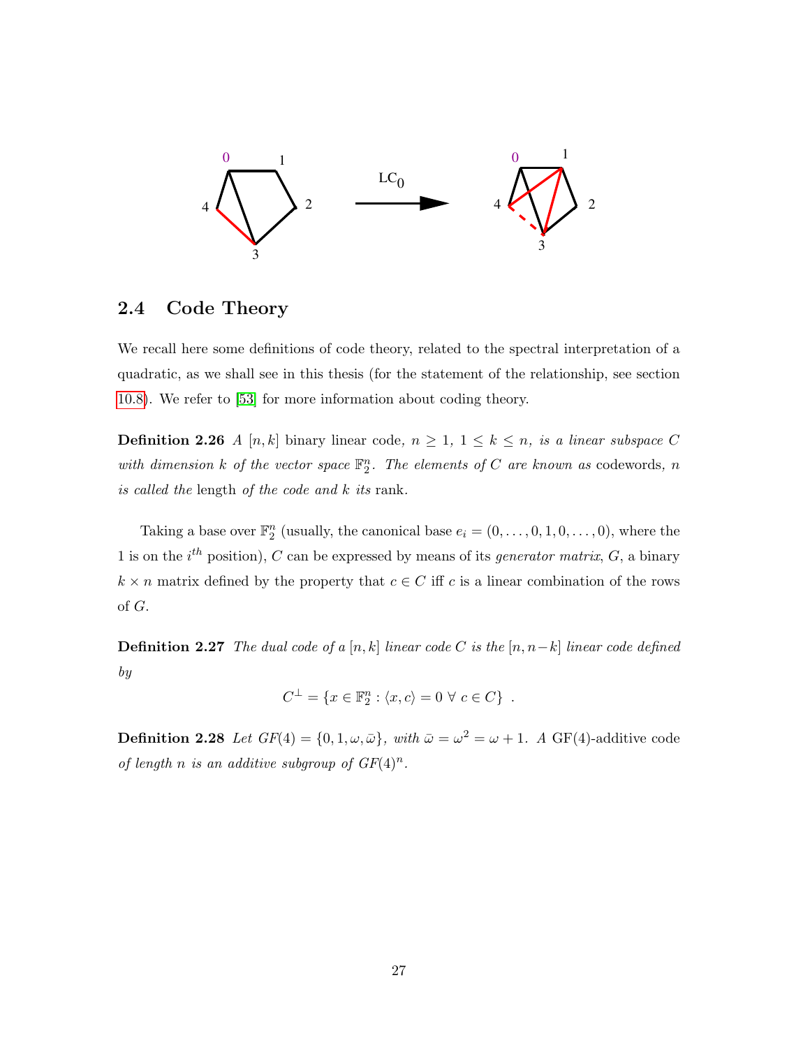## 2.4 Code Theory

We recall here some definitions of code theory, related to the spectral interpretation of a quadratic, as we shall see in this thesis (for the statement of the relationship, see section 10.8). We refer to [53] for more information about coding theory.

**Definition 2.26** *A $[n, k]$* binary linear code*, $n \geq 1$, $1 \leq k \leq n$, is a linear subspace $C$ with dimension $k$ of the vector space $\mathbb{F}_2^n$. The elements of $C$ are known as* codewords*, $n$ is called the* length *of the code and $k$ its* rank*.*

Taking a base over $\mathbb{F}_2^n$ (usually, the canonical base $e_i = (0, \ldots, 0, 1, 0, \ldots, 0)$, where the 1 is on the $i^{th}$ position), $C$ can be expressed by means of its *generator matrix*, $G$, a binary $k \times n$ matrix defined by the property that $c \in C$ iff $c$ is a linear combination of the rows of $G$.

**Definition 2.27** *The dual code of a $[n, k]$ linear code $C$ is the $[n, n-k]$ linear code defined by*

$$C^{\perp} = \{x \in \mathbb{F}_2^n : \langle x, c \rangle = 0 \ \forall \ c \in C\} \ .$$

**Definition 2.28** *Let $GF(4) = \{0, 1, \omega, \bar{\omega}\}$, with $\bar{\omega} = \omega^2 = \omega + 1$. A* GF(4)-additive code *of length $n$ is an additive subgroup of $GF(4)^n$.*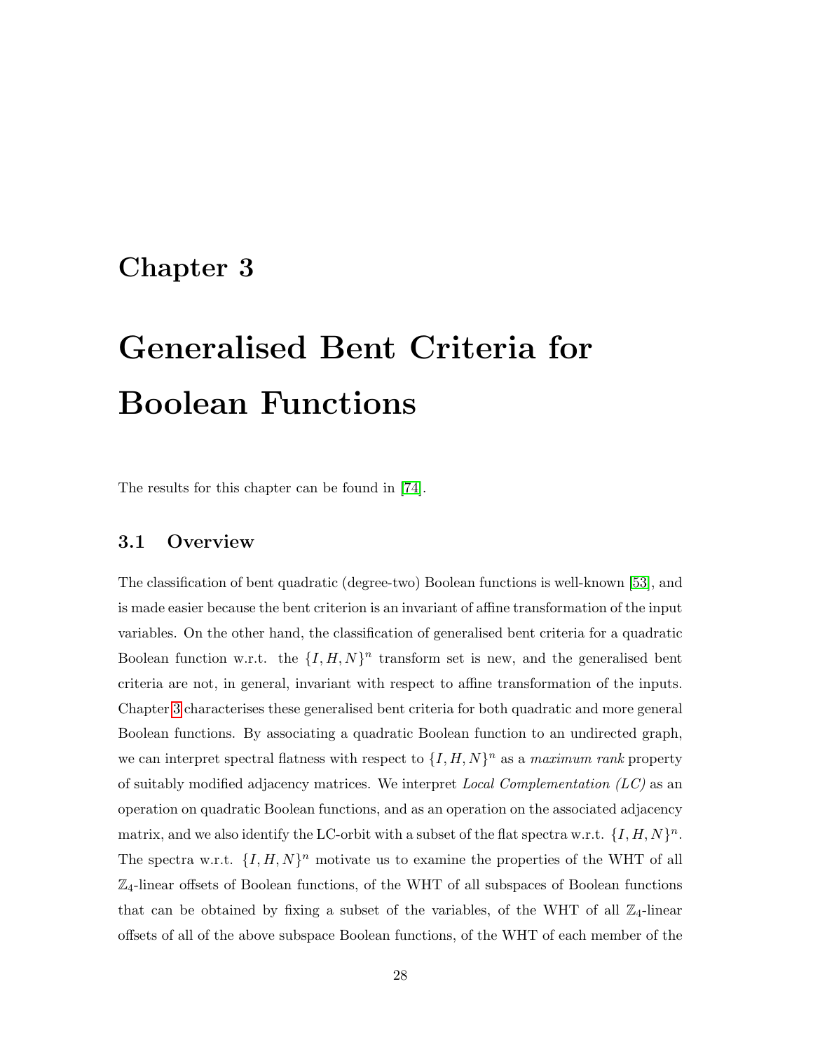# Chapter 3

# Generalised Bent Criteria for Boolean Functions

The results for this chapter can be found in [74].

## 3.1 Overview

The classification of bent quadratic (degree-two) Boolean functions is well-known [53], and is made easier because the bent criterion is an invariant of affine transformation of the input variables. On the other hand, the classification of generalised bent criteria for a quadratic Boolean function w.r.t. the $\{I, H, N\}^n$ transform set is new, and the generalised bent criteria are not, in general, invariant with respect to affine transformation of the inputs. Chapter 3 characterises these generalised bent criteria for both quadratic and more general Boolean functions. By associating a quadratic Boolean function to an undirected graph, we can interpret spectral flatness with respect to $\{I, H, N\}^n$ as a *maximum rank* property of suitably modified adjacency matrices. We interpret *Local Complementation (LC)* as an operation on quadratic Boolean functions, and as an operation on the associated adjacency matrix, and we also identify the LC-orbit with a subset of the flat spectra w.r.t. $\{I, H, N\}^n$. The spectra w.r.t. $\{I, H, N\}^n$ motivate us to examine the properties of the WHT of all $\mathbb{Z}_4$-linear offsets of Boolean functions, of the WHT of all subspaces of Boolean functions that can be obtained by fixing a subset of the variables, of the WHT of all $\mathbb{Z}_4$-linear offsets of all of the above subspace Boolean functions, of the WHT of each member of the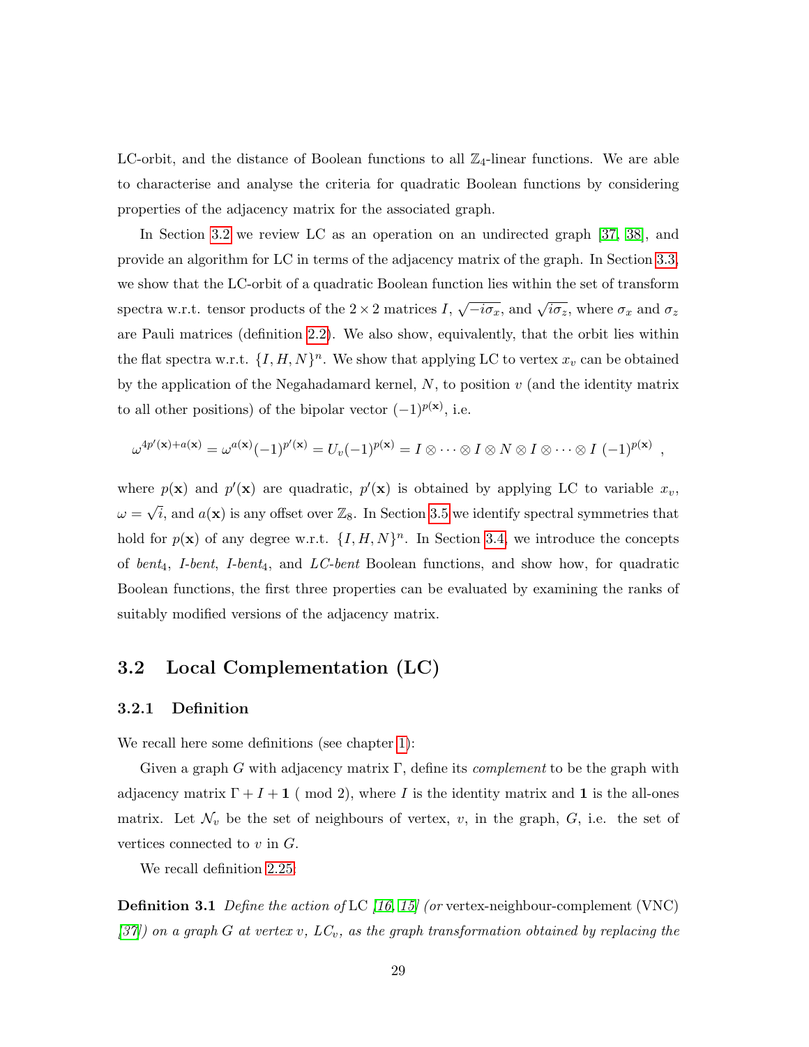LC-orbit, and the distance of Boolean functions to all $\mathbb{Z}_4$-linear functions. We are able to characterise and analyse the criteria for quadratic Boolean functions by considering properties of the adjacency matrix for the associated graph.

In Section 3.2 we review LC as an operation on an undirected graph [37, 38], and provide an algorithm for LC in terms of the adjacency matrix of the graph. In Section 3.3, we show that the LC-orbit of a quadratic Boolean function lies within the set of transform spectra w.r.t. tensor products of the $2 \times 2$ matrices $I$, $\sqrt{-i\sigma_x}$, and $\sqrt{i\sigma_z}$, where $\sigma_x$ and $\sigma_z$ are Pauli matrices (definition 2.2). We also show, equivalently, that the orbit lies within the flat spectra w.r.t. $\{I, H, N\}^n$. We show that applying LC to vertex $x_v$ can be obtained by the application of the Negahadamard kernel, $N$, to position $v$ (and the identity matrix to all other positions) of the bipolar vector $(-1)^{p(\mathbf{x})}$, i.e.

$$\omega^{4p'(\mathbf{x})+a(\mathbf{x})} = \omega^{a(\mathbf{x})}(-1)^{p'(\mathbf{x})} = U_v(-1)^{p(\mathbf{x})} = I \otimes \cdots \otimes I \otimes N \otimes I \otimes \cdots \otimes I \ (-1)^{p(\mathbf{x})} \ ,$$

where $p(\mathbf{x})$ and $p'(\mathbf{x})$ are quadratic, $p'(\mathbf{x})$ is obtained by applying LC to variable $x_v$, $\omega = \sqrt{i}$, and $a(\mathbf{x})$ is any offset over $\mathbb{Z}_8$. In Section 3.5 we identify spectral symmetries that hold for $p(\mathbf{x})$ of any degree w.r.t. $\{I, H, N\}^n$. In Section 3.4, we introduce the concepts of *bent*$_4$, *I-bent*, *I-bent*$_4$, and *LC-bent* Boolean functions, and show how, for quadratic Boolean functions, the first three properties can be evaluated by examining the ranks of suitably modified versions of the adjacency matrix.

## 3.2 Local Complementation (LC)

### 3.2.1 Definition

We recall here some definitions (see chapter 1):

Given a graph $G$ with adjacency matrix $\Gamma$, define its *complement* to be the graph with adjacency matrix $\Gamma + I + \mathbf{1}$ ( mod 2), where $I$ is the identity matrix and $\mathbf{1}$ is the all-ones matrix. Let $\mathcal{N}_v$ be the set of neighbours of vertex, $v$, in the graph, $G$, i.e. the set of vertices connected to $v$ in $G$.

We recall definition 2.25:

**Definition 3.1** *Define the action of* LC *[16, 15] (or* vertex-neighbour-complement (VNC) *[37]) on a graph $G$ at vertex $v$, $LC_v$, as the graph transformation obtained by replacing the*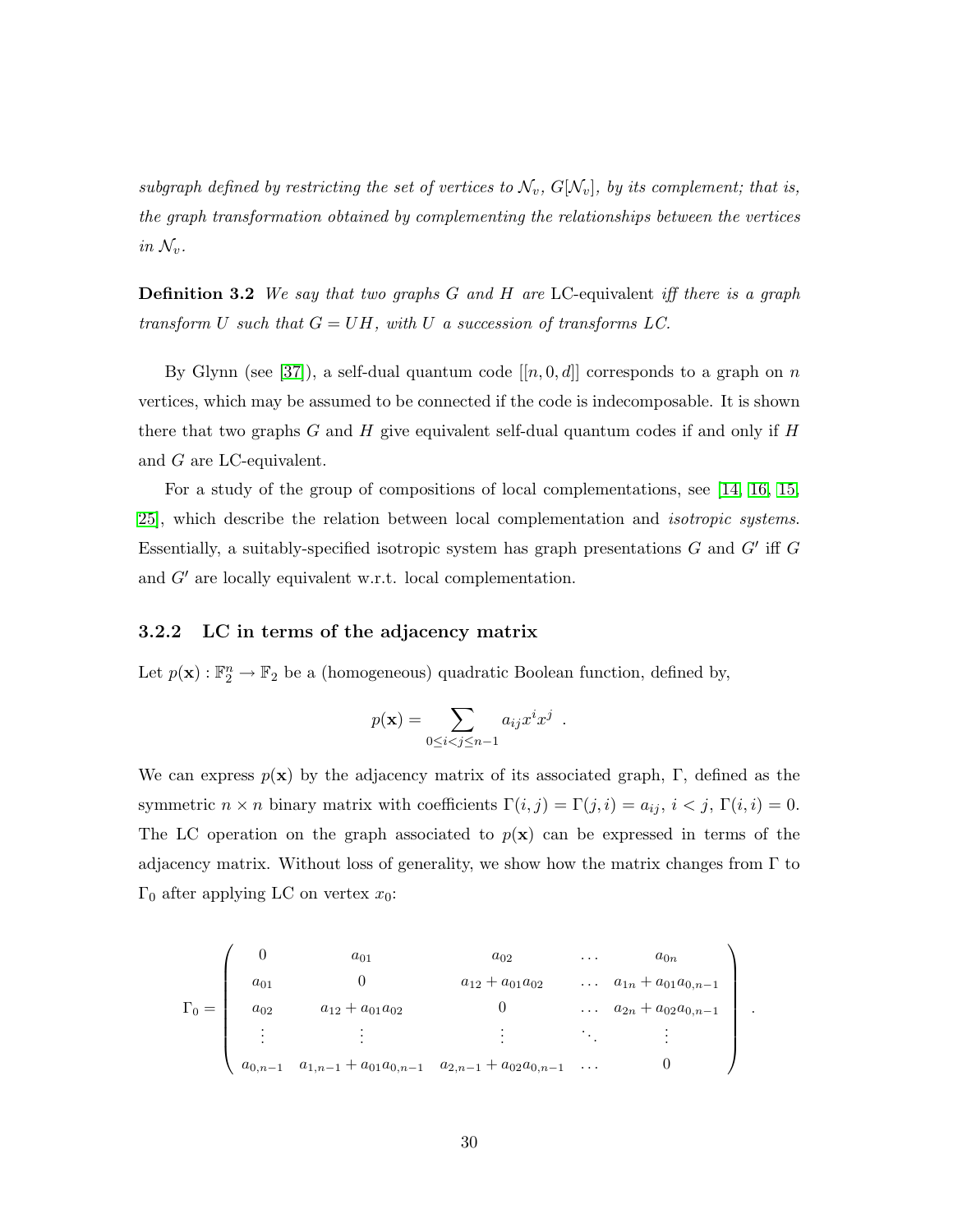*subgraph defined by restricting the set of vertices to $\mathcal{N}_v$, $G[\mathcal{N}_v]$, by its complement; that is, the graph transformation obtained by complementing the relationships between the vertices in $\mathcal{N}_v$.*

**Definition 3.2** *We say that two graphs $G$ and $H$ are* LC-equivalent *iff there is a graph transform $U$ such that $G = UH$, with $U$ a succession of transforms LC.*

By Glynn (see [37]), a self-dual quantum code $[[n, 0, d]]$ corresponds to a graph on $n$ vertices, which may be assumed to be connected if the code is indecomposable. It is shown there that two graphs $G$ and $H$ give equivalent self-dual quantum codes if and only if $H$ and $G$ are LC-equivalent.

For a study of the group of compositions of local complementations, see [14, 16, 15, 25], which describe the relation between local complementation and *isotropic systems*. Essentially, a suitably-specified isotropic system has graph presentations $G$ and $G'$ iff $G$ and $G'$ are locally equivalent w.r.t. local complementation.

### 3.2.2 LC in terms of the adjacency matrix

Let $p(\mathbf{x}) : \mathbb{F}_2^n \to \mathbb{F}_2$ be a (homogeneous) quadratic Boolean function, defined by,

$$p(\mathbf{x}) = \sum_{0 \le i < j \le n-1} a_{ij} x^i x^j \ .$$

We can express $p(\mathbf{x})$ by the adjacency matrix of its associated graph, $\Gamma$, defined as the symmetric $n \times n$ binary matrix with coefficients $\Gamma(i, j) = \Gamma(j, i) = a_{ij}$, $i < j$, $\Gamma(i, i) = 0$. The LC operation on the graph associated to $p(\mathbf{x})$ can be expressed in terms of the adjacency matrix. Without loss of generality, we show how the matrix changes from $\Gamma$ to $\Gamma_0$ after applying LC on vertex $x_0$:

$$\Gamma_0 = \begin{pmatrix} 0 & a_{01} & a_{02} & \dots & a_{0n} \\ a_{01} & 0 & a_{12} + a_{01}a_{02} & \dots & a_{1n} + a_{01}a_{0,n-1} \\ a_{02} & a_{12} + a_{01}a_{02} & 0 & \dots & a_{2n} + a_{02}a_{0,n-1} \\ \vdots & \vdots & \vdots & \ddots & \vdots \\ a_{0,n-1} & a_{1,n-1} + a_{01}a_{0,n-1} & a_{2,n-1} + a_{02}a_{0,n-1} & \dots & 0 \end{pmatrix} .$$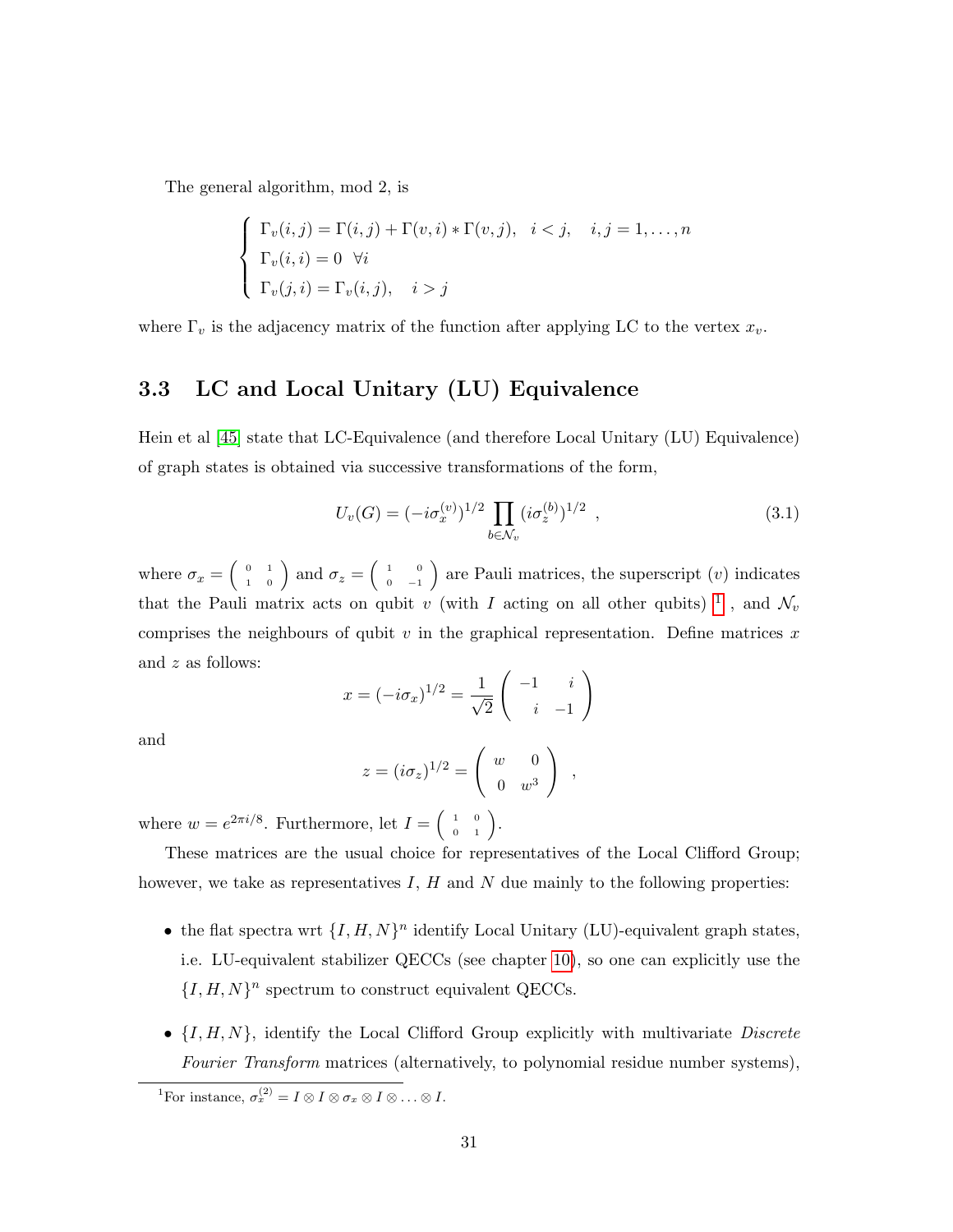The general algorithm, mod 2, is

$$\begin{cases} \Gamma_v(i,j) = \Gamma(i,j) + \Gamma(v,i) * \Gamma(v,j), \quad i < j, \quad i,j = 1,\ldots,n \\ \Gamma_v(i,i) = 0 \quad \forall i \\ \Gamma_v(j,i) = \Gamma_v(i,j), \quad i > j \end{cases}$$

where $\Gamma_v$ is the adjacency matrix of the function after applying LC to the vertex $x_v$.

## 3.3 LC and Local Unitary (LU) Equivalence

Hein et al [45] state that LC-Equivalence (and therefore Local Unitary (LU) Equivalence) of graph states is obtained via successive transformations of the form,

$$U_v(G) = (-i\sigma_x^{(v)})^{1/2} \prod_{b \in \mathcal{N}_v} (i\sigma_z^{(b)})^{1/2} \ , \tag{3.1}$$

where $\sigma_x = \begin{pmatrix} 0 & 1 \\ 1 & 0 \end{pmatrix}$ and $\sigma_z = \begin{pmatrix} 1 & 0 \\ 0 & -1 \end{pmatrix}$ are Pauli matrices, the superscript $(v)$ indicates that the Pauli matrix acts on qubit $v$ (with $I$ acting on all other qubits) [1], and $\mathcal{N}_v$ comprises the neighbours of qubit $v$ in the graphical representation. Define matrices $x$ and $z$ as follows:

$$x = (-i\sigma_x)^{1/2} = \frac{1}{\sqrt{2}} \begin{pmatrix} -1 & i \\ i & -1 \end{pmatrix}$$

and

$$z = (i\sigma_z)^{1/2} = \begin{pmatrix} w & 0 \\ 0 & w^3 \end{pmatrix} \ ,$$

where $w = e^{2\pi i/8}$. Furthermore, let $I = \begin{pmatrix} 1 & 0 \\ 0 & 1 \end{pmatrix}$.

These matrices are the usual choice for representatives of the Local Clifford Group; however, we take as representatives $I$, $H$ and $N$ due mainly to the following properties:

- the flat spectra wrt $\{I, H, N\}^n$ identify Local Unitary (LU)-equivalent graph states, i.e. LU-equivalent stabilizer QECCs (see chapter 10), so one can explicitly use the $\{I, H, N\}^n$ spectrum to construct equivalent QECCs.
- $\{I, H, N\}$, identify the Local Clifford Group explicitly with multivariate *Discrete Fourier Transform* matrices (alternatively, to polynomial residue number systems),

[1] For instance, $\sigma_x^{(2)} = I \otimes I \otimes \sigma_x \otimes I \otimes \ldots \otimes I$.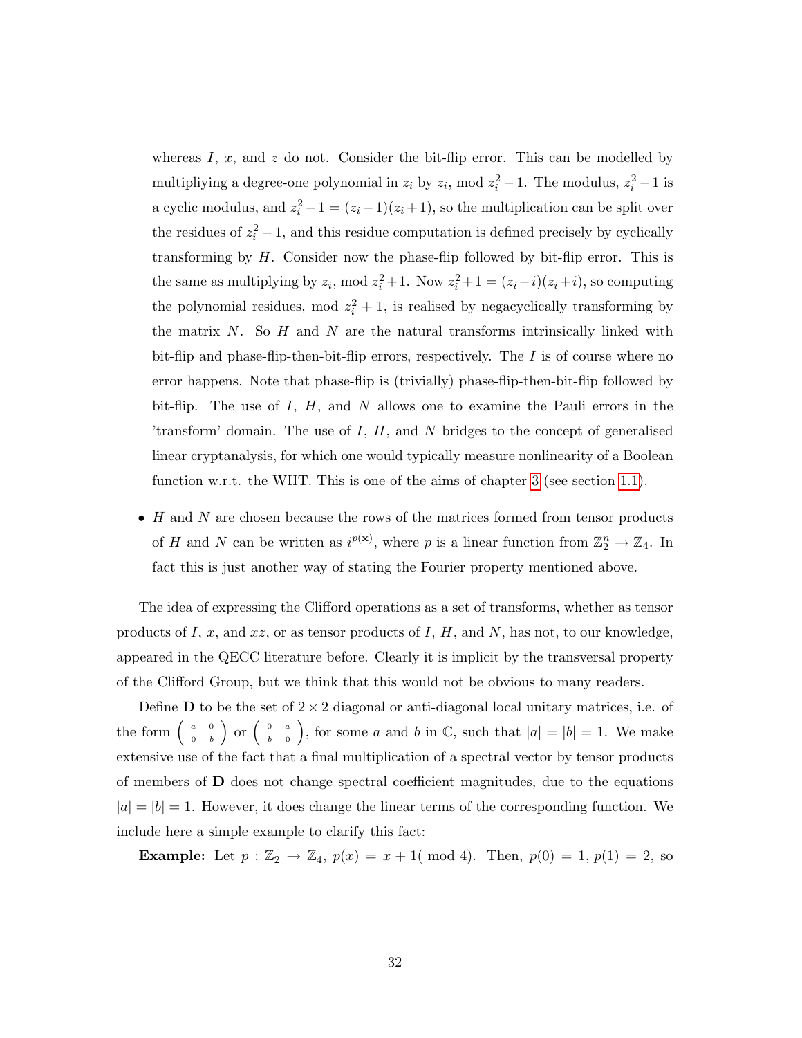whereas $I$, $x$, and $z$ do not. Consider the bit-flip error. This can be modelled by multipliying a degree-one polynomial in $z_i$ by $z_i$, mod $z_i^2 - 1$. The modulus, $z_i^2 - 1$ is a cyclic modulus, and $z_i^2 - 1 = (z_i - 1)(z_i + 1)$, so the multiplication can be split over the residues of $z_i^2 - 1$, and this residue computation is defined precisely by cyclically transforming by $H$. Consider now the phase-flip followed by bit-flip error. This is the same as multiplying by $z_i$, mod $z_i^2 + 1$. Now $z_i^2 + 1 = (z_i - i)(z_i + i)$, so computing the polynomial residues, mod $z_i^2 + 1$, is realised by negacyclically transforming by the matrix $N$. So $H$ and $N$ are the natural transforms intrinsically linked with bit-flip and phase-flip-then-bit-flip errors, respectively. The $I$ is of course where no error happens. Note that phase-flip is (trivially) phase-flip-then-bit-flip followed by bit-flip. The use of $I$, $H$, and $N$ allows one to examine the Pauli errors in the 'transform' domain. The use of $I$, $H$, and $N$ bridges to the concept of generalised linear cryptanalysis, for which one would typically measure nonlinearity of a Boolean function w.r.t. the WHT. This is one of the aims of chapter 3 (see section 1.1).

- $H$ and $N$ are chosen because the rows of the matrices formed from tensor products of $H$ and $N$ can be written as $i^{p(\mathbf{x})}$, where $p$ is a linear function from $\mathbb{Z}_2^n \rightarrow \mathbb{Z}_4$. In fact this is just another way of stating the Fourier property mentioned above.

The idea of expressing the Clifford operations as a set of transforms, whether as tensor products of $I$, $x$, and $xz$, or as tensor products of $I$, $H$, and $N$, has not, to our knowledge, appeared in the QECC literature before. Clearly it is implicit by the transversal property of the Clifford Group, but we think that this would not be obvious to many readers.

Define $\mathbf{D}$ to be the set of $2 \times 2$ diagonal or anti-diagonal local unitary matrices, i.e. of the form $\begin{pmatrix} a & 0 \\ 0 & b \end{pmatrix}$ or $\begin{pmatrix} 0 & a \\ b & 0 \end{pmatrix}$, for some $a$ and $b$ in $\mathbb{C}$, such that $|a| = |b| = 1$. We make extensive use of the fact that a final multiplication of a spectral vector by tensor products of members of $\mathbf{D}$ does not change spectral coefficient magnitudes, due to the equations $|a| = |b| = 1$. However, it does change the linear terms of the corresponding function. We include here a simple example to clarify this fact:

**Example:** Let $p : \mathbb{Z}_2 \rightarrow \mathbb{Z}_4$, $p(x) = x + 1(\bmod 4)$. Then, $p(0) = 1$, $p(1) = 2$, so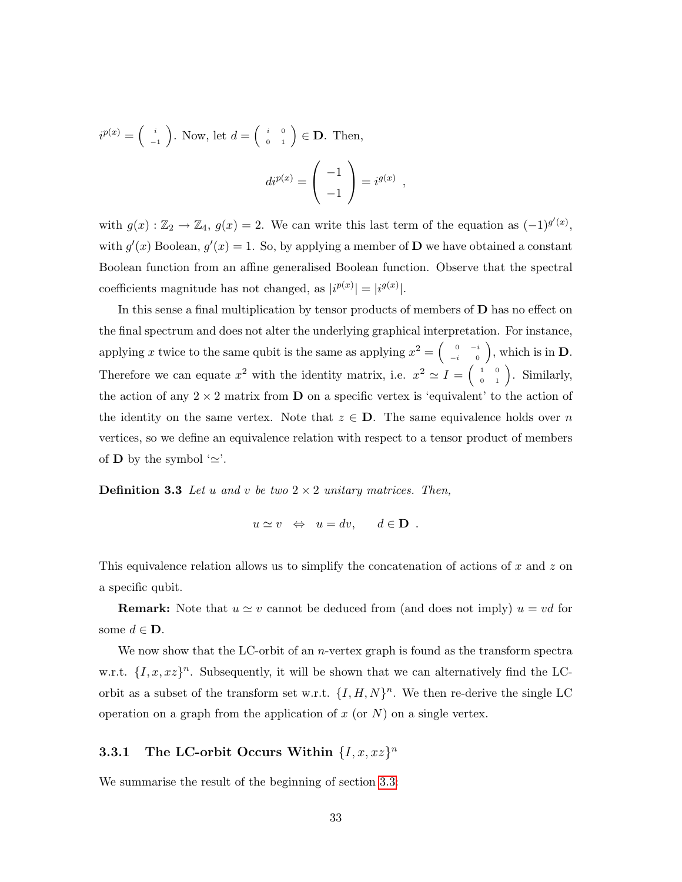$i^{p(x)} = \left(\begin{smallmatrix} i \\ -1 \end{smallmatrix}\right)$. Now, let $d = \left(\begin{smallmatrix} i & 0 \\ 0 & 1 \end{smallmatrix}\right) \in \mathbf{D}$. Then,

$$di^{p(x)} = \begin{pmatrix} -1 \\ -1 \end{pmatrix} = i^{g(x)} \ ,$$

with $g(x) : \mathbb{Z}_2 \rightarrow \mathbb{Z}_4$, $g(x) = 2$. We can write this last term of the equation as $(-1)^{g'(x)}$, with $g'(x)$ Boolean, $g'(x) = 1$. So, by applying a member of $\mathbf{D}$ we have obtained a constant Boolean function from an affine generalised Boolean function. Observe that the spectral coefficients magnitude has not changed, as $|i^{p(x)}| = |i^{g(x)}|$.

In this sense a final multiplication by tensor products of members of $\mathbf{D}$ has no effect on the final spectrum and does not alter the underlying graphical interpretation. For instance, applying $x$ twice to the same qubit is the same as applying $x^2 = \left(\begin{smallmatrix} 0 & -i \\ -i & 0 \end{smallmatrix}\right)$, which is in $\mathbf{D}$. Therefore we can equate $x^2$ with the identity matrix, i.e. $x^2 \simeq I = \left(\begin{smallmatrix} 1 & 0 \\ 0 & 1 \end{smallmatrix}\right)$. Similarly, the action of any $2 \times 2$ matrix from $\mathbf{D}$ on a specific vertex is 'equivalent' to the action of the identity on the same vertex. Note that $z \in \mathbf{D}$. The same equivalence holds over $n$ vertices, so we define an equivalence relation with respect to a tensor product of members of $\mathbf{D}$ by the symbol '$\simeq$'.

**Definition 3.3** *Let $u$ and $v$ be two $2 \times 2$ unitary matrices. Then,*

$$u \simeq v \quad \Leftrightarrow \quad u = dv, \qquad d \in \mathbf{D} \ .$$

This equivalence relation allows us to simplify the concatenation of actions of $x$ and $z$ on a specific qubit.

**Remark:** Note that $u \simeq v$ cannot be deduced from (and does not imply) $u = vd$ for some $d \in \mathbf{D}$.

We now show that the LC-orbit of an $n$-vertex graph is found as the transform spectra w.r.t. $\{I, x, xz\}^n$. Subsequently, it will be shown that we can alternatively find the LC-orbit as a subset of the transform set w.r.t. $\{I, H, N\}^n$. We then re-derive the single LC operation on a graph from the application of $x$ (or $N$) on a single vertex.

### 3.3.1 The LC-orbit Occurs Within $\{I, x, xz\}^n$

We summarise the result of the beginning of section 3.3: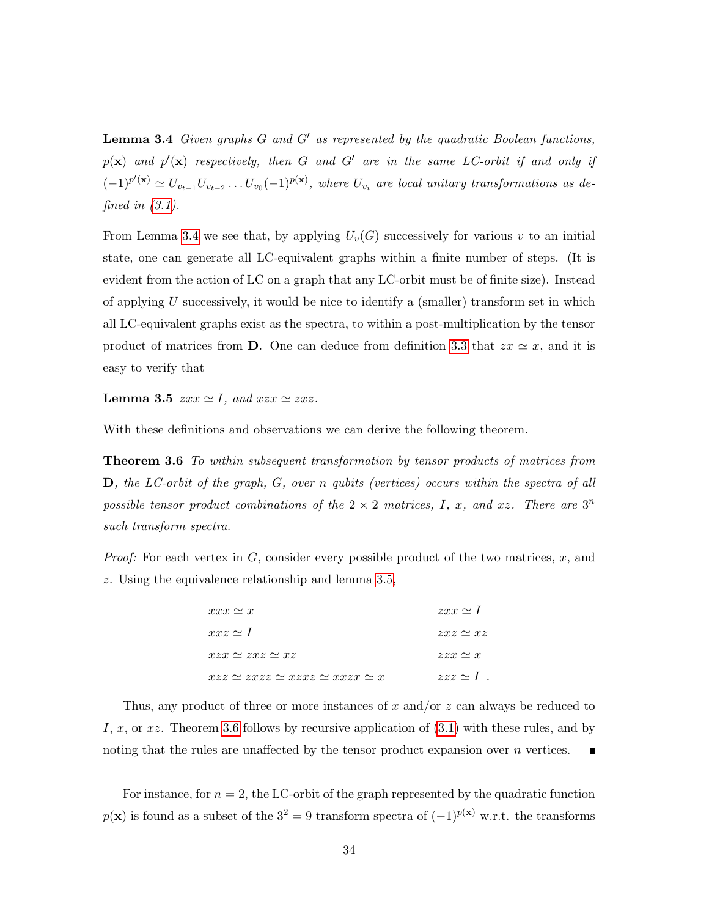**Lemma 3.4** *Given graphs $G$ and $G'$ as represented by the quadratic Boolean functions, $p(\mathbf{x})$ and $p'(\mathbf{x})$ respectively, then $G$ and $G'$ are in the same LC-orbit if and only if $(-1)^{p'(\mathbf{x})} \simeq U_{v_{t-1}} U_{v_{t-2}} \ldots U_{v_0} (-1)^{p(\mathbf{x})}$, where $U_{v_i}$ are local unitary transformations as defined in (3.1).*

From Lemma 3.4 we see that, by applying $U_v(G)$ successively for various $v$ to an initial state, one can generate all LC-equivalent graphs within a finite number of steps. (It is evident from the action of LC on a graph that any LC-orbit must be of finite size). Instead of applying $U$ successively, it would be nice to identify a (smaller) transform set in which all LC-equivalent graphs exist as the spectra, to within a post-multiplication by the tensor product of matrices from $\mathbf{D}$. One can deduce from definition 3.3 that $zx \simeq x$, and it is easy to verify that

**Lemma 3.5** *$zxx \simeq I$, and $xzx \simeq zxz$.*

With these definitions and observations we can derive the following theorem.

**Theorem 3.6** *To within subsequent transformation by tensor products of matrices from $\mathbf{D}$, the LC-orbit of the graph, $G$, over $n$ qubits (vertices) occurs within the spectra of all possible tensor product combinations of the $2 \times 2$ matrices, $I$, $x$, and $xz$. There are $3^n$ such transform spectra.*

*Proof:* For each vertex in $G$, consider every possible product of the two matrices, $x$, and $z$. Using the equivalence relationship and lemma 3.5,

$$
\begin{array}{ll}
xxx \simeq x & zxx \simeq I \\
xxz \simeq I & zxz \simeq xz \\
xzx \simeq zxz \simeq xz & zzx \simeq x \\
xzz \simeq zxzz \simeq xzxz \simeq xxzx \simeq x & zzz \simeq I \ .
\end{array}
$$

Thus, any product of three or more instances of $x$ and/or $z$ can always be reduced to $I$, $x$, or $xz$. Theorem 3.6 follows by recursive application of (3.1) with these rules, and by noting that the rules are unaffected by the tensor product expansion over $n$ vertices. ∎

For instance, for $n = 2$, the LC-orbit of the graph represented by the quadratic function $p(\mathbf{x})$ is found as a subset of the $3^2 = 9$ transform spectra of $(-1)^{p(\mathbf{x})}$ w.r.t. the transforms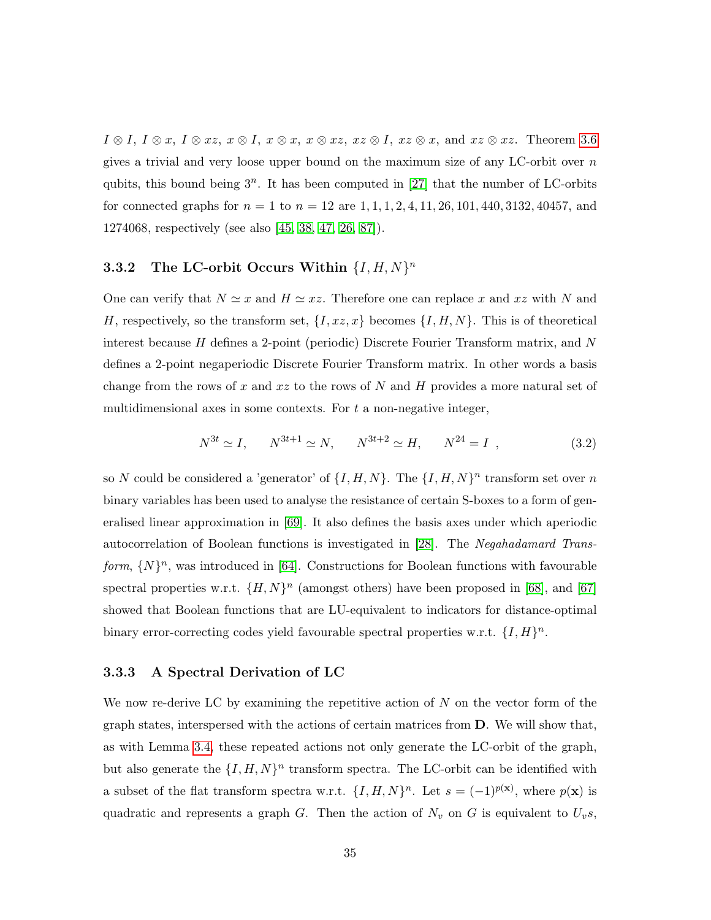$I \otimes I$, $I \otimes x$, $I \otimes xz$, $x \otimes I$, $x \otimes x$, $x \otimes xz$, $xz \otimes I$, $xz \otimes x$, and $xz \otimes xz$. Theorem 3.6 gives a trivial and very loose upper bound on the maximum size of any LC-orbit over $n$ qubits, this bound being $3^n$. It has been computed in [27] that the number of LC-orbits for connected graphs for $n = 1$ to $n = 12$ are $1, 1, 1, 2, 4, 11, 26, 101, 440, 3132, 40457$, and $1274068$, respectively (see also [45, 38, 47, 26, 87]).

### 3.3.2 The LC-orbit Occurs Within $\{I, H, N\}^n$

One can verify that $N \simeq x$ and $H \simeq xz$. Therefore one can replace $x$ and $xz$ with $N$ and $H$, respectively, so the transform set, $\{I, xz, x\}$ becomes $\{I, H, N\}$. This is of theoretical interest because $H$ defines a 2-point (periodic) Discrete Fourier Transform matrix, and $N$ defines a 2-point negaperiodic Discrete Fourier Transform matrix. In other words a basis change from the rows of $x$ and $xz$ to the rows of $N$ and $H$ provides a more natural set of multidimensional axes in some contexts. For $t$ a non-negative integer,

$$N^{3t} \simeq I, \qquad N^{3t+1} \simeq N, \qquad N^{3t+2} \simeq H, \qquad N^{24} = I \ , \tag{3.2}$$

so $N$ could be considered a 'generator' of $\{I, H, N\}$. The $\{I, H, N\}^n$ transform set over $n$ binary variables has been used to analyse the resistance of certain S-boxes to a form of generalised linear approximation in [69]. It also defines the basis axes under which aperiodic autocorrelation of Boolean functions is investigated in [28]. The *Negahadamard Transform*, $\{N\}^n$, was introduced in [64]. Constructions for Boolean functions with favourable spectral properties w.r.t. $\{H, N\}^n$ (amongst others) have been proposed in [68], and [67] showed that Boolean functions that are LU-equivalent to indicators for distance-optimal binary error-correcting codes yield favourable spectral properties w.r.t. $\{I, H\}^n$.

### 3.3.3 A Spectral Derivation of LC

We now re-derive LC by examining the repetitive action of $N$ on the vector form of the graph states, interspersed with the actions of certain matrices from $\mathbf{D}$. We will show that, as with Lemma 3.4, these repeated actions not only generate the LC-orbit of the graph, but also generate the $\{I, H, N\}^n$ transform spectra. The LC-orbit can be identified with a subset of the flat transform spectra w.r.t. $\{I, H, N\}^n$. Let $s = (-1)^{p(\mathbf{x})}$, where $p(\mathbf{x})$ is quadratic and represents a graph $G$. Then the action of $N_v$ on $G$ is equivalent to $U_v s$,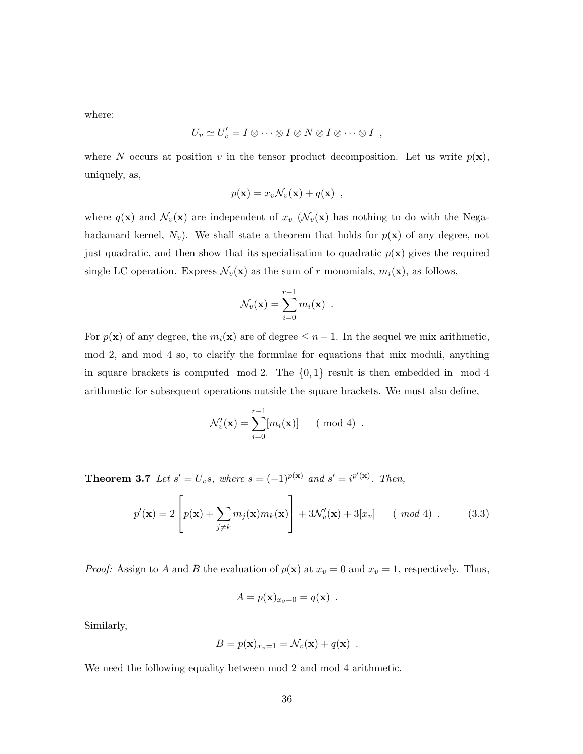where:

$$U_v \simeq U'_v = I \otimes \cdots \otimes I \otimes N \otimes I \otimes \cdots \otimes I \ \ ,$$

where $N$ occurs at position $v$ in the tensor product decomposition. Let us write $p(\mathbf{x})$, uniquely, as,

$$p(\mathbf{x}) = x_v \mathcal{N}_v(\mathbf{x}) + q(\mathbf{x}) \ \ ,$$

where $q(\mathbf{x})$ and $\mathcal{N}_v(\mathbf{x})$ are independent of $x_v$ ($\mathcal{N}_v(\mathbf{x})$ has nothing to do with the Nega-hadamard kernel, $N_v$). We shall state a theorem that holds for $p(\mathbf{x})$ of any degree, not just quadratic, and then show that its specialisation to quadratic $p(\mathbf{x})$ gives the required single LC operation. Express $\mathcal{N}_v(\mathbf{x})$ as the sum of $r$ monomials, $m_i(\mathbf{x})$, as follows,

$$\mathcal{N}_v(\mathbf{x}) = \sum_{i=0}^{r-1} m_i(\mathbf{x}) \ \ .$$

For $p(\mathbf{x})$ of any degree, the $m_i(\mathbf{x})$ are of degree $\leq n-1$. In the sequel we mix arithmetic, mod 2, and mod 4 so, to clarify the formulae for equations that mix moduli, anything in square brackets is computed mod 2. The $\{0,1\}$ result is then embedded in mod 4 arithmetic for subsequent operations outside the square brackets. We must also define,

$$\mathcal{N}'_v(\mathbf{x}) = \sum_{i=0}^{r-1} [m_i(\mathbf{x})] \qquad (\bmod 4) \ \ .$$

**Theorem 3.7** *Let $s' = U_v s$, where $s = (-1)^{p(\mathbf{x})}$ and $s' = i^{p'(\mathbf{x})}$. Then,*

$$p'(\mathbf{x}) = 2\left[p(\mathbf{x}) + \sum_{j \neq k} m_j(\mathbf{x}) m_k(\mathbf{x})\right] + 3\mathcal{N}'_v(\mathbf{x}) + 3[x_v] \qquad (\ mod\ 4) \ \ . \tag{3.3}$$

*Proof:* Assign to $A$ and $B$ the evaluation of $p(\mathbf{x})$ at $x_v = 0$ and $x_v = 1$, respectively. Thus,

$$A = p(\mathbf{x})_{x_v=0} = q(\mathbf{x}) \ \ .$$

Similarly,

$$B = p(\mathbf{x})_{x_v=1} = \mathcal{N}_v(\mathbf{x}) + q(\mathbf{x}) \ \ .$$

We need the following equality between mod 2 and mod 4 arithmetic.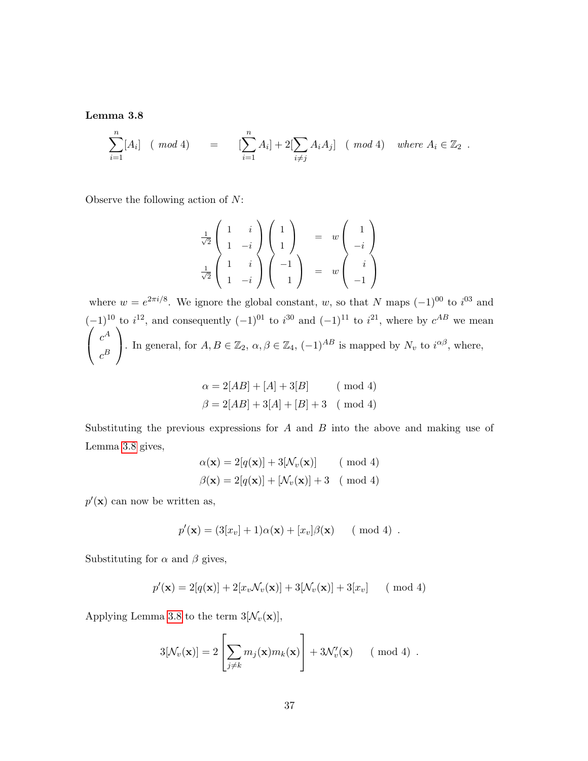**Lemma 3.8**

$$\sum_{i=1}^{n}[A_i] \quad (\ mod\ 4) \qquad = \qquad [\sum_{i=1}^{n} A_i] + 2[\sum_{i \neq j} A_i A_j] \quad (\ mod\ 4) \quad \textit{where } A_i \in \mathbb{Z}_2 \ .$$

Observe the following action of $N$:

$$\frac{1}{\sqrt{2}}\begin{pmatrix} 1 & i \\ 1 & -i \end{pmatrix}\begin{pmatrix} 1 \\ 1 \end{pmatrix} = w\begin{pmatrix} 1 \\ -i \end{pmatrix}$$
$$\frac{1}{\sqrt{2}}\begin{pmatrix} 1 & i \\ 1 & -i \end{pmatrix}\begin{pmatrix} -1 \\ 1 \end{pmatrix} = w\begin{pmatrix} i \\ -1 \end{pmatrix}$$

where $w = e^{2\pi i/8}$. We ignore the global constant, $w$, so that $N$ maps $(-1)^{00}$ to $i^{03}$ and $(-1)^{10}$ to $i^{12}$, and consequently $(-1)^{01}$ to $i^{30}$ and $(-1)^{11}$ to $i^{21}$, where by $c^{AB}$ we mean $\begin{pmatrix} c^A \\ c^B \end{pmatrix}$. In general, for $A, B \in \mathbb{Z}_2$, $\alpha, \beta \in \mathbb{Z}_4$, $(-1)^{AB}$ is mapped by $N_v$ to $i^{\alpha\beta}$, where,

$$\alpha = 2[AB] + [A] + 3[B] \qquad (\text{ mod } 4)$$
$$\beta = 2[AB] + 3[A] + [B] + 3 \quad (\text{ mod } 4)$$

Substituting the previous expressions for $A$ and $B$ into the above and making use of Lemma 3.8 gives,

$$\alpha(\mathbf{x}) = 2[q(\mathbf{x})] + 3[\mathcal{N}_v(\mathbf{x})] \qquad (\text{ mod } 4)$$
$$\beta(\mathbf{x}) = 2[q(\mathbf{x})] + [\mathcal{N}_v(\mathbf{x})] + 3 \quad (\text{ mod } 4)$$

$p'(\mathbf{x})$ can now be written as,

$$p'(\mathbf{x}) = (3[x_v] + 1)\alpha(\mathbf{x}) + [x_v]\beta(\mathbf{x}) \qquad (\text{ mod } 4) \ .$$

Substituting for $\alpha$ and $\beta$ gives,

$$p'(\mathbf{x}) = 2[q(\mathbf{x})] + 2[x_v\mathcal{N}_v(\mathbf{x})] + 3[\mathcal{N}_v(\mathbf{x})] + 3[x_v] \qquad (\text{ mod } 4)$$

Applying Lemma 3.8 to the term $3[\mathcal{N}_v(\mathbf{x})]$,

$$3[\mathcal{N}_v(\mathbf{x})] = 2\left[\sum_{j \neq k} m_j(\mathbf{x})m_k(\mathbf{x})\right] + 3\mathcal{N}'_v(\mathbf{x}) \qquad (\text{ mod } 4) \ .$$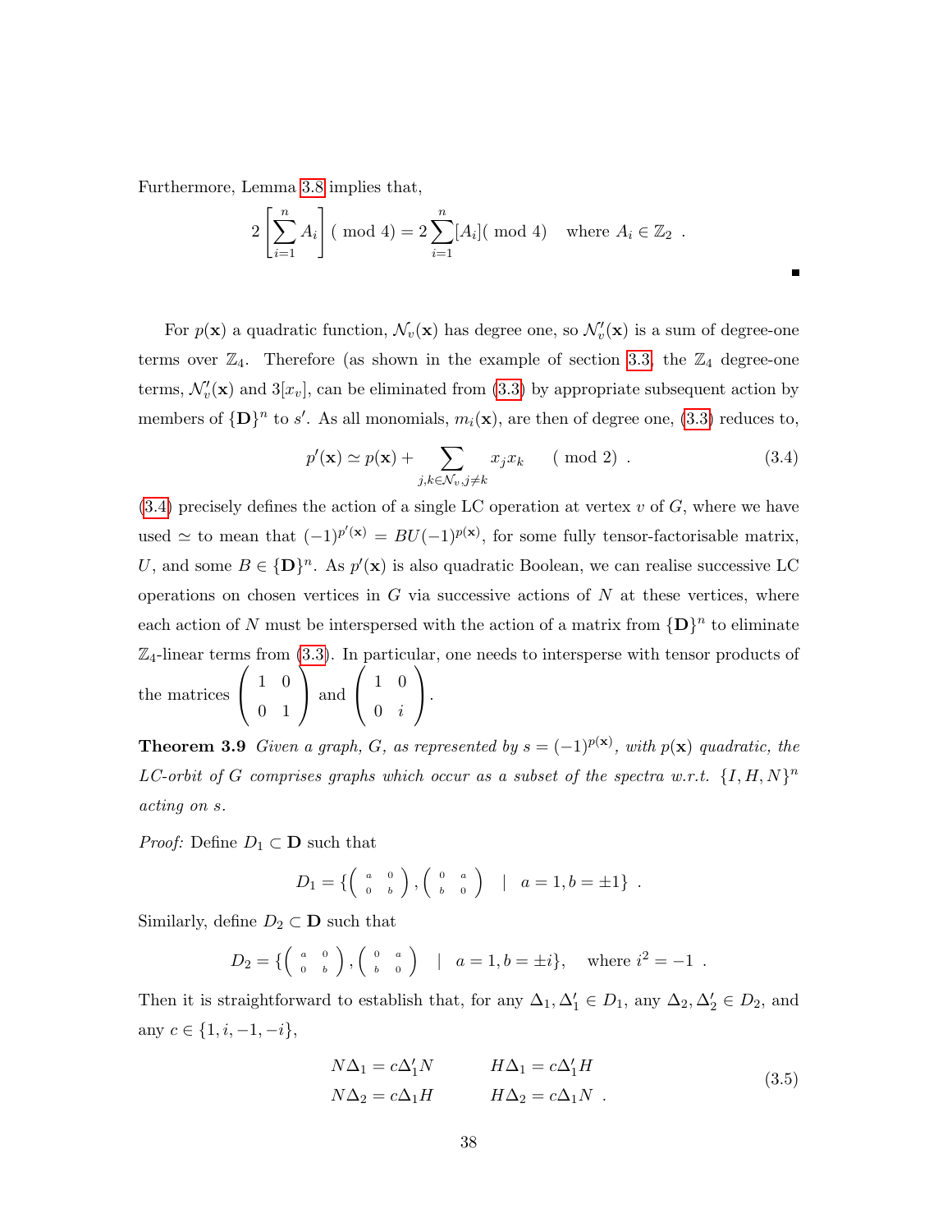Furthermore, Lemma 3.8 implies that,

$$2\left[\sum_{i=1}^{n} A_i\right](\bmod 4) = 2\sum_{i=1}^{n}[A_i](\bmod 4) \quad \text{where } A_i \in \mathbb{Z}_2 \ .$$

∎

For $p(\mathbf{x})$ a quadratic function, $\mathcal{N}_v(\mathbf{x})$ has degree one, so $\mathcal{N}'_v(\mathbf{x})$ is a sum of degree-one terms over $\mathbb{Z}_4$. Therefore (as shown in the example of section 3.3, the $\mathbb{Z}_4$ degree-one terms, $\mathcal{N}'_v(\mathbf{x})$ and $3[x_v]$, can be eliminated from (3.3) by appropriate subsequent action by members of $\{\mathbf{D}\}^n$ to $s'$. As all monomials, $m_i(\mathbf{x})$, are then of degree one, (3.3) reduces to,

$$p'(\mathbf{x}) \simeq p(\mathbf{x}) + \sum_{j,k\in\mathcal{N}_v, j\neq k} x_j x_k \quad (\bmod 2) \ . \tag{3.4}$$

(3.4) precisely defines the action of a single LC operation at vertex $v$ of $G$, where we have used $\simeq$ to mean that $(-1)^{p'(\mathbf{x})} = BU(-1)^{p(\mathbf{x})}$, for some fully tensor-factorisable matrix, $U$, and some $B \in \{\mathbf{D}\}^n$. As $p'(\mathbf{x})$ is also quadratic Boolean, we can realise successive LC operations on chosen vertices in $G$ via successive actions of $N$ at these vertices, where each action of $N$ must be interspersed with the action of a matrix from $\{\mathbf{D}\}^n$ to eliminate $\mathbb{Z}_4$-linear terms from (3.3). In particular, one needs to intersperse with tensor products of the matrices $\begin{pmatrix} 1 & 0 \\ 0 & 1 \end{pmatrix}$ and $\begin{pmatrix} 1 & 0 \\ 0 & i \end{pmatrix}$.

**Theorem 3.9** *Given a graph, $G$, as represented by $s = (-1)^{p(\mathbf{x})}$, with $p(\mathbf{x})$ quadratic, the LC-orbit of $G$ comprises graphs which occur as a subset of the spectra w.r.t. $\{I, H, N\}^n$ acting on $s$.*

*Proof:* Define $D_1 \subset \mathbf{D}$ such that

$$D_1 = \left\{\begin{pmatrix} a & 0 \\ 0 & b \end{pmatrix}, \begin{pmatrix} 0 & a \\ b & 0 \end{pmatrix} \ \middle| \ a = 1, b = \pm 1\right\} \ .$$

Similarly, define $D_2 \subset \mathbf{D}$ such that

$$D_2 = \left\{\begin{pmatrix} a & 0 \\ 0 & b \end{pmatrix}, \begin{pmatrix} 0 & a \\ b & 0 \end{pmatrix} \ \middle| \ a = 1, b = \pm i\right\}, \quad \text{where } i^2 = -1 \ .$$

Then it is straightforward to establish that, for any $\Delta_1, \Delta'_1 \in D_1$, any $\Delta_2, \Delta'_2 \in D_2$, and any $c \in \{1, i, -1, -i\}$,

$$\begin{aligned} N\Delta_1 &= c\Delta'_1 N \qquad & H\Delta_1 &= c\Delta'_1 H \\ N\Delta_2 &= c\Delta_1 H \qquad & H\Delta_2 &= c\Delta_1 N \ . \end{aligned} \tag{3.5}$$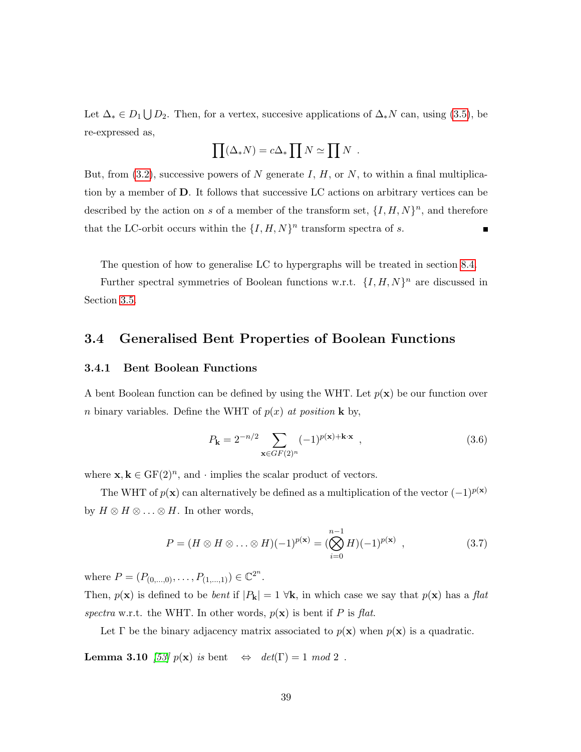Let $\Delta_* \in D_1 \bigcup D_2$. Then, for a vertex, succesive applications of $\Delta_* N$ can, using (3.5), be re-expressed as,

$$\prod(\Delta_* N) = c\Delta_* \prod N \simeq \prod N \ .$$

But, from (3.2), successive powers of $N$ generate $I$, $H$, or $N$, to within a final multiplication by a member of **D**. It follows that successive LC actions on arbitrary vertices can be described by the action on $s$ of a member of the transform set, $\{I, H, N\}^n$, and therefore that the LC-orbit occurs within the $\{I, H, N\}^n$ transform spectra of $s$. ∎

The question of how to generalise LC to hypergraphs will be treated in section 8.4.

Further spectral symmetries of Boolean functions w.r.t. $\{I, H, N\}^n$ are discussed in Section 3.5.

## 3.4 Generalised Bent Properties of Boolean Functions

### 3.4.1 Bent Boolean Functions

A bent Boolean function can be defined by using the WHT. Let $p(\mathbf{x})$ be our function over $n$ binary variables. Define the WHT of $p(x)$ *at position* $\mathbf{k}$ by,

$$P_{\mathbf{k}} = 2^{-n/2} \sum_{\mathbf{x} \in GF(2)^n} (-1)^{p(\mathbf{x}) + \mathbf{k} \cdot \mathbf{x}} \ , \tag{3.6}$$

where $\mathbf{x}, \mathbf{k} \in \mathrm{GF}(2)^n$, and $\cdot$ implies the scalar product of vectors.

The WHT of $p(\mathbf{x})$ can alternatively be defined as a multiplication of the vector $(-1)^{p(\mathbf{x})}$ by $H \otimes H \otimes \ldots \otimes H$. In other words,

$$P = (H \otimes H \otimes \ldots \otimes H)(-1)^{p(\mathbf{x})} = (\bigotimes_{i=0}^{n-1} H)(-1)^{p(\mathbf{x})} \ , \tag{3.7}$$

where $P = (P_{(0,\ldots,0)}, \ldots, P_{(1,\ldots,1)}) \in \mathbb{C}^{2^n}$.

Then, $p(\mathbf{x})$ is defined to be *bent* if $|P_{\mathbf{k}}| = 1 \ \forall \mathbf{k}$, in which case we say that $p(\mathbf{x})$ has a *flat spectra* w.r.t. the WHT. In other words, $p(\mathbf{x})$ is bent if $P$ is *flat*.

Let $\Gamma$ be the binary adjacency matrix associated to $p(\mathbf{x})$ when $p(\mathbf{x})$ is a quadratic.

**Lemma 3.10** *[53] $p(\mathbf{x})$ is* bent $\quad \Leftrightarrow \quad det(\Gamma) = 1 \ mod \ 2$ .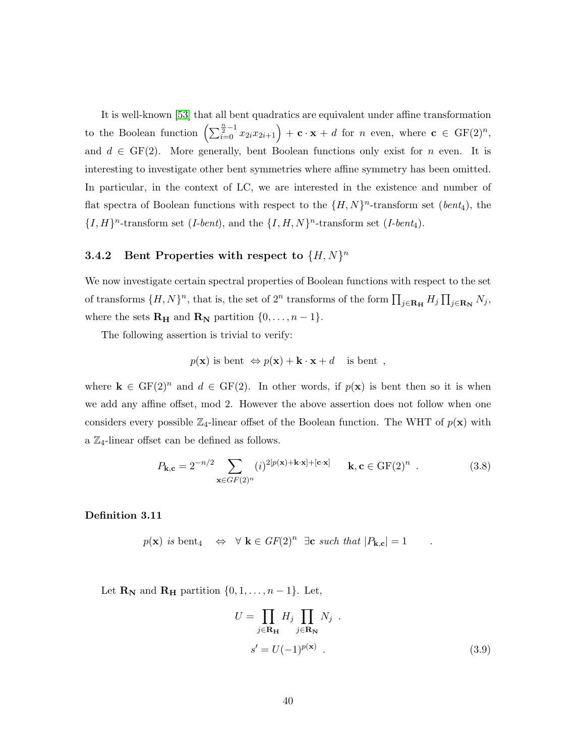It is well-known [53] that all bent quadratics are equivalent under affine transformation to the Boolean function $\left(\sum_{i=0}^{\frac{n}{2}-1} x_{2i}x_{2i+1}\right) + \mathbf{c}\cdot\mathbf{x} + d$ for $n$ even, where $\mathbf{c} \in \mathrm{GF}(2)^n$, and $d \in \mathrm{GF}(2)$. More generally, bent Boolean functions only exist for $n$ even. It is interesting to investigate other bent symmetries where affine symmetry has been omitted. In particular, in the context of LC, we are interested in the existence and number of flat spectra of Boolean functions with respect to the $\{H,N\}^n$-transform set (*bent*$_4$), the $\{I,H\}^n$-transform set (*I-bent*), and the $\{I,H,N\}^n$-transform set (*I-bent*$_4$).

### 3.4.2 Bent Properties with respect to $\{H,N\}^n$

We now investigate certain spectral properties of Boolean functions with respect to the set of transforms $\{H,N\}^n$, that is, the set of $2^n$ transforms of the form $\prod_{j\in\mathbf{R_H}} H_j \prod_{j\in\mathbf{R_N}} N_j$, where the sets $\mathbf{R_H}$ and $\mathbf{R_N}$ partition $\{0,\ldots,n-1\}$.

The following assertion is trivial to verify:

$$p(\mathbf{x}) \text{ is bent } \Leftrightarrow p(\mathbf{x}) + \mathbf{k}\cdot\mathbf{x} + d \quad \text{is bent} \ ,$$

where $\mathbf{k} \in \mathrm{GF}(2)^n$ and $d \in \mathrm{GF}(2)$. In other words, if $p(\mathbf{x})$ is bent then so it is when we add any affine offset, mod 2. However the above assertion does not follow when one considers every possible $\mathbb{Z}_4$-linear offset of the Boolean function. The WHT of $p(\mathbf{x})$ with a $\mathbb{Z}_4$-linear offset can be defined as follows.

$$P_{\mathbf{k},\mathbf{c}} = 2^{-n/2} \sum_{\mathbf{x}\in GF(2)^n} (i)^{2[p(\mathbf{x})+\mathbf{k}\cdot\mathbf{x}]+[\mathbf{c}\cdot\mathbf{x}]} \qquad \mathbf{k},\mathbf{c} \in \mathrm{GF}(2)^n \ . \tag{3.8}$$

**Definition 3.11**

$$p(\mathbf{x}) \text{ is bent}_4 \quad \Leftrightarrow \quad \forall\ \mathbf{k} \in GF(2)^n \ \ \exists \mathbf{c} \text{ such that } |P_{\mathbf{k},\mathbf{c}}| = 1 \qquad .$$

Let $\mathbf{R_N}$ and $\mathbf{R_H}$ partition $\{0,1,\ldots,n-1\}$. Let,

$$U = \prod_{j\in\mathbf{R_H}} H_j \prod_{j\in\mathbf{R_N}} N_j \ .$$

$$s' = U(-1)^{p(\mathbf{x})} \ . \tag{3.9}$$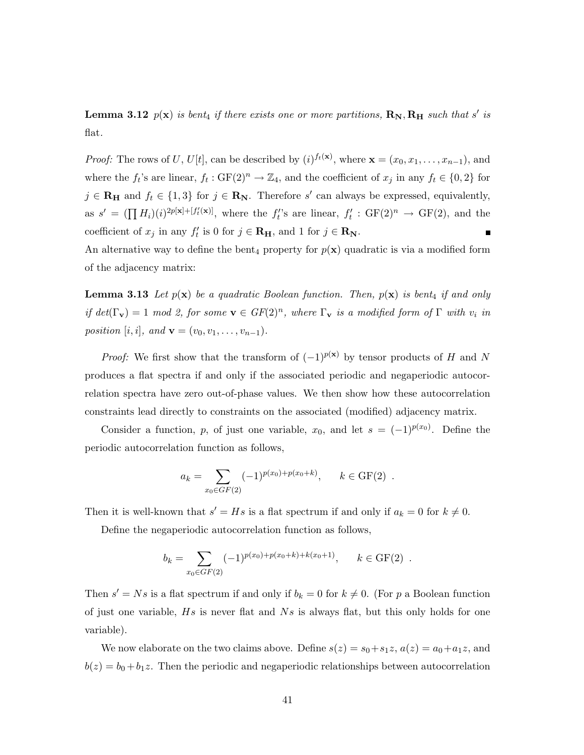**Lemma 3.12** *$p(\mathbf{x})$ is bent$_4$ if there exists one or more partitions, $\mathbf{R_N}, \mathbf{R_H}$ such that $s'$ is flat.*

*Proof:* The rows of $U$, $U[t]$, can be described by $(i)^{f_t(\mathbf{x})}$, where $\mathbf{x} = (x_0, x_1, \ldots, x_{n-1})$, and where the $f_t$'s are linear, $f_t : \mathrm{GF}(2)^n \rightarrow \mathbb{Z}_4$, and the coefficient of $x_j$ in any $f_t \in \{0, 2\}$ for $j \in \mathbf{R_H}$ and $f_t \in \{1, 3\}$ for $j \in \mathbf{R_N}$. Therefore $s'$ can always be expressed, equivalently, as $s' = (\prod H_i)(i)^{2p[\mathbf{x}]+[f'_t(\mathbf{x})]}$, where the $f'_t$'s are linear, $f'_t : \mathrm{GF}(2)^n \rightarrow \mathrm{GF}(2)$, and the coefficient of $x_j$ in any $f'_t$ is 0 for $j \in \mathbf{R_H}$, and 1 for $j \in \mathbf{R_N}$. ∎

An alternative way to define the bent$_4$ property for $p(\mathbf{x})$ quadratic is via a modified form of the adjacency matrix:

**Lemma 3.13** *Let $p(\mathbf{x})$ be a quadratic Boolean function. Then, $p(\mathbf{x})$ is bent$_4$ if and only if $\det(\Gamma_\mathbf{v}) = 1 \bmod 2$, for some $\mathbf{v} \in GF(2)^n$, where $\Gamma_\mathbf{v}$ is a modified form of $\Gamma$ with $v_i$ in position $[i, i]$, and $\mathbf{v} = (v_0, v_1, \ldots, v_{n-1})$.*

*Proof:* We first show that the transform of $(-1)^{p(\mathbf{x})}$ by tensor products of $H$ and $N$ produces a flat spectra if and only if the associated periodic and negaperiodic autocorrelation spectra have zero out-of-phase values. We then show how these autocorrelation constraints lead directly to constraints on the associated (modified) adjacency matrix.

Consider a function, $p$, of just one variable, $x_0$, and let $s = (-1)^{p(x_0)}$. Define the periodic autocorrelation function as follows,

$$a_k = \sum_{x_0 \in GF(2)} (-1)^{p(x_0)+p(x_0+k)}, \qquad k \in \mathrm{GF}(2) \ .$$

Then it is well-known that $s' = Hs$ is a flat spectrum if and only if $a_k = 0$ for $k \neq 0$.

Define the negaperiodic autocorrelation function as follows,

$$b_k = \sum_{x_0 \in GF(2)} (-1)^{p(x_0)+p(x_0+k)+k(x_0+1)}, \qquad k \in \mathrm{GF}(2) \ .$$

Then $s' = Ns$ is a flat spectrum if and only if $b_k = 0$ for $k \neq 0$. (For $p$ a Boolean function of just one variable, $Hs$ is never flat and $Ns$ is always flat, but this only holds for one variable).

We now elaborate on the two claims above. Define $s(z) = s_0 + s_1 z$, $a(z) = a_0 + a_1 z$, and $b(z) = b_0 + b_1 z$. Then the periodic and negaperiodic relationships between autocorrelation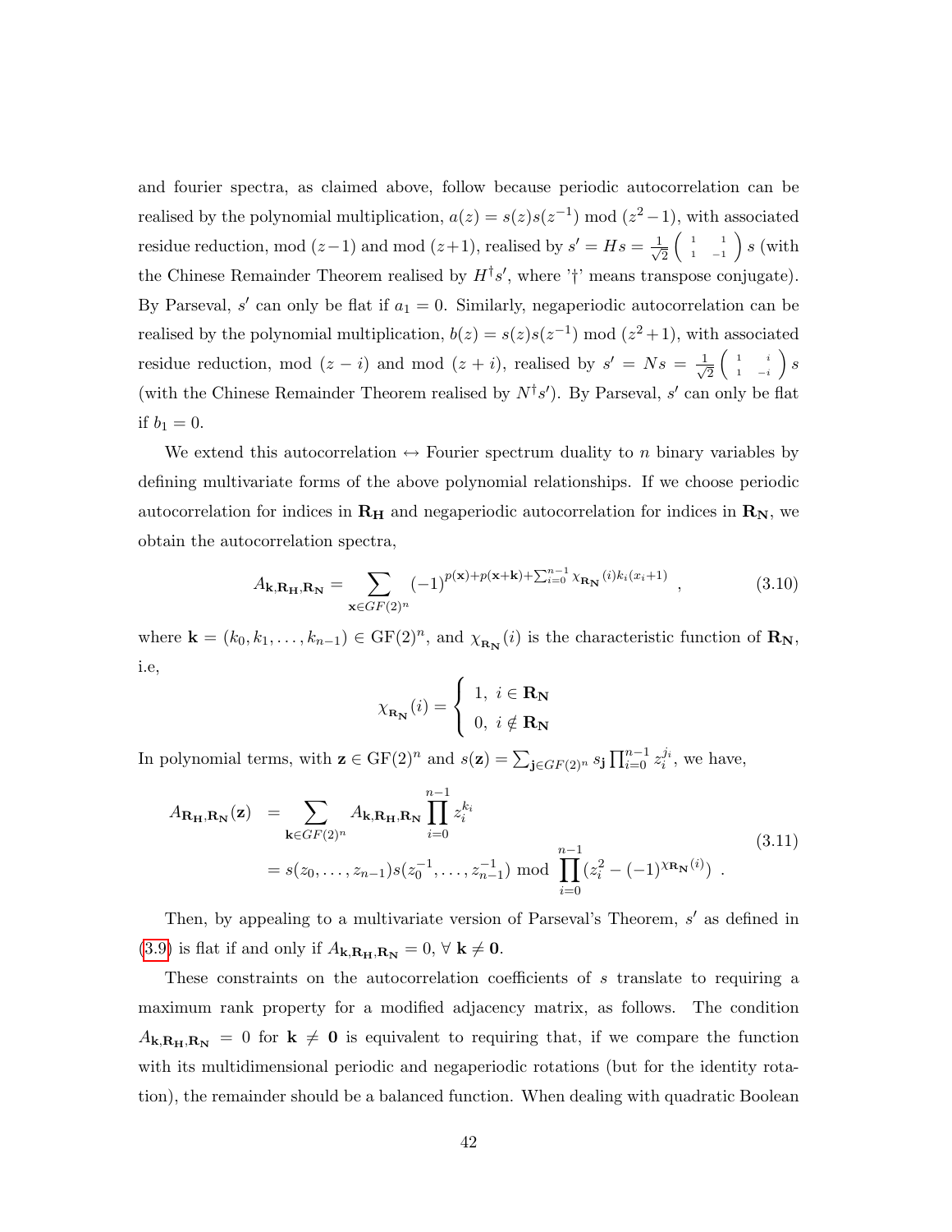and fourier spectra, as claimed above, follow because periodic autocorrelation can be realised by the polynomial multiplication, $a(z) = s(z)s(z^{-1}) \bmod (z^2-1)$, with associated residue reduction, mod $(z-1)$ and mod $(z+1)$, realised by $s' = Hs = \frac{1}{\sqrt{2}}\begin{pmatrix} 1 & 1 \\ 1 & -1 \end{pmatrix} s$ (with the Chinese Remainder Theorem realised by $H^\dagger s'$, where '†' means transpose conjugate). By Parseval, $s'$ can only be flat if $a_1 = 0$. Similarly, negaperiodic autocorrelation can be realised by the polynomial multiplication, $b(z) = s(z)s(z^{-1}) \bmod (z^2+1)$, with associated residue reduction, mod $(z-i)$ and mod $(z+i)$, realised by $s' = Ns = \frac{1}{\sqrt{2}}\begin{pmatrix} 1 & i \\ 1 & -i \end{pmatrix} s$ (with the Chinese Remainder Theorem realised by $N^\dagger s'$). By Parseval, $s'$ can only be flat if $b_1 = 0$.

We extend this autocorrelation ↔ Fourier spectrum duality to $n$ binary variables by defining multivariate forms of the above polynomial relationships. If we choose periodic autocorrelation for indices in $\mathbf{R_H}$ and negaperiodic autocorrelation for indices in $\mathbf{R_N}$, we obtain the autocorrelation spectra,

$$A_{\mathbf{k},\mathbf{R_H},\mathbf{R_N}} = \sum_{\mathbf{x}\in GF(2)^n} (-1)^{p(\mathbf{x})+p(\mathbf{x}+\mathbf{k})+\sum_{i=0}^{n-1}\chi_{\mathbf{R_N}}(i)k_i(x_i+1)} \quad , \tag{3.10}$$

where $\mathbf{k} = (k_0, k_1, \ldots, k_{n-1}) \in \mathrm{GF}(2)^n$, and $\chi_{\mathbf{R_N}}(i)$ is the characteristic function of $\mathbf{R_N}$, i.e,

$$\chi_{\mathbf{R_N}}(i) = \begin{cases} 1, & i \in \mathbf{R_N} \\ 0, & i \notin \mathbf{R_N} \end{cases}$$

In polynomial terms, with $\mathbf{z} \in \mathrm{GF}(2)^n$ and $s(\mathbf{z}) = \sum_{\mathbf{j}\in GF(2)^n} s_{\mathbf{j}} \prod_{i=0}^{n-1} z_i^{j_i}$, we have,

$$\begin{aligned} A_{\mathbf{R_H},\mathbf{R_N}}(\mathbf{z}) &= \sum_{\mathbf{k}\in GF(2)^n} A_{\mathbf{k},\mathbf{R_H},\mathbf{R_N}} \prod_{i=0}^{n-1} z_i^{k_i} \\ &= s(z_0, \ldots, z_{n-1}) s(z_0^{-1}, \ldots, z_{n-1}^{-1}) \bmod \prod_{i=0}^{n-1} (z_i^2 - (-1)^{\chi_{\mathbf{R_N}}(i)}) \ . \end{aligned} \tag{3.11}$$

Then, by appealing to a multivariate version of Parseval's Theorem, $s'$ as defined in (3.9) is flat if and only if $A_{\mathbf{k},\mathbf{R_H},\mathbf{R_N}} = 0, \ \forall \ \mathbf{k} \neq \mathbf{0}$.

These constraints on the autocorrelation coefficients of $s$ translate to requiring a maximum rank property for a modified adjacency matrix, as follows. The condition $A_{\mathbf{k},\mathbf{R_H},\mathbf{R_N}} = 0$ for $\mathbf{k} \neq \mathbf{0}$ is equivalent to requiring that, if we compare the function with its multidimensional periodic and negaperiodic rotations (but for the identity rotation), the remainder should be a balanced function. When dealing with quadratic Boolean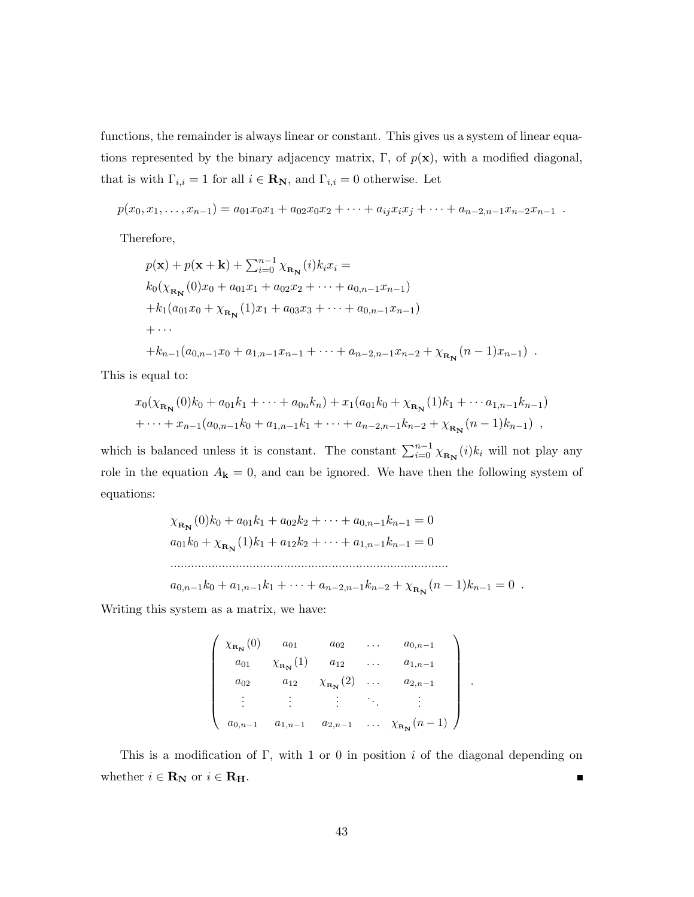functions, the remainder is always linear or constant. This gives us a system of linear equations represented by the binary adjacency matrix, $\Gamma$, of $p(\mathbf{x})$, with a modified diagonal, that is with $\Gamma_{i,i} = 1$ for all $i \in \mathbf{R_N}$, and $\Gamma_{i,i} = 0$ otherwise. Let

$$p(x_0, x_1, \ldots, x_{n-1}) = a_{01}x_0x_1 + a_{02}x_0x_2 + \cdots + a_{ij}x_ix_j + \cdots + a_{n-2,n-1}x_{n-2}x_{n-1} \ .$$

Therefore,

$$\begin{aligned}
&p(\mathbf{x}) + p(\mathbf{x}+\mathbf{k}) + \textstyle\sum_{i=0}^{n-1} \chi_{\mathbf{R_N}}(i)k_ix_i = \\
&k_0(\chi_{\mathbf{R_N}}(0)x_0 + a_{01}x_1 + a_{02}x_2 + \cdots + a_{0,n-1}x_{n-1}) \\
&+k_1(a_{01}x_0 + \chi_{\mathbf{R_N}}(1)x_1 + a_{03}x_3 + \cdots + a_{0,n-1}x_{n-1}) \\
&+\cdots \\
&+k_{n-1}(a_{0,n-1}x_0 + a_{1,n-1}x_{n-1} + \cdots + a_{n-2,n-1}x_{n-2} + \chi_{\mathbf{R_N}}(n-1)x_{n-1}) \ .
\end{aligned}$$

This is equal to:

$$\begin{aligned}
&x_0(\chi_{\mathbf{R_N}}(0)k_0 + a_{01}k_1 + \cdots + a_{0n}k_n) + x_1(a_{01}k_0 + \chi_{\mathbf{R_N}}(1)k_1 + \cdots a_{1,n-1}k_{n-1}) \\
&+ \cdots + x_{n-1}(a_{0,n-1}k_0 + a_{1,n-1}k_1 + \cdots + a_{n-2,n-1}k_{n-2} + \chi_{\mathbf{R_N}}(n-1)k_{n-1}) \ ,
\end{aligned}$$

which is balanced unless it is constant. The constant $\sum_{i=0}^{n-1} \chi_{\mathbf{R_N}}(i)k_i$ will not play any role in the equation $A_{\mathbf{k}} = 0$, and can be ignored. We have then the following system of equations:

$$\begin{aligned}
&\chi_{\mathbf{R_N}}(0)k_0 + a_{01}k_1 + a_{02}k_2 + \cdots + a_{0,n-1}k_{n-1} = 0 \\
&a_{01}k_0 + \chi_{\mathbf{R_N}}(1)k_1 + a_{12}k_2 + \cdots + a_{1,n-1}k_{n-1} = 0 \\
&\cdots\cdots\cdots\cdots\cdots\cdots\cdots\cdots\cdots\cdots\cdots\cdots\cdots\cdots\cdots\cdots\cdots \\
&a_{0,n-1}k_0 + a_{1,n-1}k_1 + \cdots + a_{n-2,n-1}k_{n-2} + \chi_{\mathbf{R_N}}(n-1)k_{n-1} = 0 \ .
\end{aligned}$$

Writing this system as a matrix, we have:

$$\begin{pmatrix}
\chi_{\mathbf{R_N}}(0) & a_{01} & a_{02} & \ldots & a_{0,n-1} \\
a_{01} & \chi_{\mathbf{R_N}}(1) & a_{12} & \ldots & a_{1,n-1} \\
a_{02} & a_{12} & \chi_{\mathbf{R_N}}(2) & \ldots & a_{2,n-1} \\
\vdots & \vdots & \vdots & \ddots & \vdots \\
a_{0,n-1} & a_{1,n-1} & a_{2,n-1} & \ldots & \chi_{\mathbf{R_N}}(n-1)
\end{pmatrix} .$$

This is a modification of $\Gamma$, with 1 or 0 in position $i$ of the diagonal depending on whether $i \in \mathbf{R_N}$ or $i \in \mathbf{R_H}$. ∎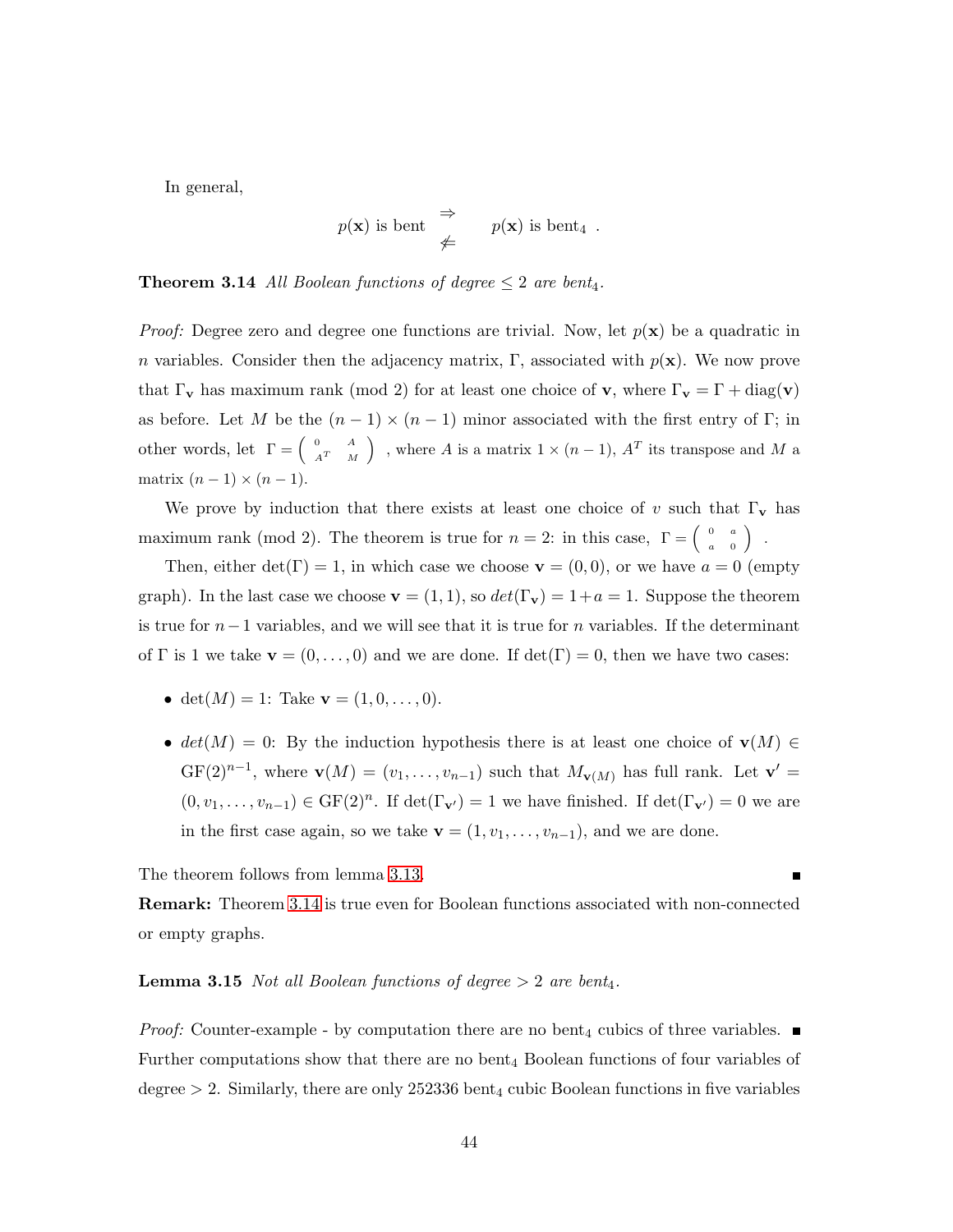In general,

$$p(\mathbf{x}) \text{ is bent } \overset{\Rightarrow}{\not\Leftarrow} \quad p(\mathbf{x}) \text{ is bent}_4 \ .$$

**Theorem 3.14** *All Boolean functions of degree $\leq 2$ are bent$_4$.*

*Proof:* Degree zero and degree one functions are trivial. Now, let $p(\mathbf{x})$ be a quadratic in $n$ variables. Consider then the adjacency matrix, $\Gamma$, associated with $p(\mathbf{x})$. We now prove that $\Gamma_{\mathbf{v}}$ has maximum rank (mod 2) for at least one choice of $\mathbf{v}$, where $\Gamma_{\mathbf{v}} = \Gamma + \text{diag}(\mathbf{v})$ as before. Let $M$ be the $(n-1) \times (n-1)$ minor associated with the first entry of $\Gamma$; in other words, let $\Gamma = \begin{pmatrix} 0 & A \\ A^T & M \end{pmatrix}$, where $A$ is a matrix $1 \times (n-1)$, $A^T$ its transpose and $M$ a matrix $(n-1) \times (n-1)$.

We prove by induction that there exists at least one choice of $v$ such that $\Gamma_{\mathbf{v}}$ has maximum rank (mod 2). The theorem is true for $n = 2$: in this case, $\Gamma = \begin{pmatrix} 0 & a \\ a & 0 \end{pmatrix}$ .

Then, either $\det(\Gamma) = 1$, in which case we choose $\mathbf{v} = (0, 0)$, or we have $a = 0$ (empty graph). In the last case we choose $\mathbf{v} = (1, 1)$, so $det(\Gamma_{\mathbf{v}}) = 1 + a = 1$. Suppose the theorem is true for $n-1$ variables, and we will see that it is true for $n$ variables. If the determinant of $\Gamma$ is 1 we take $\mathbf{v} = (0, \ldots, 0)$ and we are done. If $\det(\Gamma) = 0$, then we have two cases:

- $\det(M) = 1$: Take $\mathbf{v} = (1, 0, \ldots, 0)$.
- $det(M) = 0$: By the induction hypothesis there is at least one choice of $\mathbf{v}(M) \in \text{GF}(2)^{n-1}$, where $\mathbf{v}(M) = (v_1, \ldots, v_{n-1})$ such that $M_{\mathbf{v}(M)}$ has full rank. Let $\mathbf{v}' = (0, v_1, \ldots, v_{n-1}) \in \text{GF}(2)^n$. If $\det(\Gamma_{\mathbf{v}'}) = 1$ we have finished. If $\det(\Gamma_{\mathbf{v}'}) = 0$ we are in the first case again, so we take $\mathbf{v} = (1, v_1, \ldots, v_{n-1})$, and we are done.

The theorem follows from lemma 3.13. ∎

**Remark:** Theorem 3.14 is true even for Boolean functions associated with non-connected or empty graphs.

**Lemma 3.15** *Not all Boolean functions of degree $> 2$ are bent$_4$.*

*Proof:* Counter-example - by computation there are no bent$_4$ cubics of three variables. ∎
Further computations show that there are no bent$_4$ Boolean functions of four variables of degree $> 2$. Similarly, there are only 252336 bent$_4$ cubic Boolean functions in five variables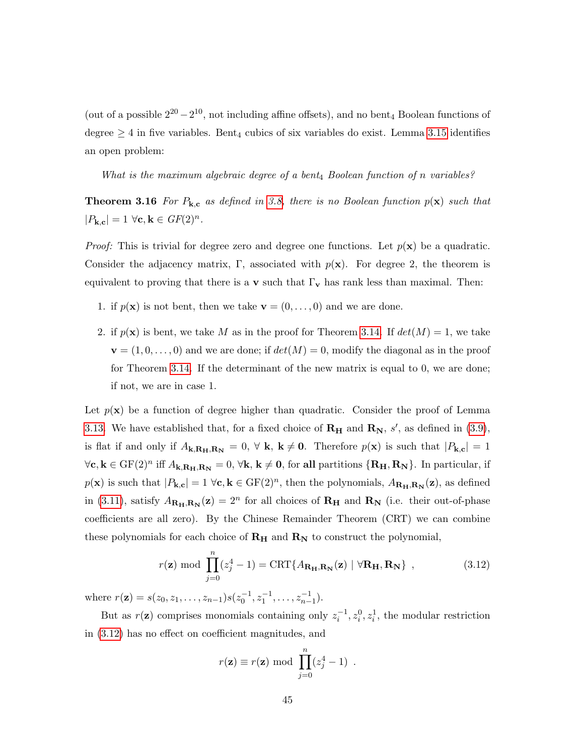(out of a possible $2^{20} - 2^{10}$, not including affine offsets), and no bent$_4$ Boolean functions of degree $\geq 4$ in five variables. Bent$_4$ cubics of six variables do exist. Lemma 3.15 identifies an open problem:

*What is the maximum algebraic degree of a bent$_4$ Boolean function of $n$ variables?*

**Theorem 3.16** *For $P_{\mathbf{k},\mathbf{c}}$ as defined in 3.8, there is no Boolean function $p(\mathbf{x})$ such that $|P_{\mathbf{k},\mathbf{c}}| = 1$ $\forall \mathbf{c}, \mathbf{k} \in GF(2)^n$.*

*Proof:* This is trivial for degree zero and degree one functions. Let $p(\mathbf{x})$ be a quadratic. Consider the adjacency matrix, $\Gamma$, associated with $p(\mathbf{x})$. For degree 2, the theorem is equivalent to proving that there is a $\mathbf{v}$ such that $\Gamma_{\mathbf{v}}$ has rank less than maximal. Then:

1. if $p(\mathbf{x})$ is not bent, then we take $\mathbf{v} = (0, \ldots, 0)$ and we are done.

2. if $p(\mathbf{x})$ is bent, we take $M$ as in the proof for Theorem 3.14. If $det(M) = 1$, we take $\mathbf{v} = (1, 0, \ldots, 0)$ and we are done; if $det(M) = 0$, modify the diagonal as in the proof for Theorem 3.14. If the determinant of the new matrix is equal to 0, we are done; if not, we are in case 1.

Let $p(\mathbf{x})$ be a function of degree higher than quadratic. Consider the proof of Lemma 3.13. We have established that, for a fixed choice of $\mathbf{R_H}$ and $\mathbf{R_N}$, $s'$, as defined in (3.9), is flat if and only if $A_{\mathbf{k},\mathbf{R_H},\mathbf{R_N}} = 0$, $\forall$ $\mathbf{k}$, $\mathbf{k} \neq \mathbf{0}$. Therefore $p(\mathbf{x})$ is such that $|P_{\mathbf{k},\mathbf{c}}| = 1$ $\forall \mathbf{c}, \mathbf{k} \in \mathrm{GF}(2)^n$ iff $A_{\mathbf{k},\mathbf{R_H},\mathbf{R_N}} = 0$, $\forall \mathbf{k}$, $\mathbf{k} \neq \mathbf{0}$, for **all** partitions $\{\mathbf{R_H}, \mathbf{R_N}\}$. In particular, if $p(\mathbf{x})$ is such that $|P_{\mathbf{k},\mathbf{c}}| = 1$ $\forall \mathbf{c}, \mathbf{k} \in \mathrm{GF}(2)^n$, then the polynomials, $A_{\mathbf{R_H},\mathbf{R_N}}(\mathbf{z})$, as defined in (3.11), satisfy $A_{\mathbf{R_H},\mathbf{R_N}}(\mathbf{z}) = 2^n$ for all choices of $\mathbf{R_H}$ and $\mathbf{R_N}$ (i.e. their out-of-phase coefficients are all zero). By the Chinese Remainder Theorem (CRT) we can combine these polynomials for each choice of $\mathbf{R_H}$ and $\mathbf{R_N}$ to construct the polynomial,

$$r(\mathbf{z}) \bmod \prod_{j=0}^{n}(z_j^4 - 1) = \mathrm{CRT}\{A_{\mathbf{R_H},\mathbf{R_N}}(\mathbf{z}) \mid \forall \mathbf{R_H}, \mathbf{R_N}\} \ , \tag{3.12}$$

where $r(\mathbf{z}) = s(z_0, z_1, \ldots, z_{n-1})s(z_0^{-1}, z_1^{-1}, \ldots, z_{n-1}^{-1})$.

But as $r(\mathbf{z})$ comprises monomials containing only $z_i^{-1}, z_i^0, z_i^1$, the modular restriction in (3.12) has no effect on coefficient magnitudes, and

$$r(\mathbf{z}) \equiv r(\mathbf{z}) \bmod \prod_{j=0}^{n}(z_j^4 - 1) \ .$$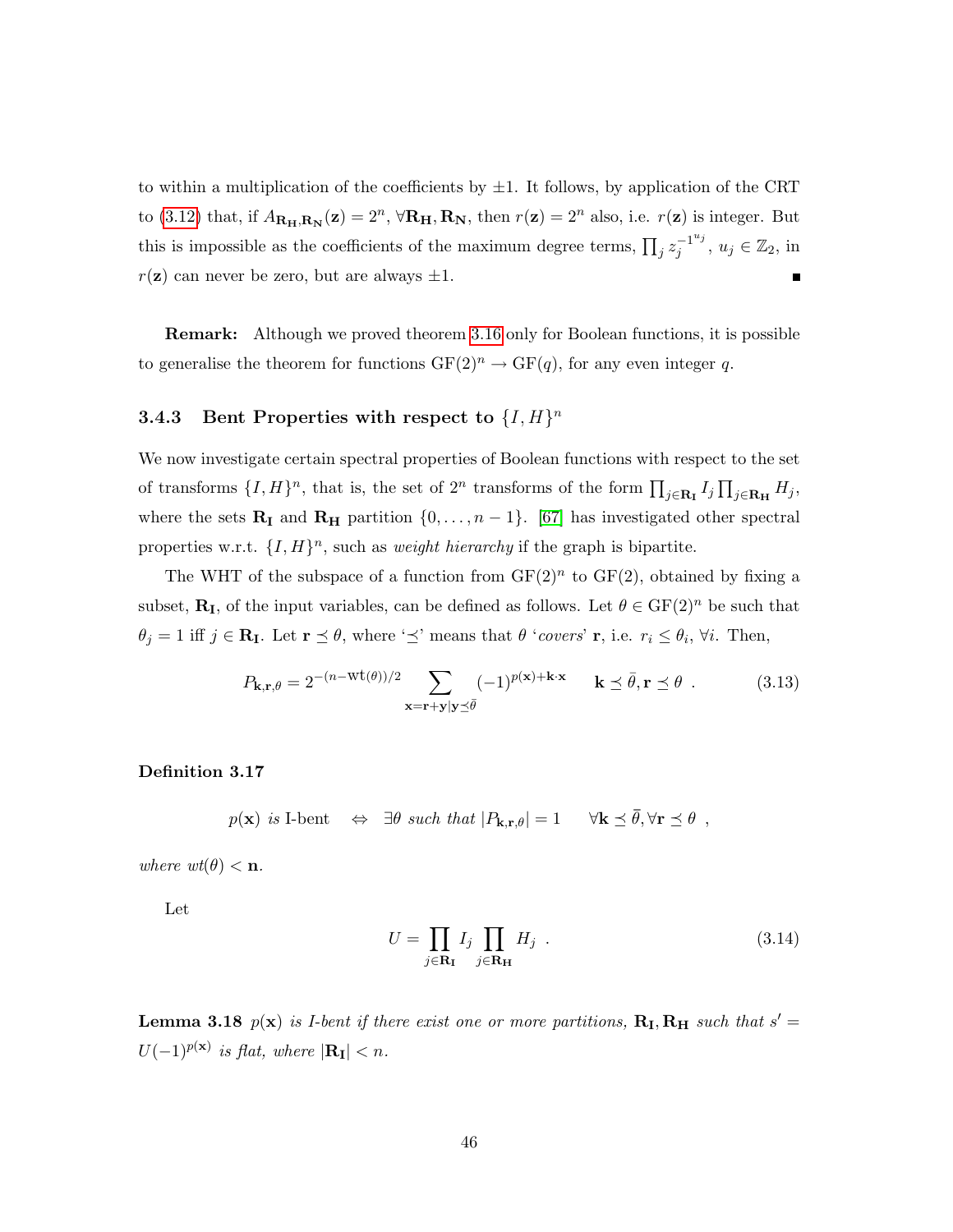to within a multiplication of the coefficients by $\pm 1$. It follows, by application of the CRT to (3.12) that, if $A_{\mathbf{R_H},\mathbf{R_N}}(\mathbf{z}) = 2^n$, $\forall \mathbf{R_H}, \mathbf{R_N}$, then $r(\mathbf{z}) = 2^n$ also, i.e. $r(\mathbf{z})$ is integer. But this is impossible as the coefficients of the maximum degree terms, $\prod_j z_j^{-1^{u_j}}$, $u_j \in \mathbb{Z}_2$, in $r(\mathbf{z})$ can never be zero, but are always $\pm 1$. ∎

**Remark:** Although we proved theorem 3.16 only for Boolean functions, it is possible to generalise the theorem for functions $\mathrm{GF}(2)^n \to \mathrm{GF}(q)$, for any even integer $q$.

### 3.4.3 Bent Properties with respect to $\{I, H\}^n$

We now investigate certain spectral properties of Boolean functions with respect to the set of transforms $\{I, H\}^n$, that is, the set of $2^n$ transforms of the form $\prod_{j \in \mathbf{R_I}} I_j \prod_{j \in \mathbf{R_H}} H_j$, where the sets $\mathbf{R_I}$ and $\mathbf{R_H}$ partition $\{0, \ldots, n-1\}$. [67] has investigated other spectral properties w.r.t. $\{I, H\}^n$, such as *weight hierarchy* if the graph is bipartite.

The WHT of the subspace of a function from $\mathrm{GF}(2)^n$ to $\mathrm{GF}(2)$, obtained by fixing a subset, $\mathbf{R_I}$, of the input variables, can be defined as follows. Let $\theta \in \mathrm{GF}(2)^n$ be such that $\theta_j = 1$ iff $j \in \mathbf{R_I}$. Let $\mathbf{r} \preceq \theta$, where '$\preceq$' means that $\theta$ '*covers*' $\mathbf{r}$, i.e. $r_i \leq \theta_i$, $\forall i$. Then,

$$P_{\mathbf{k},\mathbf{r},\theta} = 2^{-(n-\mathrm{wt}(\theta))/2} \sum_{\mathbf{x}=\mathbf{r}+\mathbf{y}|\mathbf{y} \preceq \bar{\theta}} (-1)^{p(\mathbf{x})+\mathbf{k}\cdot\mathbf{x}} \qquad \mathbf{k} \preceq \bar{\theta}, \mathbf{r} \preceq \theta \ . \tag{3.13}$$

**Definition 3.17**

$$p(\mathbf{x}) \textit{ is } \text{I-bent} \quad \Leftrightarrow \quad \exists \theta \textit{ such that } |P_{\mathbf{k},\mathbf{r},\theta}| = 1 \qquad \forall \mathbf{k} \preceq \bar{\theta}, \forall \mathbf{r} \preceq \theta \ ,$$

*where* $wt(\theta) < \mathbf{n}$.

Let

$$U = \prod_{j \in \mathbf{R_I}} I_j \prod_{j \in \mathbf{R_H}} H_j \ . \tag{3.14}$$

**Lemma 3.18** *$p(\mathbf{x})$ is I-bent if there exist one or more partitions, $\mathbf{R_I}, \mathbf{R_H}$ such that $s' = U(-1)^{p(\mathbf{x})}$ is flat, where $|\mathbf{R_I}| < n$.*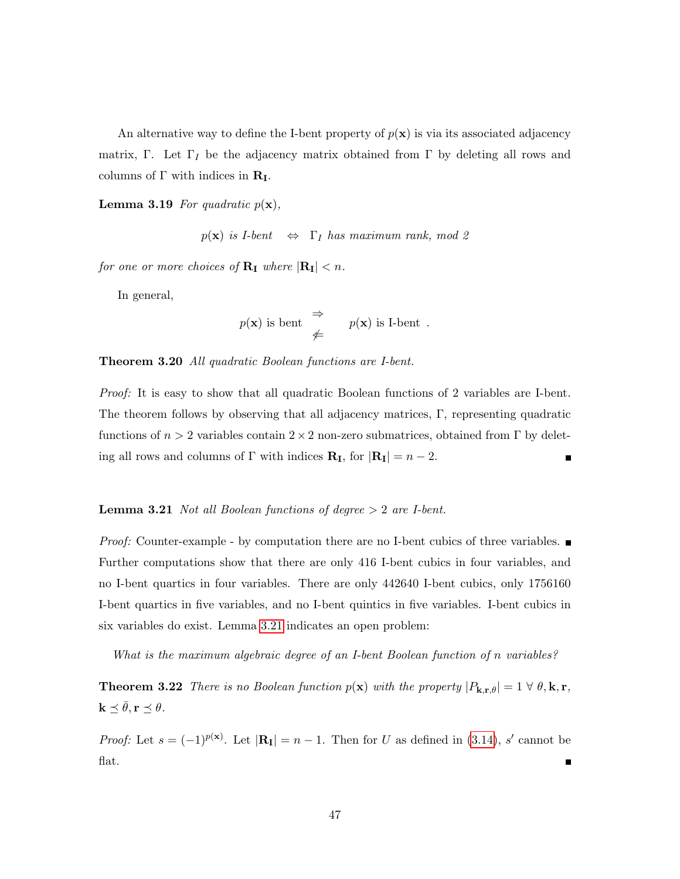An alternative way to define the I-bent property of $p(\mathbf{x})$ is via its associated adjacency matrix, $\Gamma$. Let $\Gamma_I$ be the adjacency matrix obtained from $\Gamma$ by deleting all rows and columns of $\Gamma$ with indices in $\mathbf{R_I}$.

**Lemma 3.19** *For quadratic $p(\mathbf{x})$,*

$$p(\mathbf{x}) \text{ is I-bent} \quad \Leftrightarrow \quad \Gamma_I \text{ has maximum rank, mod 2}$$

*for one or more choices of $\mathbf{R_I}$ where $|\mathbf{R_I}| < n$.*

In general,

$$p(\mathbf{x}) \text{ is bent} \quad \begin{array}{c} \Rightarrow \\ \not\Leftarrow \end{array} \quad p(\mathbf{x}) \text{ is I-bent} \ .$$

**Theorem 3.20** *All quadratic Boolean functions are I-bent.*

*Proof:* It is easy to show that all quadratic Boolean functions of 2 variables are I-bent. The theorem follows by observing that all adjacency matrices, $\Gamma$, representing quadratic functions of $n > 2$ variables contain $2 \times 2$ non-zero submatrices, obtained from $\Gamma$ by deleting all rows and columns of $\Gamma$ with indices $\mathbf{R_I}$, for $|\mathbf{R_I}| = n - 2$. ∎

**Lemma 3.21** *Not all Boolean functions of degree $> 2$ are I-bent.*

*Proof:* Counter-example - by computation there are no I-bent cubics of three variables. ∎
Further computations show that there are only 416 I-bent cubics in four variables, and no I-bent quartics in four variables. There are only 442640 I-bent cubics, only 1756160 I-bent quartics in five variables, and no I-bent quintics in five variables. I-bent cubics in six variables do exist. Lemma 3.21 indicates an open problem:

*What is the maximum algebraic degree of an I-bent Boolean function of n variables?*

**Theorem 3.22** *There is no Boolean function $p(\mathbf{x})$ with the property $|P_{\mathbf{k},\mathbf{r},\theta}| = 1 \ \forall \ \theta, \mathbf{k}, \mathbf{r}$, $\mathbf{k} \preceq \bar{\theta}, \mathbf{r} \preceq \theta$.*

*Proof:* Let $s = (-1)^{p(\mathbf{x})}$. Let $|\mathbf{R_I}| = n - 1$. Then for $U$ as defined in (3.14), $s'$ cannot be flat. ∎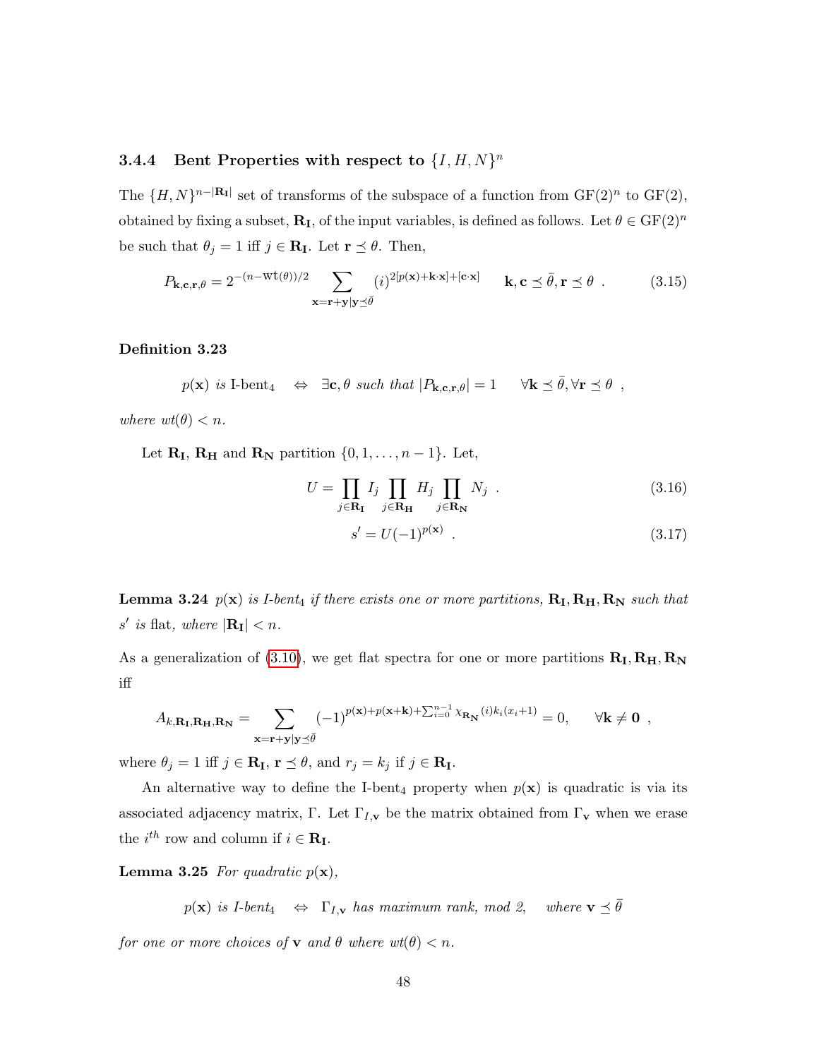### 3.4.4 Bent Properties with respect to $\{I, H, N\}^n$

The $\{H, N\}^{n-|\mathbf{R_I}|}$ set of transforms of the subspace of a function from $\mathrm{GF}(2)^n$ to $\mathrm{GF}(2)$, obtained by fixing a subset, $\mathbf{R_I}$, of the input variables, is defined as follows. Let $\theta \in \mathrm{GF}(2)^n$ be such that $\theta_j = 1$ iff $j \in \mathbf{R_I}$. Let $\mathbf{r} \preceq \theta$. Then,

$$P_{\mathbf{k},\mathbf{c},\mathbf{r},\theta} = 2^{-(n-\mathrm{wt}(\theta))/2} \sum_{\mathbf{x}=\mathbf{r}+\mathbf{y}|\mathbf{y}\preceq\bar{\theta}} (i)^{2[p(\mathbf{x})+\mathbf{k}\cdot\mathbf{x}]+[\mathbf{c}\cdot\mathbf{x}]} \qquad \mathbf{k},\mathbf{c} \preceq \bar{\theta}, \mathbf{r} \preceq \theta \ . \tag{3.15}$$

**Definition 3.23**

$$p(\mathbf{x}) \textit{ is } \text{I-bent}_4 \quad \Leftrightarrow \quad \exists \mathbf{c}, \theta \textit{ such that } |P_{\mathbf{k},\mathbf{c},\mathbf{r},\theta}| = 1 \qquad \forall \mathbf{k} \preceq \bar{\theta}, \forall \mathbf{r} \preceq \theta \ ,$$

*where* $wt(\theta) < n$.

Let $\mathbf{R_I}$, $\mathbf{R_H}$ and $\mathbf{R_N}$ partition $\{0, 1, \ldots, n-1\}$. Let,

$$U = \prod_{j\in\mathbf{R_I}} I_j \prod_{j\in\mathbf{R_H}} H_j \prod_{j\in\mathbf{R_N}} N_j \ . \tag{3.16}$$

$$s' = U(-1)^{p(\mathbf{x})} \ . \tag{3.17}$$

**Lemma 3.24** *$p(\mathbf{x})$ is I-bent$_4$ if there exists one or more partitions, $\mathbf{R_I}, \mathbf{R_H}, \mathbf{R_N}$ such that $s'$ is* flat*, where $|\mathbf{R_I}| < n$.*

As a generalization of (3.10), we get flat spectra for one or more partitions $\mathbf{R_I}, \mathbf{R_H}, \mathbf{R_N}$ iff

$$A_{k,\mathbf{R_I},\mathbf{R_H},\mathbf{R_N}} = \sum_{\mathbf{x}=\mathbf{r}+\mathbf{y}|\mathbf{y}\preceq\bar{\theta}} (-1)^{p(\mathbf{x})+p(\mathbf{x}+\mathbf{k})+\sum_{i=0}^{n-1} \chi_{\mathbf{R_N}}(i)k_i(x_i+1)} = 0, \qquad \forall \mathbf{k} \neq \mathbf{0} \ ,$$

where $\theta_j = 1$ iff $j \in \mathbf{R_I}$, $\mathbf{r} \preceq \theta$, and $r_j = k_j$ if $j \in \mathbf{R_I}$.

An alternative way to define the I-bent$_4$ property when $p(\mathbf{x})$ is quadratic is via its associated adjacency matrix, $\Gamma$. Let $\Gamma_{I,\mathbf{v}}$ be the matrix obtained from $\Gamma_\mathbf{v}$ when we erase the $i^{th}$ row and column if $i \in \mathbf{R_I}$.

**Lemma 3.25** *For quadratic $p(\mathbf{x})$,*

$$p(\mathbf{x}) \textit{ is I-bent}_4 \quad \Leftrightarrow \quad \Gamma_{I,\mathbf{v}} \textit{ has maximum rank, mod 2}, \quad \textit{where } \mathbf{v} \preceq \bar{\theta}$$

*for one or more choices of $\mathbf{v}$ and $\theta$ where $wt(\theta) < n$.*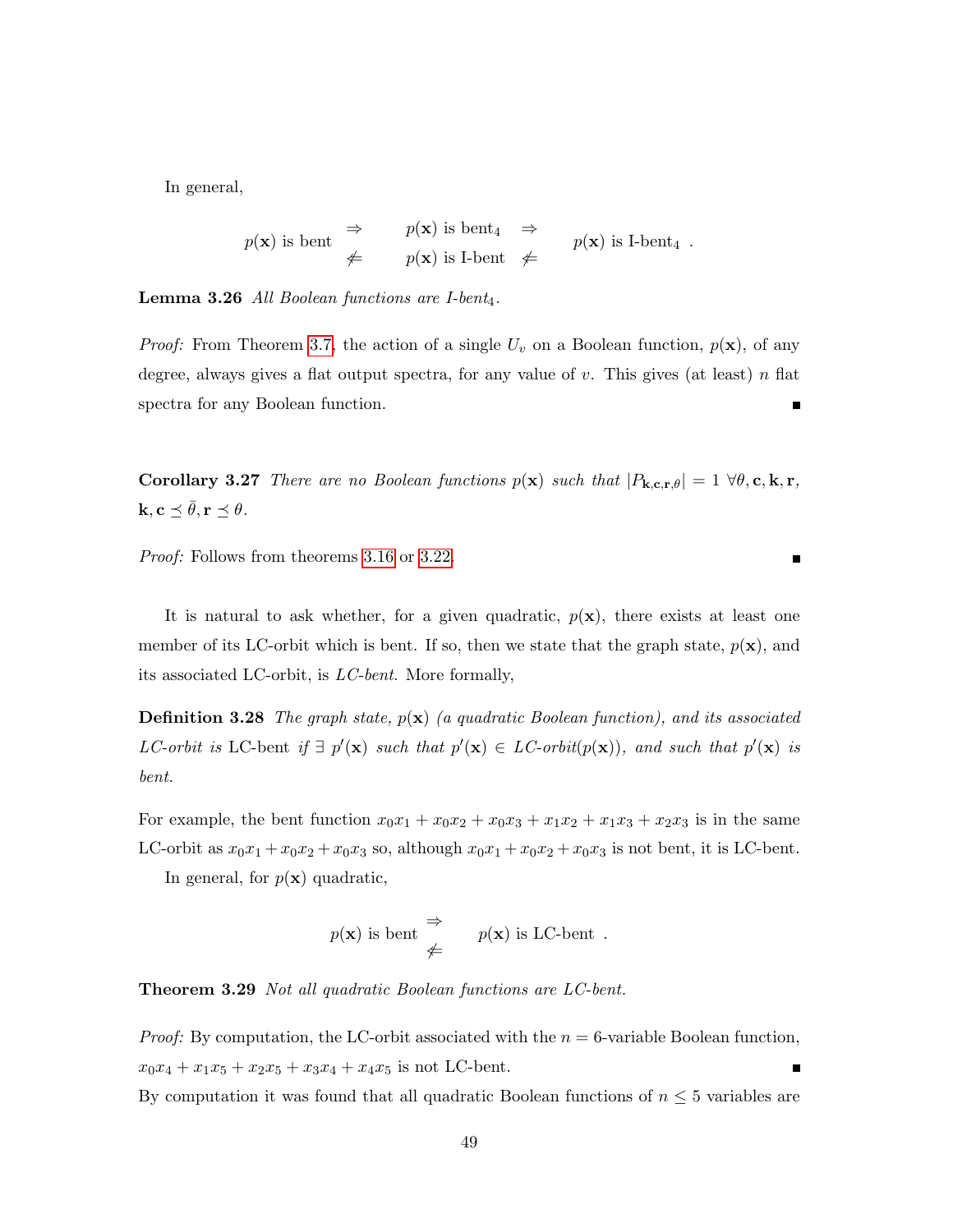In general,

$$p(\mathbf{x}) \text{ is bent} \begin{array}{c} \Rightarrow \\ \not\Leftarrow \end{array} \begin{array}{c} p(\mathbf{x}) \text{ is bent}_4 \\ p(\mathbf{x}) \text{ is I-bent} \end{array} \begin{array}{c} \Rightarrow \\ \not\Leftarrow \end{array} p(\mathbf{x}) \text{ is I-bent}_4 \ .$$

**Lemma 3.26** *All Boolean functions are I-bent$_4$.*

*Proof:* From Theorem 3.7, the action of a single $U_v$ on a Boolean function, $p(\mathbf{x})$, of any degree, always gives a flat output spectra, for any value of $v$. This gives (at least) $n$ flat spectra for any Boolean function. ∎

**Corollary 3.27** *There are no Boolean functions $p(\mathbf{x})$ such that $|P_{\mathbf{k},\mathbf{c},\mathbf{r},\theta}| = 1 \ \forall \theta, \mathbf{c}, \mathbf{k}, \mathbf{r}$, $\mathbf{k}, \mathbf{c} \preceq \bar{\theta}, \mathbf{r} \preceq \theta$.*

*Proof:* Follows from theorems 3.16 or 3.22. ∎

It is natural to ask whether, for a given quadratic, $p(\mathbf{x})$, there exists at least one member of its LC-orbit which is bent. If so, then we state that the graph state, $p(\mathbf{x})$, and its associated LC-orbit, is *LC-bent*. More formally,

**Definition 3.28** *The graph state, $p(\mathbf{x})$ (a quadratic Boolean function), and its associated LC-orbit is* LC-bent *if $\exists \ p'(\mathbf{x})$ such that $p'(\mathbf{x}) \in$ LC-orbit$(p(\mathbf{x}))$, and such that $p'(\mathbf{x})$ is bent.*

For example, the bent function $x_0x_1 + x_0x_2 + x_0x_3 + x_1x_2 + x_1x_3 + x_2x_3$ is in the same LC-orbit as $x_0x_1 + x_0x_2 + x_0x_3$ so, although $x_0x_1 + x_0x_2 + x_0x_3$ is not bent, it is LC-bent.

In general, for $p(\mathbf{x})$ quadratic,

$$p(\mathbf{x}) \text{ is bent} \begin{array}{c} \Rightarrow \\ \not\Leftarrow \end{array} p(\mathbf{x}) \text{ is LC-bent} \ .$$

**Theorem 3.29** *Not all quadratic Boolean functions are LC-bent.*

*Proof:* By computation, the LC-orbit associated with the $n = 6$-variable Boolean function, $x_0x_4 + x_1x_5 + x_2x_5 + x_3x_4 + x_4x_5$ is not LC-bent. ∎

By computation it was found that all quadratic Boolean functions of $n \leq 5$ variables are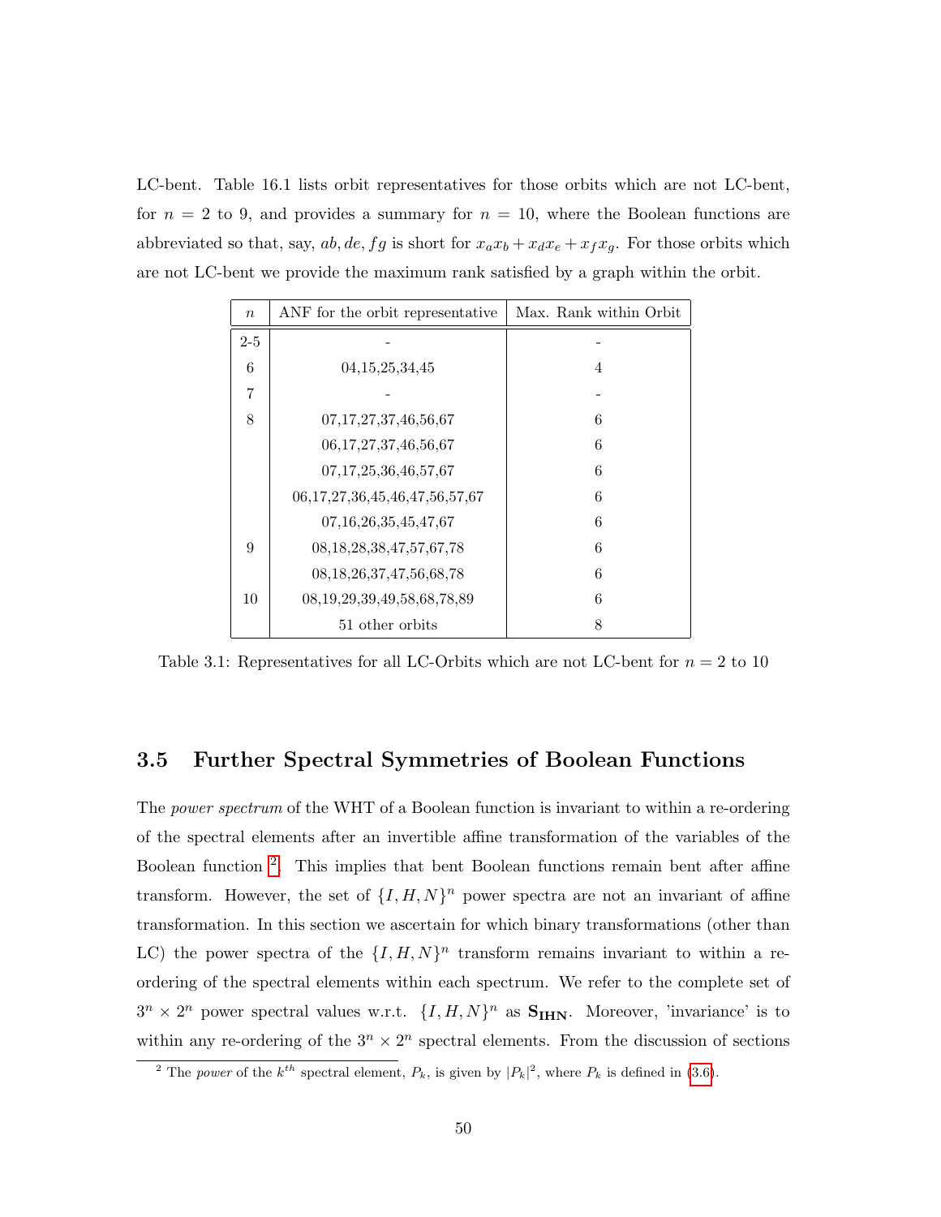LC-bent. Table 16.1 lists orbit representatives for those orbits which are not LC-bent, for $n = 2$ to 9, and provides a summary for $n = 10$, where the Boolean functions are abbreviated so that, say, $ab, de, fg$ is short for $x_a x_b + x_d x_e + x_f x_g$. For those orbits which are not LC-bent we provide the maximum rank satisfied by a graph within the orbit.

| $n$ | ANF for the orbit representative | Max. Rank within Orbit |
|---|---|---|
| 2-5 | - | - |
| 6 | 04,15,25,34,45 | 4 |
| 7 | - | - |
| 8 | 07,17,27,37,46,56,67 | 6 |
| | 06,17,27,37,46,56,67 | 6 |
| | 07,17,25,36,46,57,67 | 6 |
| | 06,17,27,36,45,46,47,56,57,67 | 6 |
| | 07,16,26,35,45,47,67 | 6 |
| 9 | 08,18,28,38,47,57,67,78 | 6 |
| | 08,18,26,37,47,56,68,78 | 6 |
| 10 | 08,19,29,39,49,58,68,78,89 | 6 |
| | 51 other orbits | 8 |

Table 3.1: Representatives for all LC-Orbits which are not LC-bent for $n = 2$ to 10

## 3.5 Further Spectral Symmetries of Boolean Functions

The *power spectrum* of the WHT of a Boolean function is invariant to within a re-ordering of the spectral elements after an invertible affine transformation of the variables of the Boolean function [2]. This implies that bent Boolean functions remain bent after affine transform. However, the set of $\{I, H, N\}^n$ power spectra are not an invariant of affine transformation. In this section we ascertain for which binary transformations (other than LC) the power spectra of the $\{I, H, N\}^n$ transform remains invariant to within a re-ordering of the spectral elements within each spectrum. We refer to the complete set of $3^n \times 2^n$ power spectral values w.r.t. $\{I, H, N\}^n$ as $\mathbf{S_{IHN}}$. Moreover, 'invariance' is to within any re-ordering of the $3^n \times 2^n$ spectral elements. From the discussion of sections

[2] The *power* of the $k^{th}$ spectral element, $P_k$, is given by $|P_k|^2$, where $P_k$ is defined in (3.6).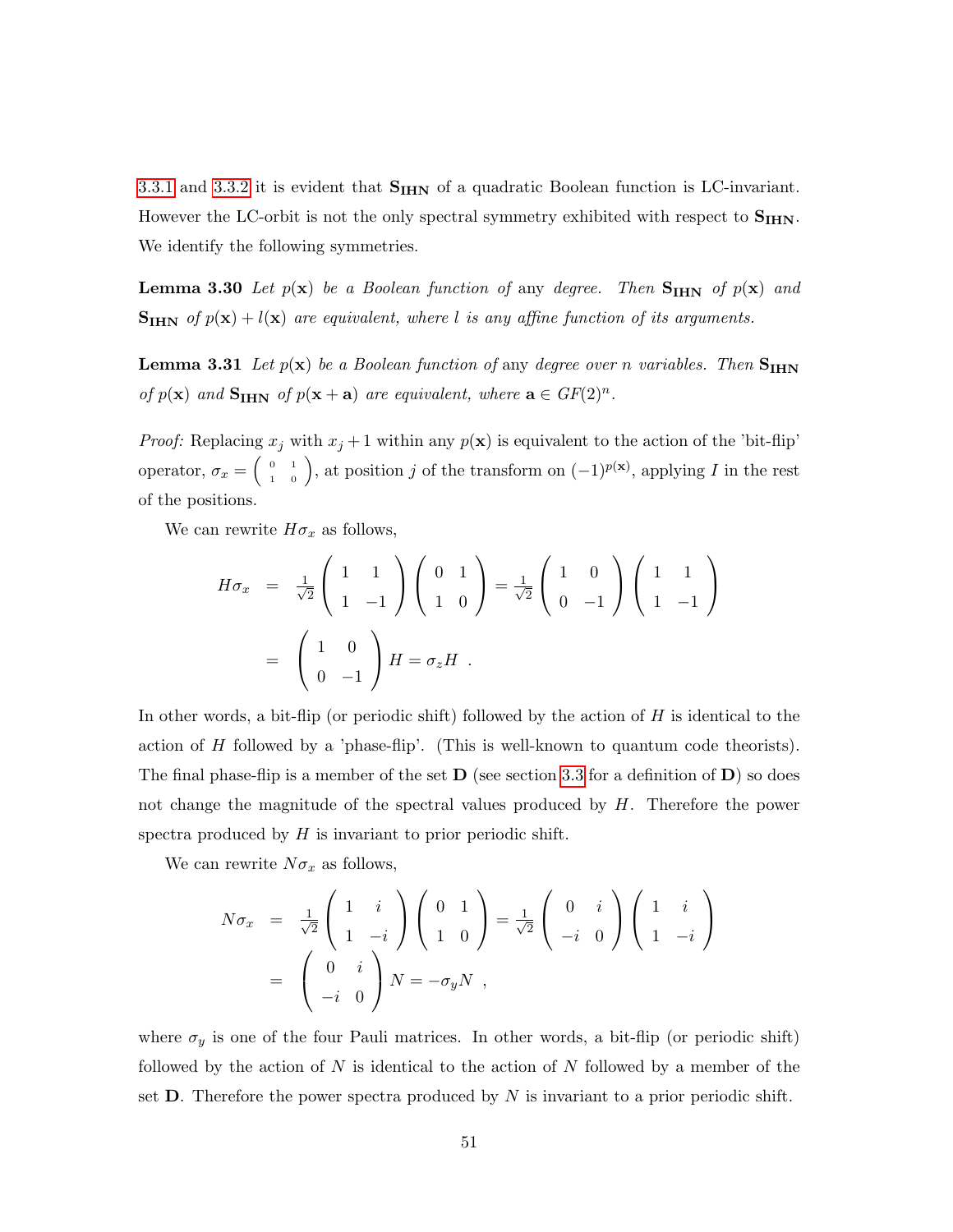3.3.1 and 3.3.2 it is evident that $\mathbf{S_{IHN}}$ of a quadratic Boolean function is LC-invariant. However the LC-orbit is not the only spectral symmetry exhibited with respect to $\mathbf{S_{IHN}}$. We identify the following symmetries.

**Lemma 3.30** *Let $p(\mathbf{x})$ be a Boolean function of* any *degree. Then $\mathbf{S_{IHN}}$ of $p(\mathbf{x})$ and $\mathbf{S_{IHN}}$ of $p(\mathbf{x}) + l(\mathbf{x})$ are equivalent, where $l$ is any affine function of its arguments.*

**Lemma 3.31** *Let $p(\mathbf{x})$ be a Boolean function of* any *degree over $n$ variables. Then $\mathbf{S_{IHN}}$ of $p(\mathbf{x})$ and $\mathbf{S_{IHN}}$ of $p(\mathbf{x} + \mathbf{a})$ are equivalent, where $\mathbf{a} \in GF(2)^n$.*

*Proof:* Replacing $x_j$ with $x_j + 1$ within any $p(\mathbf{x})$ is equivalent to the action of the 'bit-flip' operator, $\sigma_x = \left(\begin{smallmatrix} 0 & 1 \\ 1 & 0 \end{smallmatrix}\right)$, at position $j$ of the transform on $(-1)^{p(\mathbf{x})}$, applying $I$ in the rest of the positions.

We can rewrite $H\sigma_x$ as follows,

$$\begin{aligned} H\sigma_x &= \tfrac{1}{\sqrt{2}} \begin{pmatrix} 1 & 1 \\ 1 & -1 \end{pmatrix} \begin{pmatrix} 0 & 1 \\ 1 & 0 \end{pmatrix} = \tfrac{1}{\sqrt{2}} \begin{pmatrix} 1 & 0 \\ 0 & -1 \end{pmatrix} \begin{pmatrix} 1 & 1 \\ 1 & -1 \end{pmatrix} \\ &= \begin{pmatrix} 1 & 0 \\ 0 & -1 \end{pmatrix} H = \sigma_z H \ . \end{aligned}$$

In other words, a bit-flip (or periodic shift) followed by the action of $H$ is identical to the action of $H$ followed by a 'phase-flip'. (This is well-known to quantum code theorists). The final phase-flip is a member of the set $\mathbf{D}$ (see section 3.3 for a definition of $\mathbf{D}$) so does not change the magnitude of the spectral values produced by $H$. Therefore the power spectra produced by $H$ is invariant to prior periodic shift.

We can rewrite $N\sigma_x$ as follows,

$$\begin{aligned} N\sigma_x &= \tfrac{1}{\sqrt{2}} \begin{pmatrix} 1 & i \\ 1 & -i \end{pmatrix} \begin{pmatrix} 0 & 1 \\ 1 & 0 \end{pmatrix} = \tfrac{1}{\sqrt{2}} \begin{pmatrix} 0 & i \\ -i & 0 \end{pmatrix} \begin{pmatrix} 1 & i \\ 1 & -i \end{pmatrix} \\ &= \begin{pmatrix} 0 & i \\ -i & 0 \end{pmatrix} N = -\sigma_y N \ , \end{aligned}$$

where $\sigma_y$ is one of the four Pauli matrices. In other words, a bit-flip (or periodic shift) followed by the action of $N$ is identical to the action of $N$ followed by a member of the set $\mathbf{D}$. Therefore the power spectra produced by $N$ is invariant to a prior periodic shift.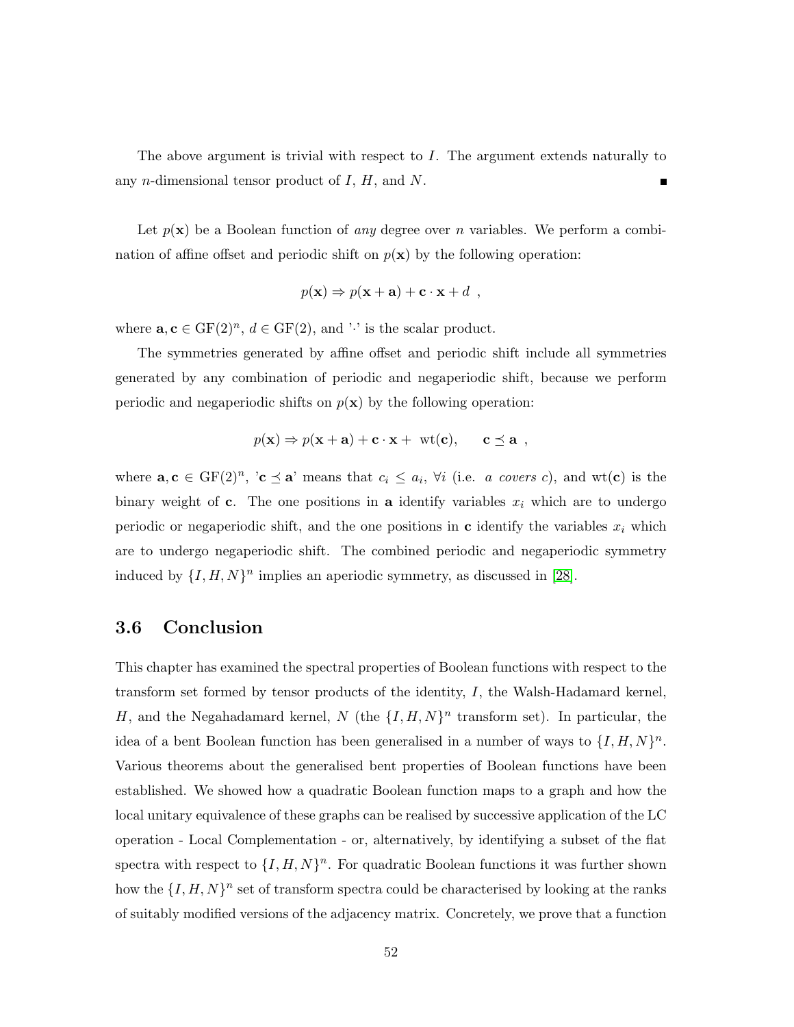The above argument is trivial with respect to $I$. The argument extends naturally to any $n$-dimensional tensor product of $I$, $H$, and $N$. ∎

Let $p(\mathbf{x})$ be a Boolean function of *any* degree over $n$ variables. We perform a combination of affine offset and periodic shift on $p(\mathbf{x})$ by the following operation:

$$p(\mathbf{x}) \Rightarrow p(\mathbf{x} + \mathbf{a}) + \mathbf{c} \cdot \mathbf{x} + d \ ,$$

where $\mathbf{a}, \mathbf{c} \in \mathrm{GF}(2)^n$, $d \in \mathrm{GF}(2)$, and '$\cdot$' is the scalar product.

The symmetries generated by affine offset and periodic shift include all symmetries generated by any combination of periodic and negaperiodic shift, because we perform periodic and negaperiodic shifts on $p(\mathbf{x})$ by the following operation:

$$p(\mathbf{x}) \Rightarrow p(\mathbf{x} + \mathbf{a}) + \mathbf{c} \cdot \mathbf{x} + \ \mathrm{wt}(\mathbf{c}), \qquad \mathbf{c} \preceq \mathbf{a} \ ,$$

where $\mathbf{a}, \mathbf{c} \in \mathrm{GF}(2)^n$, '$\mathbf{c} \preceq \mathbf{a}$' means that $c_i \leq a_i$, $\forall i$ (i.e. *a covers c*), and $\mathrm{wt}(\mathbf{c})$ is the binary weight of $\mathbf{c}$. The one positions in $\mathbf{a}$ identify variables $x_i$ which are to undergo periodic or negaperiodic shift, and the one positions in $\mathbf{c}$ identify the variables $x_i$ which are to undergo negaperiodic shift. The combined periodic and negaperiodic symmetry induced by $\{I, H, N\}^n$ implies an aperiodic symmetry, as discussed in [28].

## 3.6 Conclusion

This chapter has examined the spectral properties of Boolean functions with respect to the transform set formed by tensor products of the identity, $I$, the Walsh-Hadamard kernel, $H$, and the Negahadamard kernel, $N$ (the $\{I, H, N\}^n$ transform set). In particular, the idea of a bent Boolean function has been generalised in a number of ways to $\{I, H, N\}^n$. Various theorems about the generalised bent properties of Boolean functions have been established. We showed how a quadratic Boolean function maps to a graph and how the local unitary equivalence of these graphs can be realised by successive application of the LC operation - Local Complementation - or, alternatively, by identifying a subset of the flat spectra with respect to $\{I, H, N\}^n$. For quadratic Boolean functions it was further shown how the $\{I, H, N\}^n$ set of transform spectra could be characterised by looking at the ranks of suitably modified versions of the adjacency matrix. Concretely, we prove that a function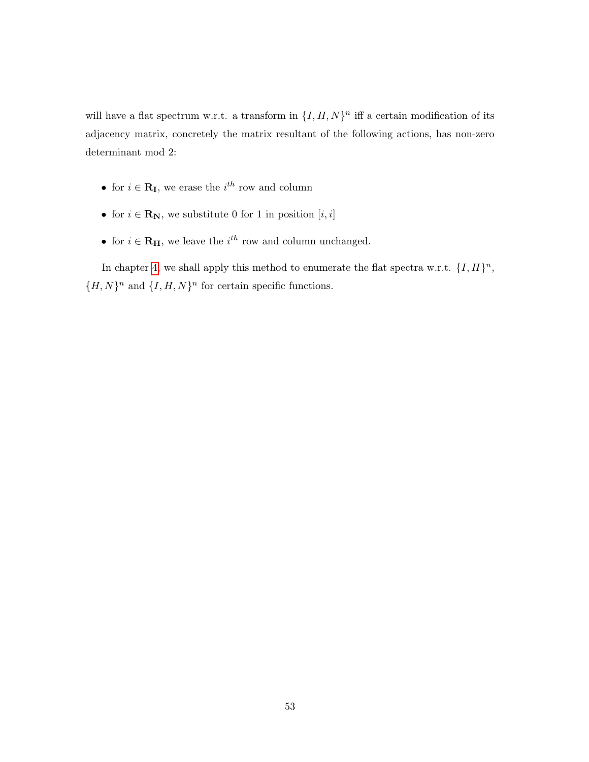will have a flat spectrum w.r.t. a transform in $\{I, H, N\}^n$ iff a certain modification of its adjacency matrix, concretely the matrix resultant of the following actions, has non-zero determinant mod 2:

- for $i \in \mathbf{R_I}$, we erase the $i^{th}$ row and column
- for $i \in \mathbf{R_N}$, we substitute 0 for 1 in position $[i, i]$
- for $i \in \mathbf{R_H}$, we leave the $i^{th}$ row and column unchanged.

In chapter 4, we shall apply this method to enumerate the flat spectra w.r.t. $\{I, H\}^n$, $\{H, N\}^n$ and $\{I, H, N\}^n$ for certain specific functions.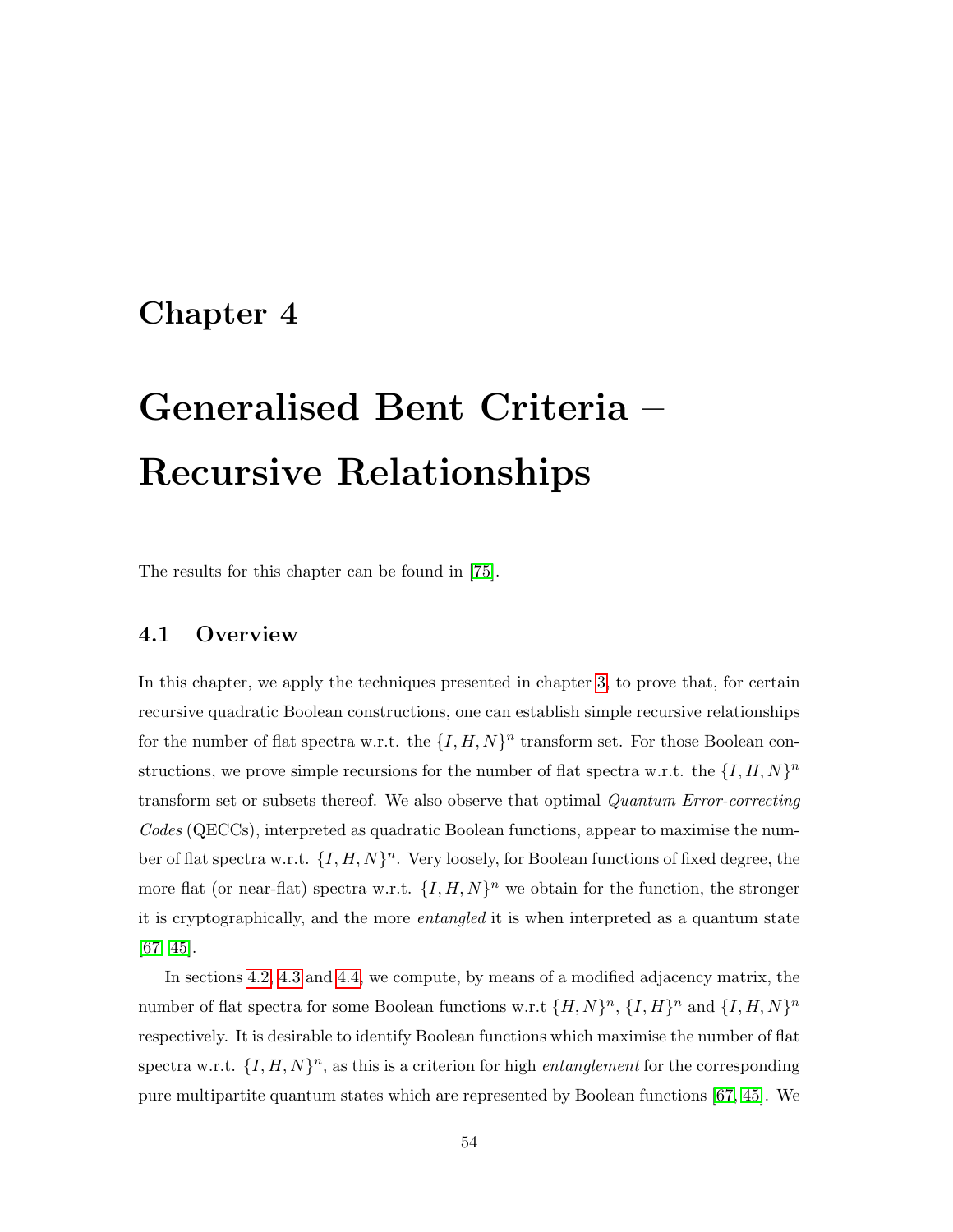# Chapter 4

# Generalised Bent Criteria – Recursive Relationships

The results for this chapter can be found in [75].

## 4.1 Overview

In this chapter, we apply the techniques presented in chapter 3, to prove that, for certain recursive quadratic Boolean constructions, one can establish simple recursive relationships for the number of flat spectra w.r.t. the $\{I, H, N\}^n$ transform set. For those Boolean constructions, we prove simple recursions for the number of flat spectra w.r.t. the $\{I, H, N\}^n$ transform set or subsets thereof. We also observe that optimal *Quantum Error-correcting Codes* (QECCs), interpreted as quadratic Boolean functions, appear to maximise the number of flat spectra w.r.t. $\{I, H, N\}^n$. Very loosely, for Boolean functions of fixed degree, the more flat (or near-flat) spectra w.r.t. $\{I, H, N\}^n$ we obtain for the function, the stronger it is cryptographically, and the more *entangled* it is when interpreted as a quantum state [67, 45].

In sections 4.2, 4.3 and 4.4, we compute, by means of a modified adjacency matrix, the number of flat spectra for some Boolean functions w.r.t $\{H, N\}^n$, $\{I, H\}^n$ and $\{I, H, N\}^n$ respectively. It is desirable to identify Boolean functions which maximise the number of flat spectra w.r.t. $\{I, H, N\}^n$, as this is a criterion for high *entanglement* for the corresponding pure multipartite quantum states which are represented by Boolean functions [67, 45]. We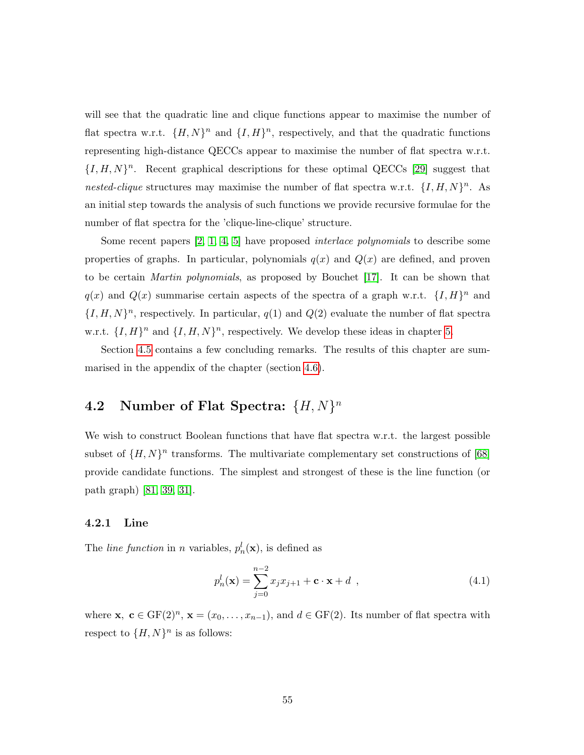will see that the quadratic line and clique functions appear to maximise the number of flat spectra w.r.t. $\{H, N\}^n$ and $\{I, H\}^n$, respectively, and that the quadratic functions representing high-distance QECCs appear to maximise the number of flat spectra w.r.t. $\{I, H, N\}^n$. Recent graphical descriptions for these optimal QECCs [29] suggest that *nested-clique* structures may maximise the number of flat spectra w.r.t. $\{I, H, N\}^n$. As an initial step towards the analysis of such functions we provide recursive formulae for the number of flat spectra for the 'clique-line-clique' structure.

Some recent papers [2, 1, 4, 5] have proposed *interlace polynomials* to describe some properties of graphs. In particular, polynomials $q(x)$ and $Q(x)$ are defined, and proven to be certain *Martin polynomials*, as proposed by Bouchet [17]. It can be shown that $q(x)$ and $Q(x)$ summarise certain aspects of the spectra of a graph w.r.t. $\{I, H\}^n$ and $\{I, H, N\}^n$, respectively. In particular, $q(1)$ and $Q(2)$ evaluate the number of flat spectra w.r.t. $\{I, H\}^n$ and $\{I, H, N\}^n$, respectively. We develop these ideas in chapter 5.

Section 4.5 contains a few concluding remarks. The results of this chapter are summarised in the appendix of the chapter (section 4.6).

## 4.2 Number of Flat Spectra: $\{H, N\}^n$

We wish to construct Boolean functions that have flat spectra w.r.t. the largest possible subset of $\{H, N\}^n$ transforms. The multivariate complementary set constructions of [68] provide candidate functions. The simplest and strongest of these is the line function (or path graph) [81, 39, 31].

### 4.2.1 Line

The *line function* in $n$ variables, $p_n^l(\mathbf{x})$, is defined as

$$p_n^l(\mathbf{x}) = \sum_{j=0}^{n-2} x_j x_{j+1} + \mathbf{c} \cdot \mathbf{x} + d \ , \tag{4.1}$$

where $\mathbf{x},\ \mathbf{c} \in \mathrm{GF}(2)^n$, $\mathbf{x} = (x_0, \ldots, x_{n-1})$, and $d \in \mathrm{GF}(2)$. Its number of flat spectra with respect to $\{H, N\}^n$ is as follows: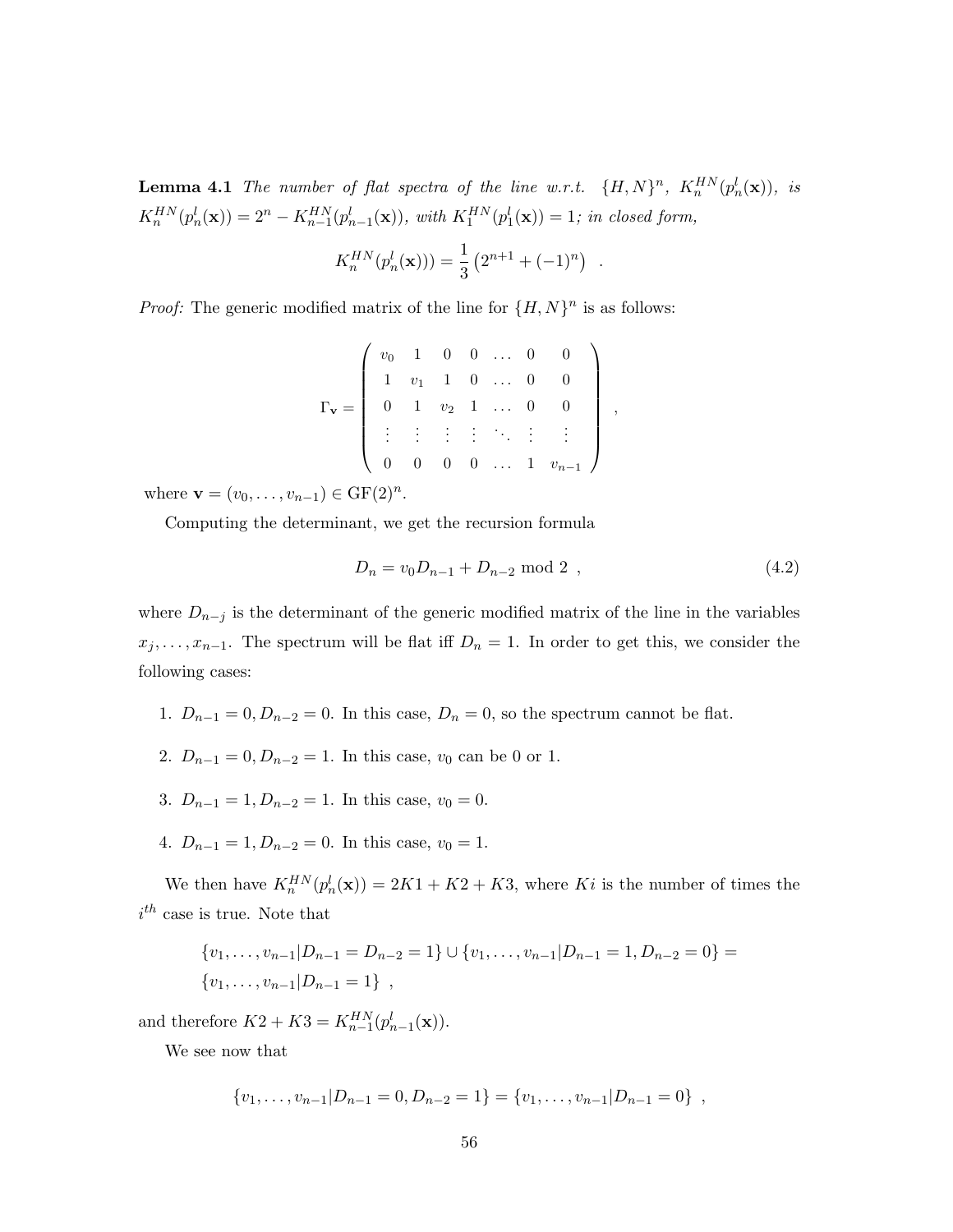**Lemma 4.1** *The number of flat spectra of the line w.r.t. $\{H,N\}^n$, $K_n^{HN}(p_n^l(\mathbf{x}))$, is $K_n^{HN}(p_n^l(\mathbf{x})) = 2^n - K_{n-1}^{HN}(p_{n-1}^l(\mathbf{x}))$, with $K_1^{HN}(p_1^l(\mathbf{x})) = 1$; in closed form,*

$$K_n^{HN}(p_n^l(\mathbf{x}))) = \frac{1}{3}\left(2^{n+1} + (-1)^n\right) \quad .$$

*Proof:* The generic modified matrix of the line for $\{H,N\}^n$ is as follows:

$$\Gamma_{\mathbf{v}} = \begin{pmatrix} v_0 & 1 & 0 & 0 & \dots & 0 & 0 \\ 1 & v_1 & 1 & 0 & \dots & 0 & 0 \\ 0 & 1 & v_2 & 1 & \dots & 0 & 0 \\ \vdots & \vdots & \vdots & \vdots & \ddots & \vdots & \vdots \\ 0 & 0 & 0 & 0 & \dots & 1 & v_{n-1} \end{pmatrix} \quad ,$$

where $\mathbf{v} = (v_0, \dots, v_{n-1}) \in \mathrm{GF}(2)^n$.

Computing the determinant, we get the recursion formula

$$D_n = v_0 D_{n-1} + D_{n-2} \bmod 2 \quad , \tag{4.2}$$

where $D_{n-j}$ is the determinant of the generic modified matrix of the line in the variables $x_j, \dots, x_{n-1}$. The spectrum will be flat iff $D_n = 1$. In order to get this, we consider the following cases:

1. $D_{n-1} = 0, D_{n-2} = 0$. In this case, $D_n = 0$, so the spectrum cannot be flat.
2. $D_{n-1} = 0, D_{n-2} = 1$. In this case, $v_0$ can be 0 or 1.
3. $D_{n-1} = 1, D_{n-2} = 1$. In this case, $v_0 = 0$.
4. $D_{n-1} = 1, D_{n-2} = 0$. In this case, $v_0 = 1$.

We then have $K_n^{HN}(p_n^l(\mathbf{x})) = 2K1 + K2 + K3$, where $Ki$ is the number of times the $i^{th}$ case is true. Note that

$$\{v_1, \dots, v_{n-1} | D_{n-1} = D_{n-2} = 1\} \cup \{v_1, \dots, v_{n-1} | D_{n-1} = 1, D_{n-2} = 0\} =$$
$$\{v_1, \dots, v_{n-1} | D_{n-1} = 1\} \quad ,$$

and therefore $K2 + K3 = K_{n-1}^{HN}(p_{n-1}^l(\mathbf{x}))$.

We see now that

$$\{v_1, \dots, v_{n-1} | D_{n-1} = 0, D_{n-2} = 1\} = \{v_1, \dots, v_{n-1} | D_{n-1} = 0\} \quad ,$$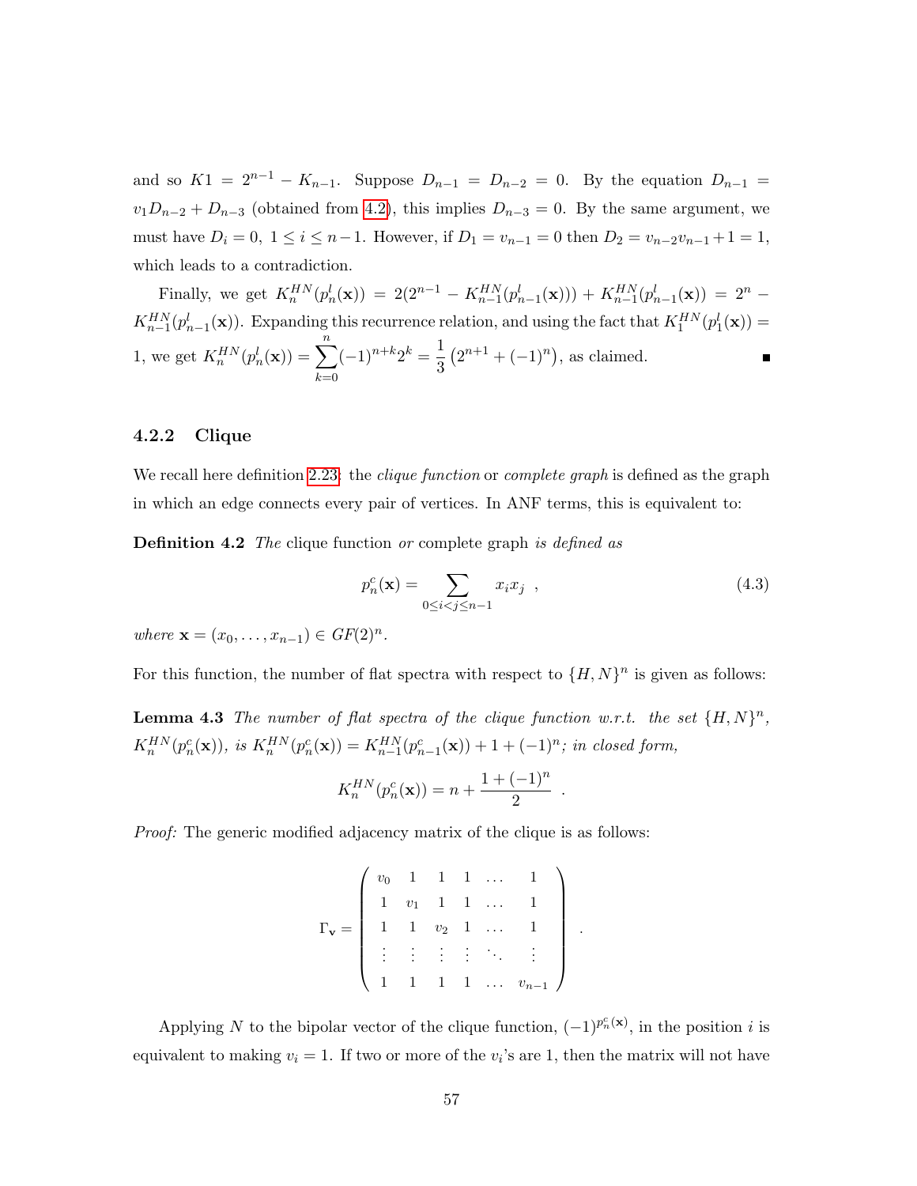and so $K1 = 2^{n-1} - K_{n-1}$. Suppose $D_{n-1} = D_{n-2} = 0$. By the equation $D_{n-1} = v_1 D_{n-2} + D_{n-3}$ (obtained from 4.2), this implies $D_{n-3} = 0$. By the same argument, we must have $D_i = 0,\ 1 \leq i \leq n-1$. However, if $D_1 = v_{n-1} = 0$ then $D_2 = v_{n-2}v_{n-1} + 1 = 1$, which leads to a contradiction.

Finally, we get $K_n^{HN}(p_n^l(\mathbf{x})) = 2(2^{n-1} - K_{n-1}^{HN}(p_{n-1}^l(\mathbf{x}))) + K_{n-1}^{HN}(p_{n-1}^l(\mathbf{x})) = 2^n - K_{n-1}^{HN}(p_{n-1}^l(\mathbf{x}))$. Expanding this recurrence relation, and using the fact that $K_1^{HN}(p_1^l(\mathbf{x})) = 1$, we get $K_n^{HN}(p_n^l(\mathbf{x})) = \sum_{k=0}^{n}(-1)^{n+k}2^k = \frac{1}{3}\left(2^{n+1} + (-1)^n\right)$, as claimed. ■

### 4.2.2 Clique

We recall here definition 2.23: the *clique function* or *complete graph* is defined as the graph in which an edge connects every pair of vertices. In ANF terms, this is equivalent to:

**Definition 4.2** *The* clique function *or* complete graph *is defined as*

$$p_n^c(\mathbf{x}) = \sum_{0 \leq i < j \leq n-1} x_i x_j \ , \tag{4.3}$$

*where* $\mathbf{x} = (x_0, \ldots, x_{n-1}) \in GF(2)^n$.

For this function, the number of flat spectra with respect to $\{H, N\}^n$ is given as follows:

**Lemma 4.3** *The number of flat spectra of the clique function w.r.t. the set* $\{H, N\}^n$*,* $K_n^{HN}(p_n^c(\mathbf{x}))$*, is* $K_n^{HN}(p_n^c(\mathbf{x})) = K_{n-1}^{HN}(p_{n-1}^c(\mathbf{x})) + 1 + (-1)^n$*; in closed form,*

$$K_n^{HN}(p_n^c(\mathbf{x})) = n + \frac{1 + (-1)^n}{2} \ .$$

*Proof:* The generic modified adjacency matrix of the clique is as follows:

$$\Gamma_{\mathbf{v}} = \begin{pmatrix} v_0 & 1 & 1 & 1 & \ldots & 1 \\ 1 & v_1 & 1 & 1 & \ldots & 1 \\ 1 & 1 & v_2 & 1 & \ldots & 1 \\ \vdots & \vdots & \vdots & \vdots & \ddots & \vdots \\ 1 & 1 & 1 & 1 & \ldots & v_{n-1} \end{pmatrix} \ .$$

Applying $N$ to the bipolar vector of the clique function, $(-1)^{p_n^c(\mathbf{x})}$, in the position $i$ is equivalent to making $v_i = 1$. If two or more of the $v_i$'s are 1, then the matrix will not have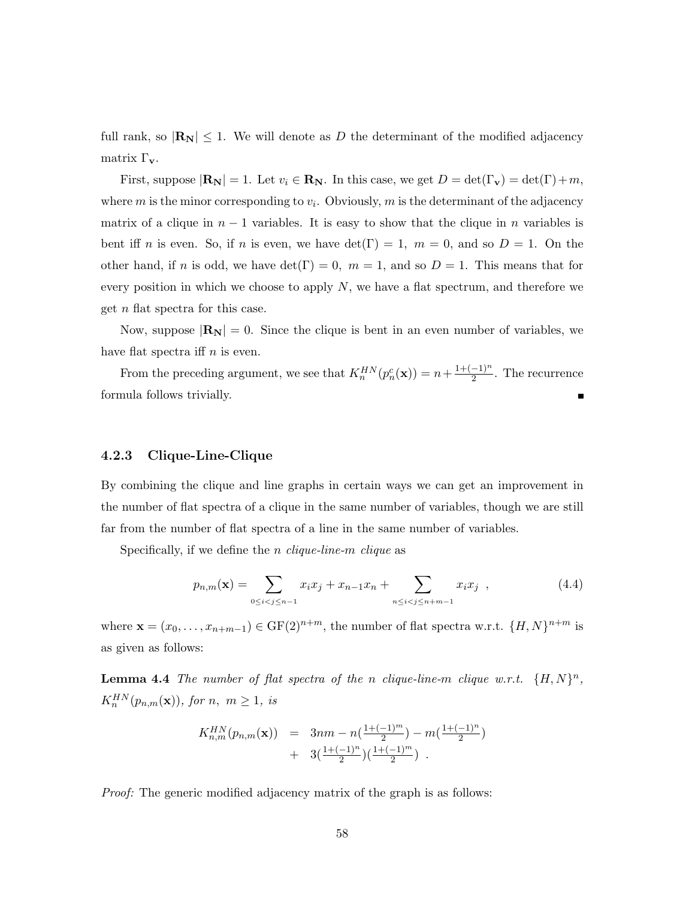full rank, so $|\mathbf{R_N}| \leq 1$. We will denote as $D$ the determinant of the modified adjacency matrix $\Gamma_\mathbf{v}$.

First, suppose $|\mathbf{R_N}| = 1$. Let $v_i \in \mathbf{R_N}$. In this case, we get $D = \det(\Gamma_\mathbf{v}) = \det(\Gamma) + m$, where $m$ is the minor corresponding to $v_i$. Obviously, $m$ is the determinant of the adjacency matrix of a clique in $n-1$ variables. It is easy to show that the clique in $n$ variables is bent iff $n$ is even. So, if $n$ is even, we have $\det(\Gamma) = 1$, $m = 0$, and so $D = 1$. On the other hand, if $n$ is odd, we have $\det(\Gamma) = 0$, $m = 1$, and so $D = 1$. This means that for every position in which we choose to apply $N$, we have a flat spectrum, and therefore we get $n$ flat spectra for this case.

Now, suppose $|\mathbf{R_N}| = 0$. Since the clique is bent in an even number of variables, we have flat spectra iff $n$ is even.

From the preceding argument, we see that $K_n^{HN}(p_n^c(\mathbf{x})) = n + \frac{1+(-1)^n}{2}$. The recurrence formula follows trivially. ∎

### 4.2.3 Clique-Line-Clique

By combining the clique and line graphs in certain ways we can get an improvement in the number of flat spectra of a clique in the same number of variables, though we are still far from the number of flat spectra of a line in the same number of variables.

Specifically, if we define the $n$ *clique-line-$m$ clique* as

$$p_{n,m}(\mathbf{x}) = \sum_{0 \leq i < j \leq n-1} x_i x_j + x_{n-1}x_n + \sum_{n \leq i < j \leq n+m-1} x_i x_j \ , \tag{4.4}$$

where $\mathbf{x} = (x_0, \ldots, x_{n+m-1}) \in \mathrm{GF}(2)^{n+m}$, the number of flat spectra w.r.t. $\{H, N\}^{n+m}$ is as given as follows:

**Lemma 4.4** *The number of flat spectra of the $n$ clique-line-$m$ clique w.r.t. $\{H, N\}^n$, $K_n^{HN}(p_{n,m}(\mathbf{x}))$, for $n,\ m \geq 1$, is*

$$\begin{aligned} K_{n,m}^{HN}(p_{n,m}(\mathbf{x})) &= 3nm - n(\tfrac{1+(-1)^m}{2}) - m(\tfrac{1+(-1)^n}{2}) \\ &+ 3(\tfrac{1+(-1)^n}{2})(\tfrac{1+(-1)^m}{2}) \ . \end{aligned}$$

*Proof:* The generic modified adjacency matrix of the graph is as follows: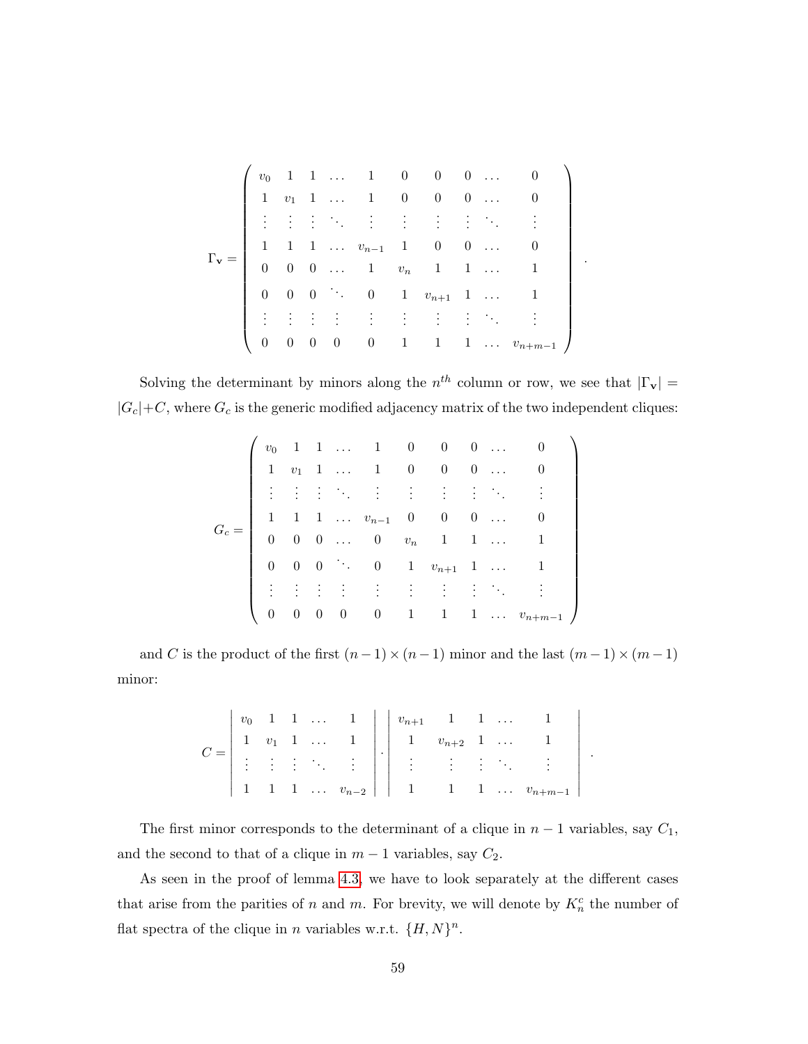$$
\Gamma_{\mathbf{v}} = \begin{pmatrix}
v_0 & 1 & 1 & \dots & 1 & 0 & 0 & 0 & \dots & 0 \\
1 & v_1 & 1 & \dots & 1 & 0 & 0 & 0 & \dots & 0 \\
\vdots & \vdots & \vdots & \ddots & \vdots & \vdots & \vdots & \vdots & \ddots & \vdots \\
1 & 1 & 1 & \dots & v_{n-1} & 1 & 0 & 0 & \dots & 0 \\
0 & 0 & 0 & \dots & 1 & v_n & 1 & 1 & \dots & 1 \\
0 & 0 & 0 & \ddots & 0 & 1 & v_{n+1} & 1 & \dots & 1 \\
\vdots & \vdots & \vdots & \vdots & \vdots & \vdots & \vdots & \vdots & \ddots & \vdots \\
0 & 0 & 0 & 0 & 0 & 1 & 1 & 1 & \dots & v_{n+m-1}
\end{pmatrix} .
$$

Solving the determinant by minors along the $n^{th}$ column or row, we see that $|\Gamma_{\mathbf{v}}| = |G_c| + C$, where $G_c$ is the generic modified adjacency matrix of the two independent cliques:

$$
G_c = \begin{pmatrix}
v_0 & 1 & 1 & \dots & 1 & 0 & 0 & 0 & \dots & 0 \\
1 & v_1 & 1 & \dots & 1 & 0 & 0 & 0 & \dots & 0 \\
\vdots & \vdots & \vdots & \ddots & \vdots & \vdots & \vdots & \vdots & \ddots & \vdots \\
1 & 1 & 1 & \dots & v_{n-1} & 0 & 0 & 0 & \dots & 0 \\
0 & 0 & 0 & \dots & 0 & v_n & 1 & 1 & \dots & 1 \\
0 & 0 & 0 & \ddots & 0 & 1 & v_{n+1} & 1 & \dots & 1 \\
\vdots & \vdots & \vdots & \vdots & \vdots & \vdots & \vdots & \vdots & \ddots & \vdots \\
0 & 0 & 0 & 0 & 0 & 1 & 1 & 1 & \dots & v_{n+m-1}
\end{pmatrix}
$$

and $C$ is the product of the first $(n-1) \times (n-1)$ minor and the last $(m-1) \times (m-1)$ minor:

$$
C = \begin{vmatrix}
v_0 & 1 & 1 & \dots & 1 \\
1 & v_1 & 1 & \dots & 1 \\
\vdots & \vdots & \vdots & \ddots & \vdots \\
1 & 1 & 1 & \dots & v_{n-2}
\end{vmatrix} \cdot \begin{vmatrix}
v_{n+1} & 1 & 1 & \dots & 1 \\
1 & v_{n+2} & 1 & \dots & 1 \\
\vdots & \vdots & \vdots & \ddots & \vdots \\
1 & 1 & 1 & \dots & v_{n+m-1}
\end{vmatrix} .
$$

The first minor corresponds to the determinant of a clique in $n-1$ variables, say $C_1$, and the second to that of a clique in $m-1$ variables, say $C_2$.

As seen in the proof of lemma 4.3, we have to look separately at the different cases that arise from the parities of $n$ and $m$. For brevity, we will denote by $K_n^c$ the number of flat spectra of the clique in $n$ variables w.r.t. $\{H, N\}^n$.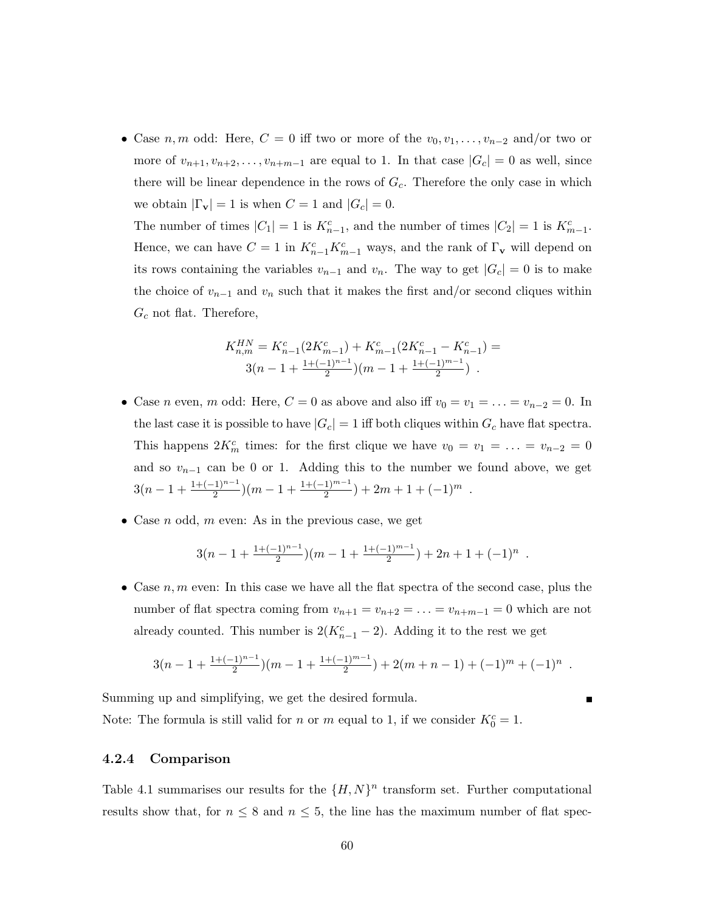- Case $n, m$ odd: Here, $C = 0$ iff two or more of the $v_0, v_1, \ldots, v_{n-2}$ and/or two or more of $v_{n+1}, v_{n+2}, \ldots, v_{n+m-1}$ are equal to 1. In that case $|G_c| = 0$ as well, since there will be linear dependence in the rows of $G_c$. Therefore the only case in which we obtain $|\Gamma_{\mathbf{v}}| = 1$ is when $C = 1$ and $|G_c| = 0$.

  The number of times $|C_1| = 1$ is $K^c_{n-1}$, and the number of times $|C_2| = 1$ is $K^c_{m-1}$. Hence, we can have $C = 1$ in $K^c_{n-1}K^c_{m-1}$ ways, and the rank of $\Gamma_{\mathbf{v}}$ will depend on its rows containing the variables $v_{n-1}$ and $v_n$. The way to get $|G_c| = 0$ is to make the choice of $v_{n-1}$ and $v_n$ such that it makes the first and/or second cliques within $G_c$ not flat. Therefore,

$$K^{HN}_{n,m} = K^c_{n-1}(2K^c_{m-1}) + K^c_{m-1}(2K^c_{n-1} - K^c_{n-1}) = \\ 3(n - 1 + \tfrac{1+(-1)^{n-1}}{2})(m - 1 + \tfrac{1+(-1)^{m-1}}{2}) \ .$$

- Case $n$ even, $m$ odd: Here, $C = 0$ as above and also iff $v_0 = v_1 = \ldots = v_{n-2} = 0$. In the last case it is possible to have $|G_c| = 1$ iff both cliques within $G_c$ have flat spectra. This happens $2K^c_m$ times: for the first clique we have $v_0 = v_1 = \ldots = v_{n-2} = 0$ and so $v_{n-1}$ can be 0 or 1. Adding this to the number we found above, we get $3(n - 1 + \frac{1+(-1)^{n-1}}{2})(m - 1 + \frac{1+(-1)^{m-1}}{2}) + 2m + 1 + (-1)^m$ .

- Case $n$ odd, $m$ even: As in the previous case, we get

$$3(n - 1 + \tfrac{1+(-1)^{n-1}}{2})(m - 1 + \tfrac{1+(-1)^{m-1}}{2}) + 2n + 1 + (-1)^n \ .$$

- Case $n, m$ even: In this case we have all the flat spectra of the second case, plus the number of flat spectra coming from $v_{n+1} = v_{n+2} = \ldots = v_{n+m-1} = 0$ which are not already counted. This number is $2(K^c_{n-1} - 2)$. Adding it to the rest we get

$$3(n - 1 + \tfrac{1+(-1)^{n-1}}{2})(m - 1 + \tfrac{1+(-1)^{m-1}}{2}) + 2(m + n - 1) + (-1)^m + (-1)^n \ .$$

Summing up and simplifying, we get the desired formula. ■

Note: The formula is still valid for $n$ or $m$ equal to 1, if we consider $K^c_0 = 1$.

### 4.2.4 Comparison

Table 4.1 summarises our results for the $\{H, N\}^n$ transform set. Further computational results show that, for $n \leq 8$ and $n \leq 5$, the line has the maximum number of flat spec-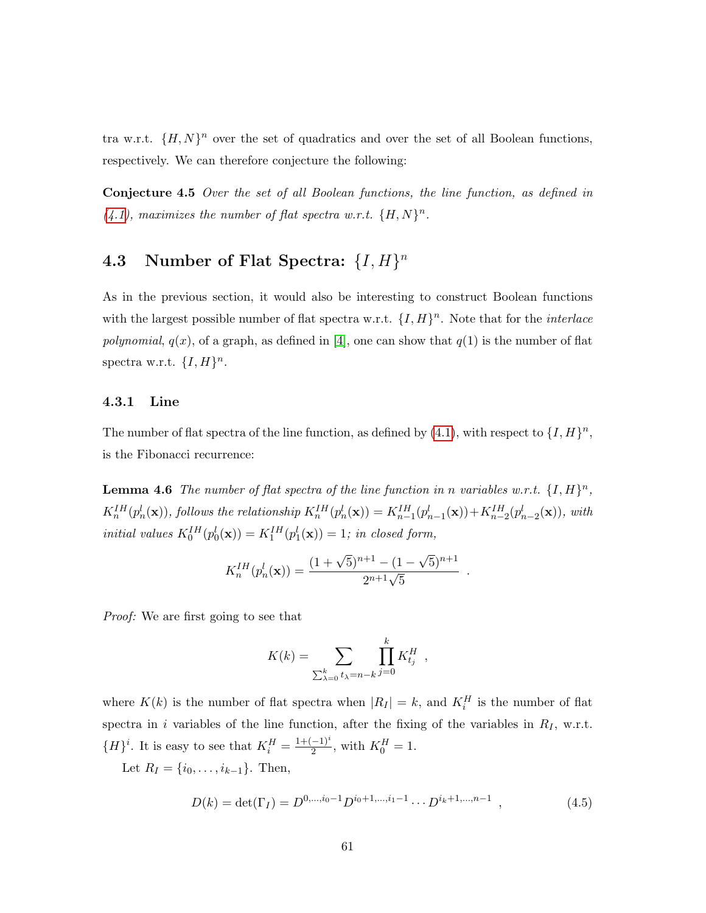tra w.r.t. $\{H, N\}^n$ over the set of quadratics and over the set of all Boolean functions, respectively. We can therefore conjecture the following:

**Conjecture 4.5** *Over the set of all Boolean functions, the line function, as defined in (4.1), maximizes the number of flat spectra w.r.t. $\{H, N\}^n$.*

## 4.3 Number of Flat Spectra: $\{I, H\}^n$

As in the previous section, it would also be interesting to construct Boolean functions with the largest possible number of flat spectra w.r.t. $\{I, H\}^n$. Note that for the *interlace polynomial*, $q(x)$, of a graph, as defined in [4], one can show that $q(1)$ is the number of flat spectra w.r.t. $\{I, H\}^n$.

### 4.3.1 Line

The number of flat spectra of the line function, as defined by (4.1), with respect to $\{I, H\}^n$, is the Fibonacci recurrence:

**Lemma 4.6** *The number of flat spectra of the line function in n variables w.r.t. $\{I, H\}^n$, $K_n^{IH}(p_n^l(\mathbf{x}))$, follows the relationship $K_n^{IH}(p_n^l(\mathbf{x})) = K_{n-1}^{IH}(p_{n-1}^l(\mathbf{x})) + K_{n-2}^{IH}(p_{n-2}^l(\mathbf{x}))$, with initial values $K_0^{IH}(p_0^l(\mathbf{x})) = K_1^{IH}(p_1^l(\mathbf{x})) = 1$; in closed form,*

$$K_n^{IH}(p_n^l(\mathbf{x})) = \frac{(1+\sqrt{5})^{n+1} - (1-\sqrt{5})^{n+1}}{2^{n+1}\sqrt{5}} \ .$$

*Proof:* We are first going to see that

$$K(k) = \sum_{\sum_{\lambda=0}^{k} t_\lambda = n-k} \prod_{j=0}^{k} K_{t_j}^H \ ,$$

where $K(k)$ is the number of flat spectra when $|R_I| = k$, and $K_i^H$ is the number of flat spectra in $i$ variables of the line function, after the fixing of the variables in $R_I$, w.r.t. $\{H\}^i$. It is easy to see that $K_i^H = \frac{1+(-1)^i}{2}$, with $K_0^H = 1$.

Let $R_I = \{i_0, \ldots, i_{k-1}\}$. Then,

$$D(k) = \det(\Gamma_I) = D^{0,\ldots,i_0-1} D^{i_0+1,\ldots,i_1-1} \cdots D^{i_k+1,\ldots,n-1} \ , \tag{4.5}$$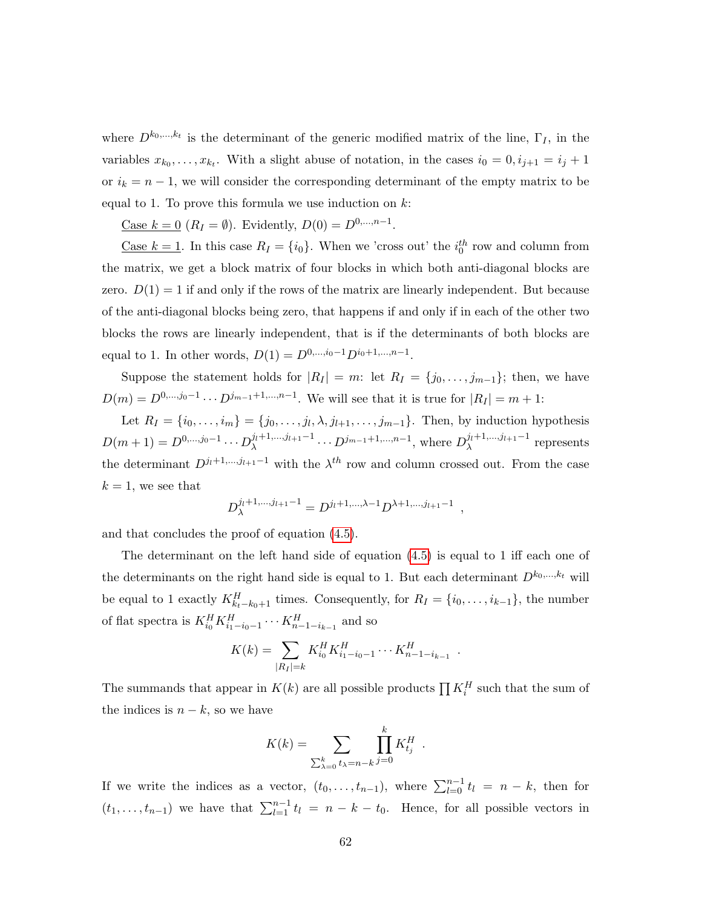where $D^{k_0,\ldots,k_t}$ is the determinant of the generic modified matrix of the line, $\Gamma_I$, in the variables $x_{k_0},\ldots,x_{k_t}$. With a slight abuse of notation, in the cases $i_0 = 0, i_{j+1} = i_j + 1$ or $i_k = n-1$, we will consider the corresponding determinant of the empty matrix to be equal to 1. To prove this formula we use induction on $k$:

Case $k = 0$ ($R_I = \emptyset$). Evidently, $D(0) = D^{0,\ldots,n-1}$.

Case $k = 1$. In this case $R_I = \{i_0\}$. When we 'cross out' the $i_0^{th}$ row and column from the matrix, we get a block matrix of four blocks in which both anti-diagonal blocks are zero. $D(1) = 1$ if and only if the rows of the matrix are linearly independent. But because of the anti-diagonal blocks being zero, that happens if and only if in each of the other two blocks the rows are linearly independent, that is if the determinants of both blocks are equal to 1. In other words, $D(1) = D^{0,\ldots,i_0-1}D^{i_0+1,\ldots,n-1}$.

Suppose the statement holds for $|R_I| = m$: let $R_I = \{j_0,\ldots,j_{m-1}\}$; then, we have $D(m) = D^{0,\ldots,j_0-1}\cdots D^{j_{m-1}+1,\ldots,n-1}$. We will see that it is true for $|R_I| = m+1$:

Let $R_I = \{i_0,\ldots,i_m\} = \{j_0,\ldots,j_l,\lambda,j_{l+1},\ldots,j_{m-1}\}$. Then, by induction hypothesis $D(m+1) = D^{0,\ldots,j_0-1}\cdots D_\lambda^{j_l+1,\ldots,j_{l+1}-1}\cdots D^{j_{m-1}+1,\ldots,n-1}$, where $D_\lambda^{j_l+1,\ldots,j_{l+1}-1}$ represents the determinant $D^{j_l+1,\ldots,j_{l+1}-1}$ with the $\lambda^{th}$ row and column crossed out. From the case $k = 1$, we see that

$$D_\lambda^{j_l+1,\ldots,j_{l+1}-1} = D^{j_l+1,\ldots,\lambda-1}D^{\lambda+1,\ldots,j_{l+1}-1} \ ,$$

and that concludes the proof of equation (4.5).

The determinant on the left hand side of equation (4.5) is equal to 1 iff each one of the determinants on the right hand side is equal to 1. But each determinant $D^{k_0,\ldots,k_t}$ will be equal to 1 exactly $K^H_{k_t-k_0+1}$ times. Consequently, for $R_I = \{i_0,\ldots,i_{k-1}\}$, the number of flat spectra is $K^H_{i_0}K^H_{i_1-i_0-1}\cdots K^H_{n-1-i_{k-1}}$ and so

$$K(k) = \sum_{|R_I|=k} K^H_{i_0}K^H_{i_1-i_0-1}\cdots K^H_{n-1-i_{k-1}} \ .$$

The summands that appear in $K(k)$ are all possible products $\prod K^H_i$ such that the sum of the indices is $n-k$, so we have

$$K(k) = \sum_{\sum_{\lambda=0}^k t_\lambda = n-k} \prod_{j=0}^k K^H_{t_j} \ .$$

If we write the indices as a vector, $(t_0,\ldots,t_{n-1})$, where $\sum_{l=0}^{n-1} t_l = n-k$, then for $(t_1,\ldots,t_{n-1})$ we have that $\sum_{l=1}^{n-1} t_l = n-k-t_0$. Hence, for all possible vectors in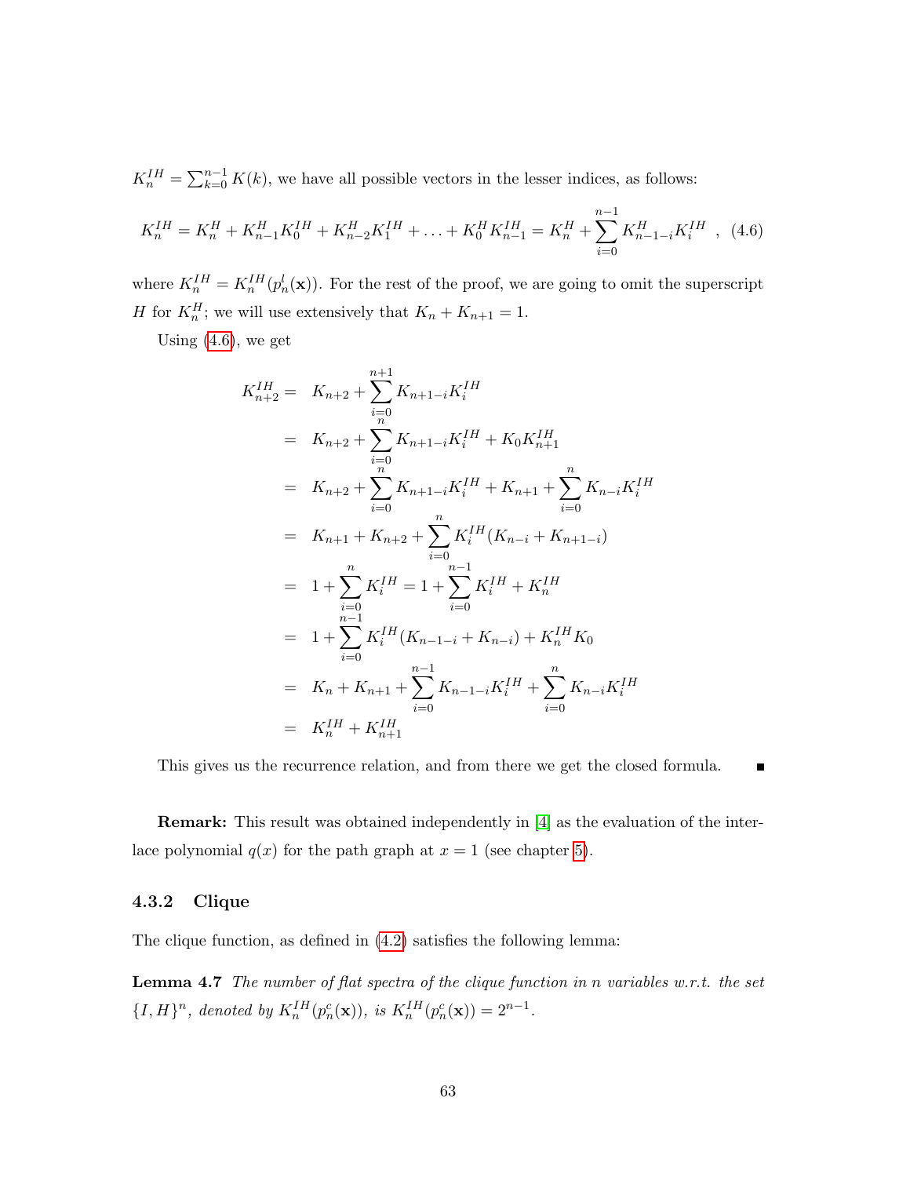$K_n^{IH} = \sum_{k=0}^{n-1} K(k)$, we have all possible vectors in the lesser indices, as follows:

$$K_n^{IH} = K_n^H + K_{n-1}^H K_0^{IH} + K_{n-2}^H K_1^{IH} + \ldots + K_0^H K_{n-1}^{IH} = K_n^H + \sum_{i=0}^{n-1} K_{n-1-i}^H K_i^{IH} \quad , \quad (4.6)$$

where $K_n^{IH} = K_n^{IH}(p_n^l(\mathbf{x}))$. For the rest of the proof, we are going to omit the superscript $H$ for $K_n^H$; we will use extensively that $K_n + K_{n+1} = 1$.

Using (4.6), we get

$$\begin{aligned}
K_{n+2}^{IH} &= K_{n+2} + \sum_{i=0}^{n+1} K_{n+1-i} K_i^{IH} \\
&= K_{n+2} + \sum_{i=0}^{n} K_{n+1-i} K_i^{IH} + K_0 K_{n+1}^{IH} \\
&= K_{n+2} + \sum_{i=0}^{n} K_{n+1-i} K_i^{IH} + K_{n+1} + \sum_{i=0}^{n} K_{n-i} K_i^{IH} \\
&= K_{n+1} + K_{n+2} + \sum_{i=0}^{n} K_i^{IH} (K_{n-i} + K_{n+1-i}) \\
&= 1 + \sum_{i=0}^{n} K_i^{IH} = 1 + \sum_{i=0}^{n-1} K_i^{IH} + K_n^{IH} \\
&= 1 + \sum_{i=0}^{n-1} K_i^{IH} (K_{n-1-i} + K_{n-i}) + K_n^{IH} K_0 \\
&= K_n + K_{n+1} + \sum_{i=0}^{n-1} K_{n-1-i} K_i^{IH} + \sum_{i=0}^{n} K_{n-i} K_i^{IH} \\
&= K_n^{IH} + K_{n+1}^{IH}
\end{aligned}$$

This gives us the recurrence relation, and from there we get the closed formula. ∎

**Remark:** This result was obtained independently in [4] as the evaluation of the interlace polynomial $q(x)$ for the path graph at $x = 1$ (see chapter 5).

### 4.3.2 Clique

The clique function, as defined in (4.2) satisfies the following lemma:

**Lemma 4.7** *The number of flat spectra of the clique function in n variables w.r.t. the set* $\{I, H\}^n$*, denoted by* $K_n^{IH}(p_n^c(\mathbf{x}))$*, is* $K_n^{IH}(p_n^c(\mathbf{x})) = 2^{n-1}$*.*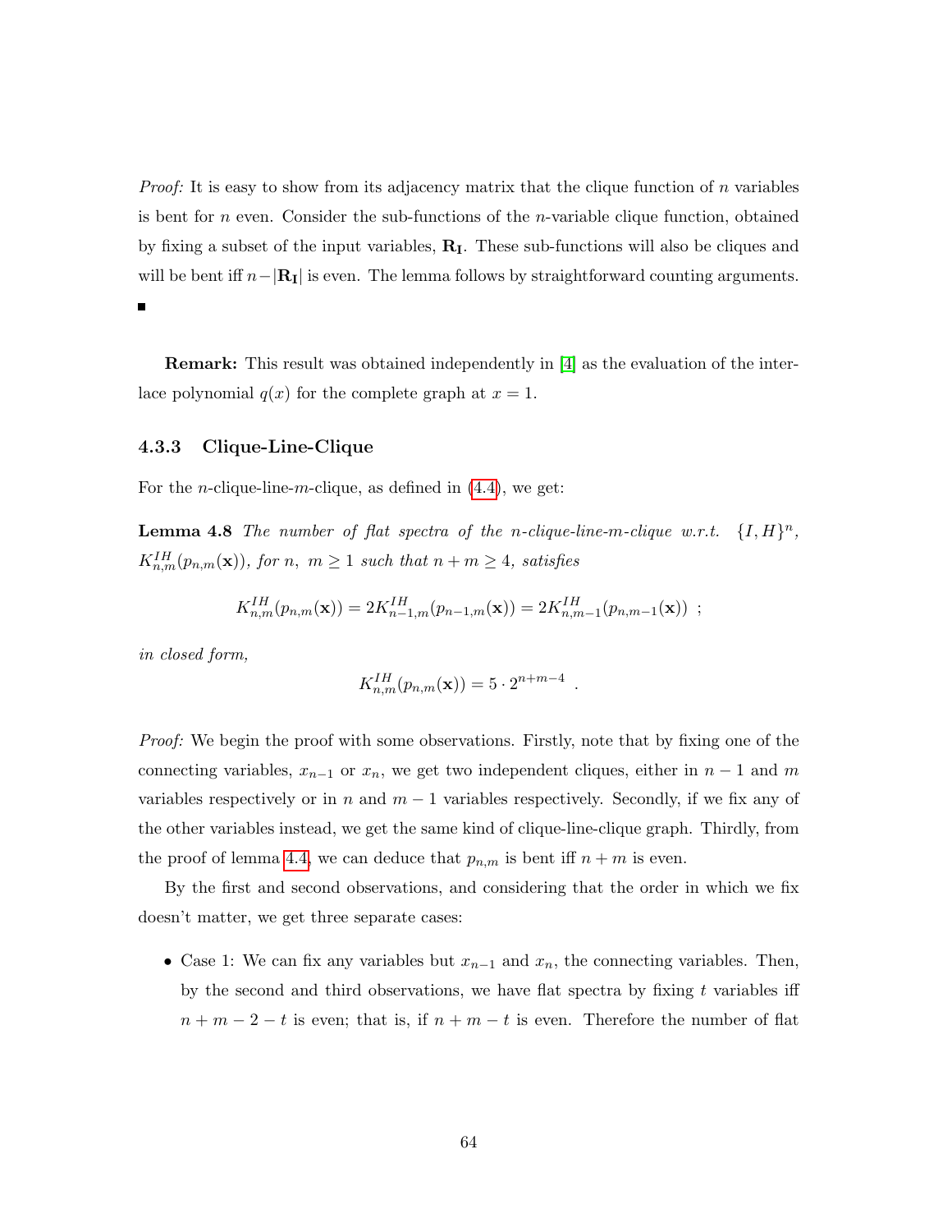*Proof:* It is easy to show from its adjacency matrix that the clique function of $n$ variables is bent for $n$ even. Consider the sub-functions of the $n$-variable clique function, obtained by fixing a subset of the input variables, $\mathbf{R_I}$. These sub-functions will also be cliques and will be bent iff $n - |\mathbf{R_I}|$ is even. The lemma follows by straightforward counting arguments. ■

**Remark:** This result was obtained independently in [4] as the evaluation of the interlace polynomial $q(x)$ for the complete graph at $x = 1$.

### 4.3.3 Clique-Line-Clique

For the $n$-clique-line-$m$-clique, as defined in (4.4), we get:

**Lemma 4.8** *The number of flat spectra of the $n$-clique-line-$m$-clique w.r.t. $\{I, H\}^n$, $K^{IH}_{n,m}(p_{n,m}(\mathbf{x}))$, for $n,\ m \geq 1$ such that $n + m \geq 4$, satisfies*

$$K^{IH}_{n,m}(p_{n,m}(\mathbf{x})) = 2K^{IH}_{n-1,m}(p_{n-1,m}(\mathbf{x})) = 2K^{IH}_{n,m-1}(p_{n,m-1}(\mathbf{x})) \ ;$$

*in closed form,*

$$K^{IH}_{n,m}(p_{n,m}(\mathbf{x})) = 5 \cdot 2^{n+m-4} \ .$$

*Proof:* We begin the proof with some observations. Firstly, note that by fixing one of the connecting variables, $x_{n-1}$ or $x_n$, we get two independent cliques, either in $n-1$ and $m$ variables respectively or in $n$ and $m-1$ variables respectively. Secondly, if we fix any of the other variables instead, we get the same kind of clique-line-clique graph. Thirdly, from the proof of lemma 4.4, we can deduce that $p_{n,m}$ is bent iff $n + m$ is even.

By the first and second observations, and considering that the order in which we fix doesn't matter, we get three separate cases:

- Case 1: We can fix any variables but $x_{n-1}$ and $x_n$, the connecting variables. Then, by the second and third observations, we have flat spectra by fixing $t$ variables iff $n + m - 2 - t$ is even; that is, if $n + m - t$ is even. Therefore the number of flat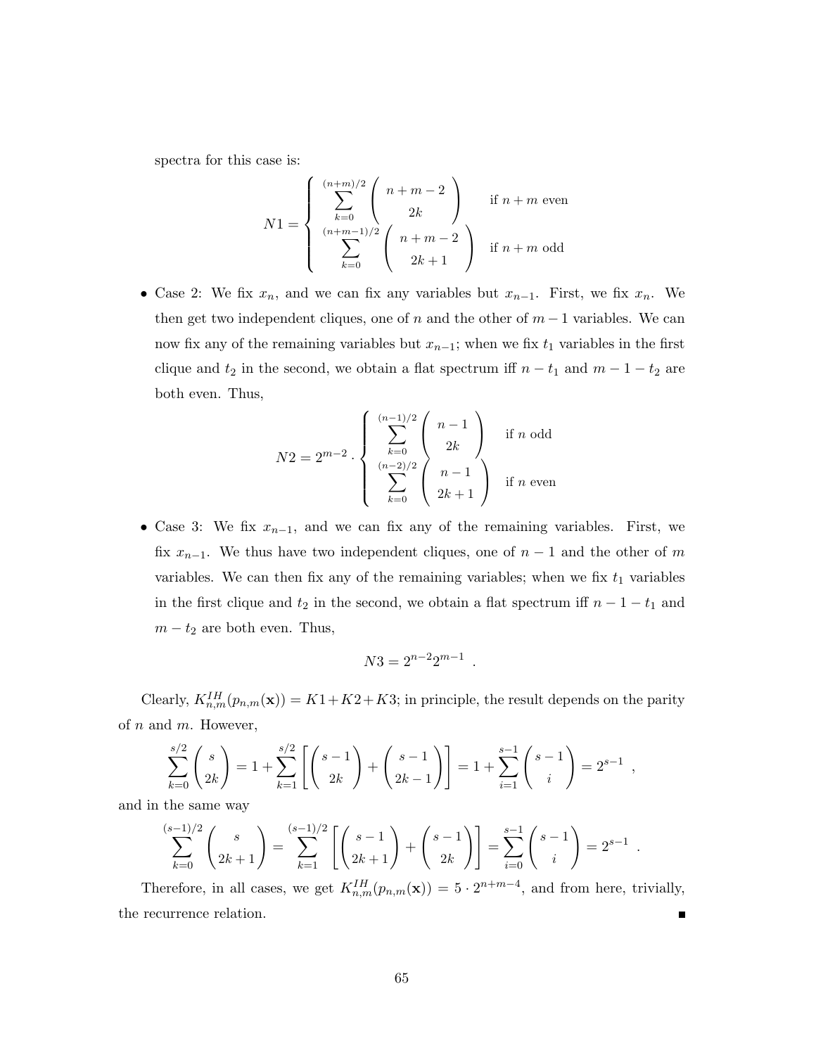spectra for this case is:

$$N1 = \begin{cases} \displaystyle\sum_{k=0}^{(n+m)/2} \binom{n+m-2}{2k} & \text{if } n+m \text{ even} \\ \displaystyle\sum_{k=0}^{(n+m-1)/2} \binom{n+m-2}{2k+1} & \text{if } n+m \text{ odd} \end{cases}$$

- Case 2: We fix $x_n$, and we can fix any variables but $x_{n-1}$. First, we fix $x_n$. We then get two independent cliques, one of $n$ and the other of $m-1$ variables. We can now fix any of the remaining variables but $x_{n-1}$; when we fix $t_1$ variables in the first clique and $t_2$ in the second, we obtain a flat spectrum iff $n-t_1$ and $m-1-t_2$ are both even. Thus,

$$N2 = 2^{m-2} \cdot \begin{cases} \displaystyle\sum_{k=0}^{(n-1)/2} \binom{n-1}{2k} & \text{if } n \text{ odd} \\ \displaystyle\sum_{k=0}^{(n-2)/2} \binom{n-1}{2k+1} & \text{if } n \text{ even} \end{cases}$$

- Case 3: We fix $x_{n-1}$, and we can fix any of the remaining variables. First, we fix $x_{n-1}$. We thus have two independent cliques, one of $n-1$ and the other of $m$ variables. We can then fix any of the remaining variables; when we fix $t_1$ variables in the first clique and $t_2$ in the second, we obtain a flat spectrum iff $n-1-t_1$ and $m-t_2$ are both even. Thus,

$$N3 = 2^{n-2}2^{m-1} \quad .$$

Clearly, $K_{n,m}^{IH}(p_{n,m}(\mathbf{x})) = K1+K2+K3$; in principle, the result depends on the parity of $n$ and $m$. However,

$$\sum_{k=0}^{s/2} \binom{s}{2k} = 1 + \sum_{k=1}^{s/2} \left[ \binom{s-1}{2k} + \binom{s-1}{2k-1} \right] = 1 + \sum_{i=1}^{s-1} \binom{s-1}{i} = 2^{s-1} \quad ,$$

and in the same way

$$\sum_{k=0}^{(s-1)/2} \binom{s}{2k+1} = \sum_{k=1}^{(s-1)/2} \left[ \binom{s-1}{2k+1} + \binom{s-1}{2k} \right] = \sum_{i=0}^{s-1} \binom{s-1}{i} = 2^{s-1} \quad .$$

Therefore, in all cases, we get $K_{n,m}^{IH}(p_{n,m}(\mathbf{x})) = 5 \cdot 2^{n+m-4}$, and from here, trivially, the recurrence relation. ∎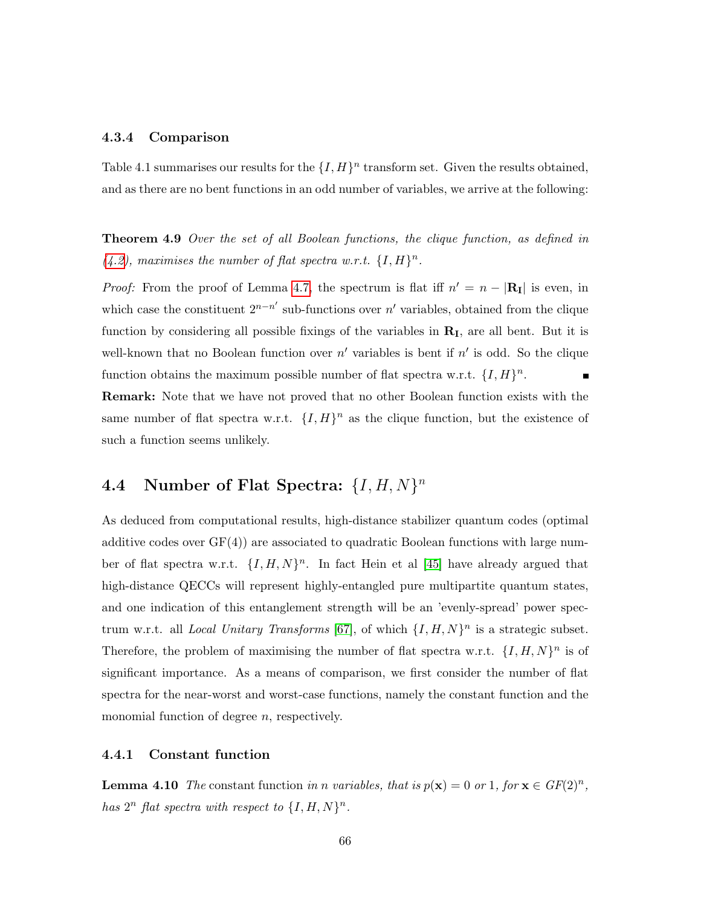### 4.3.4 Comparison

Table 4.1 summarises our results for the $\{I, H\}^n$ transform set. Given the results obtained, and as there are no bent functions in an odd number of variables, we arrive at the following:

**Theorem 4.9** *Over the set of all Boolean functions, the clique function, as defined in (4.2), maximises the number of flat spectra w.r.t.* $\{I, H\}^n$.

*Proof:* From the proof of Lemma 4.7, the spectrum is flat iff $n' = n - |\mathbf{R_I}|$ is even, in which case the constituent $2^{n-n'}$ sub-functions over $n'$ variables, obtained from the clique function by considering all possible fixings of the variables in $\mathbf{R_I}$, are all bent. But it is well-known that no Boolean function over $n'$ variables is bent if $n'$ is odd. So the clique function obtains the maximum possible number of flat spectra w.r.t. $\{I, H\}^n$. ∎

**Remark:** Note that we have not proved that no other Boolean function exists with the same number of flat spectra w.r.t. $\{I, H\}^n$ as the clique function, but the existence of such a function seems unlikely.

## 4.4 Number of Flat Spectra: $\{I, H, N\}^n$

As deduced from computational results, high-distance stabilizer quantum codes (optimal additive codes over GF(4)) are associated to quadratic Boolean functions with large number of flat spectra w.r.t. $\{I, H, N\}^n$. In fact Hein et al [45] have already argued that high-distance QECCs will represent highly-entangled pure multipartite quantum states, and one indication of this entanglement strength will be an 'evenly-spread' power spectrum w.r.t. all *Local Unitary Transforms* [67], of which $\{I, H, N\}^n$ is a strategic subset. Therefore, the problem of maximising the number of flat spectra w.r.t. $\{I, H, N\}^n$ is of significant importance. As a means of comparison, we first consider the number of flat spectra for the near-worst and worst-case functions, namely the constant function and the monomial function of degree $n$, respectively.

### 4.4.1 Constant function

**Lemma 4.10** *The* constant function *in $n$ variables, that is $p(\mathbf{x}) = 0$ or $1$, for $\mathbf{x} \in GF(2)^n$, has $2^n$ flat spectra with respect to* $\{I, H, N\}^n$.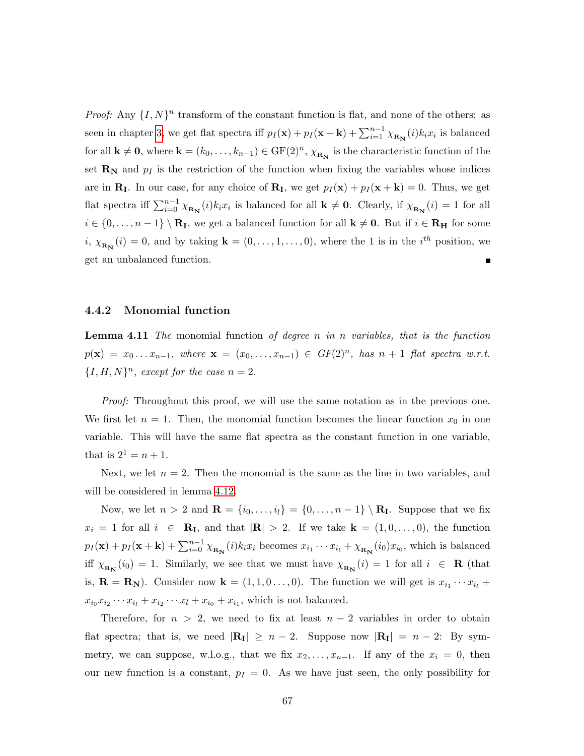*Proof:* Any $\{I, N\}^n$ transform of the constant function is flat, and none of the others: as seen in chapter 3, we get flat spectra iff $p_I(\mathbf{x}) + p_I(\mathbf{x} + \mathbf{k}) + \sum_{i=1}^{n-1} \chi_{\mathbf{R_N}}(i) k_i x_i$ is balanced for all $\mathbf{k} \neq \mathbf{0}$, where $\mathbf{k} = (k_0, \dots, k_{n-1}) \in \text{GF}(2)^n$, $\chi_{\mathbf{R_N}}$ is the characteristic function of the set $\mathbf{R_N}$ and $p_I$ is the restriction of the function when fixing the variables whose indices are in $\mathbf{R_I}$. In our case, for any choice of $\mathbf{R_I}$, we get $p_I(\mathbf{x}) + p_I(\mathbf{x} + \mathbf{k}) = 0$. Thus, we get flat spectra iff $\sum_{i=0}^{n-1} \chi_{\mathbf{R_N}}(i) k_i x_i$ is balanced for all $\mathbf{k} \neq \mathbf{0}$. Clearly, if $\chi_{\mathbf{R_N}}(i) = 1$ for all $i \in \{0, \dots, n-1\} \setminus \mathbf{R_I}$, we get a balanced function for all $\mathbf{k} \neq \mathbf{0}$. But if $i \in \mathbf{R_H}$ for some $i$, $\chi_{\mathbf{R_N}}(i) = 0$, and by taking $\mathbf{k} = (0, \dots, 1, \dots, 0)$, where the 1 is in the $i^{th}$ position, we get an unbalanced function. ∎

### 4.4.2 Monomial function

**Lemma 4.11** *The* monomial function *of degree $n$ in $n$ variables, that is the function $p(\mathbf{x}) = x_0 \dots x_{n-1}$, where $\mathbf{x} = (x_0, \dots, x_{n-1}) \in GF(2)^n$, has $n+1$ flat spectra w.r.t. $\{I, H, N\}^n$, except for the case $n = 2$.*

*Proof:* Throughout this proof, we will use the same notation as in the previous one. We first let $n = 1$. Then, the monomial function becomes the linear function $x_0$ in one variable. This will have the same flat spectra as the constant function in one variable, that is $2^1 = n + 1$.

Next, we let $n = 2$. Then the monomial is the same as the line in two variables, and will be considered in lemma 4.12.

Now, we let $n > 2$ and $\mathbf{R} = \{i_0, \dots, i_l\} = \{0, \dots, n-1\} \setminus \mathbf{R_I}$. Suppose that we fix $x_i = 1$ for all $i \in \mathbf{R_I}$, and that $|\mathbf{R}| > 2$. If we take $\mathbf{k} = (1, 0, \dots, 0)$, the function $p_I(\mathbf{x}) + p_I(\mathbf{x} + \mathbf{k}) + \sum_{i=0}^{n-1} \chi_{\mathbf{R_N}}(i) k_i x_i$ becomes $x_{i_1} \cdots x_{i_l} + \chi_{\mathbf{R_N}}(i_0) x_{i_0}$, which is balanced iff $\chi_{\mathbf{R_N}}(i_0) = 1$. Similarly, we see that we must have $\chi_{\mathbf{R_N}}(i) = 1$ for all $i \in \mathbf{R}$ (that is, $\mathbf{R} = \mathbf{R_N}$). Consider now $\mathbf{k} = (1, 1, 0 \dots, 0)$. The function we will get is $x_{i_1} \cdots x_{i_l} + x_{i_0} x_{i_2} \cdots x_{i_l} + x_{i_2} \cdots x_l + x_{i_0} + x_{i_1}$, which is not balanced.

Therefore, for $n > 2$, we need to fix at least $n - 2$ variables in order to obtain flat spectra; that is, we need $|\mathbf{R_I}| \geq n - 2$. Suppose now $|\mathbf{R_I}| = n - 2$: By symmetry, we can suppose, w.l.o.g., that we fix $x_2, \dots, x_{n-1}$. If any of the $x_i = 0$, then our new function is a constant, $p_I = 0$. As we have just seen, the only possibility for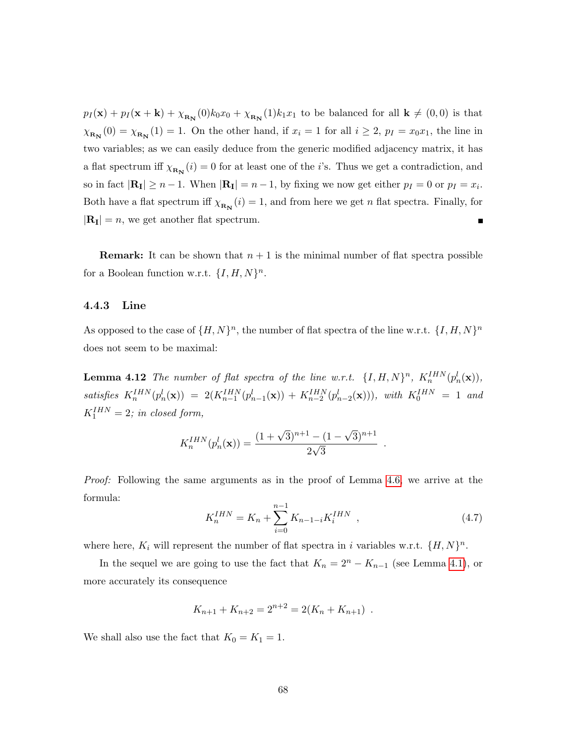$p_I(\mathbf{x}) + p_I(\mathbf{x}+\mathbf{k}) + \chi_{\mathbf{R_N}}(0)k_0x_0 + \chi_{\mathbf{R_N}}(1)k_1x_1$ to be balanced for all $\mathbf{k} \neq (0,0)$ is that $\chi_{\mathbf{R_N}}(0) = \chi_{\mathbf{R_N}}(1) = 1$. On the other hand, if $x_i = 1$ for all $i \geq 2$, $p_I = x_0x_1$, the line in two variables; as we can easily deduce from the generic modified adjacency matrix, it has a flat spectrum iff $\chi_{\mathbf{R_N}}(i) = 0$ for at least one of the $i$'s. Thus we get a contradiction, and so in fact $|\mathbf{R_I}| \geq n-1$. When $|\mathbf{R_I}| = n-1$, by fixing we now get either $p_I = 0$ or $p_I = x_i$. Both have a flat spectrum iff $\chi_{\mathbf{R_N}}(i) = 1$, and from here we get $n$ flat spectra. Finally, for $|\mathbf{R_I}| = n$, we get another flat spectrum. ∎

**Remark:** It can be shown that $n+1$ is the minimal number of flat spectra possible for a Boolean function w.r.t. $\{I,H,N\}^n$.

### 4.4.3 Line

As opposed to the case of $\{H,N\}^n$, the number of flat spectra of the line w.r.t. $\{I,H,N\}^n$ does not seem to be maximal:

**Lemma 4.12** *The number of flat spectra of the line w.r.t.* $\{I,H,N\}^n$*,* $K_n^{IHN}(p_n^l(\mathbf{x}))$*, satisfies* $K_n^{IHN}(p_n^l(\mathbf{x})) = 2(K_{n-1}^{IHN}(p_{n-1}^l(\mathbf{x})) + K_{n-2}^{IHN}(p_{n-2}^l(\mathbf{x})))$*, with* $K_0^{IHN} = 1$ *and* $K_1^{IHN} = 2$*; in closed form,*

$$K_n^{IHN}(p_n^l(\mathbf{x})) = \frac{(1+\sqrt{3})^{n+1} - (1-\sqrt{3})^{n+1}}{2\sqrt{3}} \ .$$

*Proof:* Following the same arguments as in the proof of Lemma 4.6, we arrive at the formula:

$$K_n^{IHN} = K_n + \sum_{i=0}^{n-1} K_{n-1-i}K_i^{IHN} \ , \tag{4.7}$$

where here, $K_i$ will represent the number of flat spectra in $i$ variables w.r.t. $\{H,N\}^n$.

In the sequel we are going to use the fact that $K_n = 2^n - K_{n-1}$ (see Lemma 4.1), or more accurately its consequence

$$K_{n+1} + K_{n+2} = 2^{n+2} = 2(K_n + K_{n+1}) \ .$$

We shall also use the fact that $K_0 = K_1 = 1$.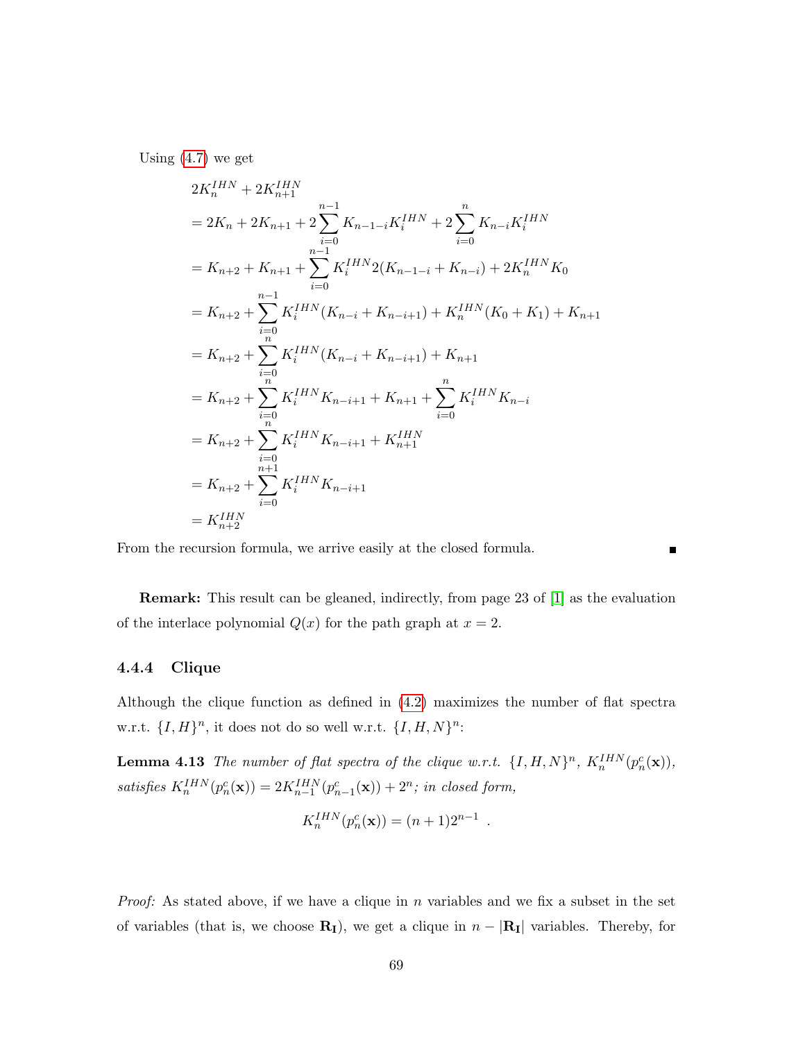Using (4.7) we get

$$
\begin{aligned}
&2K_n^{IHN} + 2K_{n+1}^{IHN} \\
&= 2K_n + 2K_{n+1} + 2\sum_{i=0}^{n-1} K_{n-1-i}K_i^{IHN} + 2\sum_{i=0}^{n} K_{n-i}K_i^{IHN} \\
&= K_{n+2} + K_{n+1} + \sum_{i=0}^{n-1} K_i^{IHN} 2(K_{n-1-i} + K_{n-i}) + 2K_n^{IHN}K_0 \\
&= K_{n+2} + \sum_{i=0}^{n-1} K_i^{IHN}(K_{n-i} + K_{n-i+1}) + K_n^{IHN}(K_0 + K_1) + K_{n+1} \\
&= K_{n+2} + \sum_{i=0}^{n} K_i^{IHN}(K_{n-i} + K_{n-i+1}) + K_{n+1} \\
&= K_{n+2} + \sum_{i=0}^{n} K_i^{IHN}K_{n-i+1} + K_{n+1} + \sum_{i=0}^{n} K_i^{IHN}K_{n-i} \\
&= K_{n+2} + \sum_{i=0}^{n} K_i^{IHN}K_{n-i+1} + K_{n+1}^{IHN} \\
&= K_{n+2} + \sum_{i=0}^{n+1} K_i^{IHN}K_{n-i+1} \\
&= K_{n+2}^{IHN}
\end{aligned}
$$

From the recursion formula, we arrive easily at the closed formula. ∎

**Remark:** This result can be gleaned, indirectly, from page 23 of [1] as the evaluation of the interlace polynomial $Q(x)$ for the path graph at $x = 2$.

### 4.4.4 Clique

Although the clique function as defined in (4.2) maximizes the number of flat spectra w.r.t. $\{I, H\}^n$, it does not do so well w.r.t. $\{I, H, N\}^n$:

**Lemma 4.13** *The number of flat spectra of the clique w.r.t. $\{I, H, N\}^n$, $K_n^{IHN}(p_n^c(\mathbf{x}))$, satisfies $K_n^{IHN}(p_n^c(\mathbf{x})) = 2K_{n-1}^{IHN}(p_{n-1}^c(\mathbf{x})) + 2^n$; in closed form,*

$$K_n^{IHN}(p_n^c(\mathbf{x})) = (n + 1)2^{n-1} \ .$$

*Proof:* As stated above, if we have a clique in $n$ variables and we fix a subset in the set of variables (that is, we choose $\mathbf{R_I}$), we get a clique in $n - |\mathbf{R_I}|$ variables. Thereby, for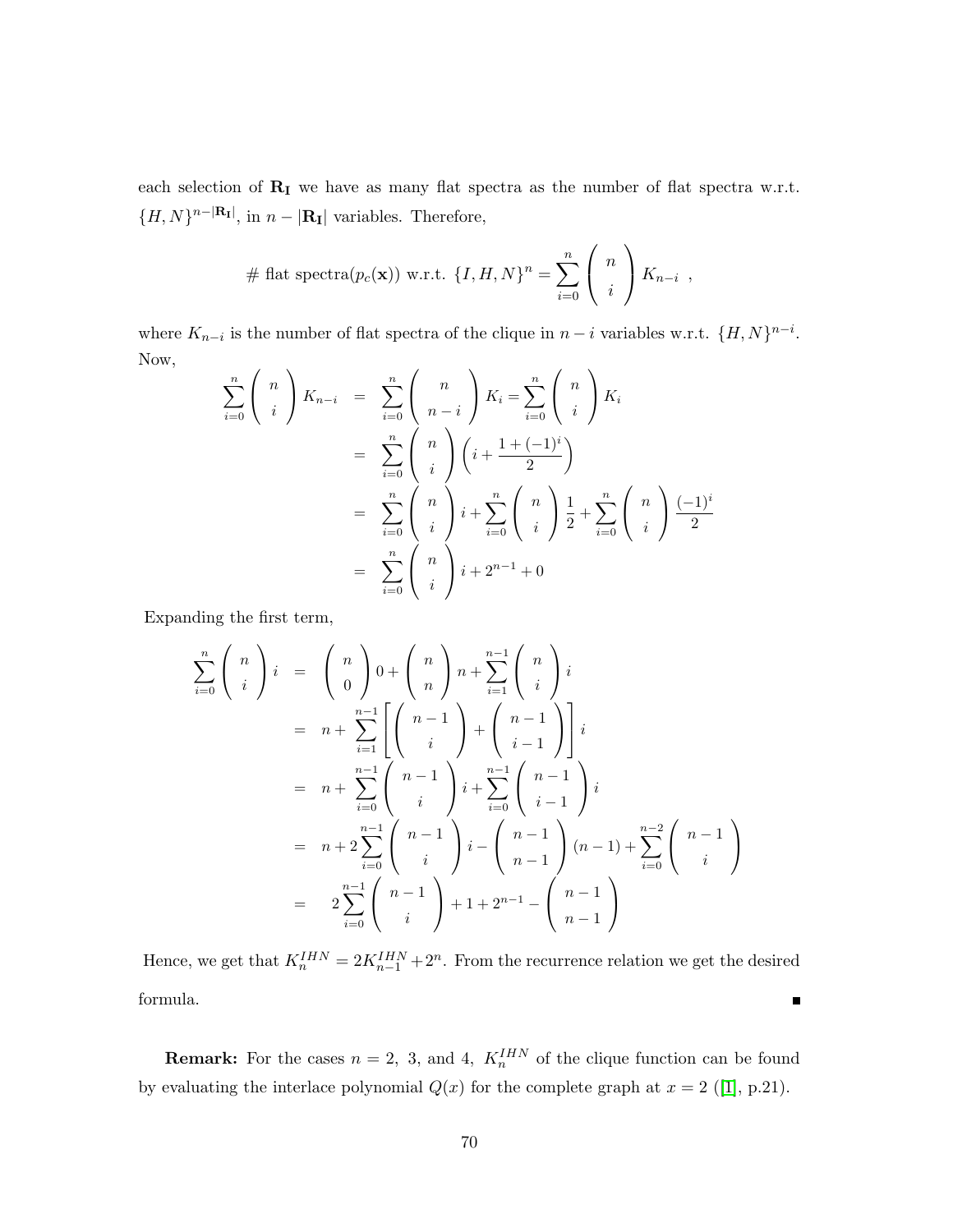each selection of $\mathbf{R_I}$ we have as many flat spectra as the number of flat spectra w.r.t. $\{H,N\}^{n-|\mathbf{R_I}|}$, in $n-|\mathbf{R_I}|$ variables. Therefore,

$$\#\text{ flat spectra}(p_c(\mathbf{x}))\text{ w.r.t. }\{I,H,N\}^n = \sum_{i=0}^{n} \begin{pmatrix} n \\ i \end{pmatrix} K_{n-i} \ ,$$

where $K_{n-i}$ is the number of flat spectra of the clique in $n-i$ variables w.r.t. $\{H,N\}^{n-i}$. Now,

$$\begin{aligned}
\sum_{i=0}^{n} \begin{pmatrix} n \\ i \end{pmatrix} K_{n-i} &= \sum_{i=0}^{n} \begin{pmatrix} n \\ n-i \end{pmatrix} K_i = \sum_{i=0}^{n} \begin{pmatrix} n \\ i \end{pmatrix} K_i \\
&= \sum_{i=0}^{n} \begin{pmatrix} n \\ i \end{pmatrix} \left( i + \frac{1+(-1)^i}{2} \right) \\
&= \sum_{i=0}^{n} \begin{pmatrix} n \\ i \end{pmatrix} i + \sum_{i=0}^{n} \begin{pmatrix} n \\ i \end{pmatrix} \frac{1}{2} + \sum_{i=0}^{n} \begin{pmatrix} n \\ i \end{pmatrix} \frac{(-1)^i}{2} \\
&= \sum_{i=0}^{n} \begin{pmatrix} n \\ i \end{pmatrix} i + 2^{n-1} + 0
\end{aligned}$$

Expanding the first term,

$$\begin{aligned}
\sum_{i=0}^{n} \begin{pmatrix} n \\ i \end{pmatrix} i &= \begin{pmatrix} n \\ 0 \end{pmatrix} 0 + \begin{pmatrix} n \\ n \end{pmatrix} n + \sum_{i=1}^{n-1} \begin{pmatrix} n \\ i \end{pmatrix} i \\
&= n + \sum_{i=1}^{n-1} \left[ \begin{pmatrix} n-1 \\ i \end{pmatrix} + \begin{pmatrix} n-1 \\ i-1 \end{pmatrix} \right] i \\
&= n + \sum_{i=0}^{n-1} \begin{pmatrix} n-1 \\ i \end{pmatrix} i + \sum_{i=0}^{n-1} \begin{pmatrix} n-1 \\ i-1 \end{pmatrix} i \\
&= n + 2\sum_{i=0}^{n-1} \begin{pmatrix} n-1 \\ i \end{pmatrix} i - \begin{pmatrix} n-1 \\ n-1 \end{pmatrix} (n-1) + \sum_{i=0}^{n-2} \begin{pmatrix} n-1 \\ i \end{pmatrix} \\
&= 2\sum_{i=0}^{n-1} \begin{pmatrix} n-1 \\ i \end{pmatrix} + 1 + 2^{n-1} - \begin{pmatrix} n-1 \\ n-1 \end{pmatrix}
\end{aligned}$$

Hence, we get that $K_n^{IHN} = 2K_{n-1}^{IHN} + 2^n$. From the recurrence relation we get the desired formula. ∎

**Remark:** For the cases $n = 2,\ 3,$ and $4,$ $K_n^{IHN}$ of the clique function can be found by evaluating the interlace polynomial $Q(x)$ for the complete graph at $x = 2$ ([1], p.21).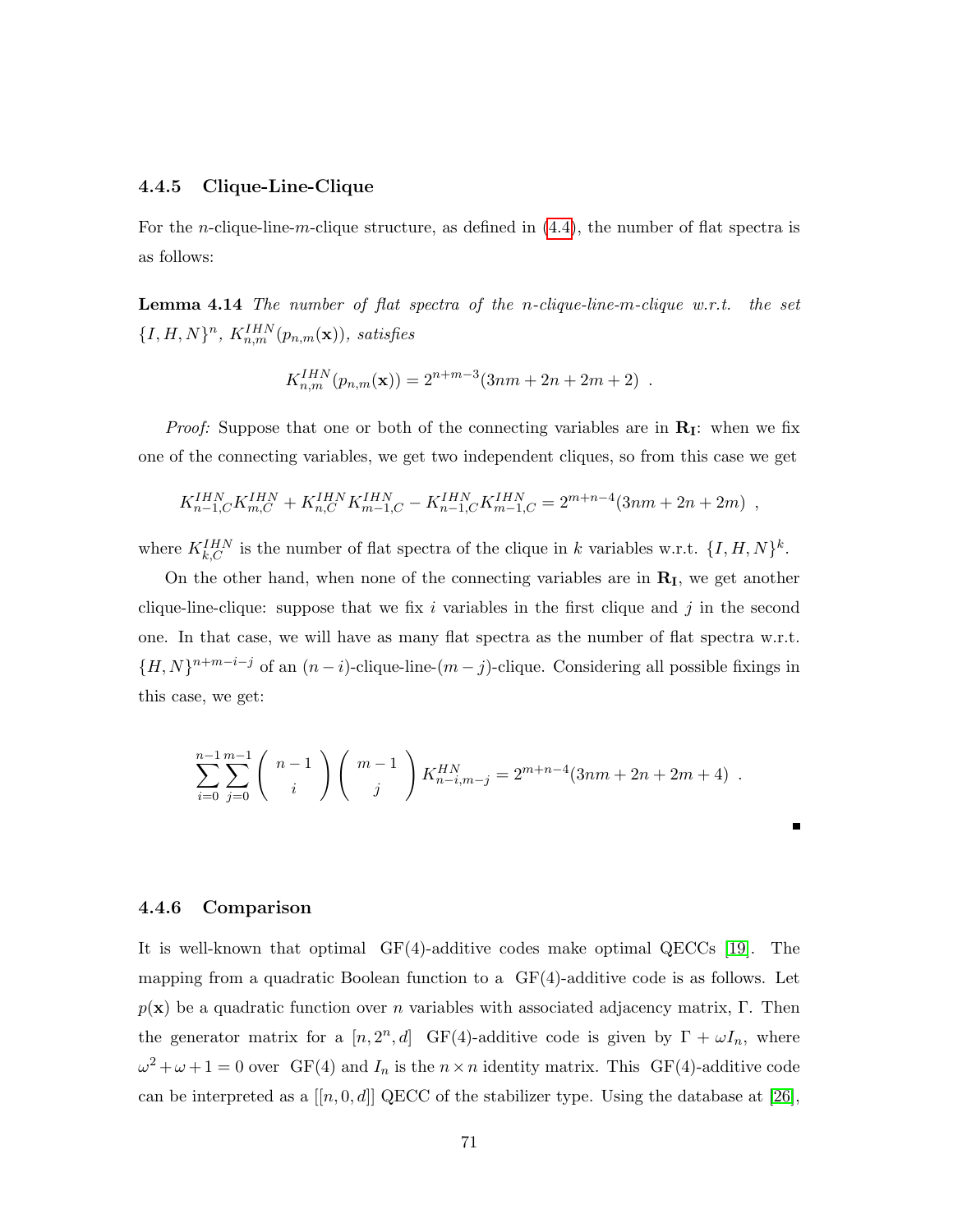### 4.4.5 Clique-Line-Clique

For the $n$-clique-line-$m$-clique structure, as defined in (4.4), the number of flat spectra is as follows:

**Lemma 4.14** *The number of flat spectra of the $n$-clique-line-$m$-clique w.r.t. the set $\{I, H, N\}^n$, $K_{n,m}^{IHN}(p_{n,m}(\mathbf{x}))$, satisfies*

$$K_{n,m}^{IHN}(p_{n,m}(\mathbf{x})) = 2^{n+m-3}(3nm + 2n + 2m + 2) \ .$$

*Proof:* Suppose that one or both of the connecting variables are in $\mathbf{R_I}$: when we fix one of the connecting variables, we get two independent cliques, so from this case we get

$$K_{n-1,C}^{IHN} K_{m,C}^{IHN} + K_{n,C}^{IHN} K_{m-1,C}^{IHN} - K_{n-1,C}^{IHN} K_{m-1,C}^{IHN} = 2^{m+n-4}(3nm + 2n + 2m) \ ,$$

where $K_{k,C}^{IHN}$ is the number of flat spectra of the clique in $k$ variables w.r.t. $\{I, H, N\}^k$.

On the other hand, when none of the connecting variables are in $\mathbf{R_I}$, we get another clique-line-clique: suppose that we fix $i$ variables in the first clique and $j$ in the second one. In that case, we will have as many flat spectra as the number of flat spectra w.r.t. $\{H, N\}^{n+m-i-j}$ of an $(n-i)$-clique-line-$(m-j)$-clique. Considering all possible fixings in this case, we get:

$$\sum_{i=0}^{n-1} \sum_{j=0}^{m-1} \binom{n-1}{i} \binom{m-1}{j} K_{n-i,m-j}^{HN} = 2^{m+n-4}(3nm + 2n + 2m + 4) \ .$$

∎

### 4.4.6 Comparison

It is well-known that optimal GF(4)-additive codes make optimal QECCs [19]. The mapping from a quadratic Boolean function to a GF(4)-additive code is as follows. Let $p(\mathbf{x})$ be a quadratic function over $n$ variables with associated adjacency matrix, $\Gamma$. Then the generator matrix for a $[n, 2^n, d]$ GF(4)-additive code is given by $\Gamma + \omega I_n$, where $\omega^2 + \omega + 1 = 0$ over GF(4) and $I_n$ is the $n \times n$ identity matrix. This GF(4)-additive code can be interpreted as a $[[n, 0, d]]$ QECC of the stabilizer type. Using the database at [26],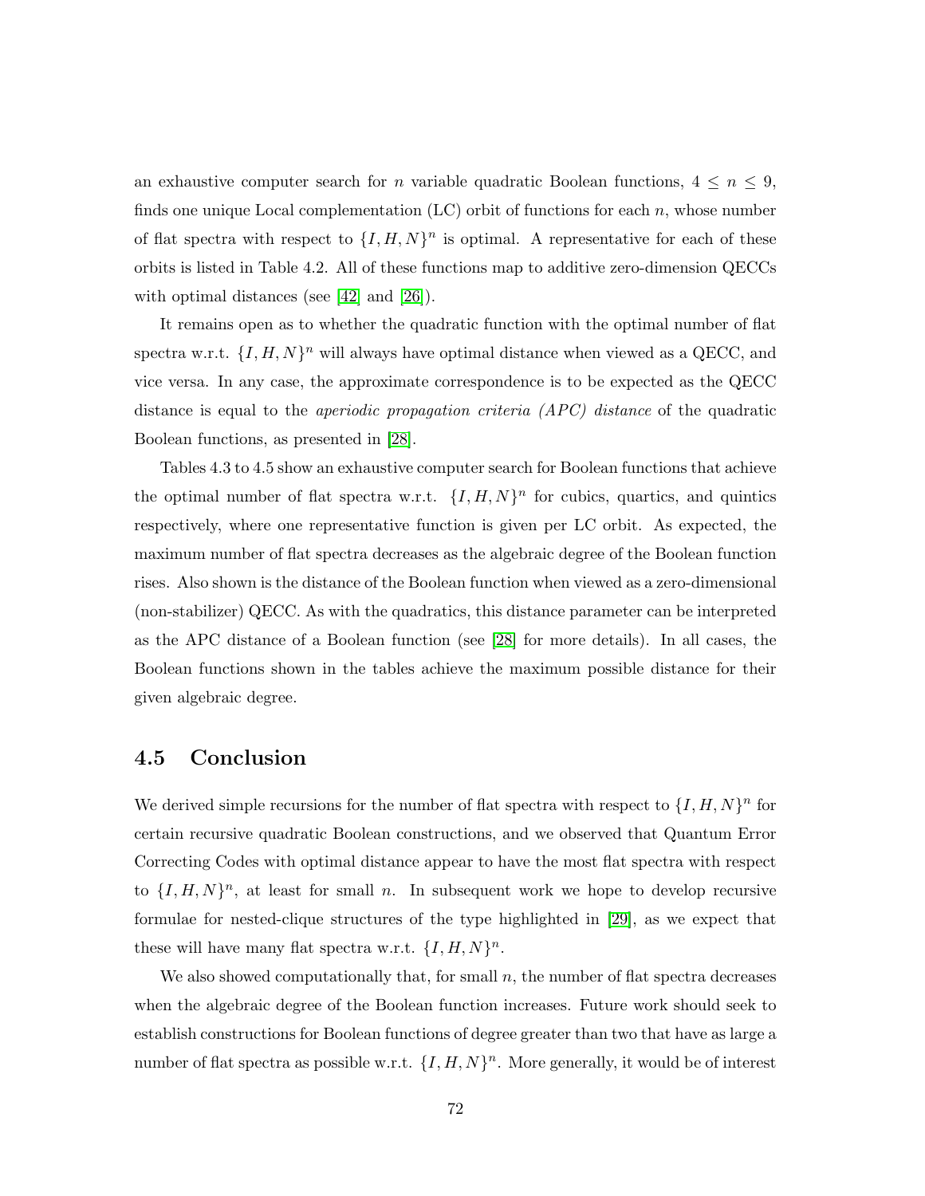an exhaustive computer search for $n$ variable quadratic Boolean functions, $4 \leq n \leq 9$, finds one unique Local complementation (LC) orbit of functions for each $n$, whose number of flat spectra with respect to $\{I, H, N\}^n$ is optimal. A representative for each of these orbits is listed in Table 4.2. All of these functions map to additive zero-dimension QECCs with optimal distances (see [42] and [26]).

It remains open as to whether the quadratic function with the optimal number of flat spectra w.r.t. $\{I, H, N\}^n$ will always have optimal distance when viewed as a QECC, and vice versa. In any case, the approximate correspondence is to be expected as the QECC distance is equal to the *aperiodic propagation criteria (APC) distance* of the quadratic Boolean functions, as presented in [28].

Tables 4.3 to 4.5 show an exhaustive computer search for Boolean functions that achieve the optimal number of flat spectra w.r.t. $\{I, H, N\}^n$ for cubics, quartics, and quintics respectively, where one representative function is given per LC orbit. As expected, the maximum number of flat spectra decreases as the algebraic degree of the Boolean function rises. Also shown is the distance of the Boolean function when viewed as a zero-dimensional (non-stabilizer) QECC. As with the quadratics, this distance parameter can be interpreted as the APC distance of a Boolean function (see [28] for more details). In all cases, the Boolean functions shown in the tables achieve the maximum possible distance for their given algebraic degree.

## 4.5 Conclusion

We derived simple recursions for the number of flat spectra with respect to $\{I, H, N\}^n$ for certain recursive quadratic Boolean constructions, and we observed that Quantum Error Correcting Codes with optimal distance appear to have the most flat spectra with respect to $\{I, H, N\}^n$, at least for small $n$. In subsequent work we hope to develop recursive formulae for nested-clique structures of the type highlighted in [29], as we expect that these will have many flat spectra w.r.t. $\{I, H, N\}^n$.

We also showed computationally that, for small $n$, the number of flat spectra decreases when the algebraic degree of the Boolean function increases. Future work should seek to establish constructions for Boolean functions of degree greater than two that have as large a number of flat spectra as possible w.r.t. $\{I, H, N\}^n$. More generally, it would be of interest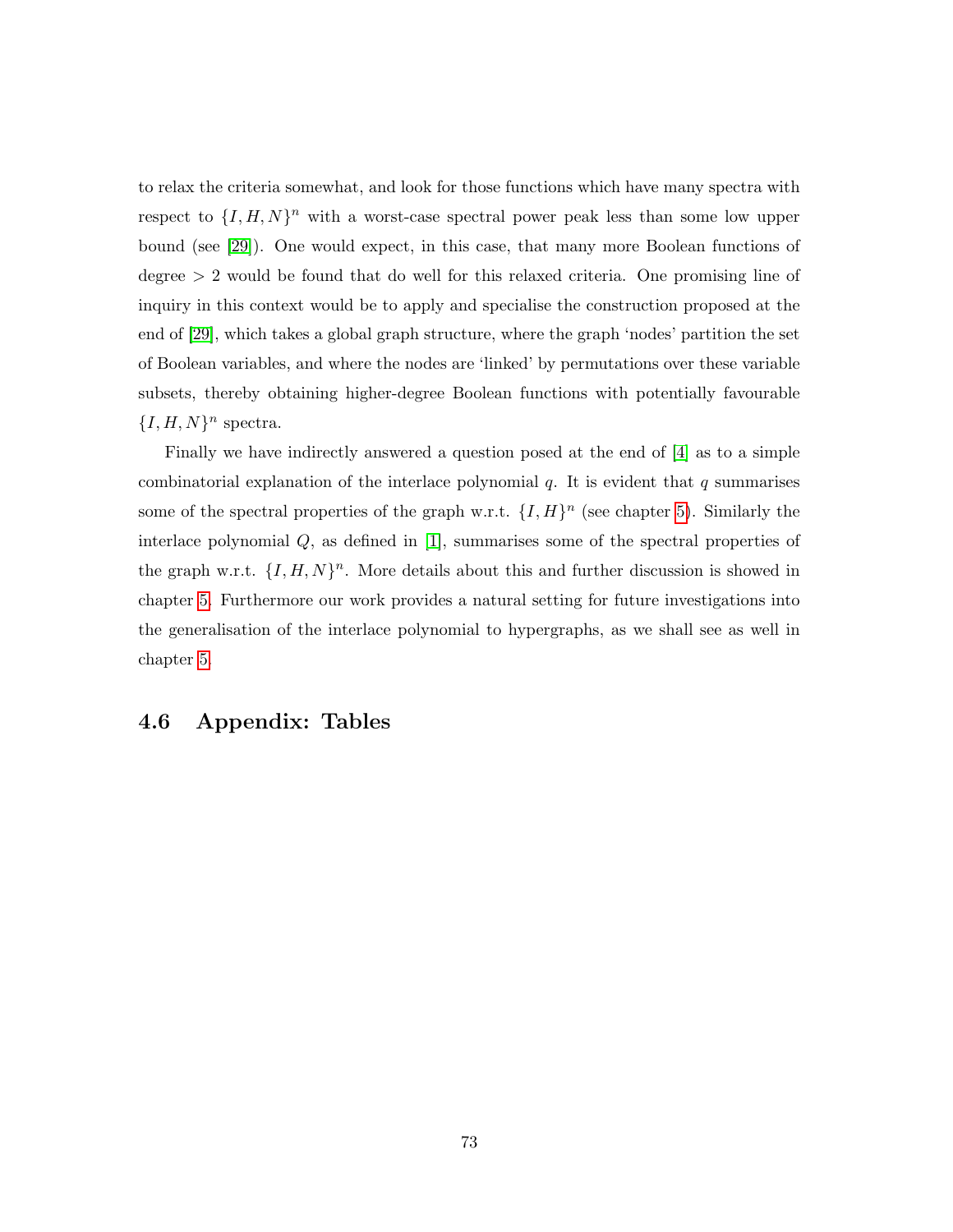to relax the criteria somewhat, and look for those functions which have many spectra with respect to $\{I, H, N\}^n$ with a worst-case spectral power peak less than some low upper bound (see [29]). One would expect, in this case, that many more Boolean functions of degree $> 2$ would be found that do well for this relaxed criteria. One promising line of inquiry in this context would be to apply and specialise the construction proposed at the end of [29], which takes a global graph structure, where the graph 'nodes' partition the set of Boolean variables, and where the nodes are 'linked' by permutations over these variable subsets, thereby obtaining higher-degree Boolean functions with potentially favourable $\{I, H, N\}^n$ spectra.

Finally we have indirectly answered a question posed at the end of [4] as to a simple combinatorial explanation of the interlace polynomial $q$. It is evident that $q$ summarises some of the spectral properties of the graph w.r.t. $\{I, H\}^n$ (see chapter 5). Similarly the interlace polynomial $Q$, as defined in [1], summarises some of the spectral properties of the graph w.r.t. $\{I, H, N\}^n$. More details about this and further discussion is showed in chapter 5. Furthermore our work provides a natural setting for future investigations into the generalisation of the interlace polynomial to hypergraphs, as we shall see as well in chapter 5.

## 4.6 Appendix: Tables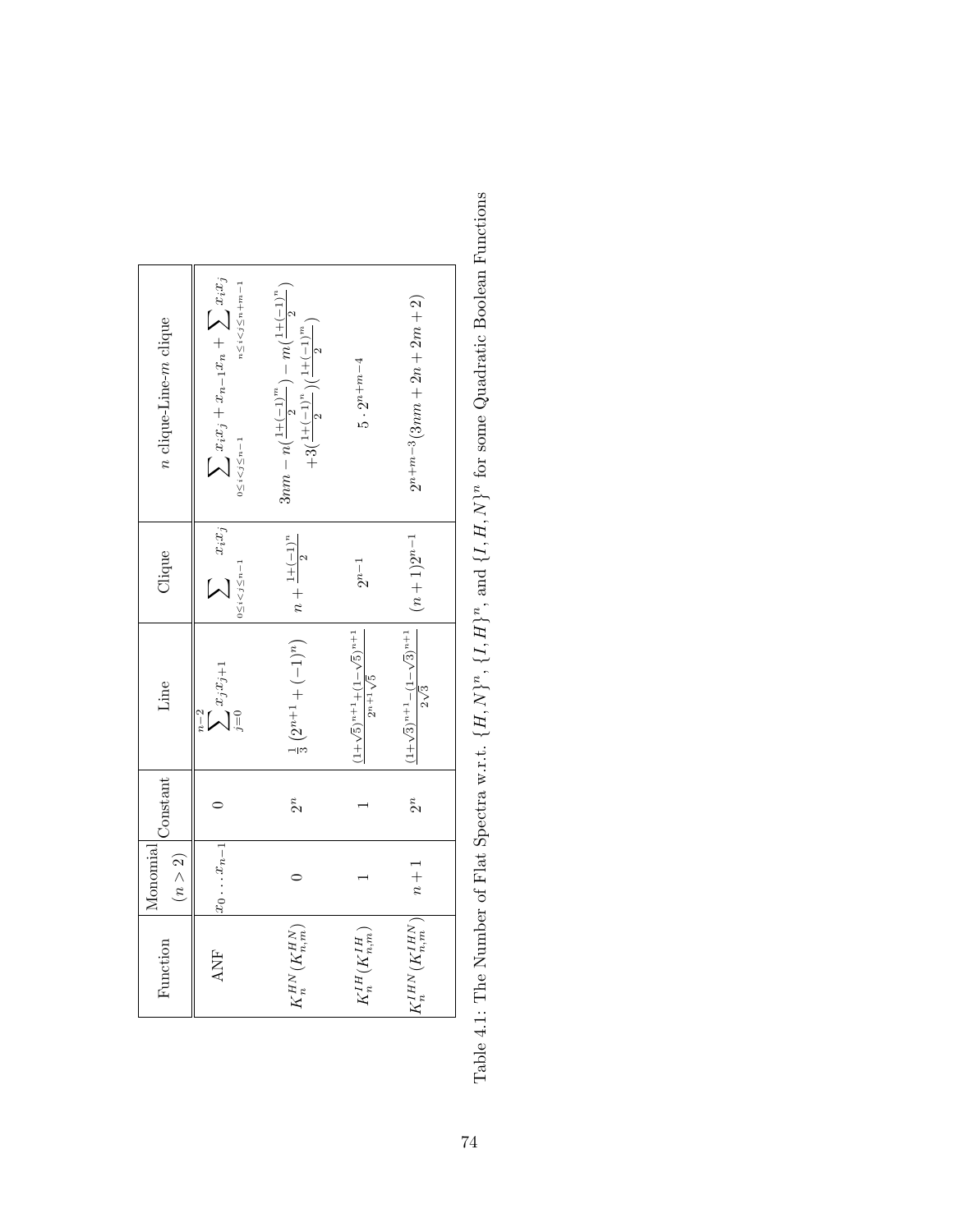| Function | Monomial ($n > 2$) | Constant | Line | Clique | $n$ clique-Line-$m$ clique |
|---|---|---|---|---|---|
| ANF | $x_0 \dots x_{n-1}$ | 0 | $\sum_{j=0}^{n-2} x_j x_{j+1}$ | $\sum_{0 \le i < j \le n-1} x_i x_j$ | $\sum_{0 \le i < j \le n-1} x_i x_j + x_{n-1} x_n + \sum_{n \le i < j \le n+m-1} x_i x_j$ |
| $K_n^{HN} (K_{n,m}^{HN})$ | 0 | $2^n$ | $\frac{1}{3}(2^{n+1} + (-1)^n)$ | $n + \frac{1+(-1)^n}{2}$ | $3nm - n(\frac{1+(-1)^m}{2}) - m(\frac{1+(-1)^n}{2}) + 3(\frac{1+(-1)^n}{2})(\frac{1+(-1)^m}{2})$ |
| $K_n^{IH} (K_{n,m}^{IH})$ | 1 | 1 | $\frac{(1+\sqrt{5})^{n+1} + (1-\sqrt{5})^{n+1}}{2^{n+1}\sqrt{5}}$ | $2^{n-1}$ | $5 \cdot 2^{n+m-4}$ |
| $K_n^{IHN} (K_{n,m}^{IHN})$ | $n+1$ | $2^n$ | $\frac{(1+\sqrt{3})^{n+1} - (1-\sqrt{3})^{n+1}}{2\sqrt{3}}$ | $(n+1)2^{n-1}$ | $2^{n+m-3}(3nm + 2n + 2m + 2)$ |

Table 4.1: The Number of Flat Spectra w.r.t. $\{H, N\}^n$, $\{I, H\}^n$, and $\{I, H, N\}^n$ for some Quadratic Boolean Functions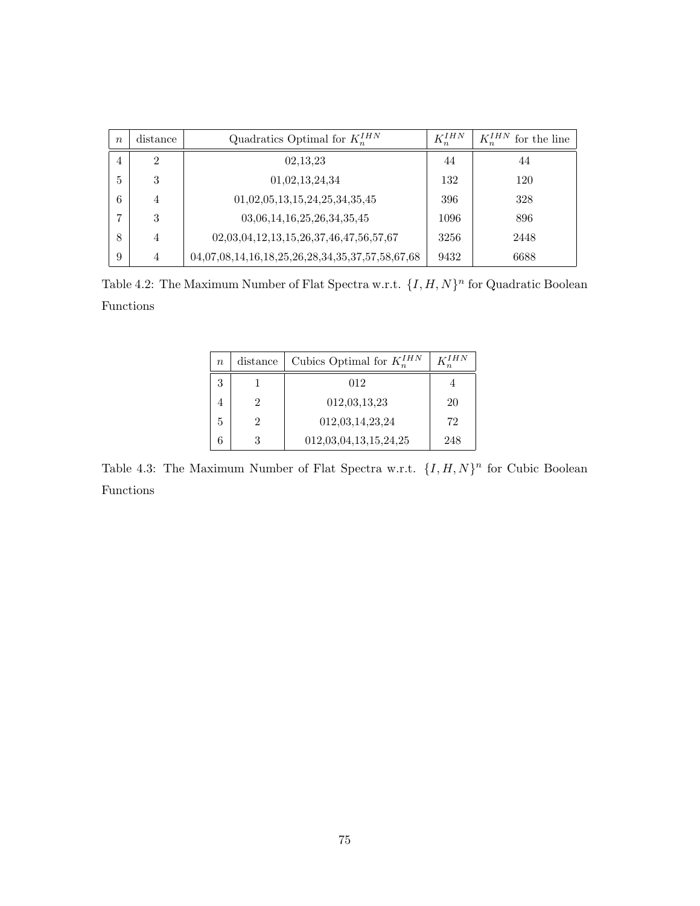| $n$ | distance | Quadratics Optimal for $K_n^{IHN}$ | $K_n^{IHN}$ | $K_n^{IHN}$ for the line |
|---|---|---|---|---|
| 4 | 2 | 02,13,23 | 44 | 44 |
| 5 | 3 | 01,02,13,24,34 | 132 | 120 |
| 6 | 4 | 01,02,05,13,15,24,25,34,35,45 | 396 | 328 |
| 7 | 3 | 03,06,14,16,25,26,34,35,45 | 1096 | 896 |
| 8 | 4 | 02,03,04,12,13,15,26,37,46,47,56,57,67 | 3256 | 2448 |
| 9 | 4 | 04,07,08,14,16,18,25,26,28,34,35,37,57,58,67,68 | 9432 | 6688 |

Table 4.2: The Maximum Number of Flat Spectra w.r.t. $\{I, H, N\}^n$ for Quadratic Boolean Functions

| $n$ | distance | Cubics Optimal for $K_n^{IHN}$ | $K_n^{IHN}$ |
|---|---|---|---|
| 3 | 1 | 012 | 4 |
| 4 | 2 | 012,03,13,23 | 20 |
| 5 | 2 | 012,03,14,23,24 | 72 |
| 6 | 3 | 012,03,04,13,15,24,25 | 248 |

Table 4.3: The Maximum Number of Flat Spectra w.r.t. $\{I, H, N\}^n$ for Cubic Boolean Functions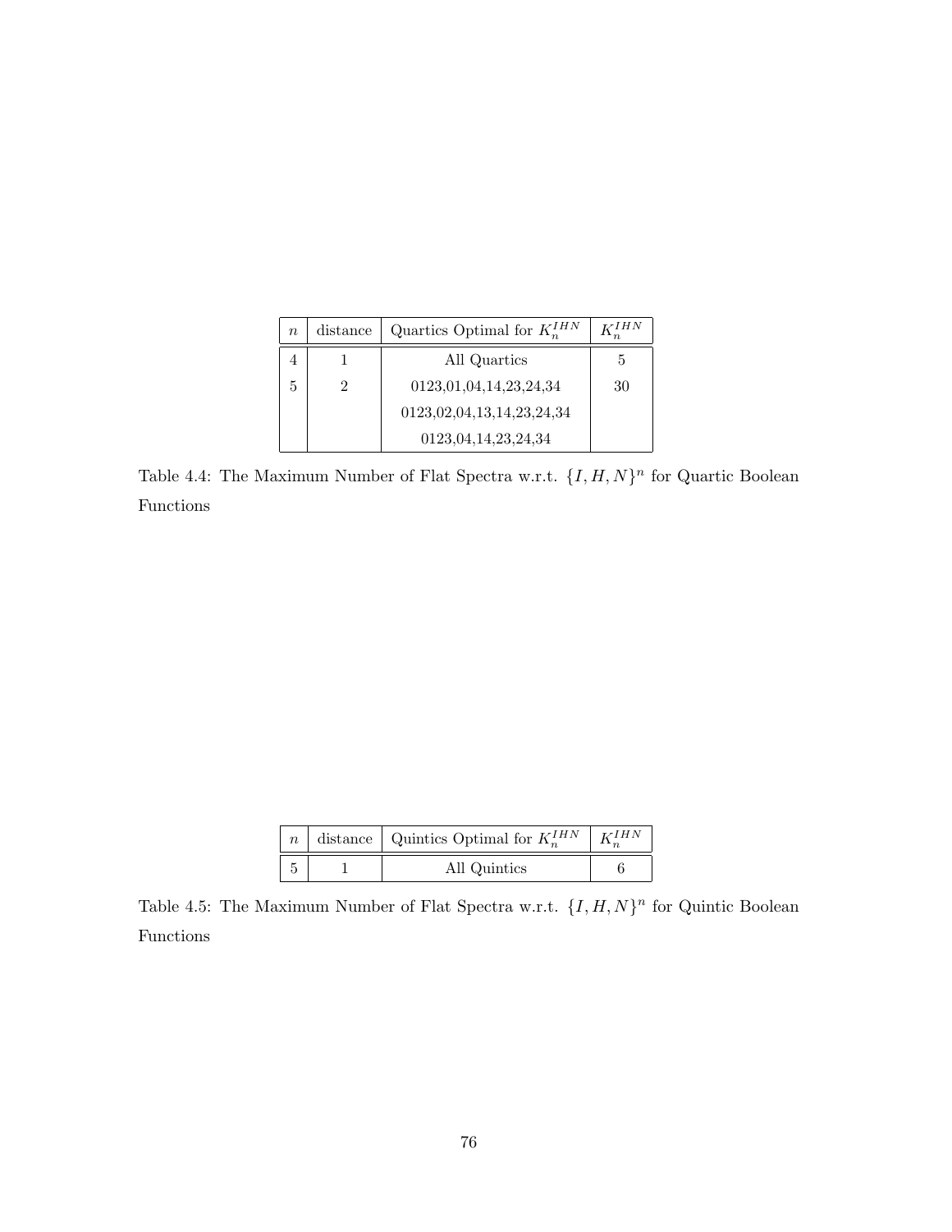| $n$ | distance | Quartics Optimal for $K_n^{IHN}$ | $K_n^{IHN}$ |
|---|---|---|---|
| 4 | 1 | All Quartics | 5 |
| 5 | 2 | 0123,01,04,14,23,24,34 | 30 |
| | | 0123,02,04,13,14,23,24,34 | |
| | | 0123,04,14,23,24,34 | |

Table 4.4: The Maximum Number of Flat Spectra w.r.t. $\{I, H, N\}^n$ for Quartic Boolean Functions

| $n$ | distance | Quintics Optimal for $K_n^{IHN}$ | $K_n^{IHN}$ |
|---|---|---|---|
| 5 | 1 | All Quintics | 6 |

Table 4.5: The Maximum Number of Flat Spectra w.r.t. $\{I, H, N\}^n$ for Quintic Boolean Functions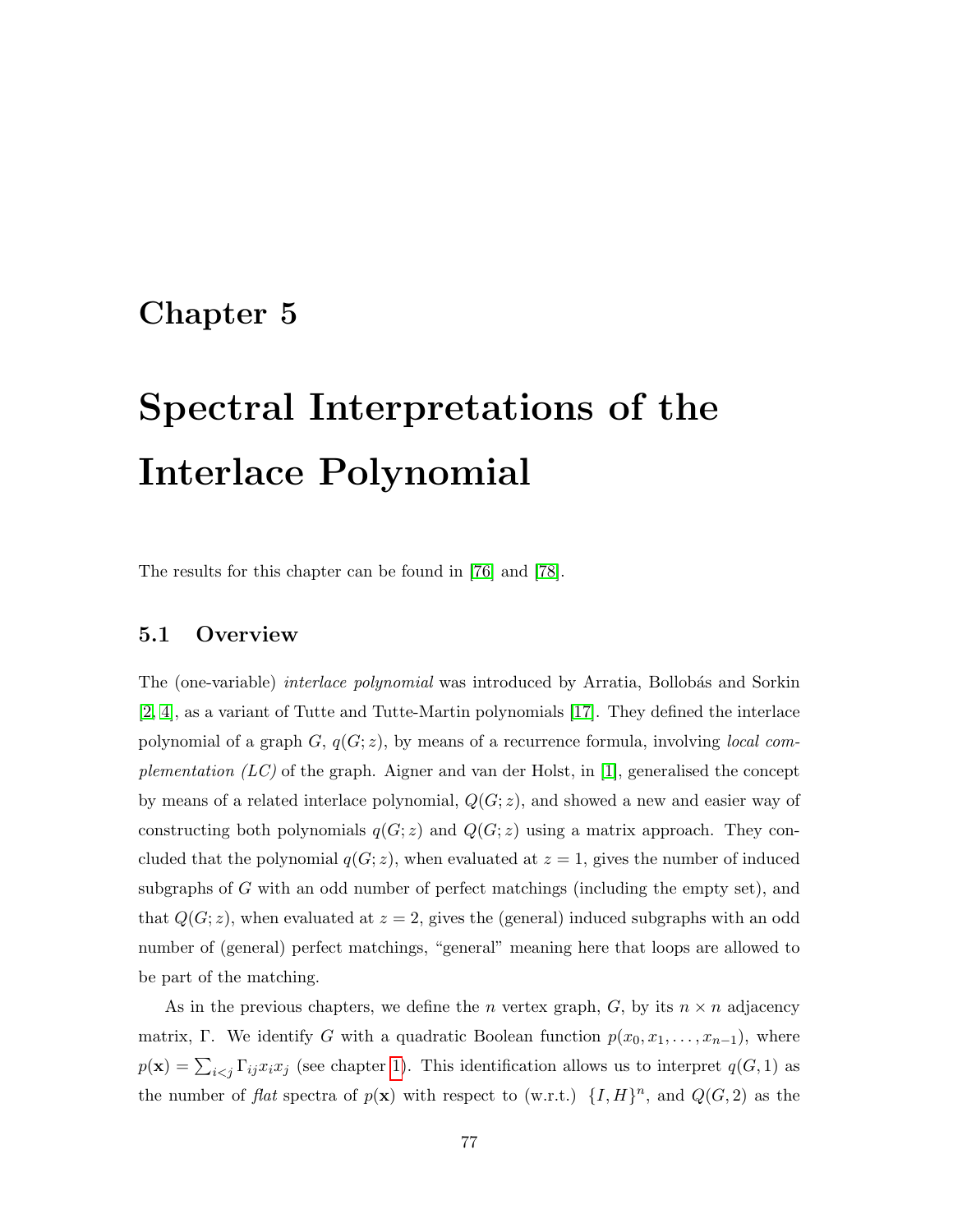# Chapter 5

# Spectral Interpretations of the Interlace Polynomial

The results for this chapter can be found in [76] and [78].

## 5.1 Overview

The (one-variable) *interlace polynomial* was introduced by Arratia, Bollobás and Sorkin [2, 4], as a variant of Tutte and Tutte-Martin polynomials [17]. They defined the interlace polynomial of a graph $G$, $q(G;z)$, by means of a recurrence formula, involving *local complementation (LC)* of the graph. Aigner and van der Holst, in [1], generalised the concept by means of a related interlace polynomial, $Q(G;z)$, and showed a new and easier way of constructing both polynomials $q(G;z)$ and $Q(G;z)$ using a matrix approach. They concluded that the polynomial $q(G;z)$, when evaluated at $z=1$, gives the number of induced subgraphs of $G$ with an odd number of perfect matchings (including the empty set), and that $Q(G;z)$, when evaluated at $z=2$, gives the (general) induced subgraphs with an odd number of (general) perfect matchings, "general" meaning here that loops are allowed to be part of the matching.

As in the previous chapters, we define the $n$ vertex graph, $G$, by its $n \times n$ adjacency matrix, $\Gamma$. We identify $G$ with a quadratic Boolean function $p(x_0, x_1, \ldots, x_{n-1})$, where $p(\mathbf{x}) = \sum_{i<j} \Gamma_{ij} x_i x_j$ (see chapter 1). This identification allows us to interpret $q(G, 1)$ as the number of *flat* spectra of $p(\mathbf{x})$ with respect to (w.r.t.) $\{I, H\}^n$, and $Q(G, 2)$ as the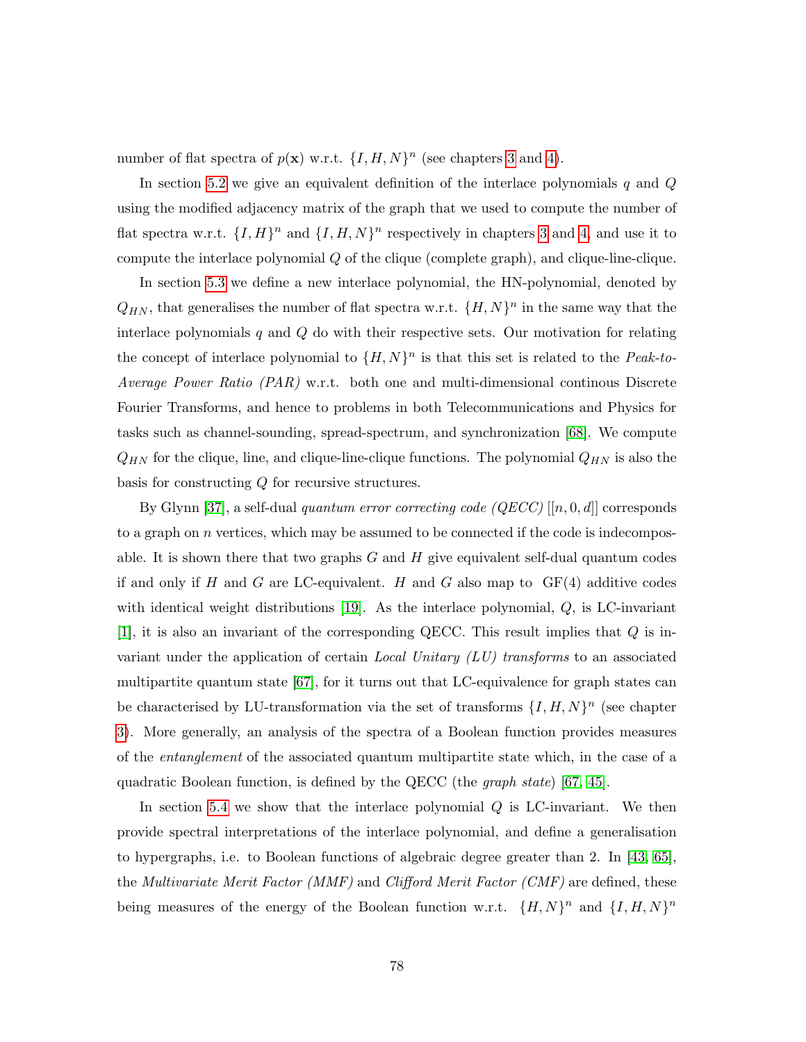number of flat spectra of $p(\mathbf{x})$ w.r.t. $\{I, H, N\}^n$ (see chapters 3 and 4).

In section 5.2 we give an equivalent definition of the interlace polynomials $q$ and $Q$ using the modified adjacency matrix of the graph that we used to compute the number of flat spectra w.r.t. $\{I, H\}^n$ and $\{I, H, N\}^n$ respectively in chapters 3 and 4, and use it to compute the interlace polynomial $Q$ of the clique (complete graph), and clique-line-clique.

In section 5.3 we define a new interlace polynomial, the HN-polynomial, denoted by $Q_{HN}$, that generalises the number of flat spectra w.r.t. $\{H, N\}^n$ in the same way that the interlace polynomials $q$ and $Q$ do with their respective sets. Our motivation for relating the concept of interlace polynomial to $\{H, N\}^n$ is that this set is related to the *Peak-to-Average Power Ratio (PAR)* w.r.t. both one and multi-dimensional continous Discrete Fourier Transforms, and hence to problems in both Telecommunications and Physics for tasks such as channel-sounding, spread-spectrum, and synchronization [68]. We compute $Q_{HN}$ for the clique, line, and clique-line-clique functions. The polynomial $Q_{HN}$ is also the basis for constructing $Q$ for recursive structures.

By Glynn [37], a self-dual *quantum error correcting code (QECC)* $[[n, 0, d]]$ corresponds to a graph on $n$ vertices, which may be assumed to be connected if the code is indecomposable. It is shown there that two graphs $G$ and $H$ give equivalent self-dual quantum codes if and only if $H$ and $G$ are LC-equivalent. $H$ and $G$ also map to GF(4) additive codes with identical weight distributions [19]. As the interlace polynomial, $Q$, is LC-invariant [1], it is also an invariant of the corresponding QECC. This result implies that $Q$ is invariant under the application of certain *Local Unitary (LU) transforms* to an associated multipartite quantum state [67], for it turns out that LC-equivalence for graph states can be characterised by LU-transformation via the set of transforms $\{I, H, N\}^n$ (see chapter 3). More generally, an analysis of the spectra of a Boolean function provides measures of the *entanglement* of the associated quantum multipartite state which, in the case of a quadratic Boolean function, is defined by the QECC (the *graph state*) [67, 45].

In section 5.4 we show that the interlace polynomial $Q$ is LC-invariant. We then provide spectral interpretations of the interlace polynomial, and define a generalisation to hypergraphs, i.e. to Boolean functions of algebraic degree greater than 2. In [43, 65], the *Multivariate Merit Factor (MMF)* and *Clifford Merit Factor (CMF)* are defined, these being measures of the energy of the Boolean function w.r.t. $\{H, N\}^n$ and $\{I, H, N\}^n$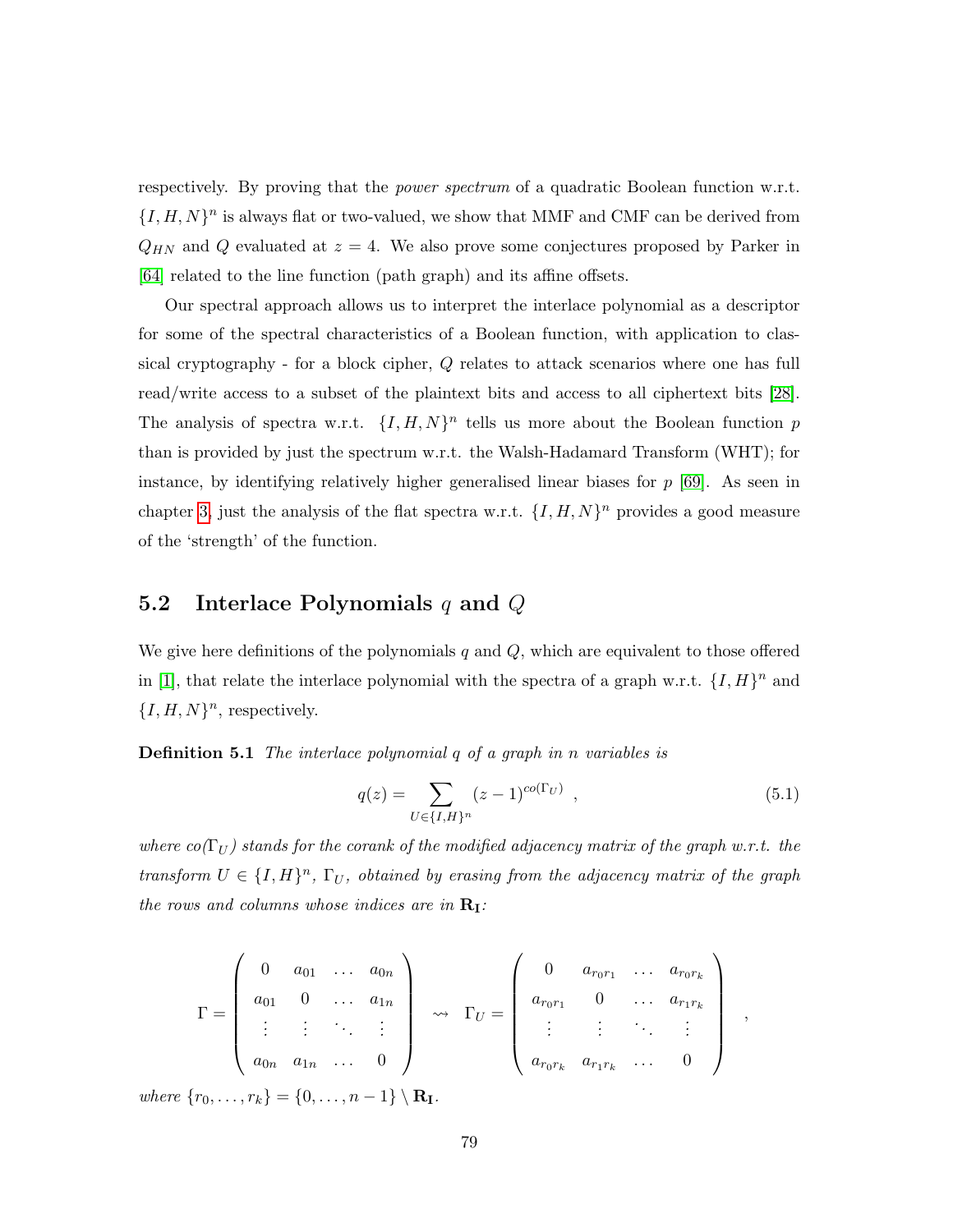respectively. By proving that the *power spectrum* of a quadratic Boolean function w.r.t. $\{I, H, N\}^n$ is always flat or two-valued, we show that MMF and CMF can be derived from $Q_{HN}$ and $Q$ evaluated at $z = 4$. We also prove some conjectures proposed by Parker in [64] related to the line function (path graph) and its affine offsets.

Our spectral approach allows us to interpret the interlace polynomial as a descriptor for some of the spectral characteristics of a Boolean function, with application to classical cryptography - for a block cipher, $Q$ relates to attack scenarios where one has full read/write access to a subset of the plaintext bits and access to all ciphertext bits [28]. The analysis of spectra w.r.t. $\{I, H, N\}^n$ tells us more about the Boolean function $p$ than is provided by just the spectrum w.r.t. the Walsh-Hadamard Transform (WHT); for instance, by identifying relatively higher generalised linear biases for $p$ [69]. As seen in chapter 3, just the analysis of the flat spectra w.r.t. $\{I, H, N\}^n$ provides a good measure of the 'strength' of the function.

## 5.2 Interlace Polynomials $q$ and $Q$

We give here definitions of the polynomials $q$ and $Q$, which are equivalent to those offered in [1], that relate the interlace polynomial with the spectra of a graph w.r.t. $\{I, H\}^n$ and $\{I, H, N\}^n$, respectively.

**Definition 5.1** *The interlace polynomial $q$ of a graph in $n$ variables is*

$$q(z) = \sum_{U \in \{I,H\}^n} (z-1)^{co(\Gamma_U)} \ , \tag{5.1}$$

*where $co(\Gamma_U)$ stands for the corank of the modified adjacency matrix of the graph w.r.t. the transform $U \in \{I, H\}^n$, $\Gamma_U$, obtained by erasing from the adjacency matrix of the graph the rows and columns whose indices are in $\mathbf{R_I}$:*

$$\Gamma = \begin{pmatrix} 0 & a_{01} & \dots & a_{0n} \\ a_{01} & 0 & \dots & a_{1n} \\ \vdots & \vdots & \ddots & \vdots \\ a_{0n} & a_{1n} & \dots & 0 \end{pmatrix} \rightsquigarrow \Gamma_U = \begin{pmatrix} 0 & a_{r_0r_1} & \dots & a_{r_0r_k} \\ a_{r_0r_1} & 0 & \dots & a_{r_1r_k} \\ \vdots & \vdots & \ddots & \vdots \\ a_{r_0r_k} & a_{r_1r_k} & \dots & 0 \end{pmatrix} \ ,$$

*where $\{r_0, \dots, r_k\} = \{0, \dots, n-1\} \setminus \mathbf{R_I}$.*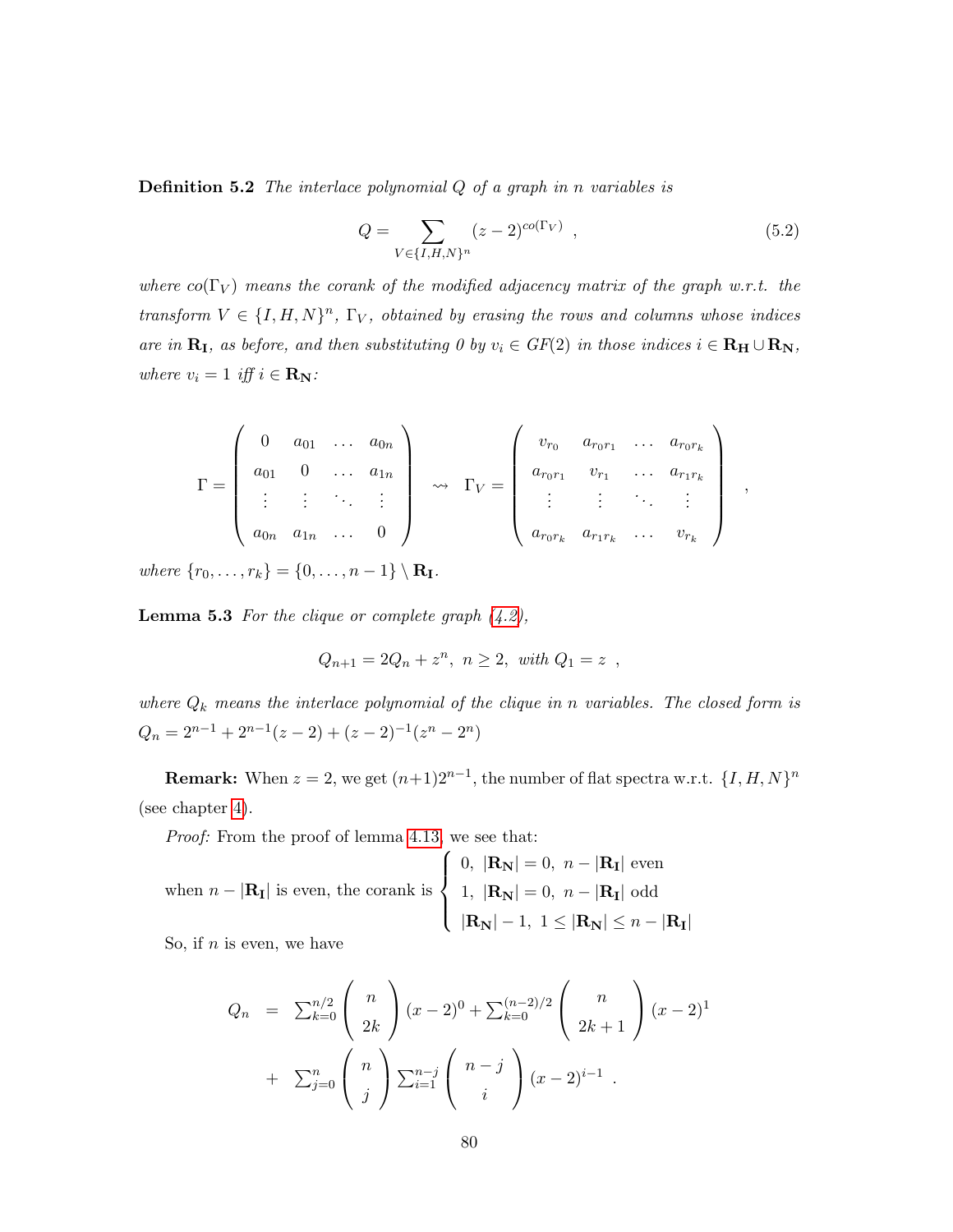**Definition 5.2** *The interlace polynomial $Q$ of a graph in $n$ variables is*

$$Q = \sum_{V \in \{I,H,N\}^n} (z-2)^{co(\Gamma_V)} \ , \tag{5.2}$$

*where $co(\Gamma_V)$ means the corank of the modified adjacency matrix of the graph w.r.t. the transform $V \in \{I, H, N\}^n$, $\Gamma_V$, obtained by erasing the rows and columns whose indices are in $\mathbf{R_I}$, as before, and then substituting 0 by $v_i \in GF(2)$ in those indices $i \in \mathbf{R_H} \cup \mathbf{R_N}$, where $v_i = 1$ iff $i \in \mathbf{R_N}$:*

$$\Gamma = \begin{pmatrix} 0 & a_{01} & \dots & a_{0n} \\ a_{01} & 0 & \dots & a_{1n} \\ \vdots & \vdots & \ddots & \vdots \\ a_{0n} & a_{1n} & \dots & 0 \end{pmatrix} \rightsquigarrow \Gamma_V = \begin{pmatrix} v_{r_0} & a_{r_0 r_1} & \dots & a_{r_0 r_k} \\ a_{r_0 r_1} & v_{r_1} & \dots & a_{r_1 r_k} \\ \vdots & \vdots & \ddots & \vdots \\ a_{r_0 r_k} & a_{r_1 r_k} & \dots & v_{r_k} \end{pmatrix} \ ,$$

*where $\{r_0, \dots, r_k\} = \{0, \dots, n-1\} \setminus \mathbf{R_I}$.*

**Lemma 5.3** *For the clique or complete graph (4.2),*

$$Q_{n+1} = 2Q_n + z^n, \ n \geq 2, \ \text{with } Q_1 = z \ ,$$

*where $Q_k$ means the interlace polynomial of the clique in $n$ variables. The closed form is $Q_n = 2^{n-1} + 2^{n-1}(z-2) + (z-2)^{-1}(z^n - 2^n)$*

**Remark:** When $z = 2$, we get $(n+1)2^{n-1}$, the number of flat spectra w.r.t. $\{I, H, N\}^n$ (see chapter 4).

*Proof:* From the proof of lemma 4.13, we see that:

when $n - |\mathbf{R_I}|$ is even, the corank is $\begin{cases} 0, \ |\mathbf{R_N}| = 0, \ n - |\mathbf{R_I}| \text{ even} \\ 1, \ |\mathbf{R_N}| = 0, \ n - |\mathbf{R_I}| \text{ odd} \\ |\mathbf{R_N}| - 1, \ 1 \leq |\mathbf{R_N}| \leq n - |\mathbf{R_I}| \end{cases}$

So, if $n$ is even, we have

$$\begin{aligned} Q_n &= \sum_{k=0}^{n/2} \binom{n}{2k} (x-2)^0 + \sum_{k=0}^{(n-2)/2} \binom{n}{2k+1} (x-2)^1 \\ &+ \sum_{j=0}^{n} \binom{n}{j} \sum_{i=1}^{n-j} \binom{n-j}{i} (x-2)^{i-1} \ . \end{aligned}$$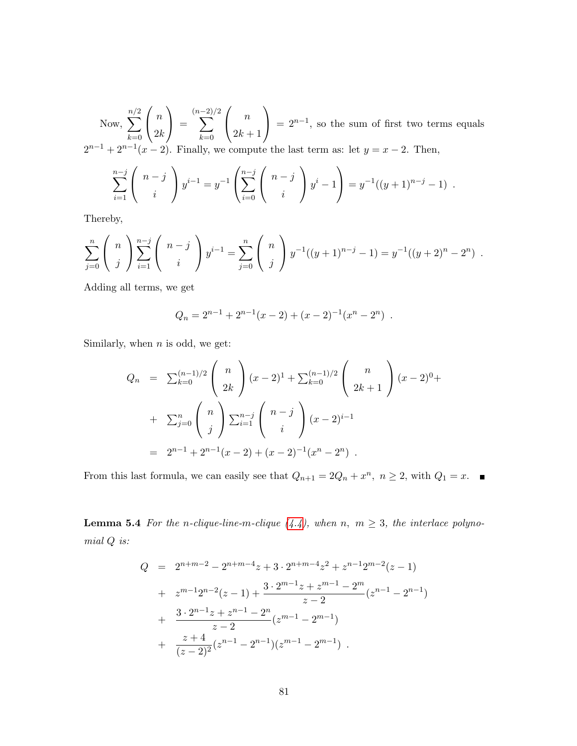Now, $\sum_{k=0}^{n/2} \binom{n}{2k} = \sum_{k=0}^{(n-2)/2} \binom{n}{2k+1} = 2^{n-1}$, so the sum of first two terms equals $2^{n-1} + 2^{n-1}(x-2)$. Finally, we compute the last term as: let $y = x - 2$. Then,

$$\sum_{i=1}^{n-j} \binom{n-j}{i} y^{i-1} = y^{-1}\left(\sum_{i=0}^{n-j} \binom{n-j}{i} y^i - 1\right) = y^{-1}((y+1)^{n-j} - 1) \ .$$

Thereby,

$$\sum_{j=0}^{n} \binom{n}{j} \sum_{i=1}^{n-j} \binom{n-j}{i} y^{i-1} = \sum_{j=0}^{n} \binom{n}{j} y^{-1}((y+1)^{n-j} - 1) = y^{-1}((y+2)^n - 2^n) \ .$$

Adding all terms, we get

$$Q_n = 2^{n-1} + 2^{n-1}(x-2) + (x-2)^{-1}(x^n - 2^n) \ .$$

Similarly, when $n$ is odd, we get:

$$\begin{aligned}
Q_n &= \textstyle\sum_{k=0}^{(n-1)/2} \binom{n}{2k} (x-2)^1 + \sum_{k=0}^{(n-1)/2} \binom{n}{2k+1} (x-2)^0 + \\
&+ \textstyle\sum_{j=0}^{n} \binom{n}{j} \sum_{i=1}^{n-j} \binom{n-j}{i} (x-2)^{i-1} \\
&= 2^{n-1} + 2^{n-1}(x-2) + (x-2)^{-1}(x^n - 2^n) \ .
\end{aligned}$$

From this last formula, we can easily see that $Q_{n+1} = 2Q_n + x^n, \ n \geq 2$, with $Q_1 = x$. ■

**Lemma 5.4** *For the n-clique-line-m-clique (4.4), when $n, \ m \geq 3$, the interlace polynomial $Q$ is:*

$$\begin{aligned}
Q &= 2^{n+m-2} - 2^{n+m-4}z + 3 \cdot 2^{n+m-4}z^2 + z^{n-1}2^{m-2}(z-1) \\
&+ z^{m-1}2^{n-2}(z-1) + \frac{3 \cdot 2^{m-1}z + z^{m-1} - 2^m}{z-2}(z^{n-1} - 2^{n-1}) \\
&+ \frac{3 \cdot 2^{n-1}z + z^{n-1} - 2^n}{z-2}(z^{m-1} - 2^{m-1}) \\
&+ \frac{z+4}{(z-2)^2}(z^{n-1} - 2^{n-1})(z^{m-1} - 2^{m-1}) \ .
\end{aligned}$$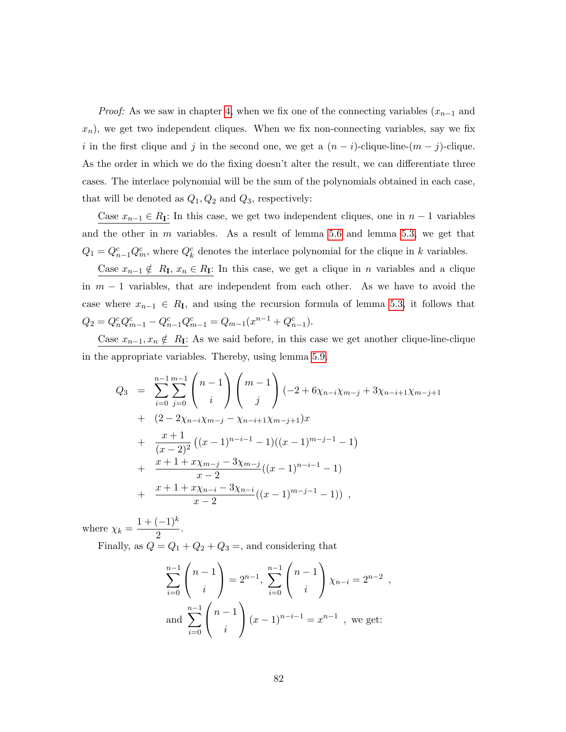*Proof:* As we saw in chapter 4, when we fix one of the connecting variables ($x_{n-1}$ and $x_n$), we get two independent cliques. When we fix non-connecting variables, say we fix $i$ in the first clique and $j$ in the second one, we get a $(n-i)$-clique-line-$(m-j)$-clique. As the order in which we do the fixing doesn't alter the result, we can differentiate three cases. The interlace polynomial will be the sum of the polynomials obtained in each case, that will be denoted as $Q_1, Q_2$ and $Q_3$, respectively:

Case $x_{n-1} \in R_{\mathbf{I}}$: In this case, we get two independent cliques, one in $n-1$ variables and the other in $m$ variables. As a result of lemma 5.6 and lemma 5.3, we get that $Q_1 = Q^c_{n-1}Q^c_m$, where $Q^c_k$ denotes the interlace polynomial for the clique in $k$ variables.

Case $x_{n-1} \notin R_{\mathbf{I}}$, $x_n \in R_{\mathbf{I}}$: In this case, we get a clique in $n$ variables and a clique in $m-1$ variables, that are independent from each other. As we have to avoid the case where $x_{n-1} \in R_{\mathbf{I}}$, and using the recursion formula of lemma 5.3, it follows that $Q_2 = Q^c_n Q^c_{m-1} - Q^c_{n-1}Q^c_{m-1} = Q_{m-1}(x^{n-1} + Q^c_{n-1})$.

Case $x_{n-1}, x_n \notin R_{\mathbf{I}}$: As we said before, in this case we get another clique-line-clique in the appropriate variables. Thereby, using lemma 5.9,

$$
\begin{aligned}
Q_3 &= \sum_{i=0}^{n-1}\sum_{j=0}^{m-1} \binom{n-1}{i}\binom{m-1}{j} (-2 + 6\chi_{n-i}\chi_{m-j} + 3\chi_{n-i+1}\chi_{m-j+1} \\
&+ (2 - 2\chi_{n-i}\chi_{m-j} - \chi_{n-i+1}\chi_{m-j+1})x \\
&+ \frac{x+1}{(x-2)^2}\left((x-1)^{n-i-1} - 1\right)\left((x-1)^{m-j-1} - 1\right) \\
&+ \frac{x + 1 + x\chi_{m-j} - 3\chi_{m-j}}{x-2}((x-1)^{n-i-1} - 1) \\
&+ \frac{x + 1 + x\chi_{n-i} - 3\chi_{n-i}}{x-2}((x-1)^{m-j-1} - 1)) \ ,
\end{aligned}
$$

where $\chi_k = \dfrac{1 + (-1)^k}{2}$.

Finally, as $Q = Q_1 + Q_2 + Q_3 =$, and considering that

$$
\sum_{i=0}^{n-1}\binom{n-1}{i} = 2^{n-1}, \ \sum_{i=0}^{n-1}\binom{n-1}{i}\chi_{n-i} = 2^{n-2} \ ,
$$

$$
\text{and } \sum_{i=0}^{n-1}\binom{n-1}{i}(x-1)^{n-i-1} = x^{n-1} \ , \text{ we get:}
$$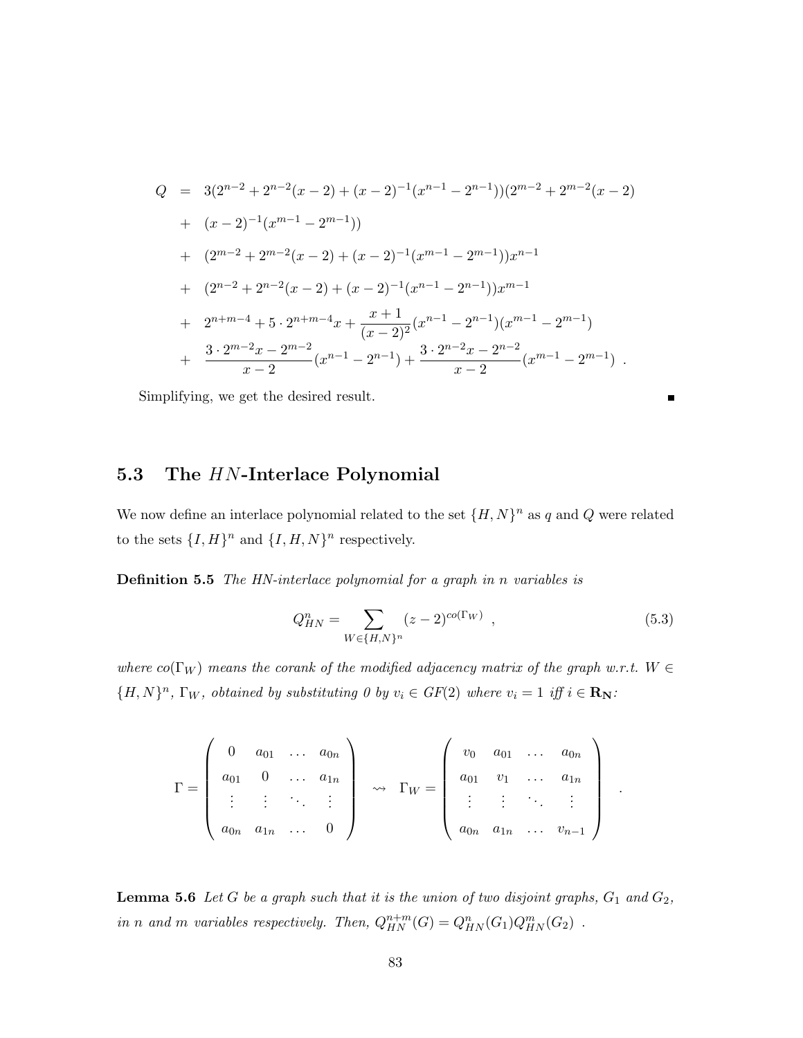$$
\begin{aligned}
Q &= 3(2^{n-2}+2^{n-2}(x-2)+(x-2)^{-1}(x^{n-1}-2^{n-1}))(2^{m-2}+2^{m-2}(x-2) \\
&+ (x-2)^{-1}(x^{m-1}-2^{m-1})) \\
&+ (2^{m-2}+2^{m-2}(x-2)+(x-2)^{-1}(x^{m-1}-2^{m-1}))x^{n-1} \\
&+ (2^{n-2}+2^{n-2}(x-2)+(x-2)^{-1}(x^{n-1}-2^{n-1}))x^{m-1} \\
&+ 2^{n+m-4}+5\cdot 2^{n+m-4}x+\frac{x+1}{(x-2)^2}(x^{n-1}-2^{n-1})(x^{m-1}-2^{m-1}) \\
&+ \frac{3\cdot 2^{m-2}x-2^{m-2}}{x-2}(x^{n-1}-2^{n-1})+\frac{3\cdot 2^{n-2}x-2^{n-2}}{x-2}(x^{m-1}-2^{m-1}) \ .
\end{aligned}
$$

Simplifying, we get the desired result. ∎

## 5.3 The $HN$-Interlace Polynomial

We now define an interlace polynomial related to the set $\{H,N\}^n$ as $q$ and $Q$ were related to the sets $\{I,H\}^n$ and $\{I,H,N\}^n$ respectively.

**Definition 5.5** *The HN-interlace polynomial for a graph in n variables is*

$$
Q^n_{HN}=\sum_{W\in\{H,N\}^n}(z-2)^{co(\Gamma_W)} \ , \tag{5.3}
$$

*where $co(\Gamma_W)$ means the corank of the modified adjacency matrix of the graph w.r.t. $W\in\{H,N\}^n$, $\Gamma_W$, obtained by substituting 0 by $v_i\in GF(2)$ where $v_i=1$ iff $i\in \mathbf{R_N}$:*

$$
\Gamma=\begin{pmatrix} 0 & a_{01} & \dots & a_{0n} \\ a_{01} & 0 & \dots & a_{1n} \\ \vdots & \vdots & \ddots & \vdots \\ a_{0n} & a_{1n} & \dots & 0 \end{pmatrix} \ \rightsquigarrow \ \Gamma_W=\begin{pmatrix} v_0 & a_{01} & \dots & a_{0n} \\ a_{01} & v_1 & \dots & a_{1n} \\ \vdots & \vdots & \ddots & \vdots \\ a_{0n} & a_{1n} & \dots & v_{n-1} \end{pmatrix} \ .
$$

**Lemma 5.6** *Let $G$ be a graph such that it is the union of two disjoint graphs, $G_1$ and $G_2$, in $n$ and $m$ variables respectively. Then, $Q^{n+m}_{HN}(G)=Q^n_{HN}(G_1)Q^m_{HN}(G_2)$ .*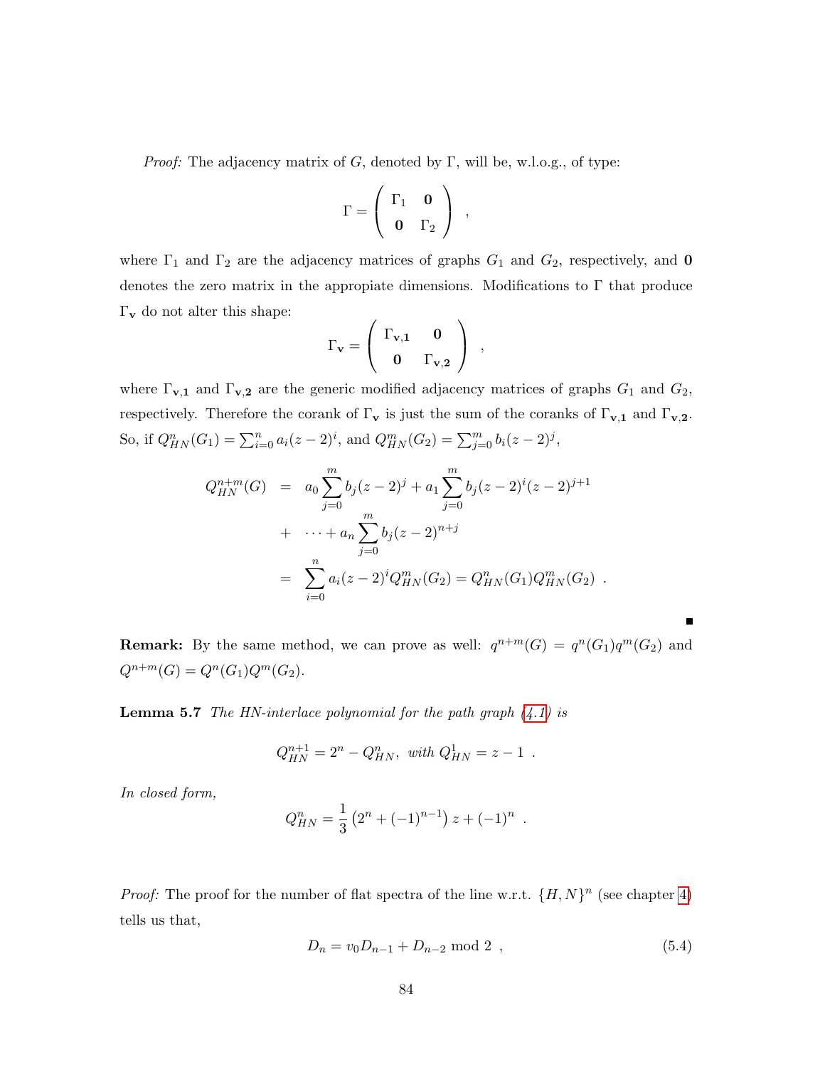*Proof:* The adjacency matrix of $G$, denoted by $\Gamma$, will be, w.l.o.g., of type:

$$\Gamma = \left( \begin{array}{cc} \Gamma_1 & \mathbf{0} \\ \mathbf{0} & \Gamma_2 \end{array} \right) \ ,$$

where $\Gamma_1$ and $\Gamma_2$ are the adjacency matrices of graphs $G_1$ and $G_2$, respectively, and $\mathbf{0}$ denotes the zero matrix in the appropiate dimensions. Modifications to $\Gamma$ that produce $\Gamma_{\mathbf{v}}$ do not alter this shape:

$$\Gamma_{\mathbf{v}} = \left( \begin{array}{cc} \Gamma_{\mathbf{v},\mathbf{1}} & \mathbf{0} \\ \mathbf{0} & \Gamma_{\mathbf{v},\mathbf{2}} \end{array} \right) \ ,$$

where $\Gamma_{\mathbf{v},\mathbf{1}}$ and $\Gamma_{\mathbf{v},\mathbf{2}}$ are the generic modified adjacency matrices of graphs $G_1$ and $G_2$, respectively. Therefore the corank of $\Gamma_{\mathbf{v}}$ is just the sum of the coranks of $\Gamma_{\mathbf{v},\mathbf{1}}$ and $\Gamma_{\mathbf{v},\mathbf{2}}$. So, if $Q^n_{HN}(G_1) = \sum_{i=0}^{n} a_i (z-2)^i$, and $Q^m_{HN}(G_2) = \sum_{j=0}^{m} b_i (z-2)^j$,

$$\begin{aligned} Q^{n+m}_{HN}(G) &= a_0 \sum_{j=0}^{m} b_j (z-2)^j + a_1 \sum_{j=0}^{m} b_j (z-2)^i (z-2)^{j+1} \\ &+ \cdots + a_n \sum_{j=0}^{m} b_j (z-2)^{n+j} \\ &= \sum_{i=0}^{n} a_i (z-2)^i Q^m_{HN}(G_2) = Q^n_{HN}(G_1) Q^m_{HN}(G_2) \ . \end{aligned}$$

■

**Remark:** By the same method, we can prove as well: $q^{n+m}(G) = q^n(G_1)q^m(G_2)$ and $Q^{n+m}(G) = Q^n(G_1)Q^m(G_2)$.

**Lemma 5.7** *The HN-interlace polynomial for the path graph (4.1) is*

$$Q^{n+1}_{HN} = 2^n - Q^n_{HN}, \ \textit{with} \ Q^1_{HN} = z - 1 \ .$$

*In closed form,*

$$Q^n_{HN} = \frac{1}{3}\left(2^n + (-1)^{n-1}\right) z + (-1)^n \ .$$

*Proof:* The proof for the number of flat spectra of the line w.r.t. $\{H, N\}^n$ (see chapter 4) tells us that,

$$D_n = v_0 D_{n-1} + D_{n-2} \bmod 2 \ , \tag{5.4}$$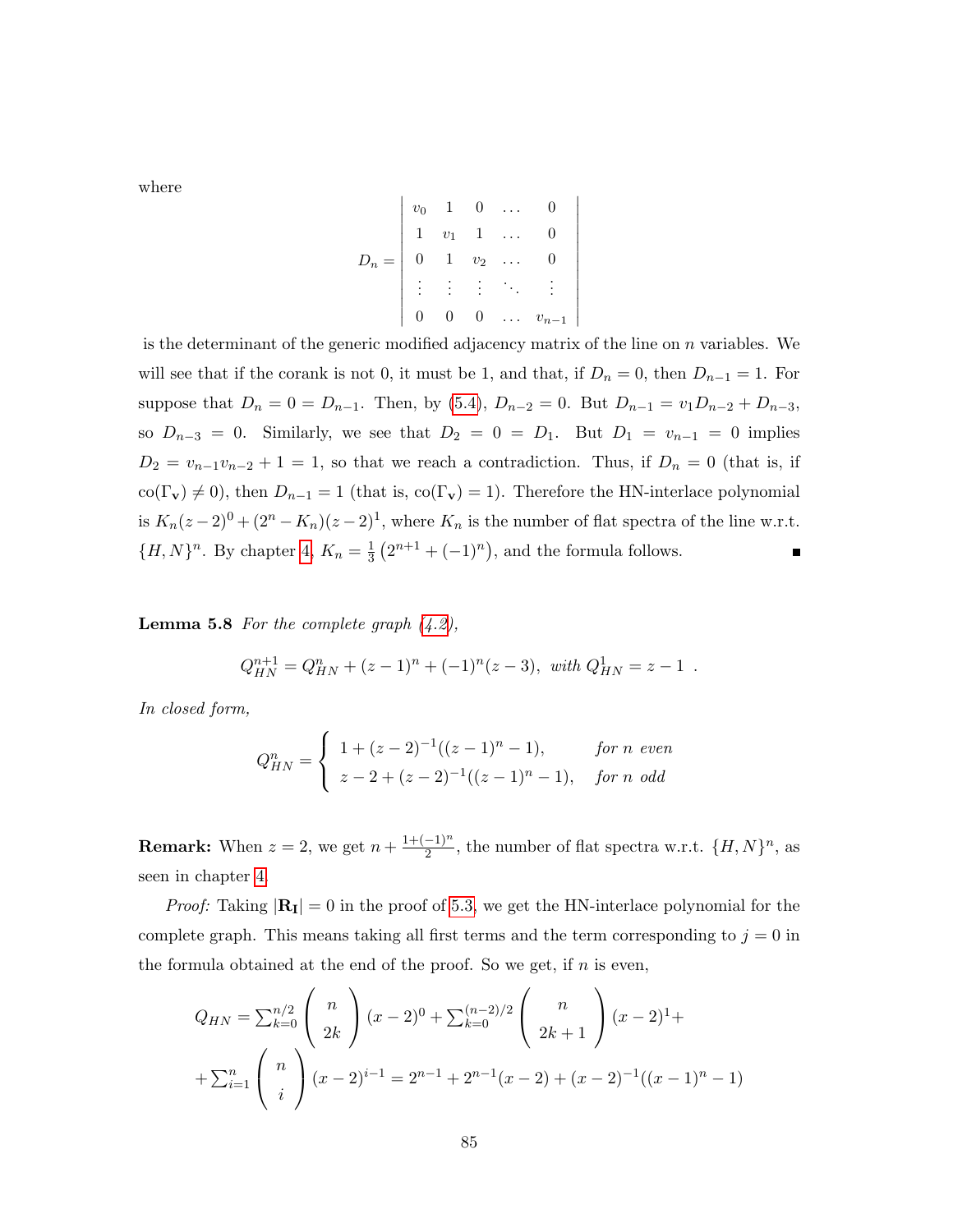where

$$D_n = \begin{vmatrix} v_0 & 1 & 0 & \dots & 0 \\ 1 & v_1 & 1 & \dots & 0 \\ 0 & 1 & v_2 & \dots & 0 \\ \vdots & \vdots & \vdots & \ddots & \vdots \\ 0 & 0 & 0 & \dots & v_{n-1} \end{vmatrix}$$

is the determinant of the generic modified adjacency matrix of the line on $n$ variables. We will see that if the corank is not 0, it must be 1, and that, if $D_n = 0$, then $D_{n-1} = 1$. For suppose that $D_n = 0 = D_{n-1}$. Then, by (5.4), $D_{n-2} = 0$. But $D_{n-1} = v_1 D_{n-2} + D_{n-3}$, so $D_{n-3} = 0$. Similarly, we see that $D_2 = 0 = D_1$. But $D_1 = v_{n-1} = 0$ implies $D_2 = v_{n-1}v_{n-2} + 1 = 1$, so that we reach a contradiction. Thus, if $D_n = 0$ (that is, if $\text{co}(\Gamma_{\mathbf{v}}) \neq 0$), then $D_{n-1} = 1$ (that is, $\text{co}(\Gamma_{\mathbf{v}}) = 1$). Therefore the HN-interlace polynomial is $K_n(z-2)^0 + (2^n - K_n)(z-2)^1$, where $K_n$ is the number of flat spectra of the line w.r.t. $\{H, N\}^n$. By chapter 4, $K_n = \frac{1}{3}\left(2^{n+1} + (-1)^n\right)$, and the formula follows. ∎

**Lemma 5.8** *For the complete graph (4.2),*

$$Q_{HN}^{n+1} = Q_{HN}^n + (z-1)^n + (-1)^n(z-3), \text{ with } Q_{HN}^1 = z - 1 \ .$$

*In closed form,*

$$Q_{HN}^n = \begin{cases} 1 + (z-2)^{-1}((z-1)^n - 1), & \text{for } n \text{ even} \\ z - 2 + (z-2)^{-1}((z-1)^n - 1), & \text{for } n \text{ odd} \end{cases}$$

**Remark:** When $z = 2$, we get $n + \frac{1+(-1)^n}{2}$, the number of flat spectra w.r.t. $\{H, N\}^n$, as seen in chapter 4.

*Proof:* Taking $|\mathbf{R_I}| = 0$ in the proof of 5.3, we get the HN-interlace polynomial for the complete graph. This means taking all first terms and the term corresponding to $j = 0$ in the formula obtained at the end of the proof. So we get, if $n$ is even,

$$Q_{HN} = \sum_{k=0}^{n/2} \binom{n}{2k} (x-2)^0 + \sum_{k=0}^{(n-2)/2} \binom{n}{2k+1} (x-2)^1 +$$
$$+ \sum_{i=1}^{n} \binom{n}{i} (x-2)^{i-1} = 2^{n-1} + 2^{n-1}(x-2) + (x-2)^{-1}((x-1)^n - 1)$$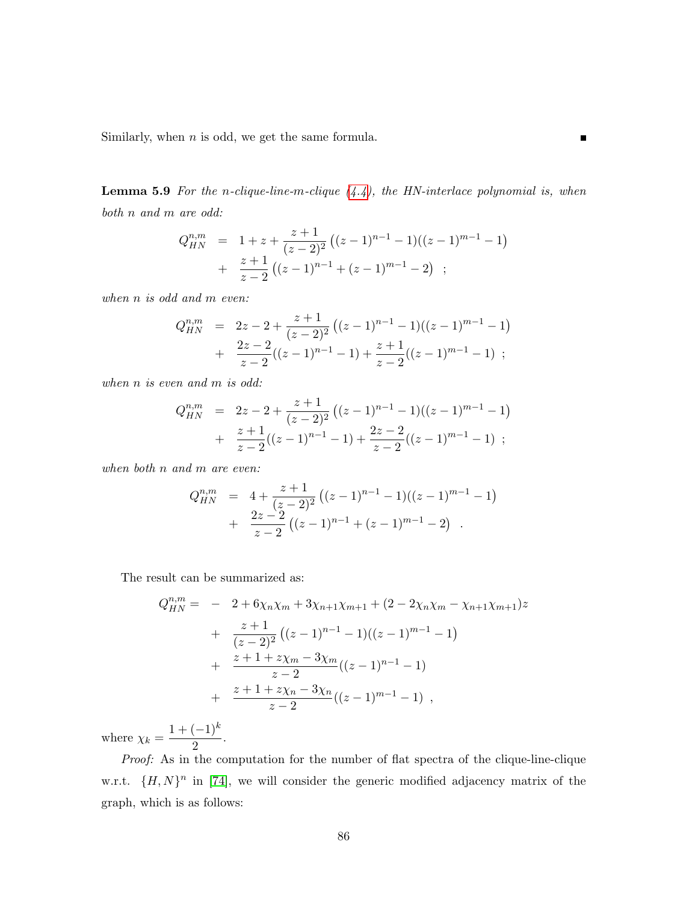Similarly, when $n$ is odd, we get the same formula. ∎

**Lemma 5.9** *For the n-clique-line-m-clique (4.4), the HN-interlace polynomial is, when both n and m are odd:*

$$
\begin{aligned}
Q_{HN}^{n,m} &= 1 + z + \frac{z+1}{(z-2)^2}\left((z-1)^{n-1}-1)((z-1)^{m-1}-1\right) \\
&+ \frac{z+1}{z-2}\left((z-1)^{n-1}+(z-1)^{m-1}-2\right) \ ;
\end{aligned}
$$

*when n is odd and m even:*

$$
\begin{aligned}
Q_{HN}^{n,m} &= 2z - 2 + \frac{z+1}{(z-2)^2}\left((z-1)^{n-1}-1)((z-1)^{m-1}-1\right) \\
&+ \frac{2z-2}{z-2}((z-1)^{n-1}-1) + \frac{z+1}{z-2}((z-1)^{m-1}-1) \ ;
\end{aligned}
$$

*when n is even and m is odd:*

$$
\begin{aligned}
Q_{HN}^{n,m} &= 2z - 2 + \frac{z+1}{(z-2)^2}\left((z-1)^{n-1}-1)((z-1)^{m-1}-1\right) \\
&+ \frac{z+1}{z-2}((z-1)^{n-1}-1) + \frac{2z-2}{z-2}((z-1)^{m-1}-1) \ ;
\end{aligned}
$$

*when both n and m are even:*

$$
\begin{aligned}
Q_{HN}^{n,m} &= 4 + \frac{z+1}{(z-2)^2}\left((z-1)^{n-1}-1)((z-1)^{m-1}-1\right) \\
&+ \frac{2z-2}{z-2}\left((z-1)^{n-1}+(z-1)^{m-1}-2\right) \ .
\end{aligned}
$$

The result can be summarized as:

$$
\begin{aligned}
Q_{HN}^{n,m} = &- 2 + 6\chi_n\chi_m + 3\chi_{n+1}\chi_{m+1} + (2 - 2\chi_n\chi_m - \chi_{n+1}\chi_{m+1})z \\
&+ \frac{z+1}{(z-2)^2}\left((z-1)^{n-1}-1)((z-1)^{m-1}-1\right) \\
&+ \frac{z+1+z\chi_m-3\chi_m}{z-2}((z-1)^{n-1}-1) \\
&+ \frac{z+1+z\chi_n-3\chi_n}{z-2}((z-1)^{m-1}-1) \ ,
\end{aligned}
$$

where $\chi_k = \dfrac{1+(-1)^k}{2}$.

*Proof:* As in the computation for the number of flat spectra of the clique-line-clique w.r.t. $\{H,N\}^n$ in [74], we will consider the generic modified adjacency matrix of the graph, which is as follows: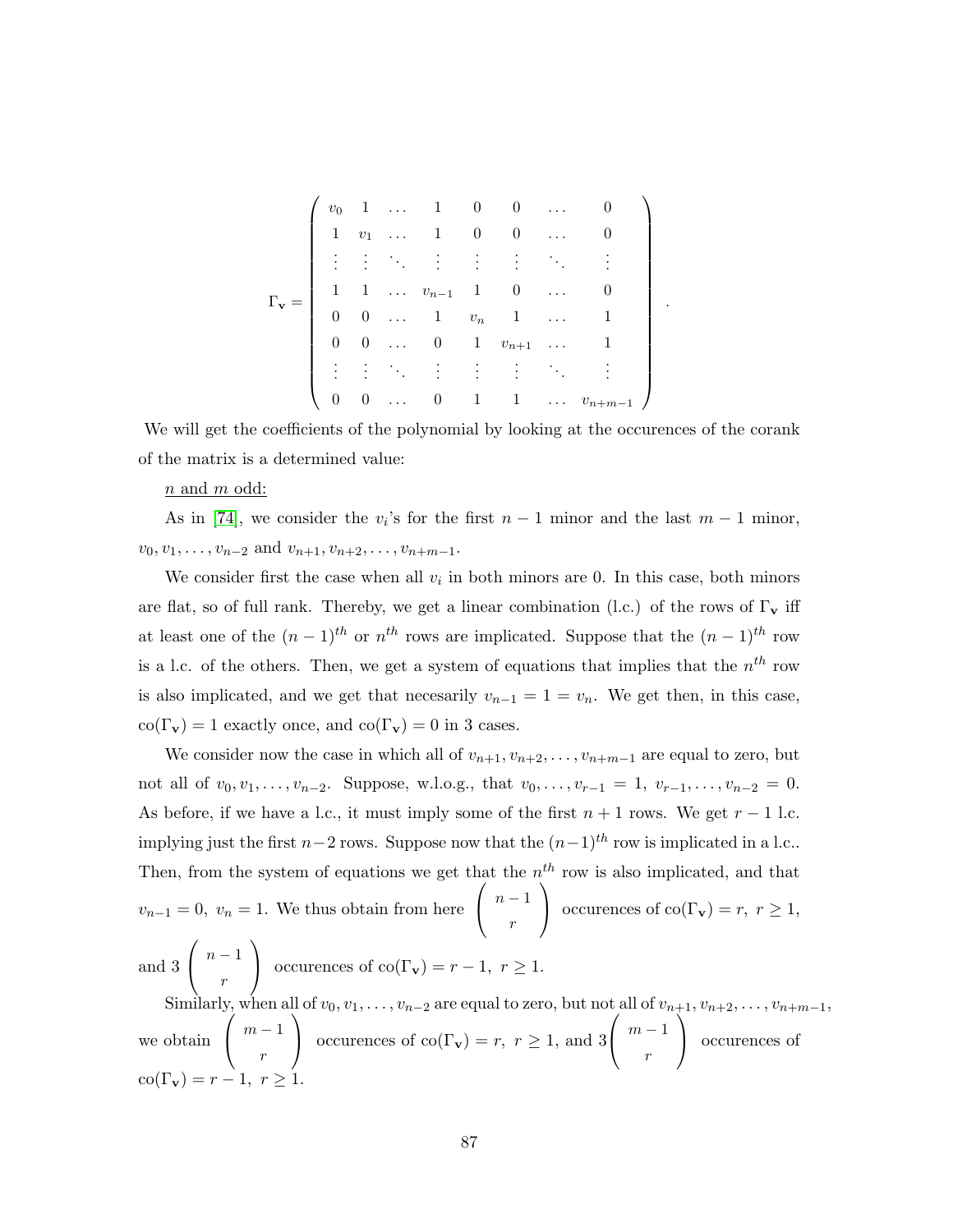$$
\Gamma_{\mathbf{v}} = \begin{pmatrix}
v_0 & 1 & \dots & 1 & 0 & 0 & \dots & 0 \\
1 & v_1 & \dots & 1 & 0 & 0 & \dots & 0 \\
\vdots & \vdots & \ddots & \vdots & \vdots & \vdots & \ddots & \vdots \\
1 & 1 & \dots & v_{n-1} & 1 & 0 & \dots & 0 \\
0 & 0 & \dots & 1 & v_n & 1 & \dots & 1 \\
0 & 0 & \dots & 0 & 1 & v_{n+1} & \dots & 1 \\
\vdots & \vdots & \ddots & \vdots & \vdots & \vdots & \ddots & \vdots \\
0 & 0 & \dots & 0 & 1 & 1 & \dots & v_{n+m-1}
\end{pmatrix}.
$$

We will get the coefficients of the polynomial by looking at the occurences of the corank of the matrix is a determined value:

<u>$n$ and $m$ odd:</u>

As in [74], we consider the $v_i$'s for the first $n-1$ minor and the last $m-1$ minor, $v_0, v_1, \dots, v_{n-2}$ and $v_{n+1}, v_{n+2}, \dots, v_{n+m-1}$.

We consider first the case when all $v_i$ in both minors are 0. In this case, both minors are flat, so of full rank. Thereby, we get a linear combination (l.c.) of the rows of $\Gamma_{\mathbf{v}}$ iff at least one of the $(n-1)^{th}$ or $n^{th}$ rows are implicated. Suppose that the $(n-1)^{th}$ row is a l.c. of the others. Then, we get a system of equations that implies that the $n^{th}$ row is also implicated, and we get that necesarily $v_{n-1} = 1 = v_n$. We get then, in this case, $\text{co}(\Gamma_{\mathbf{v}}) = 1$ exactly once, and $\text{co}(\Gamma_{\mathbf{v}}) = 0$ in 3 cases.

We consider now the case in which all of $v_{n+1}, v_{n+2}, \dots, v_{n+m-1}$ are equal to zero, but not all of $v_0, v_1, \dots, v_{n-2}$. Suppose, w.l.o.g., that $v_0, \dots, v_{r-1} = 1,\ v_{r-1}, \dots, v_{n-2} = 0$. As before, if we have a l.c., it must imply some of the first $n+1$ rows. We get $r-1$ l.c. implying just the first $n-2$ rows. Suppose now that the $(n-1)^{th}$ row is implicated in a l.c.. Then, from the system of equations we get that the $n^{th}$ row is also implicated, and that $v_{n-1} = 0,\ v_n = 1$. We thus obtain from here $\begin{pmatrix} n-1 \\ r \end{pmatrix}$ occurences of $\text{co}(\Gamma_{\mathbf{v}}) = r,\ r \geq 1$, and $3\begin{pmatrix} n-1 \\ r \end{pmatrix}$ occurences of $\text{co}(\Gamma_{\mathbf{v}}) = r-1,\ r \geq 1$.

Similarly, when all of $v_0, v_1, \dots, v_{n-2}$ are equal to zero, but not all of $v_{n+1}, v_{n+2}, \dots, v_{n+m-1}$, we obtain $\begin{pmatrix} m-1 \\ r \end{pmatrix}$ occurences of $\text{co}(\Gamma_{\mathbf{v}}) = r,\ r \geq 1$, and $3\begin{pmatrix} m-1 \\ r \end{pmatrix}$ occurences of $\text{co}(\Gamma_{\mathbf{v}}) = r-1,\ r \geq 1$.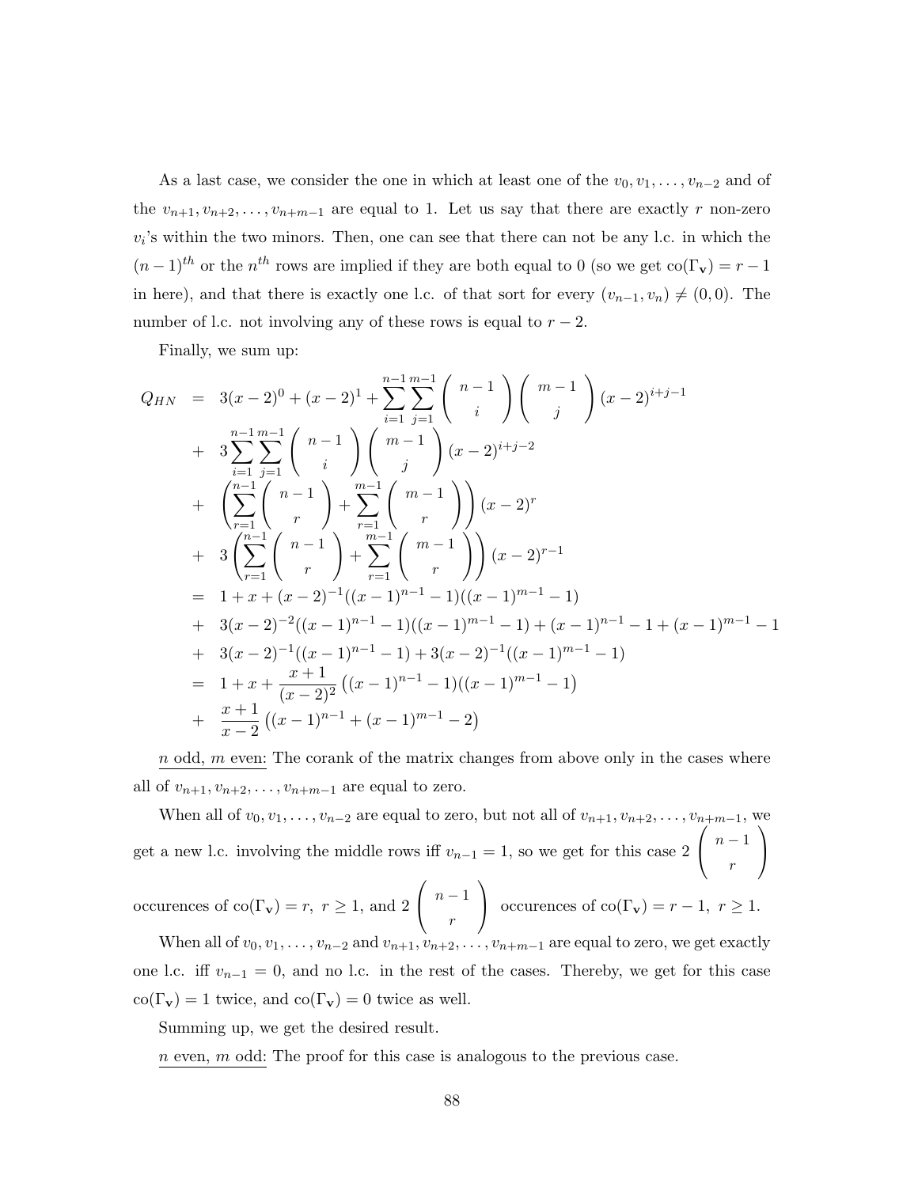As a last case, we consider the one in which at least one of the $v_0, v_1, \ldots, v_{n-2}$ and of the $v_{n+1}, v_{n+2}, \ldots, v_{n+m-1}$ are equal to 1. Let us say that there are exactly $r$ non-zero $v_i$'s within the two minors. Then, one can see that there can not be any l.c. in which the $(n-1)^{th}$ or the $n^{th}$ rows are implied if they are both equal to 0 (so we get $\mathrm{co}(\Gamma_{\mathbf{v}}) = r-1$ in here), and that there is exactly one l.c. of that sort for every $(v_{n-1}, v_n) \neq (0,0)$. The number of l.c. not involving any of these rows is equal to $r-2$.

Finally, we sum up:

$$
\begin{aligned}
Q_{HN} &= 3(x-2)^0 + (x-2)^1 + \sum_{i=1}^{n-1}\sum_{j=1}^{m-1} \binom{n-1}{i}\binom{m-1}{j}(x-2)^{i+j-1} \\
&+ 3\sum_{i=1}^{n-1}\sum_{j=1}^{m-1} \binom{n-1}{i}\binom{m-1}{j}(x-2)^{i+j-2} \\
&+ \left(\sum_{r=1}^{n-1}\binom{n-1}{r} + \sum_{r=1}^{m-1}\binom{m-1}{r}\right)(x-2)^r \\
&+ 3\left(\sum_{r=1}^{n-1}\binom{n-1}{r} + \sum_{r=1}^{m-1}\binom{m-1}{r}\right)(x-2)^{r-1} \\
&= 1 + x + (x-2)^{-1}((x-1)^{n-1}-1)((x-1)^{m-1}-1) \\
&+ 3(x-2)^{-2}((x-1)^{n-1}-1)((x-1)^{m-1}-1) + (x-1)^{n-1} - 1 + (x-1)^{m-1} - 1 \\
&+ 3(x-2)^{-1}((x-1)^{n-1}-1) + 3(x-2)^{-1}((x-1)^{m-1}-1) \\
&= 1 + x + \frac{x+1}{(x-2)^2}\big((x-1)^{n-1}-1)((x-1)^{m-1}-1\big) \\
&+ \frac{x+1}{x-2}\big((x-1)^{n-1} + (x-1)^{m-1} - 2\big)
\end{aligned}
$$

<u>$n$ odd, $m$ even:</u> The corank of the matrix changes from above only in the cases where all of $v_{n+1}, v_{n+2}, \ldots, v_{n+m-1}$ are equal to zero.

When all of $v_0, v_1, \ldots, v_{n-2}$ are equal to zero, but not all of $v_{n+1}, v_{n+2}, \ldots, v_{n+m-1}$, we get a new l.c. involving the middle rows iff $v_{n-1} = 1$, so we get for this case $2\binom{n-1}{r}$ occurences of $\mathrm{co}(\Gamma_{\mathbf{v}}) = r,\ r \geq 1$, and $2\binom{n-1}{r}$ occurences of $\mathrm{co}(\Gamma_{\mathbf{v}}) = r-1,\ r \geq 1$.

When all of $v_0, v_1, \ldots, v_{n-2}$ and $v_{n+1}, v_{n+2}, \ldots, v_{n+m-1}$ are equal to zero, we get exactly one l.c. iff $v_{n-1} = 0$, and no l.c. in the rest of the cases. Thereby, we get for this case $\mathrm{co}(\Gamma_{\mathbf{v}}) = 1$ twice, and $\mathrm{co}(\Gamma_{\mathbf{v}}) = 0$ twice as well.

Summing up, we get the desired result.

<u>$n$ even, $m$ odd:</u> The proof for this case is analogous to the previous case.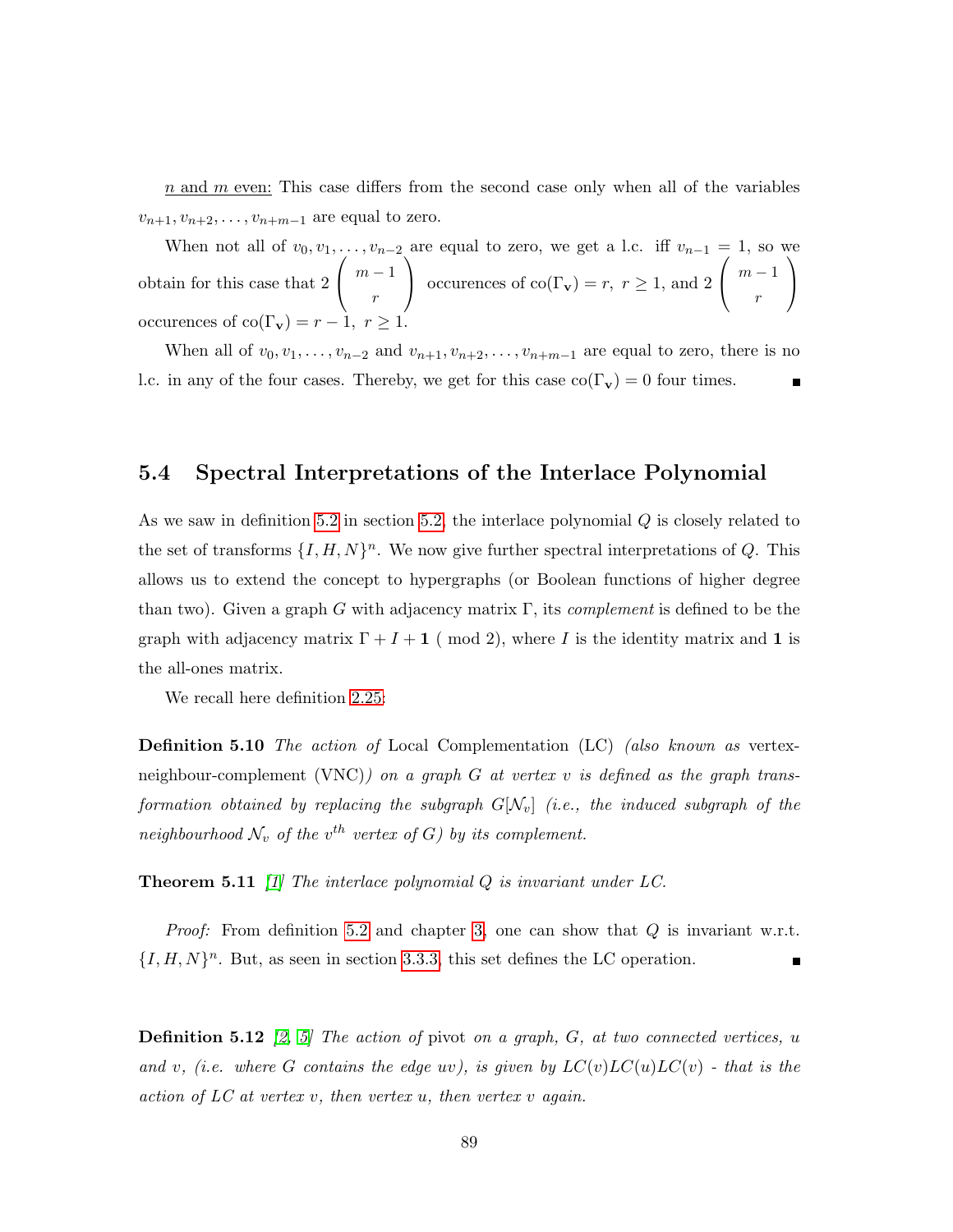<u>$n$ and $m$ even:</u> This case differs from the second case only when all of the variables $v_{n+1}, v_{n+2}, \ldots, v_{n+m-1}$ are equal to zero.

When not all of $v_0, v_1, \ldots, v_{n-2}$ are equal to zero, we get a l.c. iff $v_{n-1} = 1$, so we obtain for this case that $2 \begin{pmatrix} m-1 \\ r \end{pmatrix}$ occurences of $\text{co}(\Gamma_{\mathbf{v}}) = r,\ r \geq 1$, and $2 \begin{pmatrix} m-1 \\ r \end{pmatrix}$ occurences of $\text{co}(\Gamma_{\mathbf{v}}) = r-1,\ r \geq 1$.

When all of $v_0, v_1, \ldots, v_{n-2}$ and $v_{n+1}, v_{n+2}, \ldots, v_{n+m-1}$ are equal to zero, there is no l.c. in any of the four cases. Thereby, we get for this case $\text{co}(\Gamma_{\mathbf{v}}) = 0$ four times. ∎

## 5.4 Spectral Interpretations of the Interlace Polynomial

As we saw in definition 5.2 in section 5.2, the interlace polynomial $Q$ is closely related to the set of transforms $\{I, H, N\}^n$. We now give further spectral interpretations of $Q$. This allows us to extend the concept to hypergraphs (or Boolean functions of higher degree than two). Given a graph $G$ with adjacency matrix $\Gamma$, its *complement* is defined to be the graph with adjacency matrix $\Gamma + I + \mathbf{1} \pmod 2$, where $I$ is the identity matrix and $\mathbf{1}$ is the all-ones matrix.

We recall here definition 2.25:

**Definition 5.10** *The action of* Local Complementation (LC) *(also known as* vertex-neighbour-complement (VNC)*) on a graph $G$ at vertex $v$ is defined as the graph transformation obtained by replacing the subgraph $G[\mathcal{N}_v]$ (i.e., the induced subgraph of the neighbourhood $\mathcal{N}_v$ of the $v^{th}$ vertex of $G$) by its complement.*

**Theorem 5.11** [1] *The interlace polynomial $Q$ is invariant under LC.*

*Proof:* From definition 5.2 and chapter 3, one can show that $Q$ is invariant w.r.t. $\{I, H, N\}^n$. But, as seen in section 3.3.3, this set defines the LC operation. ∎

**Definition 5.12** [2, 5] *The action of* pivot *on a graph, $G$, at two connected vertices, $u$ and $v$, (i.e. where $G$ contains the edge $uv$), is given by $LC(v)LC(u)LC(v)$ - that is the action of LC at vertex $v$, then vertex $u$, then vertex $v$ again.*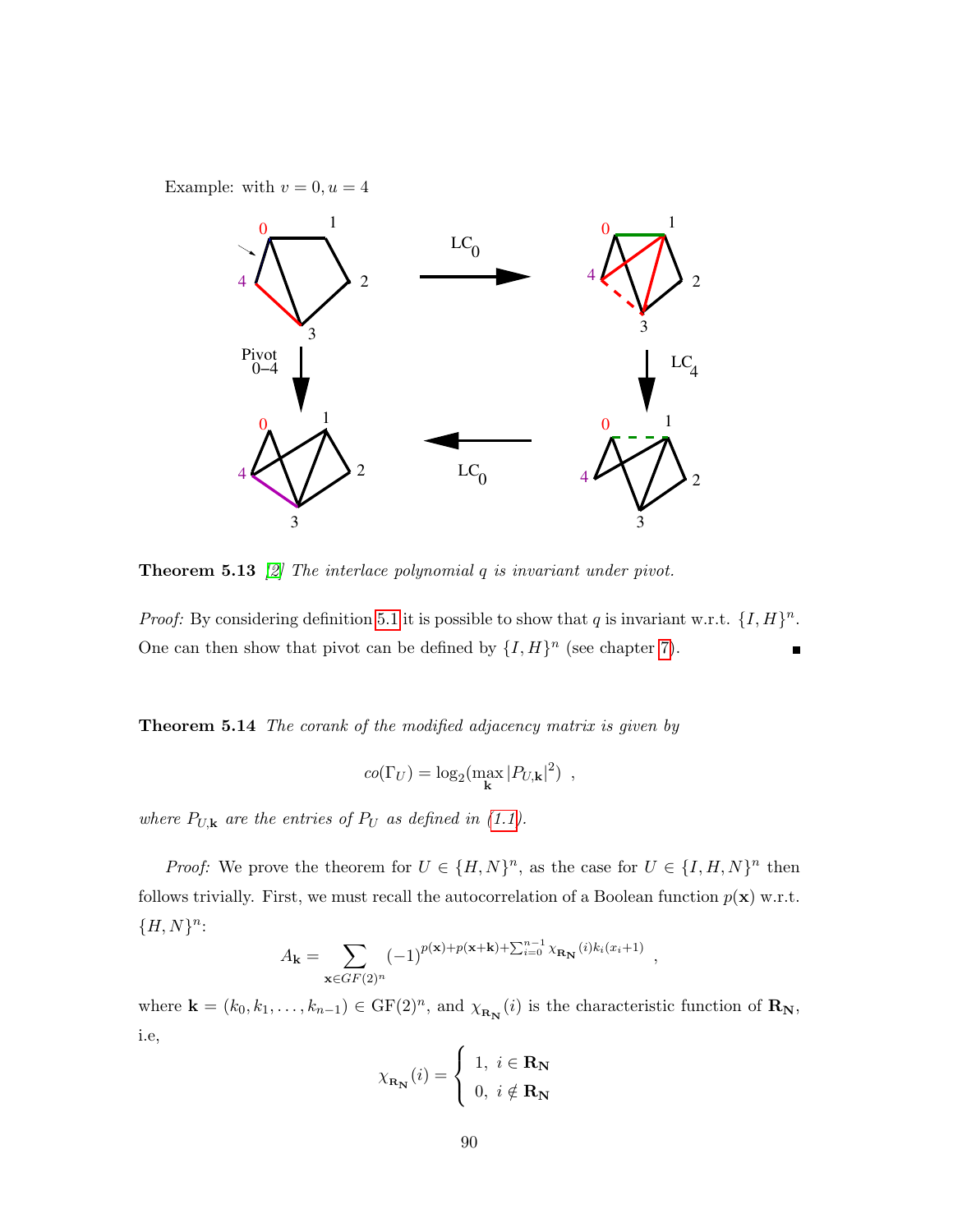Example: with $v = 0, u = 4$

**Theorem 5.13** [2] *The interlace polynomial $q$ is invariant under pivot.*

*Proof:* By considering definition 5.1 it is possible to show that $q$ is invariant w.r.t. $\{I, H\}^n$. One can then show that pivot can be defined by $\{I, H\}^n$ (see chapter 7). ∎

**Theorem 5.14** *The corank of the modified adjacency matrix is given by*

$$co(\Gamma_U) = \log_2(\max_{\mathbf{k}} |P_{U,\mathbf{k}}|^2) \ ,$$

*where $P_{U,\mathbf{k}}$ are the entries of $P_U$ as defined in (1.1).*

*Proof:* We prove the theorem for $U \in \{H, N\}^n$, as the case for $U \in \{I, H, N\}^n$ then follows trivially. First, we must recall the autocorrelation of a Boolean function $p(\mathbf{x})$ w.r.t. $\{H, N\}^n$:

$$A_{\mathbf{k}} = \sum_{\mathbf{x} \in GF(2)^n} (-1)^{p(\mathbf{x}) + p(\mathbf{x}+\mathbf{k}) + \sum_{i=0}^{n-1} \chi_{\mathbf{R_N}}(i) k_i (x_i + 1)} \ ,$$

where $\mathbf{k} = (k_0, k_1, \ldots, k_{n-1}) \in \text{GF}(2)^n$, and $\chi_{\mathbf{R_N}}(i)$ is the characteristic function of $\mathbf{R_N}$, i.e,

$$\chi_{\mathbf{R_N}}(i) = \begin{cases} 1, & i \in \mathbf{R_N} \\ 0, & i \notin \mathbf{R_N} \end{cases}$$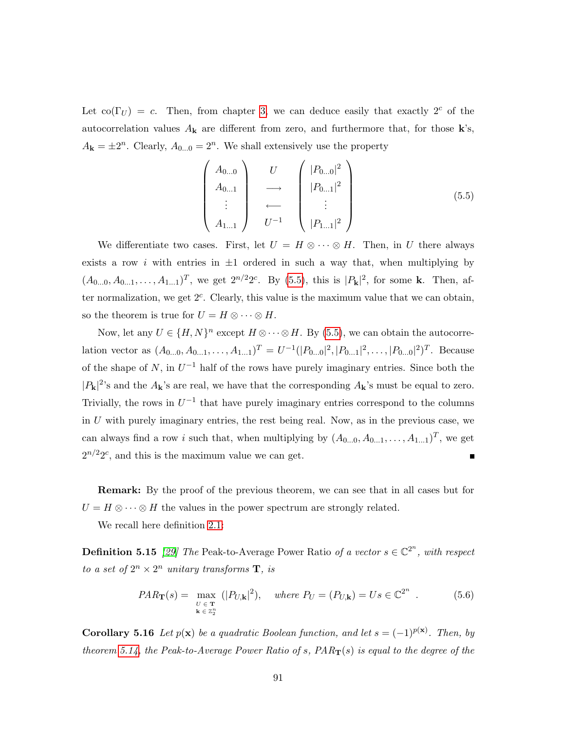Let $\text{co}(\Gamma_U) = c$. Then, from chapter 3, we can deduce easily that exactly $2^c$ of the autocorrelation values $A_{\mathbf{k}}$ are different from zero, and furthermore that, for those $\mathbf{k}$'s, $A_{\mathbf{k}} = \pm 2^n$. Clearly, $A_{0\ldots0} = 2^n$. We shall extensively use the property

$$\begin{pmatrix} A_{0\ldots0} \\ A_{0\ldots1} \\ \vdots \\ A_{1\ldots1} \end{pmatrix} \quad \begin{matrix} U \\ \longrightarrow \\ \longleftarrow \\ U^{-1} \end{matrix} \quad \begin{pmatrix} |P_{0\ldots0}|^2 \\ |P_{0\ldots1}|^2 \\ \vdots \\ |P_{1\ldots1}|^2 \end{pmatrix} \tag{5.5}$$

We differentiate two cases. First, let $U = H \otimes \cdots \otimes H$. Then, in $U$ there always exists a row $i$ with entries in $\pm 1$ ordered in such a way that, when multiplying by $(A_{0\ldots0}, A_{0\ldots1}, \ldots, A_{1\ldots1})^T$, we get $2^{n/2}2^c$. By (5.5), this is $|P_{\mathbf{k}}|^2$, for some $\mathbf{k}$. Then, after normalization, we get $2^c$. Clearly, this value is the maximum value that we can obtain, so the theorem is true for $U = H \otimes \cdots \otimes H$.

Now, let any $U \in \{H, N\}^n$ except $H \otimes \cdots \otimes H$. By (5.5), we can obtain the autocorrelation vector as $(A_{0\ldots0}, A_{0\ldots1}, \ldots, A_{1\ldots1})^T = U^{-1}(|P_{0\ldots0}|^2, |P_{0\ldots1}|^2, \ldots, |P_{0\ldots0}|^2)^T$. Because of the shape of $N$, in $U^{-1}$ half of the rows have purely imaginary entries. Since both the $|P_{\mathbf{k}}|^2$'s and the $A_{\mathbf{k}}$'s are real, we have that the corresponding $A_{\mathbf{k}}$'s must be equal to zero. Trivially, the rows in $U^{-1}$ that have purely imaginary entries correspond to the columns in $U$ with purely imaginary entries, the rest being real. Now, as in the previous case, we can always find a row $i$ such that, when multiplying by $(A_{0\ldots0}, A_{0\ldots1}, \ldots, A_{1\ldots1})^T$, we get $2^{n/2}2^c$, and this is the maximum value we can get. ∎

**Remark:** By the proof of the previous theorem, we can see that in all cases but for $U = H \otimes \cdots \otimes H$ the values in the power spectrum are strongly related.

We recall here definition 2.1:

**Definition 5.15** *[29] The* Peak-to-Average Power Ratio *of a vector $s \in \mathbb{C}^{2^n}$, with respect to a set of $2^n \times 2^n$ unitary transforms $\mathbf{T}$, is*

$$PAR_{\mathbf{T}}(s) = \max_{\substack{U \in \mathbf{T} \\ \mathbf{k} \in \mathbb{Z}_2^n}} (|P_{U,\mathbf{k}}|^2), \quad \textit{where } P_U = (P_{U,\mathbf{k}}) = Us \in \mathbb{C}^{2^n} \ . \tag{5.6}$$

**Corollary 5.16** *Let $p(\mathbf{x})$ be a quadratic Boolean function, and let $s = (-1)^{p(\mathbf{x})}$. Then, by theorem 5.14, the Peak-to-Average Power Ratio of $s$, $PAR_{\mathbf{T}}(s)$ is equal to the degree of the*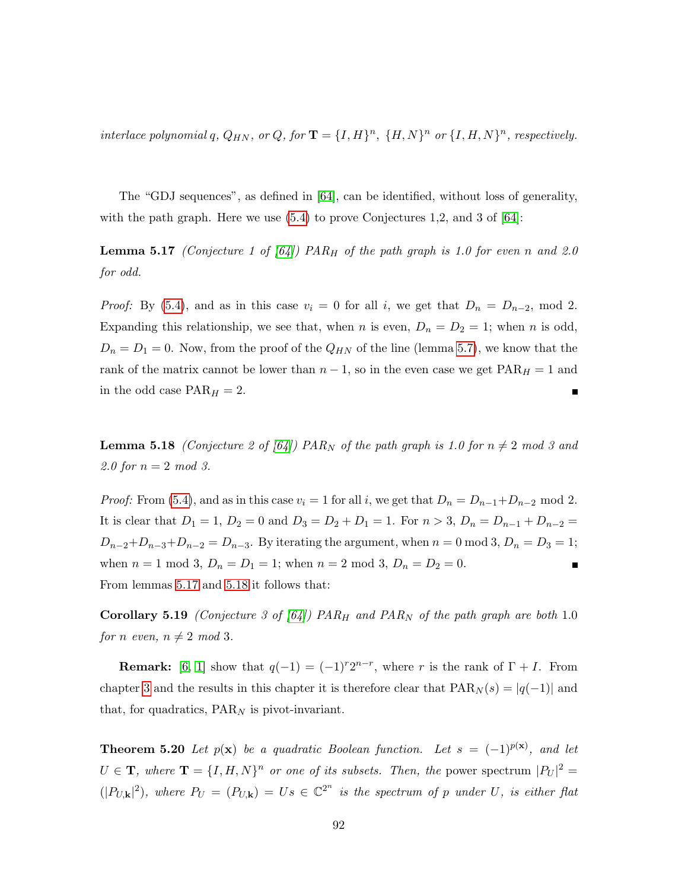*interlace polynomial q, $Q_{HN}$, or Q, for $\mathbf{T} = \{I, H\}^n$, $\{H, N\}^n$ or $\{I, H, N\}^n$, respectively.*

The "GDJ sequences", as defined in [64], can be identified, without loss of generality, with the path graph. Here we use (5.4) to prove Conjectures 1,2, and 3 of [64]:

**Lemma 5.17** *(Conjecture 1 of [64]) $PAR_H$ of the path graph is 1.0 for even n and 2.0 for odd.*

*Proof:* By (5.4), and as in this case $v_i = 0$ for all $i$, we get that $D_n = D_{n-2}$, mod 2. Expanding this relationship, we see that, when $n$ is even, $D_n = D_2 = 1$; when $n$ is odd, $D_n = D_1 = 0$. Now, from the proof of the $Q_{HN}$ of the line (lemma 5.7), we know that the rank of the matrix cannot be lower than $n-1$, so in the even case we get $\text{PAR}_H = 1$ and in the odd case $\text{PAR}_H = 2$. ■

**Lemma 5.18** *(Conjecture 2 of [64]) $PAR_N$ of the path graph is 1.0 for $n \neq 2$ mod 3 and 2.0 for $n = 2$ mod 3.*

*Proof:* From (5.4), and as in this case $v_i = 1$ for all $i$, we get that $D_n = D_{n-1} + D_{n-2}$ mod 2. It is clear that $D_1 = 1$, $D_2 = 0$ and $D_3 = D_2 + D_1 = 1$. For $n > 3$, $D_n = D_{n-1} + D_{n-2} = D_{n-2} + D_{n-3} + D_{n-2} = D_{n-3}$. By iterating the argument, when $n = 0$ mod 3, $D_n = D_3 = 1$; when $n = 1$ mod 3, $D_n = D_1 = 1$; when $n = 2$ mod 3, $D_n = D_2 = 0$. ■

From lemmas 5.17 and 5.18 it follows that:

**Corollary 5.19** *(Conjecture 3 of [64]) $PAR_H$ and $PAR_N$ of the path graph are both 1.0 for n even, $n \neq 2$ mod 3.*

**Remark:** [6, 1] show that $q(-1) = (-1)^r 2^{n-r}$, where $r$ is the rank of $\Gamma + I$. From chapter 3 and the results in this chapter it is therefore clear that $\text{PAR}_N(s) = |q(-1)|$ and that, for quadratics, $\text{PAR}_N$ is pivot-invariant.

**Theorem 5.20** *Let $p(\mathbf{x})$ be a quadratic Boolean function. Let $s = (-1)^{p(\mathbf{x})}$, and let $U \in \mathbf{T}$, where $\mathbf{T} = \{I, H, N\}^n$ or one of its subsets. Then, the* power spectrum *$|P_U|^2 = (|P_{U,\mathbf{k}}|^2)$, where $P_U = (P_{U,\mathbf{k}}) = Us \in \mathbb{C}^{2^n}$ is the spectrum of p under U, is either flat*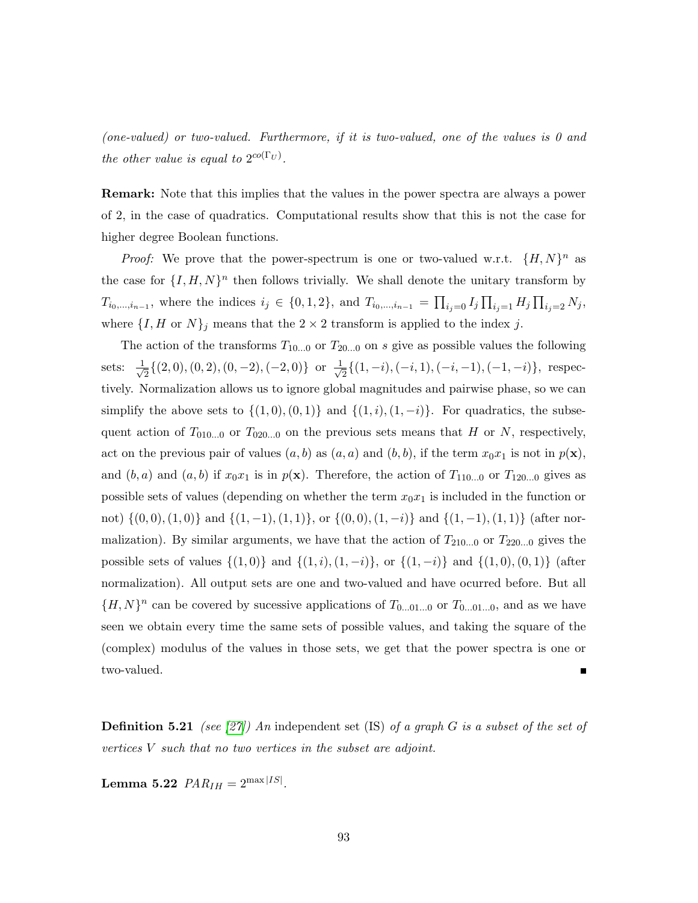*(one-valued) or two-valued. Furthermore, if it is two-valued, one of the values is 0 and the other value is equal to $2^{co(\Gamma_U)}$.*

**Remark:** Note that this implies that the values in the power spectra are always a power of 2, in the case of quadratics. Computational results show that this is not the case for higher degree Boolean functions.

*Proof:* We prove that the power-spectrum is one or two-valued w.r.t. $\{H, N\}^n$ as the case for $\{I, H, N\}^n$ then follows trivially. We shall denote the unitary transform by $T_{i_0,\ldots,i_{n-1}}$, where the indices $i_j \in \{0, 1, 2\}$, and $T_{i_0,\ldots,i_{n-1}} = \prod_{i_j=0} I_j \prod_{i_j=1} H_j \prod_{i_j=2} N_j$, where $\{I, H \text{ or } N\}_j$ means that the $2 \times 2$ transform is applied to the index $j$.

The action of the transforms $T_{10\ldots0}$ or $T_{20\ldots0}$ on $s$ give as possible values the following sets: $\frac{1}{\sqrt{2}}\{(2,0),(0,2),(0,-2),(-2,0)\}$ or $\frac{1}{\sqrt{2}}\{(1,-i),(-i,1),(-i,-1),(-1,-i)\}$, respectively. Normalization allows us to ignore global magnitudes and pairwise phase, so we can simplify the above sets to $\{(1,0),(0,1)\}$ and $\{(1,i),(1,-i)\}$. For quadratics, the subsequent action of $T_{010\ldots0}$ or $T_{020\ldots0}$ on the previous sets means that $H$ or $N$, respectively, act on the previous pair of values $(a,b)$ as $(a,a)$ and $(b,b)$, if the term $x_0x_1$ is not in $p(\mathbf{x})$, and $(b,a)$ and $(a,b)$ if $x_0x_1$ is in $p(\mathbf{x})$. Therefore, the action of $T_{110\ldots0}$ or $T_{120\ldots0}$ gives as possible sets of values (depending on whether the term $x_0x_1$ is included in the function or not) $\{(0,0),(1,0)\}$ and $\{(1,-1),(1,1)\}$, or $\{(0,0),(1,-i)\}$ and $\{(1,-1),(1,1)\}$ (after normalization). By similar arguments, we have that the action of $T_{210\ldots0}$ or $T_{220\ldots0}$ gives the possible sets of values $\{(1,0)\}$ and $\{(1,i),(1,-i)\}$, or $\{(1,-i)\}$ and $\{(1,0),(0,1)\}$ (after normalization). All output sets are one and two-valued and have ocurred before. But all $\{H, N\}^n$ can be covered by sucessive applications of $T_{0\ldots01\ldots0}$ or $T_{0\ldots01\ldots0}$, and as we have seen we obtain every time the same sets of possible values, and taking the square of the (complex) modulus of the values in those sets, we get that the power spectra is one or two-valued. ∎

**Definition 5.21** *(see [27]) An* independent set (IS) *of a graph $G$ is a subset of the set of vertices $V$ such that no two vertices in the subset are adjoint.*

**Lemma 5.22** $PAR_{IH} = 2^{\max|IS|}$.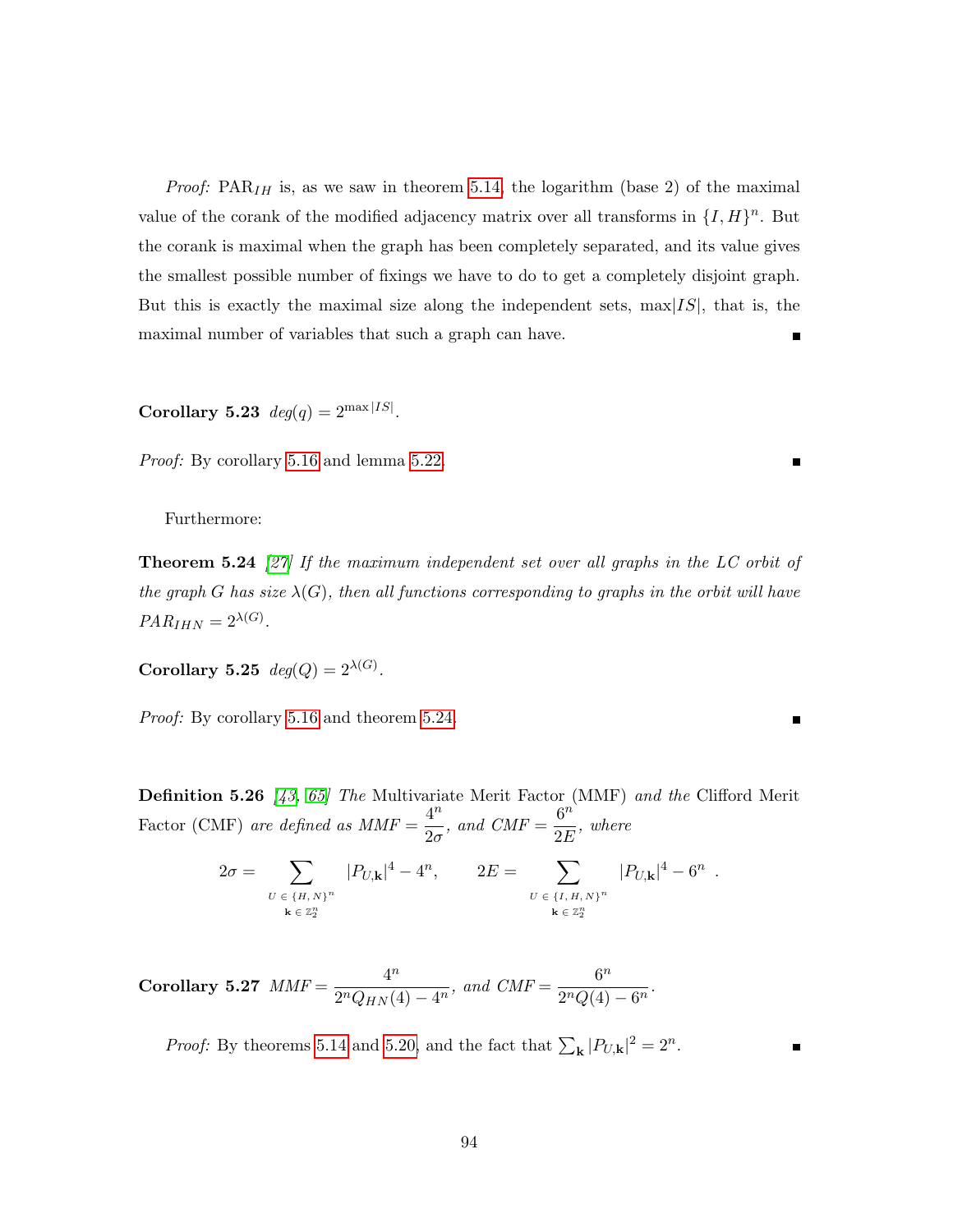*Proof:* $\text{PAR}_{IH}$ is, as we saw in theorem 5.14, the logarithm (base 2) of the maximal value of the corank of the modified adjacency matrix over all transforms in $\{I, H\}^n$. But the corank is maximal when the graph has been completely separated, and its value gives the smallest possible number of fixings we have to do to get a completely disjoint graph. But this is exactly the maximal size along the independent sets, $\max|IS|$, that is, the maximal number of variables that such a graph can have. ∎

**Corollary 5.23** *$deg(q) = 2^{\max|IS|}$.*

*Proof:* By corollary 5.16 and lemma 5.22. ∎

Furthermore:

**Theorem 5.24** [27] *If the maximum independent set over all graphs in the LC orbit of the graph $G$ has size $\lambda(G)$, then all functions corresponding to graphs in the orbit will have $PAR_{IHN} = 2^{\lambda(G)}$.*

**Corollary 5.25** *$deg(Q) = 2^{\lambda(G)}$.*

*Proof:* By corollary 5.16 and theorem 5.24. ∎

**Definition 5.26** [43, 65] *The* Multivariate Merit Factor (MMF) *and the* Clifford Merit Factor (CMF) *are defined as $MMF = \dfrac{4^n}{2\sigma}$, and $CMF = \dfrac{6^n}{2E}$, where*

$$2\sigma = \sum_{\substack{U \,\in\, \{H,\, N\}^n \\ \mathbf{k} \,\in\, \mathbb{Z}_2^n}} |P_{U,\mathbf{k}}|^4 - 4^n, \qquad 2E = \sum_{\substack{U \,\in\, \{I,\, H,\, N\}^n \\ \mathbf{k} \,\in\, \mathbb{Z}_2^n}} |P_{U,\mathbf{k}}|^4 - 6^n \ .$$

**Corollary 5.27** *$MMF = \dfrac{4^n}{2^n Q_{HN}(4) - 4^n}$, and $CMF = \dfrac{6^n}{2^n Q(4) - 6^n}$.*

*Proof:* By theorems 5.14 and 5.20, and the fact that $\sum_{\mathbf{k}} |P_{U,\mathbf{k}}|^2 = 2^n$. ∎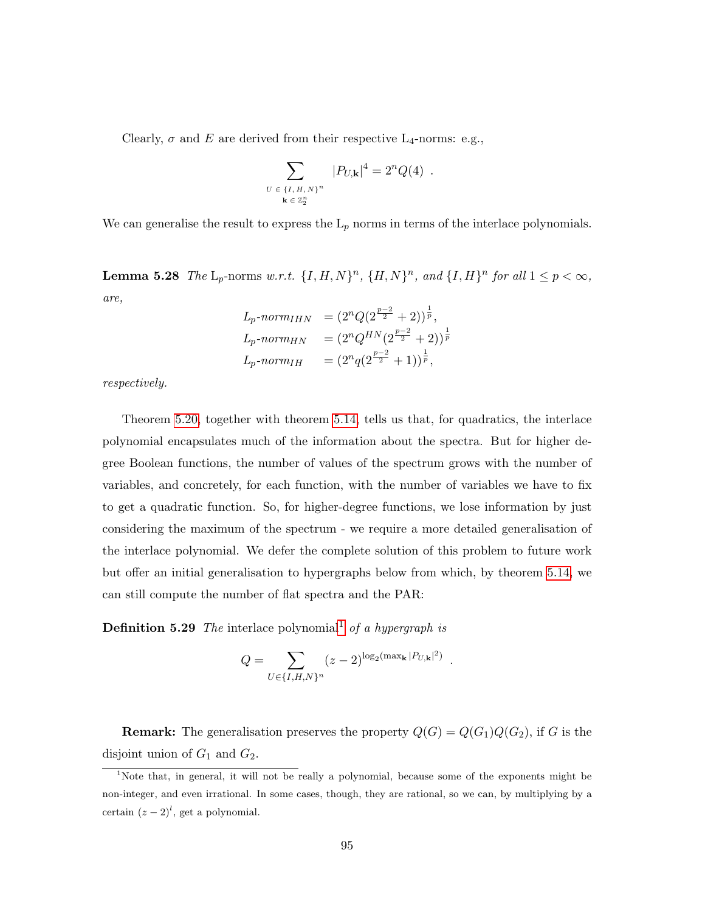Clearly, $\sigma$ and $E$ are derived from their respective $\mathrm{L}_4$-norms: e.g.,

$$\sum_{\substack{U \,\in\, \{I,\,H,\,N\}^n \\ \mathbf{k} \,\in\, \mathbb{Z}_2^n}} |P_{U,\mathbf{k}}|^4 = 2^n Q(4) \ .$$

We can generalise the result to express the $\mathrm{L}_p$ norms in terms of the interlace polynomials.

**Lemma 5.28** *The* $\mathrm{L}_p$-norms *w.r.t.* $\{I,H,N\}^n$, $\{H,N\}^n$, *and* $\{I,H\}^n$ *for all* $1 \leq p < \infty$, *are,*

$$\begin{aligned}
L_p\text{-}norm_{IHN} &= (2^n Q(2^{\frac{p-2}{2}}+2))^{\frac{1}{p}}, \\
L_p\text{-}norm_{HN} &= (2^n Q^{HN}(2^{\frac{p-2}{2}}+2))^{\frac{1}{p}} \\
L_p\text{-}norm_{IH} &= (2^n q(2^{\frac{p-2}{2}}+1))^{\frac{1}{p}},
\end{aligned}$$

*respectively.*

Theorem 5.20, together with theorem 5.14, tells us that, for quadratics, the interlace polynomial encapsulates much of the information about the spectra. But for higher degree Boolean functions, the number of values of the spectrum grows with the number of variables, and concretely, for each function, with the number of variables we have to fix to get a quadratic function. So, for higher-degree functions, we lose information by just considering the maximum of the spectrum - we require a more detailed generalisation of the interlace polynomial. We defer the complete solution of this problem to future work but offer an initial generalisation to hypergraphs below from which, by theorem 5.14, we can still compute the number of flat spectra and the PAR:

**Definition 5.29** *The* interlace polynomial[1] *of a hypergraph is*

$$Q = \sum_{U \in \{I,H,N\}^n} (z-2)^{\log_2(\max_{\mathbf{k}} |P_{U,\mathbf{k}}|^2)} \ .$$

**Remark:** The generalisation preserves the property $Q(G) = Q(G_1)Q(G_2)$, if $G$ is the disjoint union of $G_1$ and $G_2$.

[1] Note that, in general, it will not be really a polynomial, because some of the exponents might be non-integer, and even irrational. In some cases, though, they are rational, so we can, by multiplying by a certain $(z-2)^l$, get a polynomial.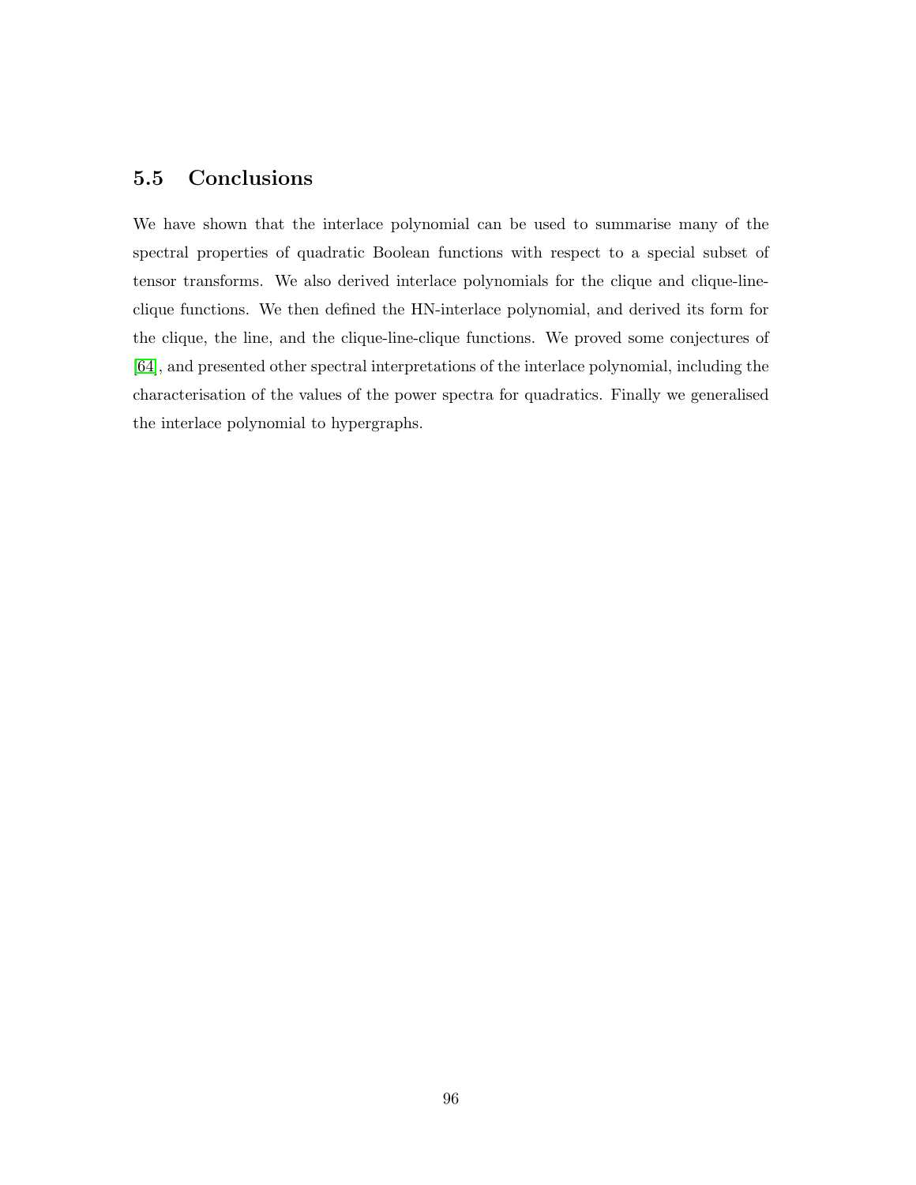## 5.5 Conclusions

We have shown that the interlace polynomial can be used to summarise many of the spectral properties of quadratic Boolean functions with respect to a special subset of tensor transforms. We also derived interlace polynomials for the clique and clique-line-clique functions. We then defined the HN-interlace polynomial, and derived its form for the clique, the line, and the clique-line-clique functions. We proved some conjectures of [64], and presented other spectral interpretations of the interlace polynomial, including the characterisation of the values of the power spectra for quadratics. Finally we generalised the interlace polynomial to hypergraphs.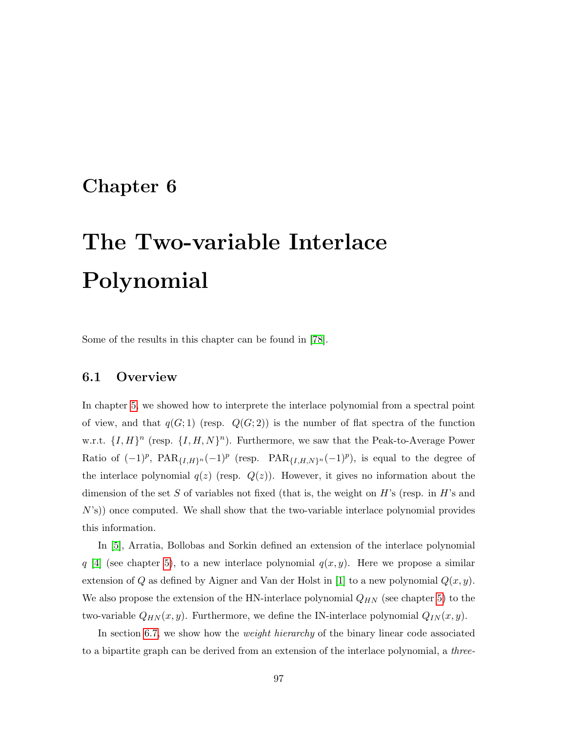# Chapter 6

# The Two-variable Interlace Polynomial

Some of the results in this chapter can be found in [78].

## 6.1 Overview

In chapter 5, we showed how to interprete the interlace polynomial from a spectral point of view, and that $q(G;1)$ (resp. $Q(G;2)$) is the number of flat spectra of the function w.r.t. $\{I,H\}^n$ (resp. $\{I,H,N\}^n$). Furthermore, we saw that the Peak-to-Average Power Ratio of $(-1)^p$, $\text{PAR}_{\{I,H\}^n}(-1)^p$ (resp. $\text{PAR}_{\{I,H,N\}^n}(-1)^p$), is equal to the degree of the interlace polynomial $q(z)$ (resp. $Q(z)$). However, it gives no information about the dimension of the set $S$ of variables not fixed (that is, the weight on $H$'s (resp. in $H$'s and $N$'s)) once computed. We shall show that the two-variable interlace polynomial provides this information.

In [5], Arratia, Bollobas and Sorkin defined an extension of the interlace polynomial $q$ [4] (see chapter 5), to a new interlace polynomial $q(x,y)$. Here we propose a similar extension of $Q$ as defined by Aigner and Van der Holst in [1] to a new polynomial $Q(x,y)$. We also propose the extension of the HN-interlace polynomial $Q_{HN}$ (see chapter 5) to the two-variable $Q_{HN}(x,y)$. Furthermore, we define the IN-interlace polynomial $Q_{IN}(x,y)$.

In section 6.7, we show how the *weight hierarchy* of the binary linear code associated to a bipartite graph can be derived from an extension of the interlace polynomial, a *three-*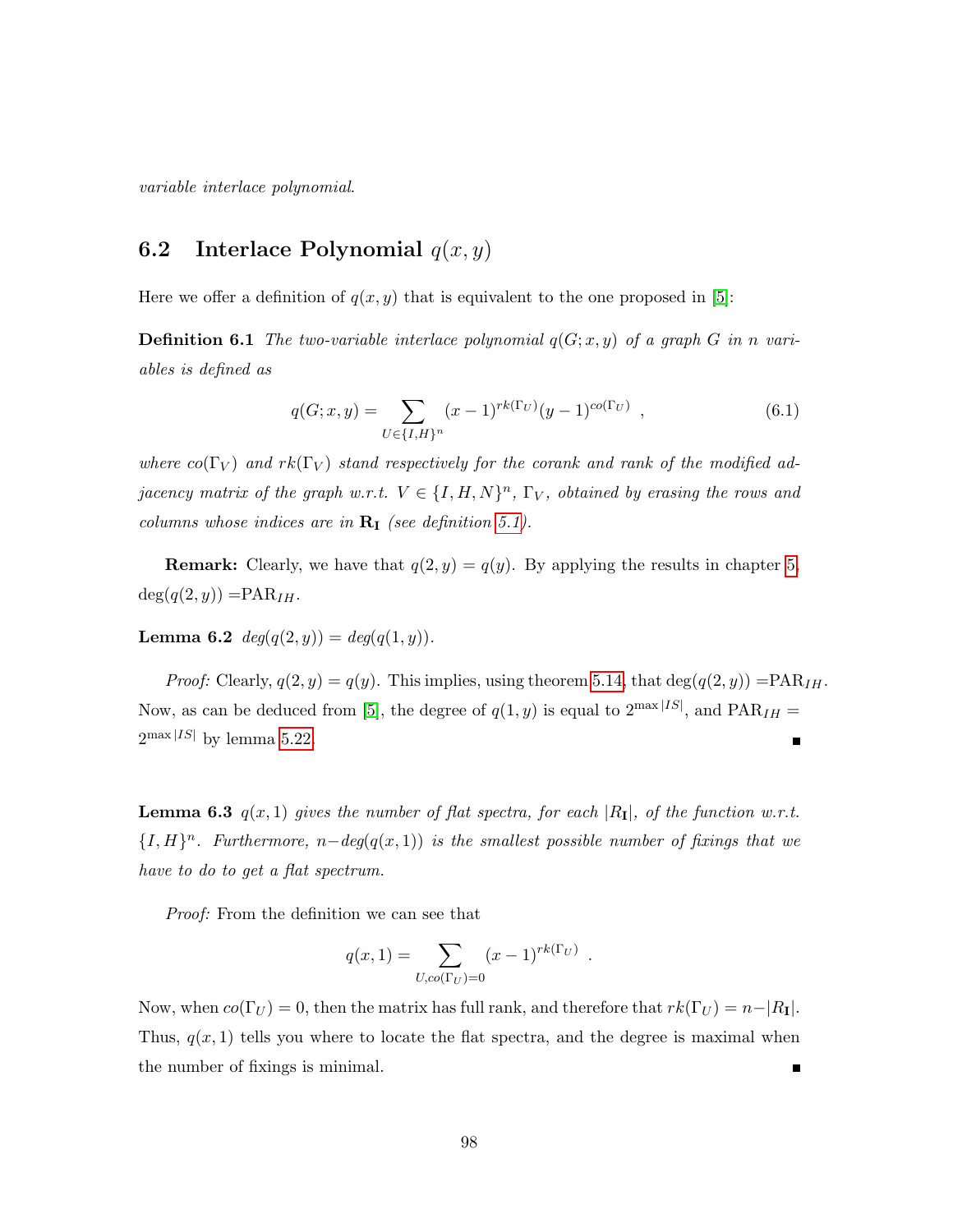*variable interlace polynomial.*

## 6.2 Interlace Polynomial $q(x, y)$

Here we offer a definition of $q(x, y)$ that is equivalent to the one proposed in [5]:

**Definition 6.1** *The two-variable interlace polynomial $q(G; x, y)$ of a graph $G$ in $n$ variables is defined as*

$$q(G; x, y) = \sum_{U \in \{I,H\}^n} (x-1)^{rk(\Gamma_U)}(y-1)^{co(\Gamma_U)} \ , \tag{6.1}$$

*where $co(\Gamma_V)$ and $rk(\Gamma_V)$ stand respectively for the corank and rank of the modified adjacency matrix of the graph w.r.t. $V \in \{I, H, N\}^n$, $\Gamma_V$, obtained by erasing the rows and columns whose indices are in $\mathbf{R_I}$ (see definition 5.1).*

**Remark:** Clearly, we have that $q(2, y) = q(y)$. By applying the results in chapter 5, $\deg(q(2, y)) = \mathrm{PAR}_{IH}$.

**Lemma 6.2** *$deg(q(2, y)) = deg(q(1, y))$.*

*Proof:* Clearly, $q(2, y) = q(y)$. This implies, using theorem 5.14, that $\deg(q(2, y)) = \mathrm{PAR}_{IH}$. Now, as can be deduced from [5], the degree of $q(1, y)$ is equal to $2^{\max|IS|}$, and $\mathrm{PAR}_{IH} = 2^{\max|IS|}$ by lemma 5.22. ∎

**Lemma 6.3** *$q(x, 1)$ gives the number of flat spectra, for each $|R_{\mathbf{I}}|$, of the function w.r.t. $\{I, H\}^n$. Furthermore, $n - deg(q(x, 1))$ is the smallest possible number of fixings that we have to do to get a flat spectrum.*

*Proof:* From the definition we can see that

$$q(x, 1) = \sum_{U, co(\Gamma_U)=0} (x-1)^{rk(\Gamma_U)} \ .$$

Now, when $co(\Gamma_U) = 0$, then the matrix has full rank, and therefore that $rk(\Gamma_U) = n - |R_{\mathbf{I}}|$. Thus, $q(x, 1)$ tells you where to locate the flat spectra, and the degree is maximal when the number of fixings is minimal. ∎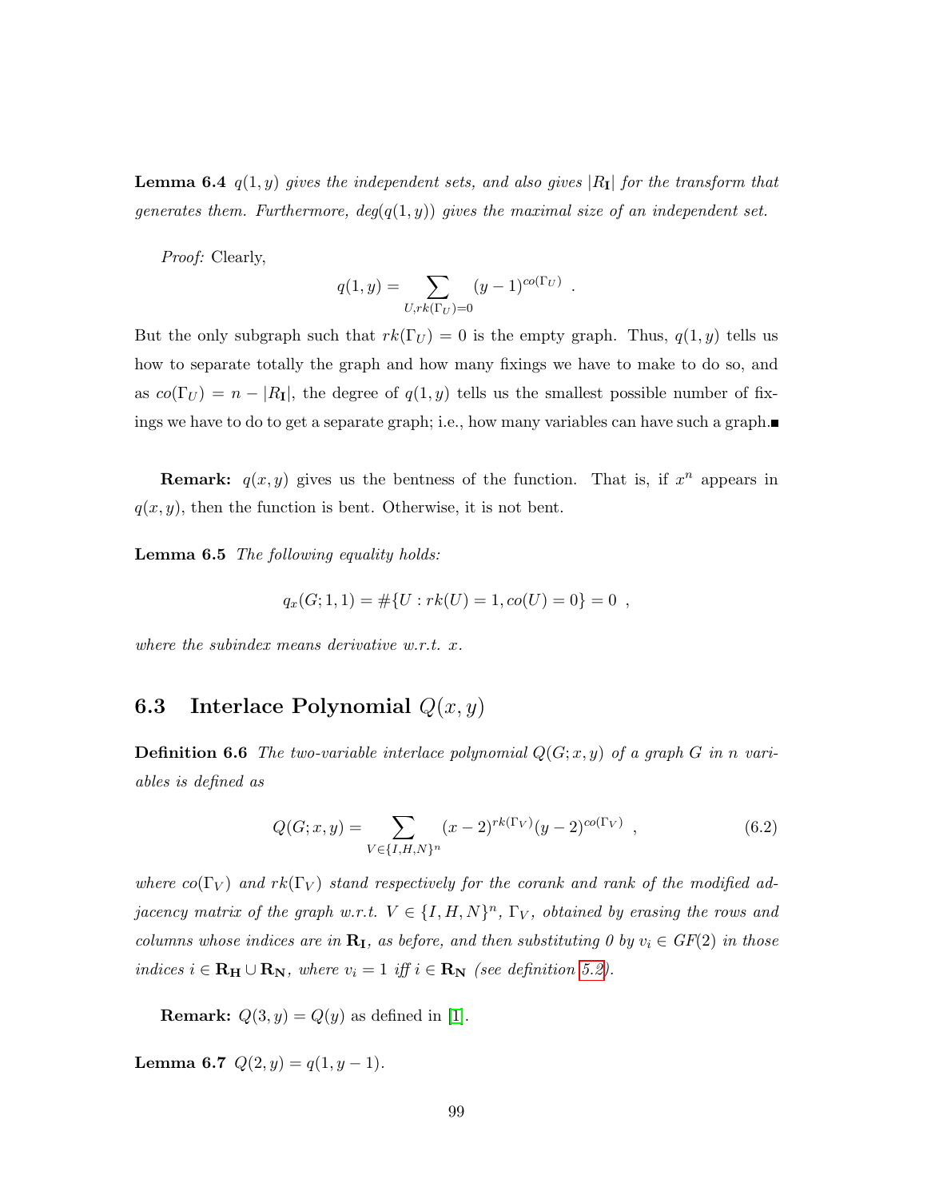**Lemma 6.4** *$q(1, y)$ gives the independent sets, and also gives $|R_{\mathbf{I}}|$ for the transform that generates them. Furthermore, $deg(q(1, y))$ gives the maximal size of an independent set.*

*Proof:* Clearly,

$$q(1, y) = \sum_{U, rk(\Gamma_U)=0} (y-1)^{co(\Gamma_U)} \ .$$

But the only subgraph such that $rk(\Gamma_U) = 0$ is the empty graph. Thus, $q(1, y)$ tells us how to separate totally the graph and how many fixings we have to make to do so, and as $co(\Gamma_U) = n - |R_{\mathbf{I}}|$, the degree of $q(1, y)$ tells us the smallest possible number of fixings we have to do to get a separate graph; i.e., how many variables can have such a graph.■

**Remark:** $q(x, y)$ gives us the bentness of the function. That is, if $x^n$ appears in $q(x, y)$, then the function is bent. Otherwise, it is not bent.

**Lemma 6.5** *The following equality holds:*

$$q_x(G; 1, 1) = \#\{U : rk(U) = 1, co(U) = 0\} = 0 \ ,$$

*where the subindex means derivative w.r.t. x.*

## 6.3 Interlace Polynomial $Q(x, y)$

**Definition 6.6** *The two-variable interlace polynomial $Q(G; x, y)$ of a graph $G$ in $n$ variables is defined as*

$$Q(G; x, y) = \sum_{V \in \{I,H,N\}^n} (x-2)^{rk(\Gamma_V)}(y-2)^{co(\Gamma_V)} \ , \tag{6.2}$$

*where $co(\Gamma_V)$ and $rk(\Gamma_V)$ stand respectively for the corank and rank of the modified adjacency matrix of the graph w.r.t. $V \in \{I, H, N\}^n$, $\Gamma_V$, obtained by erasing the rows and columns whose indices are in $\mathbf{R_I}$, as before, and then substituting 0 by $v_i \in GF(2)$ in those indices $i \in \mathbf{R_H} \cup \mathbf{R_N}$, where $v_i = 1$ iff $i \in \mathbf{R_N}$ (see definition 5.2).*

**Remark:** $Q(3, y) = Q(y)$ as defined in [1].

**Lemma 6.7** $Q(2, y) = q(1, y - 1)$.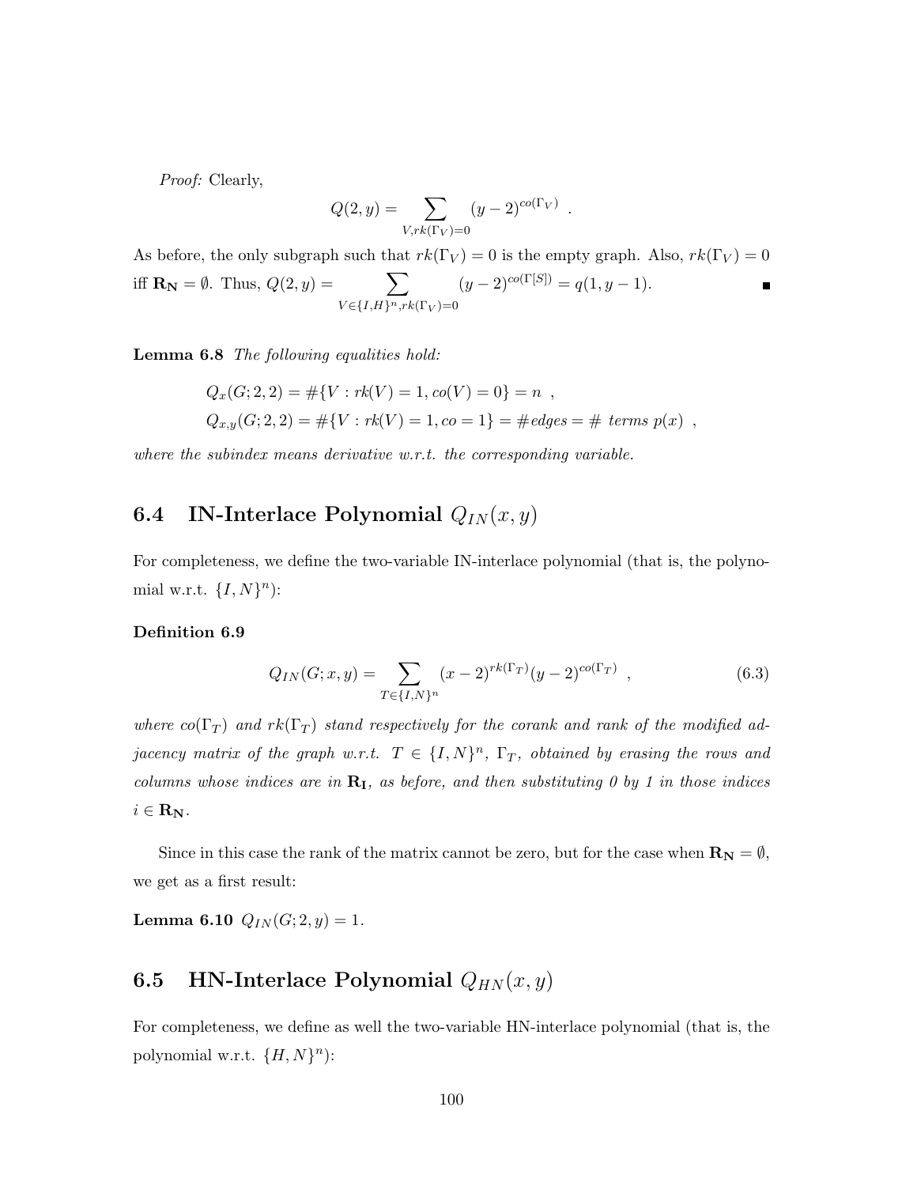*Proof:* Clearly,

$$Q(2, y) = \sum_{V, rk(\Gamma_V)=0} (y-2)^{co(\Gamma_V)} \ .$$

As before, the only subgraph such that $rk(\Gamma_V) = 0$ is the empty graph. Also, $rk(\Gamma_V) = 0$ iff $\mathbf{R_N} = \emptyset$. Thus, $Q(2, y) = \sum_{V \in \{I,H\}^n, rk(\Gamma_V)=0} (y-2)^{co(\Gamma[S])} = q(1, y-1)$. ■

**Lemma 6.8** *The following equalities hold:*

$$Q_x(G; 2, 2) = \#\{V : rk(V) = 1, co(V) = 0\} = n \ ,$$
$$Q_{x,y}(G; 2, 2) = \#\{V : rk(V) = 1, co = 1\} = \#edges = \# \text{ terms } p(x) \ ,$$

*where the subindex means derivative w.r.t. the corresponding variable.*

## 6.4 IN-Interlace Polynomial $Q_{IN}(x, y)$

For completeness, we define the two-variable IN-interlace polynomial (that is, the polynomial w.r.t. $\{I, N\}^n$):

**Definition 6.9**

$$Q_{IN}(G; x, y) = \sum_{T \in \{I,N\}^n} (x-2)^{rk(\Gamma_T)} (y-2)^{co(\Gamma_T)} \ , \tag{6.3}$$

*where $co(\Gamma_T)$ and $rk(\Gamma_T)$ stand respectively for the corank and rank of the modified adjacency matrix of the graph w.r.t. $T \in \{I, N\}^n$, $\Gamma_T$, obtained by erasing the rows and columns whose indices are in $\mathbf{R_I}$, as before, and then substituting 0 by 1 in those indices $i \in \mathbf{R_N}$.*

Since in this case the rank of the matrix cannot be zero, but for the case when $\mathbf{R_N} = \emptyset$, we get as a first result:

**Lemma 6.10** $Q_{IN}(G; 2, y) = 1$.

## 6.5 HN-Interlace Polynomial $Q_{HN}(x, y)$

For completeness, we define as well the two-variable HN-interlace polynomial (that is, the polynomial w.r.t. $\{H, N\}^n$):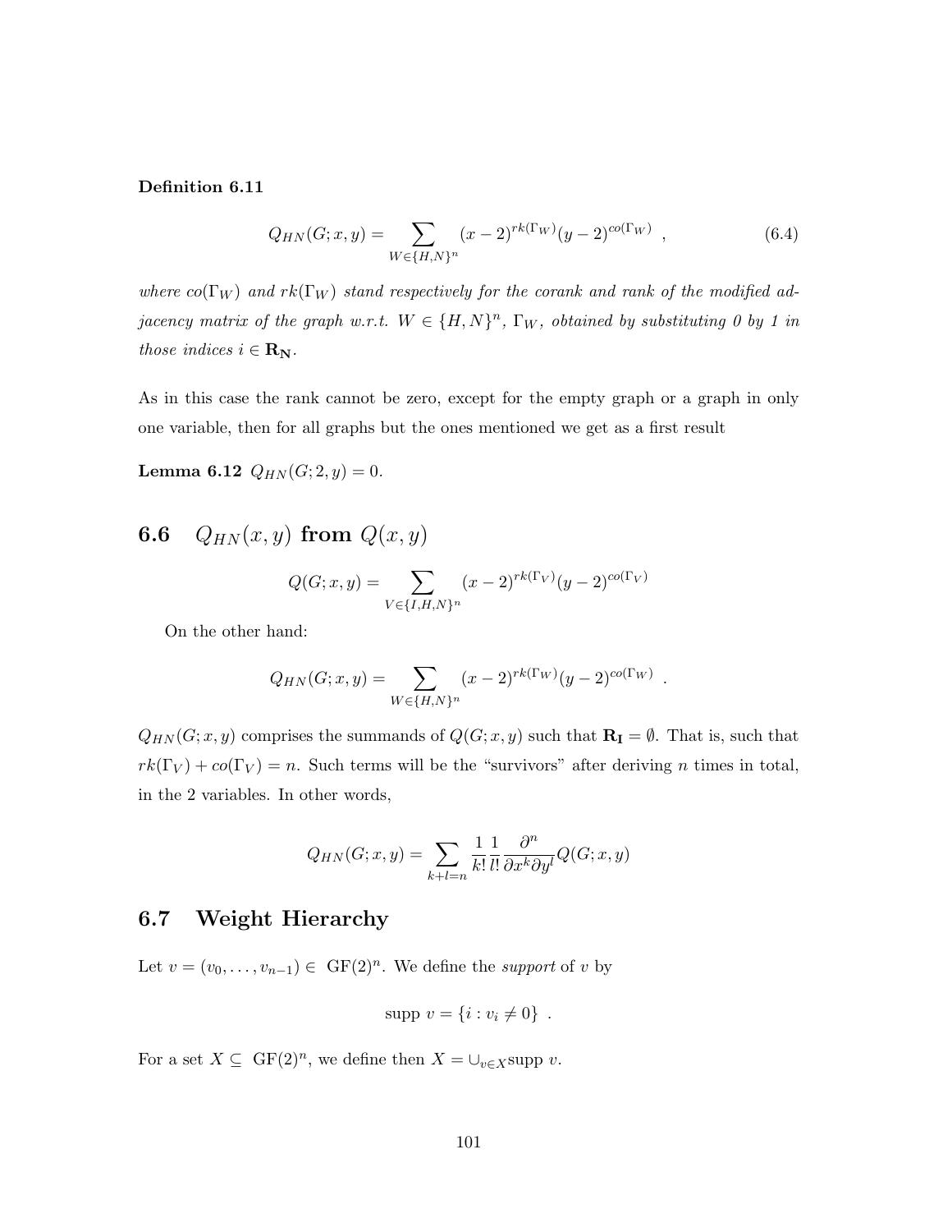**Definition 6.11**

$$Q_{HN}(G;x,y) = \sum_{W \in \{H,N\}^n} (x-2)^{rk(\Gamma_W)}(y-2)^{co(\Gamma_W)} \ , \tag{6.4}$$

*where $co(\Gamma_W)$ and $rk(\Gamma_W)$ stand respectively for the corank and rank of the modified adjacency matrix of the graph w.r.t. $W \in \{H,N\}^n$, $\Gamma_W$, obtained by substituting 0 by 1 in those indices $i \in \mathbf{R_N}$.*

As in this case the rank cannot be zero, except for the empty graph or a graph in only one variable, then for all graphs but the ones mentioned we get as a first result

**Lemma 6.12** *$Q_{HN}(G;2,y) = 0$.*

## 6.6 $Q_{HN}(x,y)$ from $Q(x,y)$

$$Q(G;x,y) = \sum_{V \in \{I,H,N\}^n} (x-2)^{rk(\Gamma_V)}(y-2)^{co(\Gamma_V)}$$

On the other hand:

$$Q_{HN}(G;x,y) = \sum_{W \in \{H,N\}^n} (x-2)^{rk(\Gamma_W)}(y-2)^{co(\Gamma_W)} \ .$$

$Q_{HN}(G;x,y)$ comprises the summands of $Q(G;x,y)$ such that $\mathbf{R_I} = \emptyset$. That is, such that $rk(\Gamma_V) + co(\Gamma_V) = n$. Such terms will be the "survivors" after deriving $n$ times in total, in the 2 variables. In other words,

$$Q_{HN}(G;x,y) = \sum_{k+l=n} \frac{1}{k!}\frac{1}{l!}\frac{\partial^n}{\partial x^k \partial y^l} Q(G;x,y)$$

## 6.7 Weight Hierarchy

Let $v = (v_0, \ldots, v_{n-1}) \in \mathrm{GF}(2)^n$. We define the *support* of $v$ by

$$\text{supp } v = \{i : v_i \neq 0\} \ .$$

For a set $X \subseteq \mathrm{GF}(2)^n$, we define then $X = \cup_{v \in X} \text{supp } v$.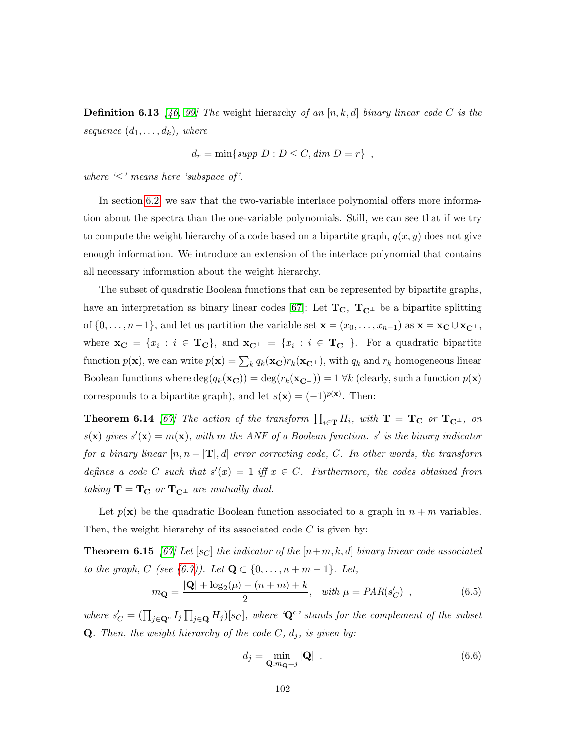**Definition 6.13** *[46, 99] The* weight hierarchy *of an $[n, k, d]$ binary linear code $C$ is the sequence $(d_1, \ldots, d_k)$, where*

$$d_r = \min\{supp\ D : D \leq C, dim\ D = r\}\ ,$$

*where '$\leq$' means here 'subspace of'.*

In section 6.2, we saw that the two-variable interlace polynomial offers more information about the spectra than the one-variable polynomials. Still, we can see that if we try to compute the weight hierarchy of a code based on a bipartite graph, $q(x, y)$ does not give enough information. We introduce an extension of the interlace polynomial that contains all necessary information about the weight hierarchy.

The subset of quadratic Boolean functions that can be represented by bipartite graphs, have an interpretation as binary linear codes [67]: Let $\mathbf{T_C}$, $\mathbf{T_{C^\perp}}$ be a bipartite splitting of $\{0, \ldots, n-1\}$, and let us partition the variable set $\mathbf{x} = (x_0, \ldots, x_{n-1})$ as $\mathbf{x} = \mathbf{x_C} \cup \mathbf{x_{C^\perp}}$, where $\mathbf{x_C} = \{x_i : i \in \mathbf{T_C}\}$, and $\mathbf{x_{C^\perp}} = \{x_i : i \in \mathbf{T_{C^\perp}}\}$. For a quadratic bipartite function $p(\mathbf{x})$, we can write $p(\mathbf{x}) = \sum_k q_k(\mathbf{x_C}) r_k(\mathbf{x_{C^\perp}})$, with $q_k$ and $r_k$ homogeneous linear Boolean functions where $\deg(q_k(\mathbf{x_C})) = \deg(r_k(\mathbf{x_{C^\perp}})) = 1\ \forall k$ (clearly, such a function $p(\mathbf{x})$ corresponds to a bipartite graph), and let $s(\mathbf{x}) = (-1)^{p(\mathbf{x})}$. Then:

**Theorem 6.14** *[67] The action of the transform $\prod_{i \in \mathbf{T}} H_i$, with $\mathbf{T} = \mathbf{T_C}$ or $\mathbf{T_{C^\perp}}$, on $s(\mathbf{x})$ gives $s'(\mathbf{x}) = m(\mathbf{x})$, with $m$ the ANF of a Boolean function. $s'$ is the binary indicator for a binary linear $[n, n - |\mathbf{T}|, d]$ error correcting code, $C$. In other words, the transform defines a code $C$ such that $s'(x) = 1$ iff $x \in C$. Furthermore, the codes obtained from taking $\mathbf{T} = \mathbf{T_C}$ or $\mathbf{T_{C^\perp}}$ are mutually dual.*

Let $p(\mathbf{x})$ be the quadratic Boolean function associated to a graph in $n+m$ variables. Then, the weight hierarchy of its associated code $C$ is given by:

**Theorem 6.15** *[67] Let $[s_C]$ the indicator of the $[n+m, k, d]$ binary linear code associated to the graph, $C$ (see (6.7)). Let $\mathbf{Q} \subset \{0, \ldots, n+m-1\}$. Let,*

$$m_{\mathbf{Q}} = \frac{|\mathbf{Q}| + \log_2(\mu) - (n+m) + k}{2}, \quad \text{with } \mu = PAR(s'_C)\ , \tag{6.5}$$

*where $s'_C = (\prod_{j \in \mathbf{Q}^c} I_j \prod_{j \in \mathbf{Q}} H_j)[s_C]$, where '$\mathbf{Q}^c$' stands for the complement of the subset $\mathbf{Q}$. Then, the weight hierarchy of the code $C$, $d_j$, is given by:*

$$d_j = \min_{\mathbf{Q}: m_{\mathbf{Q}} = j} |\mathbf{Q}|\ . \tag{6.6}$$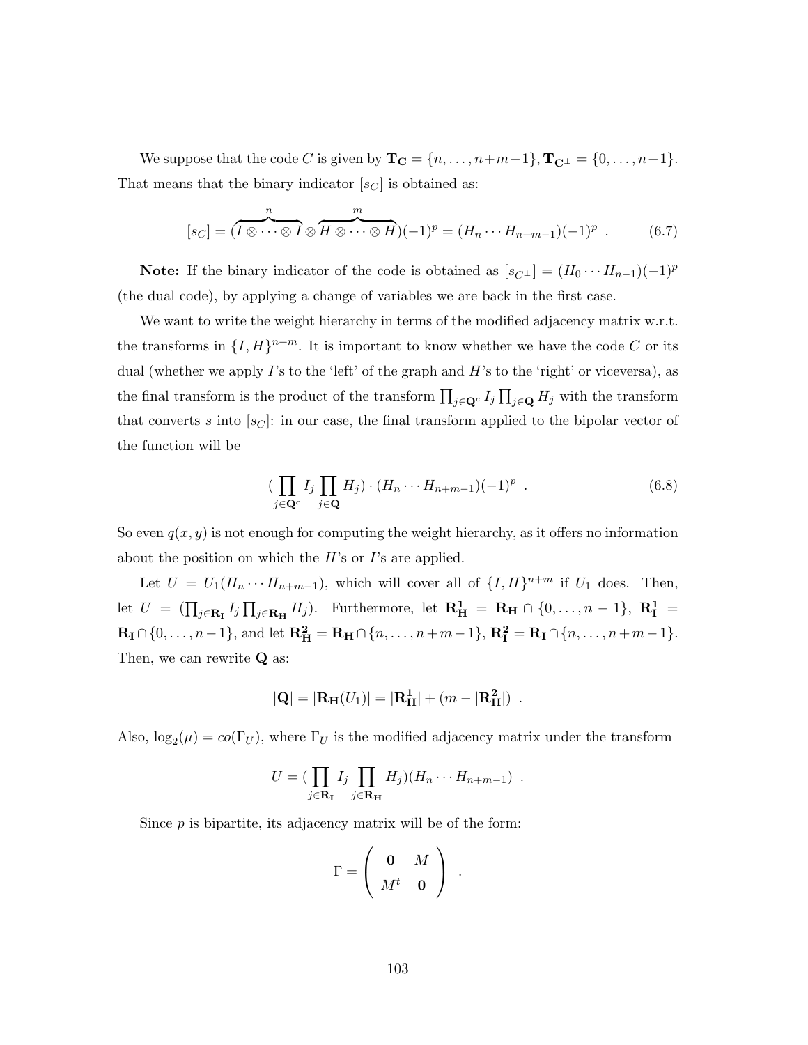We suppose that the code $C$ is given by $\mathbf{T_C} = \{n, \ldots, n+m-1\}, \mathbf{T_{C^\perp}} = \{0, \ldots, n-1\}$. That means that the binary indicator $[s_C]$ is obtained as:

$$[s_C] = (\overbrace{I \otimes \cdots \otimes I}^{n} \otimes \overbrace{H \otimes \cdots \otimes H}^{m})(-1)^p = (H_n \cdots H_{n+m-1})(-1)^p \ . \tag{6.7}$$

**Note:** If the binary indicator of the code is obtained as $[s_{C^\perp}] = (H_0 \cdots H_{n-1})(-1)^p$ (the dual code), by applying a change of variables we are back in the first case.

We want to write the weight hierarchy in terms of the modified adjacency matrix w.r.t. the transforms in $\{I, H\}^{n+m}$. It is important to know whether we have the code $C$ or its dual (whether we apply $I$'s to the 'left' of the graph and $H$'s to the 'right' or viceversa), as the final transform is the product of the transform $\prod_{j \in \mathbf{Q}^c} I_j \prod_{j \in \mathbf{Q}} H_j$ with the transform that converts $s$ into $[s_C]$: in our case, the final transform applied to the bipolar vector of the function will be

$$(\prod_{j \in \mathbf{Q}^c} I_j \prod_{j \in \mathbf{Q}} H_j) \cdot (H_n \cdots H_{n+m-1})(-1)^p \ . \tag{6.8}$$

So even $q(x, y)$ is not enough for computing the weight hierarchy, as it offers no information about the position on which the $H$'s or $I$'s are applied.

Let $U = U_1(H_n \cdots H_{n+m-1})$, which will cover all of $\{I, H\}^{n+m}$ if $U_1$ does. Then, let $U = (\prod_{j \in \mathbf{R_I}} I_j \prod_{j \in \mathbf{R_H}} H_j)$. Furthermore, let $\mathbf{R^1_H} = \mathbf{R_H} \cap \{0, \ldots, n-1\}$, $\mathbf{R^1_I} = \mathbf{R_I} \cap \{0, \ldots, n-1\}$, and let $\mathbf{R^2_H} = \mathbf{R_H} \cap \{n, \ldots, n+m-1\}$, $\mathbf{R^2_I} = \mathbf{R_I} \cap \{n, \ldots, n+m-1\}$. Then, we can rewrite $\mathbf{Q}$ as:

$$|\mathbf{Q}| = |\mathbf{R_H}(U_1)| = |\mathbf{R^1_H}| + (m - |\mathbf{R^2_H}|) \ .$$

Also, $\log_2(\mu) = co(\Gamma_U)$, where $\Gamma_U$ is the modified adjacency matrix under the transform

$$U = (\prod_{j \in \mathbf{R_I}} I_j \prod_{j \in \mathbf{R_H}} H_j)(H_n \cdots H_{n+m-1}) \ .$$

Since $p$ is bipartite, its adjacency matrix will be of the form:

$$\Gamma = \begin{pmatrix} \mathbf{0} & M \\ M^t & \mathbf{0} \end{pmatrix} \ .$$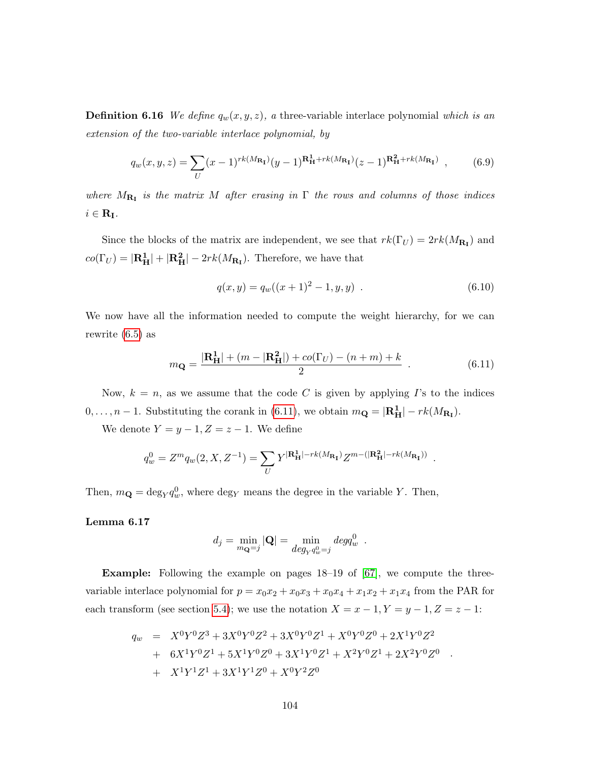**Definition 6.16** *We define* $q_w(x, y, z)$*, a* three-variable interlace polynomial *which is an extension of the two-variable interlace polynomial, by*

$$q_w(x,y,z) = \sum_U (x-1)^{rk(M_{\mathbf{R_I}})}(y-1)^{\mathbf{R_H^1}+rk(M_{\mathbf{R_I}})}(z-1)^{\mathbf{R_H^2}+rk(M_{\mathbf{R_I}})} \ , \tag{6.9}$$

*where* $M_{\mathbf{R_I}}$ *is the matrix* $M$ *after erasing in* $\Gamma$ *the rows and columns of those indices* $i \in \mathbf{R_I}$*.*

Since the blocks of the matrix are independent, we see that $rk(\Gamma_U) = 2rk(M_{\mathbf{R_I}})$ and $co(\Gamma_U) = |\mathbf{R_H^1}| + |\mathbf{R_H^2}| - 2rk(M_{\mathbf{R_I}})$. Therefore, we have that

$$q(x,y) = q_w((x+1)^2 - 1, y, y) \ . \tag{6.10}$$

We now have all the information needed to compute the weight hierarchy, for we can rewrite (6.5) as

$$m_{\mathbf{Q}} = \frac{|\mathbf{R_H^1}| + (m - |\mathbf{R_H^2}|) + co(\Gamma_U) - (n+m) + k}{2} \ . \tag{6.11}$$

Now, $k = n$, as we assume that the code $C$ is given by applying $I$'s to the indices $0, \ldots, n-1$. Substituting the corank in (6.11), we obtain $m_{\mathbf{Q}} = |\mathbf{R_H^1}| - rk(M_{\mathbf{R_I}})$.

We denote $Y = y - 1, Z = z - 1$. We define

$$q_w^0 = Z^m q_w(2, X, Z^{-1}) = \sum_U Y^{|\mathbf{R_H^1}| - rk(M_{\mathbf{R_I}})} Z^{m - (|\mathbf{R_H^2}| - rk(M_{\mathbf{R_I}}))} \ .$$

Then, $m_{\mathbf{Q}} = \deg_Y q_w^0$, where $\deg_Y$ means the degree in the variable $Y$. Then,

**Lemma 6.17**

$$d_j = \min_{m_{\mathbf{Q}}=j} |\mathbf{Q}| = \min_{deg_Y q_w^0 = j} deg q_w^0 \ .$$

**Example:** Following the example on pages 18–19 of [67], we compute the three-variable interlace polynomial for $p = x_0x_2 + x_0x_3 + x_0x_4 + x_1x_2 + x_1x_4$ from the PAR for each transform (see section 5.4); we use the notation $X = x-1, Y = y-1, Z = z-1$:

$$\begin{aligned} q_w &= X^0Y^0Z^3 + 3X^0Y^0Z^2 + 3X^0Y^0Z^1 + X^0Y^0Z^0 + 2X^1Y^0Z^2 \\ &+ 6X^1Y^0Z^1 + 5X^1Y^0Z^0 + 3X^1Y^0Z^1 + X^2Y^0Z^1 + 2X^2Y^0Z^0 \\ &+ X^1Y^1Z^1 + 3X^1Y^1Z^0 + X^0Y^2Z^0 \end{aligned} \ .$$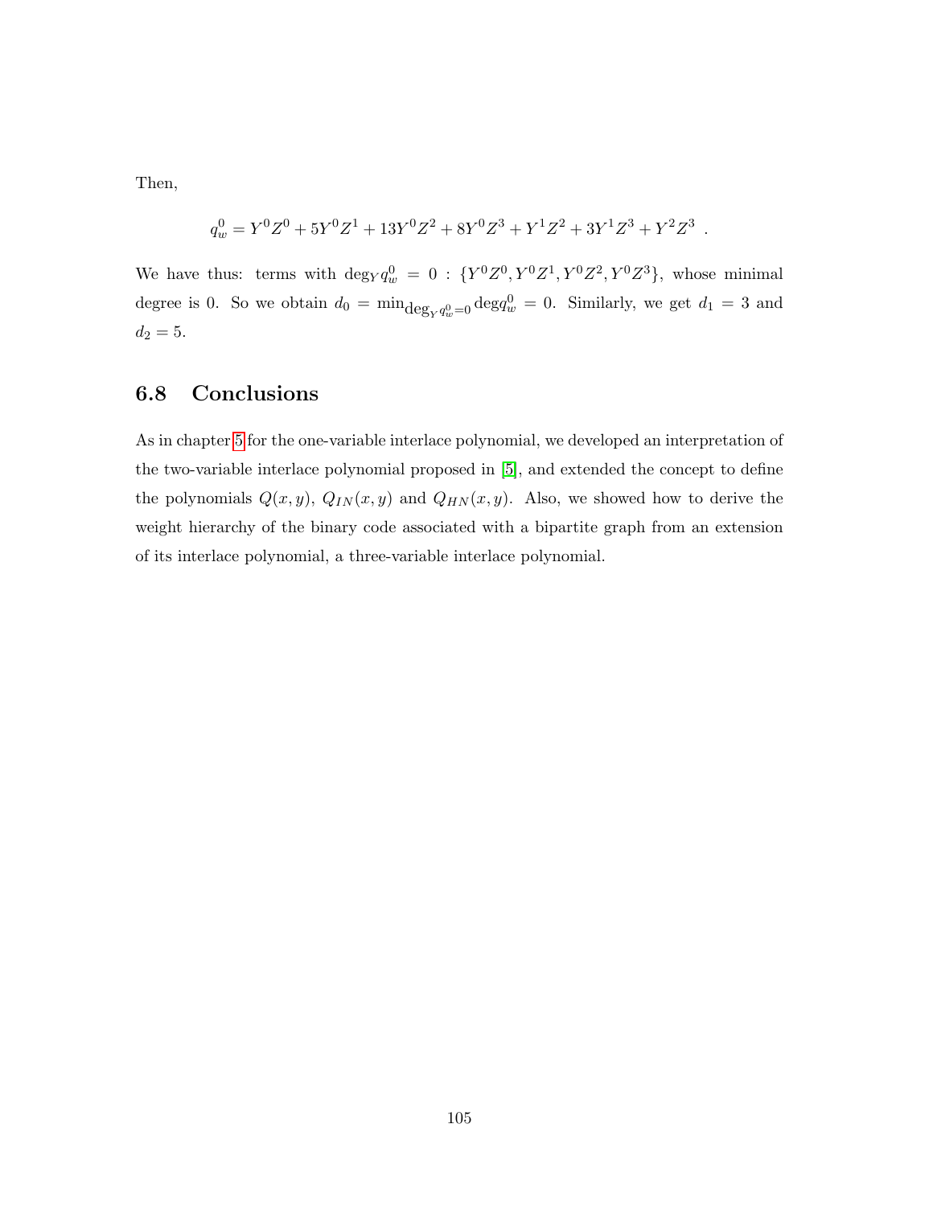Then,

$$q_w^0 = Y^0Z^0 + 5Y^0Z^1 + 13Y^0Z^2 + 8Y^0Z^3 + Y^1Z^2 + 3Y^1Z^3 + Y^2Z^3 \ .$$

We have thus: terms with $\deg_Y q_w^0 = 0 : \{Y^0Z^0, Y^0Z^1, Y^0Z^2, Y^0Z^3\}$, whose minimal degree is 0. So we obtain $d_0 = \min_{\deg_Y q_w^0 = 0} \deg q_w^0 = 0$. Similarly, we get $d_1 = 3$ and $d_2 = 5$.

## 6.8 Conclusions

As in chapter 5 for the one-variable interlace polynomial, we developed an interpretation of the two-variable interlace polynomial proposed in [5], and extended the concept to define the polynomials $Q(x, y)$, $Q_{IN}(x, y)$ and $Q_{HN}(x, y)$. Also, we showed how to derive the weight hierarchy of the binary code associated with a bipartite graph from an extension of its interlace polynomial, a three-variable interlace polynomial.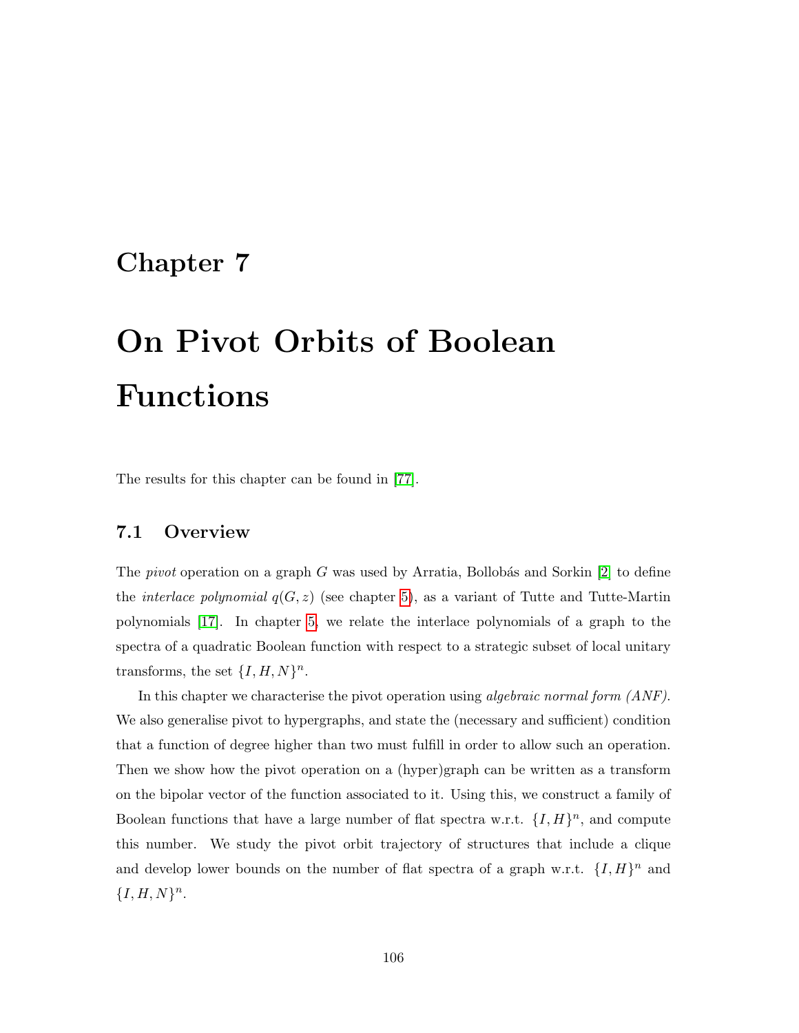# Chapter 7

# On Pivot Orbits of Boolean Functions

The results for this chapter can be found in [77].

## 7.1 Overview

The *pivot* operation on a graph $G$ was used by Arratia, Bollobás and Sorkin [2] to define the *interlace polynomial* $q(G, z)$ (see chapter 5), as a variant of Tutte and Tutte-Martin polynomials [17]. In chapter 5, we relate the interlace polynomials of a graph to the spectra of a quadratic Boolean function with respect to a strategic subset of local unitary transforms, the set $\{I, H, N\}^n$.

In this chapter we characterise the pivot operation using *algebraic normal form (ANF)*. We also generalise pivot to hypergraphs, and state the (necessary and sufficient) condition that a function of degree higher than two must fulfill in order to allow such an operation. Then we show how the pivot operation on a (hyper)graph can be written as a transform on the bipolar vector of the function associated to it. Using this, we construct a family of Boolean functions that have a large number of flat spectra w.r.t. $\{I, H\}^n$, and compute this number. We study the pivot orbit trajectory of structures that include a clique and develop lower bounds on the number of flat spectra of a graph w.r.t. $\{I, H\}^n$ and $\{I, H, N\}^n$.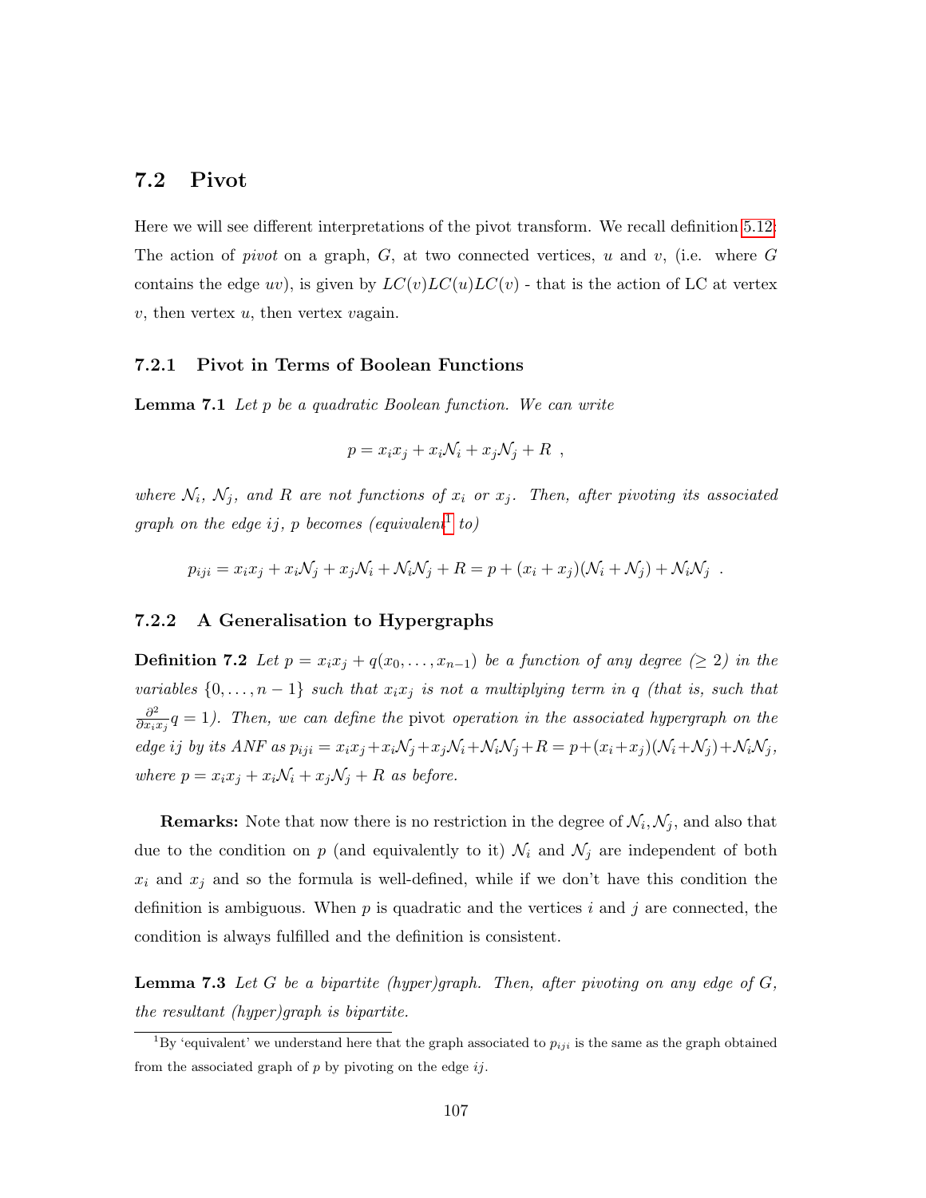## 7.2 Pivot

Here we will see different interpretations of the pivot transform. We recall definition 5.12: The action of *pivot* on a graph, $G$, at two connected vertices, $u$ and $v$, (i.e. where $G$ contains the edge $uv$), is given by $LC(v)LC(u)LC(v)$ - that is the action of LC at vertex $v$, then vertex $u$, then vertex $v$again.

### 7.2.1 Pivot in Terms of Boolean Functions

**Lemma 7.1** *Let $p$ be a quadratic Boolean function. We can write*

$$p = x_i x_j + x_i \mathcal{N}_i + x_j \mathcal{N}_j + R \ ,$$

*where $\mathcal{N}_i$, $\mathcal{N}_j$, and $R$ are not functions of $x_i$ or $x_j$. Then, after pivoting its associated graph on the edge $ij$, $p$ becomes (equivalent[1] to)*

$$p_{iji} = x_i x_j + x_i \mathcal{N}_j + x_j \mathcal{N}_i + \mathcal{N}_i \mathcal{N}_j + R = p + (x_i + x_j)(\mathcal{N}_i + \mathcal{N}_j) + \mathcal{N}_i \mathcal{N}_j \ .$$

### 7.2.2 A Generalisation to Hypergraphs

**Definition 7.2** *Let $p = x_i x_j + q(x_0, \ldots, x_{n-1})$ be a function of any degree ($\geq 2$) in the variables $\{0, \ldots, n-1\}$ such that $x_i x_j$ is not a multiplying term in $q$ (that is, such that $\frac{\partial^2}{\partial x_i x_j} q = 1$). Then, we can define the* pivot *operation in the associated hypergraph on the edge $ij$ by its ANF as $p_{iji} = x_i x_j + x_i \mathcal{N}_j + x_j \mathcal{N}_i + \mathcal{N}_i \mathcal{N}_j + R = p + (x_i + x_j)(\mathcal{N}_i + \mathcal{N}_j) + \mathcal{N}_i \mathcal{N}_j$, where $p = x_i x_j + x_i \mathcal{N}_i + x_j \mathcal{N}_j + R$ as before.*

**Remarks:** Note that now there is no restriction in the degree of $\mathcal{N}_i, \mathcal{N}_j$, and also that due to the condition on $p$ (and equivalently to it) $\mathcal{N}_i$ and $\mathcal{N}_j$ are independent of both $x_i$ and $x_j$ and so the formula is well-defined, while if we don't have this condition the definition is ambiguous. When $p$ is quadratic and the vertices $i$ and $j$ are connected, the condition is always fulfilled and the definition is consistent.

**Lemma 7.3** *Let $G$ be a bipartite (hyper)graph. Then, after pivoting on any edge of $G$, the resultant (hyper)graph is bipartite.*

[1] By 'equivalent' we understand here that the graph associated to $p_{iji}$ is the same as the graph obtained from the associated graph of $p$ by pivoting on the edge $ij$.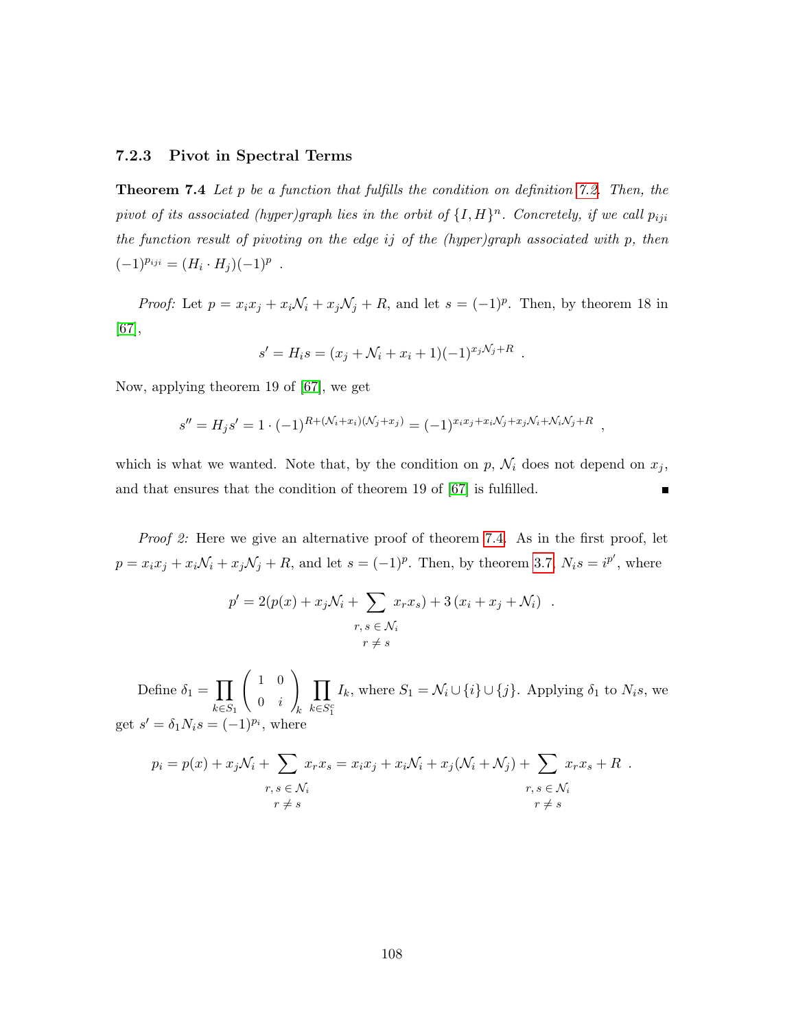### 7.2.3 Pivot in Spectral Terms

**Theorem 7.4** *Let $p$ be a function that fulfills the condition on definition 7.2. Then, the pivot of its associated (hyper)graph lies in the orbit of $\{I, H\}^n$. Concretely, if we call $p_{iji}$ the function result of pivoting on the edge $ij$ of the (hyper)graph associated with $p$, then $(-1)^{p_{iji}} = (H_i \cdot H_j)(-1)^p$ .*

*Proof:* Let $p = x_ix_j + x_i\mathcal{N}_i + x_j\mathcal{N}_j + R$, and let $s = (-1)^p$. Then, by theorem 18 in [67],

$$s' = H_i s = (x_j + \mathcal{N}_i + x_i + 1)(-1)^{x_j\mathcal{N}_j + R} \ .$$

Now, applying theorem 19 of [67], we get

$$s'' = H_j s' = 1 \cdot (-1)^{R + (\mathcal{N}_i + x_i)(\mathcal{N}_j + x_j)} = (-1)^{x_ix_j + x_i\mathcal{N}_j + x_j\mathcal{N}_i + \mathcal{N}_i\mathcal{N}_j + R} \ ,$$

which is what we wanted. Note that, by the condition on $p$, $\mathcal{N}_i$ does not depend on $x_j$, and that ensures that the condition of theorem 19 of [67] is fulfilled. ■

*Proof 2:* Here we give an alternative proof of theorem 7.4. As in the first proof, let $p = x_ix_j + x_i\mathcal{N}_i + x_j\mathcal{N}_j + R$, and let $s = (-1)^p$. Then, by theorem 3.7, $N_i s = i^{p'}$, where

$$p' = 2(p(x) + x_j\mathcal{N}_i + \sum_{\substack{r, s \in \mathcal{N}_i \\ r \neq s}} x_rx_s) + 3\,(x_i + x_j + \mathcal{N}_i) \ .$$

Define $\delta_1 = \prod_{k \in S_1} \begin{pmatrix} 1 & 0 \\ 0 & i \end{pmatrix}_k \prod_{k \in S_1^c} I_k$, where $S_1 = \mathcal{N}_i \cup \{i\} \cup \{j\}$. Applying $\delta_1$ to $N_i s$, we get $s' = \delta_1 N_i s = (-1)^{p_i}$, where

$$p_i = p(x) + x_j\mathcal{N}_i + \sum_{\substack{r, s \in \mathcal{N}_i \\ r \neq s}} x_rx_s = x_ix_j + x_i\mathcal{N}_i + x_j(\mathcal{N}_i + \mathcal{N}_j) + \sum_{\substack{r, s \in \mathcal{N}_i \\ r \neq s}} x_rx_s + R \ .$$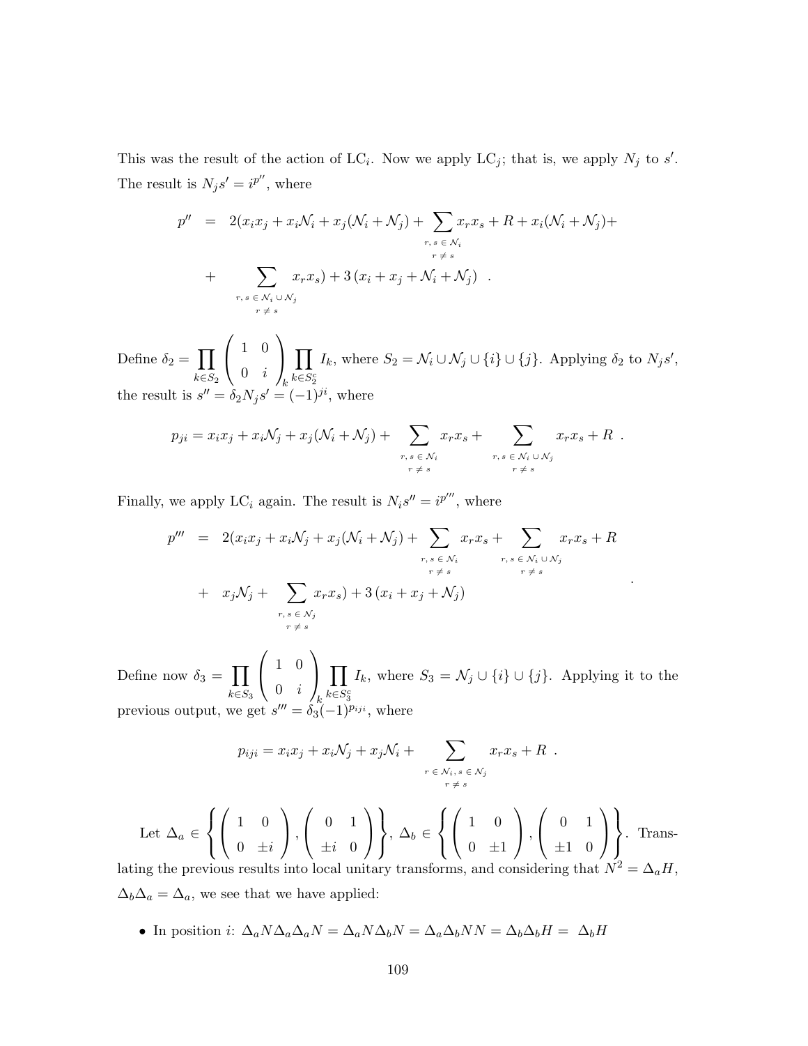This was the result of the action of $\text{LC}_i$. Now we apply $\text{LC}_j$; that is, we apply $N_j$ to $s'$. The result is $N_j s' = i^{p''}$, where

$$
\begin{aligned}
p'' \;&=\; 2(x_i x_j + x_i \mathcal{N}_i + x_j(\mathcal{N}_i + \mathcal{N}_j) + \sum_{\substack{r,\, s\, \in\, \mathcal{N}_i \\ r \neq s}} x_r x_s + R + x_i(\mathcal{N}_i + \mathcal{N}_j) + \\
&+ \sum_{\substack{r,\, s\, \in\, \mathcal{N}_i \,\cup\, \mathcal{N}_j \\ r \neq s}} x_r x_s) + 3\,(x_i + x_j + \mathcal{N}_i + \mathcal{N}_j) \;\; .
\end{aligned}
$$

Define $\delta_2 = \prod_{k \in S_2} \begin{pmatrix} 1 & 0 \\ 0 & i \end{pmatrix}_k \prod_{k \in S_2^c} I_k$, where $S_2 = \mathcal{N}_i \cup \mathcal{N}_j \cup \{i\} \cup \{j\}$. Applying $\delta_2$ to $N_j s'$, the result is $s'' = \delta_2 N_j s' = (-1)^{ji}$, where

$$
p_{ji} = x_i x_j + x_i \mathcal{N}_j + x_j(\mathcal{N}_i + \mathcal{N}_j) + \sum_{\substack{r,\, s\, \in\, \mathcal{N}_i \\ r \neq s}} x_r x_s + \sum_{\substack{r,\, s\, \in\, \mathcal{N}_i \,\cup\, \mathcal{N}_j \\ r \neq s}} x_r x_s + R \;\; .
$$

Finally, we apply $\text{LC}_i$ again. The result is $N_i s'' = i^{p'''}$, where

$$
\begin{aligned}
p''' \;&=\; 2(x_i x_j + x_i \mathcal{N}_j + x_j(\mathcal{N}_i + \mathcal{N}_j) + \sum_{\substack{r,\, s\, \in\, \mathcal{N}_i \\ r \neq s}} x_r x_s + \sum_{\substack{r,\, s\, \in\, \mathcal{N}_i \,\cup\, \mathcal{N}_j \\ r \neq s}} x_r x_s + R \\
&+\; x_j \mathcal{N}_j + \sum_{\substack{r,\, s\, \in\, \mathcal{N}_j \\ r \neq s}} x_r x_s) + 3\,(x_i + x_j + \mathcal{N}_j) \qquad .
\end{aligned}
$$

Define now $\delta_3 = \prod_{k \in S_3} \begin{pmatrix} 1 & 0 \\ 0 & i \end{pmatrix}_k \prod_{k \in S_3^c} I_k$, where $S_3 = \mathcal{N}_j \cup \{i\} \cup \{j\}$. Applying it to the previous output, we get $s''' = \delta_3 (-1)^{p_{iji}}$, where

$$
p_{iji} = x_i x_j + x_i \mathcal{N}_j + x_j \mathcal{N}_i + \sum_{\substack{r\, \in\, \mathcal{N}_i,\, s\, \in\, \mathcal{N}_j \\ r \neq s}} x_r x_s + R \;\; .
$$

Let $\Delta_a \in \left\{ \begin{pmatrix} 1 & 0 \\ 0 & \pm i \end{pmatrix}, \begin{pmatrix} 0 & 1 \\ \pm i & 0 \end{pmatrix} \right\}$, $\Delta_b \in \left\{ \begin{pmatrix} 1 & 0 \\ 0 & \pm 1 \end{pmatrix}, \begin{pmatrix} 0 & 1 \\ \pm 1 & 0 \end{pmatrix} \right\}$. Translating the previous results into local unitary transforms, and considering that $N^2 = \Delta_a H$, $\Delta_b \Delta_a = \Delta_a$, we see that we have applied:

- In position $i$: $\Delta_a N \Delta_a \Delta_a N = \Delta_a N \Delta_b N = \Delta_a \Delta_b N N = \Delta_b \Delta_b H = \; \Delta_b H$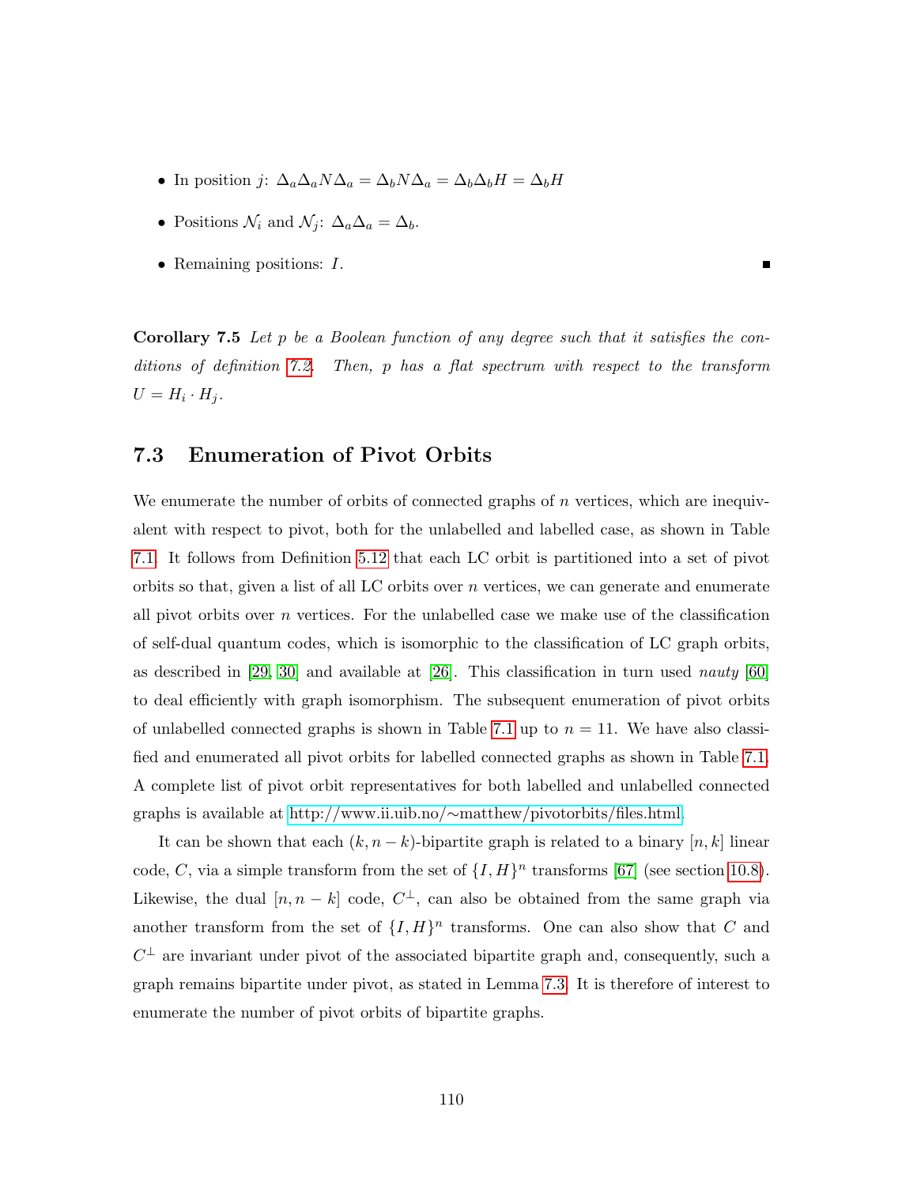- In position $j$: $\Delta_a \Delta_a N \Delta_a = \Delta_b N \Delta_a = \Delta_b \Delta_b H = \Delta_b H$
- Positions $\mathcal{N}_i$ and $\mathcal{N}_j$: $\Delta_a \Delta_a = \Delta_b$.
- Remaining positions: $I$. ∎

**Corollary 7.5** *Let $p$ be a Boolean function of any degree such that it satisfies the conditions of definition 7.2. Then, $p$ has a flat spectrum with respect to the transform $U = H_i \cdot H_j$.*

## 7.3 Enumeration of Pivot Orbits

We enumerate the number of orbits of connected graphs of $n$ vertices, which are inequivalent with respect to pivot, both for the unlabelled and labelled case, as shown in Table 7.1. It follows from Definition 5.12 that each LC orbit is partitioned into a set of pivot orbits so that, given a list of all LC orbits over $n$ vertices, we can generate and enumerate all pivot orbits over $n$ vertices. For the unlabelled case we make use of the classification of self-dual quantum codes, which is isomorphic to the classification of LC graph orbits, as described in [29, 30] and available at [26]. This classification in turn used *nauty* [60] to deal efficiently with graph isomorphism. The subsequent enumeration of pivot orbits of unlabelled connected graphs is shown in Table 7.1 up to $n = 11$. We have also classified and enumerated all pivot orbits for labelled connected graphs as shown in Table 7.1. A complete list of pivot orbit representatives for both labelled and unlabelled connected graphs is available at http://www.ii.uib.no/~matthew/pivotorbits/files.html.

It can be shown that each $(k, n-k)$-bipartite graph is related to a binary $[n, k]$ linear code, $C$, via a simple transform from the set of $\{I, H\}^n$ transforms [67] (see section 10.8). Likewise, the dual $[n, n-k]$ code, $C^\perp$, can also be obtained from the same graph via another transform from the set of $\{I, H\}^n$ transforms. One can also show that $C$ and $C^\perp$ are invariant under pivot of the associated bipartite graph and, consequently, such a graph remains bipartite under pivot, as stated in Lemma 7.3. It is therefore of interest to enumerate the number of pivot orbits of bipartite graphs.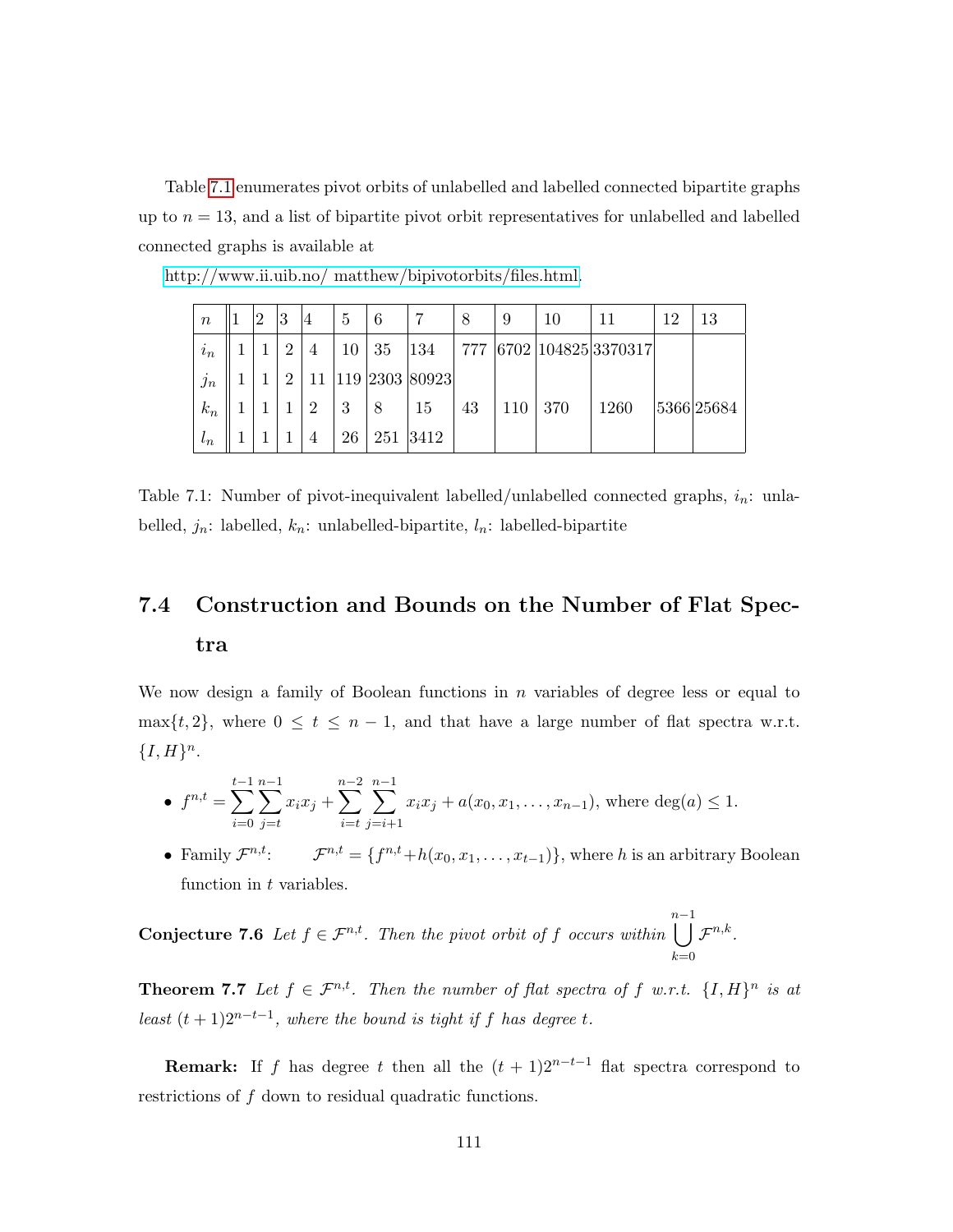Table 7.1 enumerates pivot orbits of unlabelled and labelled connected bipartite graphs up to $n = 13$, and a list of bipartite pivot orbit representatives for unlabelled and labelled connected graphs is available at

http://www.ii.uib.no/ matthew/bipivotorbits/files.html.

| $n$ | 1 | 2 | 3 | 4 | 5 | 6 | 7 | 8 | 9 | 10 | 11 | 12 | 13 |
|---|---|---|---|---|---|---|---|---|---|---|---|---|---|
| $i_n$ | 1 | 1 | 2 | 4 | 10 | 35 | 134 | 777 | 6702 | 104825 | 3370317 | | |
| $j_n$ | 1 | 1 | 2 | 11 | 119 | 2303 | 80923 | | | | | | |
| $k_n$ | 1 | 1 | 1 | 2 | 3 | 8 | 15 | 43 | 110 | 370 | 1260 | 5366 | 25684 |
| $l_n$ | 1 | 1 | 1 | 4 | 26 | 251 | 3412 | | | | | | |

Table 7.1: Number of pivot-inequivalent labelled/unlabelled connected graphs, $i_n$: unlabelled, $j_n$: labelled, $k_n$: unlabelled-bipartite, $l_n$: labelled-bipartite

## 7.4 Construction and Bounds on the Number of Flat Spectra

We now design a family of Boolean functions in $n$ variables of degree less or equal to $\max\{t, 2\}$, where $0 \leq t \leq n-1$, and that have a large number of flat spectra w.r.t. $\{I, H\}^n$.

- $f^{n,t} = \sum_{i=0}^{t-1} \sum_{j=t}^{n-1} x_i x_j + \sum_{i=t}^{n-2} \sum_{j=i+1}^{n-1} x_i x_j + a(x_0, x_1, \ldots, x_{n-1})$, where $\deg(a) \leq 1$.
- Family $\mathcal{F}^{n,t}$: $\mathcal{F}^{n,t} = \{f^{n,t} + h(x_0, x_1, \ldots, x_{t-1})\}$, where $h$ is an arbitrary Boolean function in $t$ variables.

**Conjecture 7.6** *Let $f \in \mathcal{F}^{n,t}$. Then the pivot orbit of $f$ occurs within $\bigcup_{k=0}^{n-1} \mathcal{F}^{n,k}$.*

**Theorem 7.7** *Let $f \in \mathcal{F}^{n,t}$. Then the number of flat spectra of $f$ w.r.t. $\{I, H\}^n$ is at least $(t+1)2^{n-t-1}$, where the bound is tight if $f$ has degree $t$.*

**Remark:** If $f$ has degree $t$ then all the $(t+1)2^{n-t-1}$ flat spectra correspond to restrictions of $f$ down to residual quadratic functions.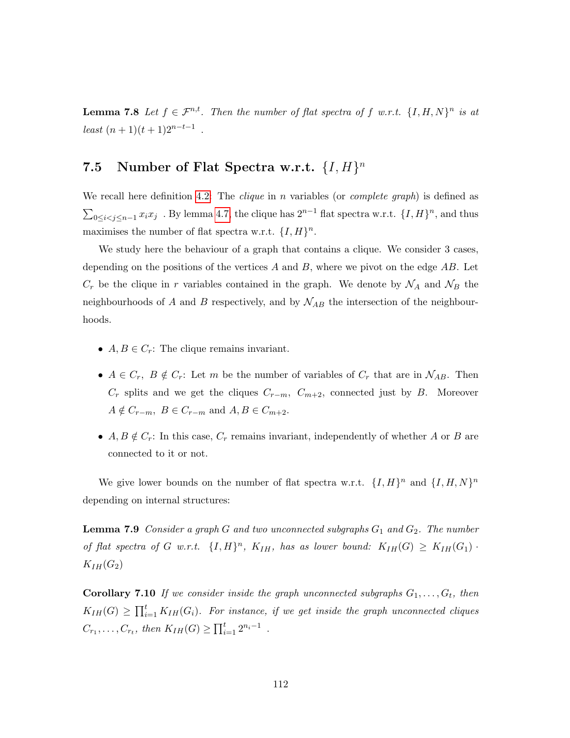**Lemma 7.8** *Let $f \in \mathcal{F}^{n,t}$. Then the number of flat spectra of $f$ w.r.t. $\{I,H,N\}^n$ is at least $(n+1)(t+1)2^{n-t-1}$ .*

## 7.5 Number of Flat Spectra w.r.t. $\{I,H\}^n$

We recall here definition 4.2. The *clique* in $n$ variables (or *complete graph*) is defined as $\sum_{0 \leq i < j \leq n-1} x_i x_j$ . By lemma 4.7, the clique has $2^{n-1}$ flat spectra w.r.t. $\{I,H\}^n$, and thus maximises the number of flat spectra w.r.t. $\{I,H\}^n$.

We study here the behaviour of a graph that contains a clique. We consider 3 cases, depending on the positions of the vertices $A$ and $B$, where we pivot on the edge $AB$. Let $C_r$ be the clique in $r$ variables contained in the graph. We denote by $\mathcal{N}_A$ and $\mathcal{N}_B$ the neighbourhoods of $A$ and $B$ respectively, and by $\mathcal{N}_{AB}$ the intersection of the neighbourhoods.

- $A, B \in C_r$: The clique remains invariant.
- $A \in C_r,\ B \notin C_r$: Let $m$ be the number of variables of $C_r$ that are in $\mathcal{N}_{AB}$. Then $C_r$ splits and we get the cliques $C_{r-m}$, $C_{m+2}$, connected just by $B$. Moreover $A \notin C_{r-m}$, $B \in C_{r-m}$ and $A, B \in C_{m+2}$.
- $A, B \notin C_r$: In this case, $C_r$ remains invariant, independently of whether $A$ or $B$ are connected to it or not.

We give lower bounds on the number of flat spectra w.r.t. $\{I,H\}^n$ and $\{I,H,N\}^n$ depending on internal structures:

**Lemma 7.9** *Consider a graph $G$ and two unconnected subgraphs $G_1$ and $G_2$. The number of flat spectra of $G$ w.r.t. $\{I,H\}^n$, $K_{IH}$, has as lower bound: $K_{IH}(G) \geq K_{IH}(G_1) \cdot K_{IH}(G_2)$*

**Corollary 7.10** *If we consider inside the graph unconnected subgraphs $G_1, \ldots, G_t$, then $K_{IH}(G) \geq \prod_{i=1}^{t} K_{IH}(G_i)$. For instance, if we get inside the graph unconnected cliques $C_{r_1}, \ldots, C_{r_t}$, then $K_{IH}(G) \geq \prod_{i=1}^{t} 2^{n_i - 1}$ .*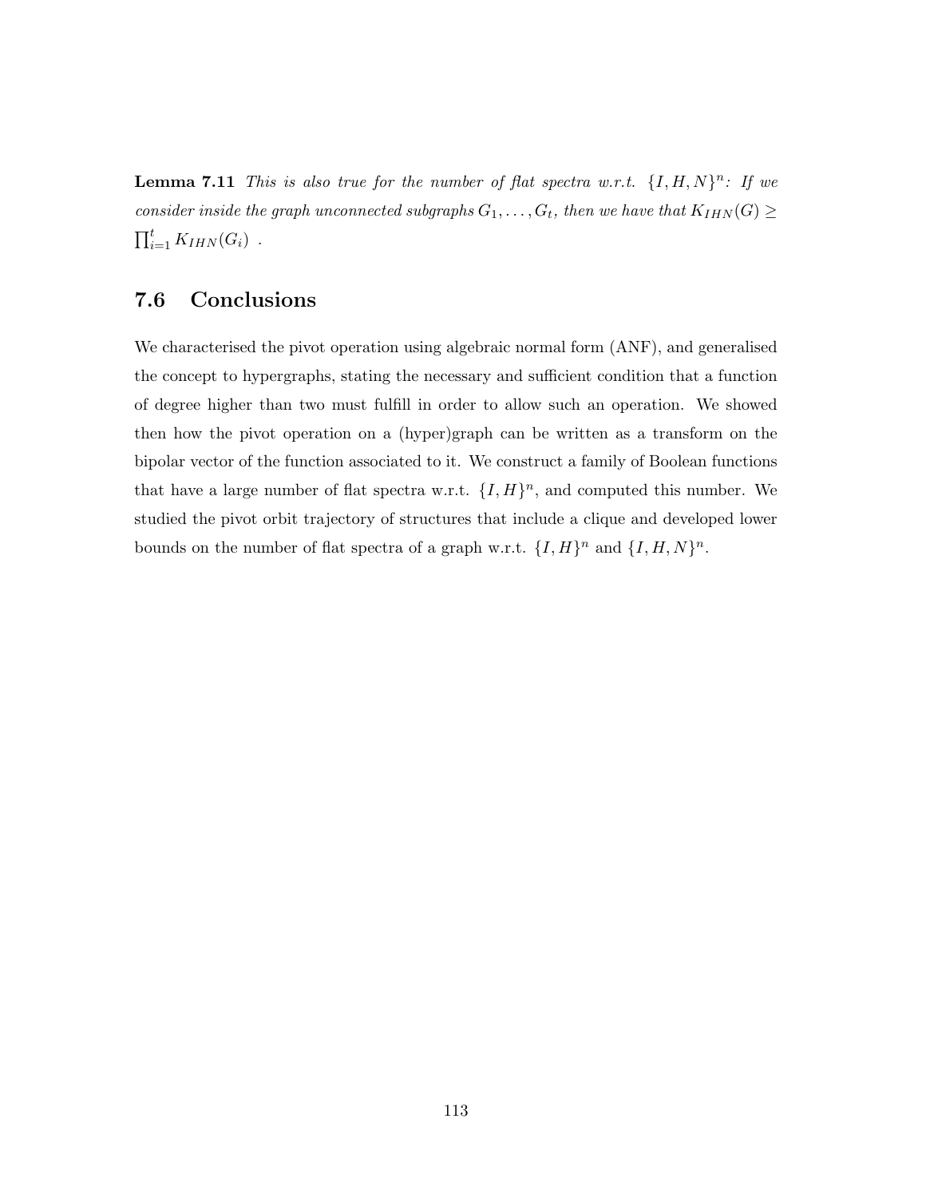**Lemma 7.11** *This is also true for the number of flat spectra w.r.t.* $\{I, H, N\}^n$*: If we consider inside the graph unconnected subgraphs* $G_1, \ldots, G_t$*, then we have that* $K_{IHN}(G) \geq \prod_{i=1}^{t} K_{IHN}(G_i)$ .

## 7.6 Conclusions

We characterised the pivot operation using algebraic normal form (ANF), and generalised the concept to hypergraphs, stating the necessary and sufficient condition that a function of degree higher than two must fulfill in order to allow such an operation. We showed then how the pivot operation on a (hyper)graph can be written as a transform on the bipolar vector of the function associated to it. We construct a family of Boolean functions that have a large number of flat spectra w.r.t. $\{I, H\}^n$, and computed this number. We studied the pivot orbit trajectory of structures that include a clique and developed lower bounds on the number of flat spectra of a graph w.r.t. $\{I, H\}^n$ and $\{I, H, N\}^n$.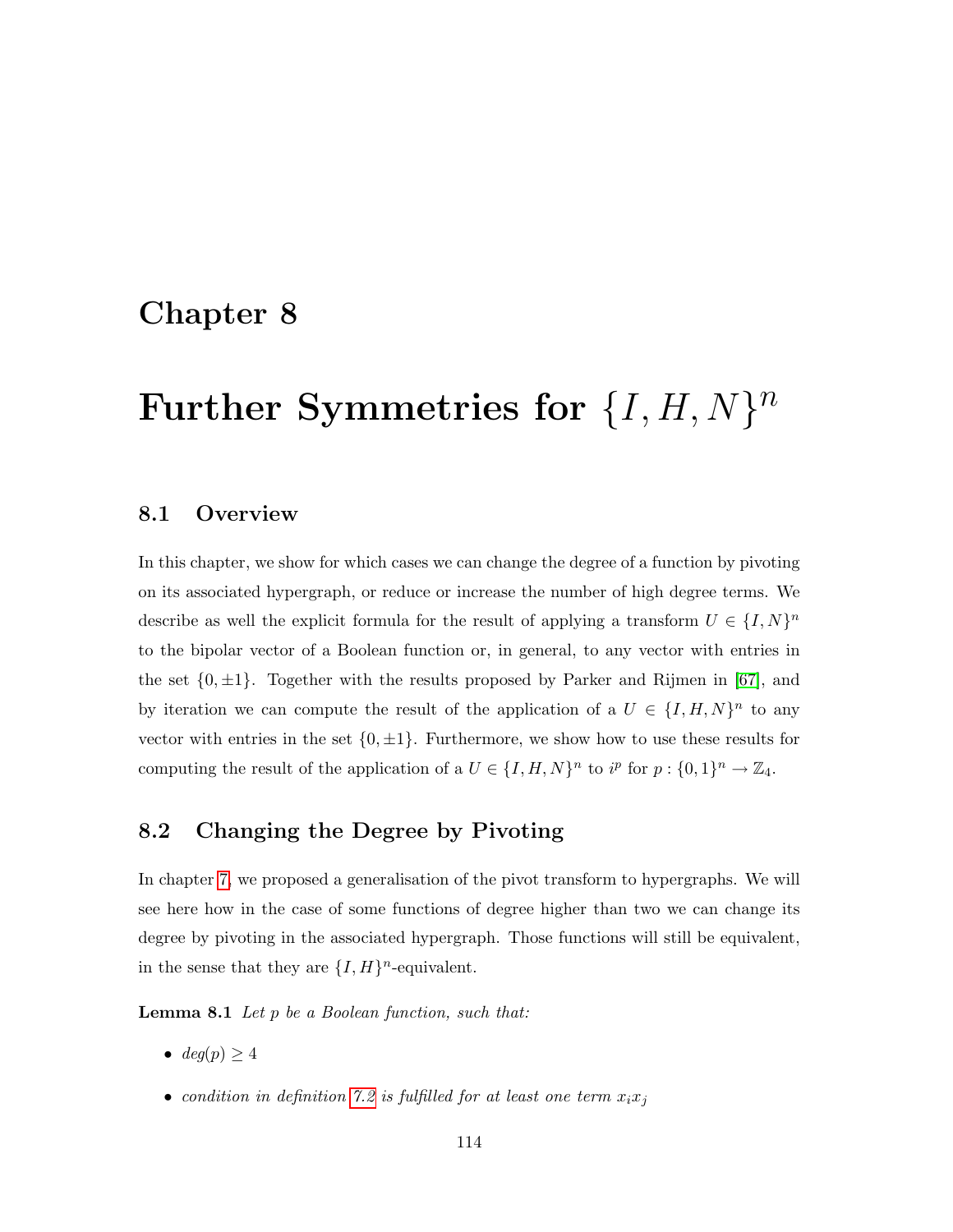# Chapter 8

# Further Symmetries for $\{I, H, N\}^n$

## 8.1 Overview

In this chapter, we show for which cases we can change the degree of a function by pivoting on its associated hypergraph, or reduce or increase the number of high degree terms. We describe as well the explicit formula for the result of applying a transform $U \in \{I, N\}^n$ to the bipolar vector of a Boolean function or, in general, to any vector with entries in the set $\{0, \pm 1\}$. Together with the results proposed by Parker and Rijmen in [67], and by iteration we can compute the result of the application of a $U \in \{I, H, N\}^n$ to any vector with entries in the set $\{0, \pm 1\}$. Furthermore, we show how to use these results for computing the result of the application of a $U \in \{I, H, N\}^n$ to $i^p$ for $p : \{0, 1\}^n \to \mathbb{Z}_4$.

## 8.2 Changing the Degree by Pivoting

In chapter 7, we proposed a generalisation of the pivot transform to hypergraphs. We will see here how in the case of some functions of degree higher than two we can change its degree by pivoting in the associated hypergraph. Those functions will still be equivalent, in the sense that they are $\{I, H\}^n$-equivalent.

**Lemma 8.1** *Let $p$ be a Boolean function, such that:*

- *$deg(p) \geq 4$*
- *condition in definition 7.2 is fulfilled for at least one term $x_i x_j$*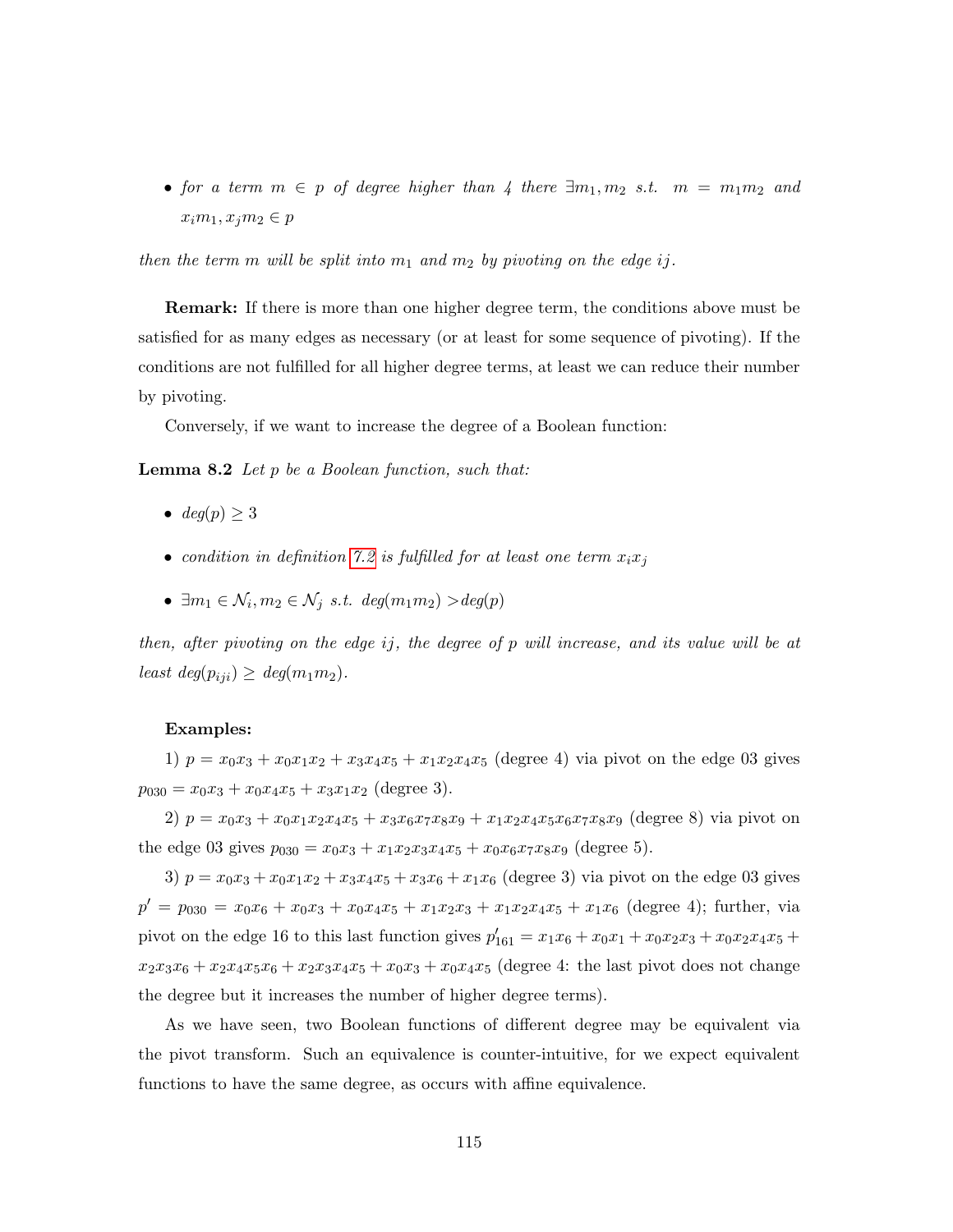- *for a term $m \in p$ of degree higher than 4 there $\exists m_1, m_2$ s.t. $m = m_1 m_2$ and $x_i m_1, x_j m_2 \in p$*

*then the term $m$ will be split into $m_1$ and $m_2$ by pivoting on the edge $ij$.*

**Remark:** If there is more than one higher degree term, the conditions above must be satisfied for as many edges as necessary (or at least for some sequence of pivoting). If the conditions are not fulfilled for all higher degree terms, at least we can reduce their number by pivoting.

Conversely, if we want to increase the degree of a Boolean function:

**Lemma 8.2** *Let $p$ be a Boolean function, such that:*

- *$deg(p) \geq 3$*
- *condition in definition 7.2 is fulfilled for at least one term $x_i x_j$*
- *$\exists m_1 \in \mathcal{N}_i, m_2 \in \mathcal{N}_j$ s.t. $deg(m_1 m_2) > deg(p)$*

*then, after pivoting on the edge $ij$, the degree of $p$ will increase, and its value will be at least $deg(p_{iji}) \geq deg(m_1 m_2)$.*

**Examples:**

1) $p = x_0x_3 + x_0x_1x_2 + x_3x_4x_5 + x_1x_2x_4x_5$ (degree 4) via pivot on the edge 03 gives $p_{030} = x_0x_3 + x_0x_4x_5 + x_3x_1x_2$ (degree 3).

2) $p = x_0x_3 + x_0x_1x_2x_4x_5 + x_3x_6x_7x_8x_9 + x_1x_2x_4x_5x_6x_7x_8x_9$ (degree 8) via pivot on the edge 03 gives $p_{030} = x_0x_3 + x_1x_2x_3x_4x_5 + x_0x_6x_7x_8x_9$ (degree 5).

3) $p = x_0x_3 + x_0x_1x_2 + x_3x_4x_5 + x_3x_6 + x_1x_6$ (degree 3) via pivot on the edge 03 gives $p' = p_{030} = x_0x_6 + x_0x_3 + x_0x_4x_5 + x_1x_2x_3 + x_1x_2x_4x_5 + x_1x_6$ (degree 4); further, via pivot on the edge 16 to this last function gives $p'_{161} = x_1x_6 + x_0x_1 + x_0x_2x_3 + x_0x_2x_4x_5 + x_2x_3x_6 + x_2x_4x_5x_6 + x_2x_3x_4x_5 + x_0x_3 + x_0x_4x_5$ (degree 4: the last pivot does not change the degree but it increases the number of higher degree terms).

As we have seen, two Boolean functions of different degree may be equivalent via the pivot transform. Such an equivalence is counter-intuitive, for we expect equivalent functions to have the same degree, as occurs with affine equivalence.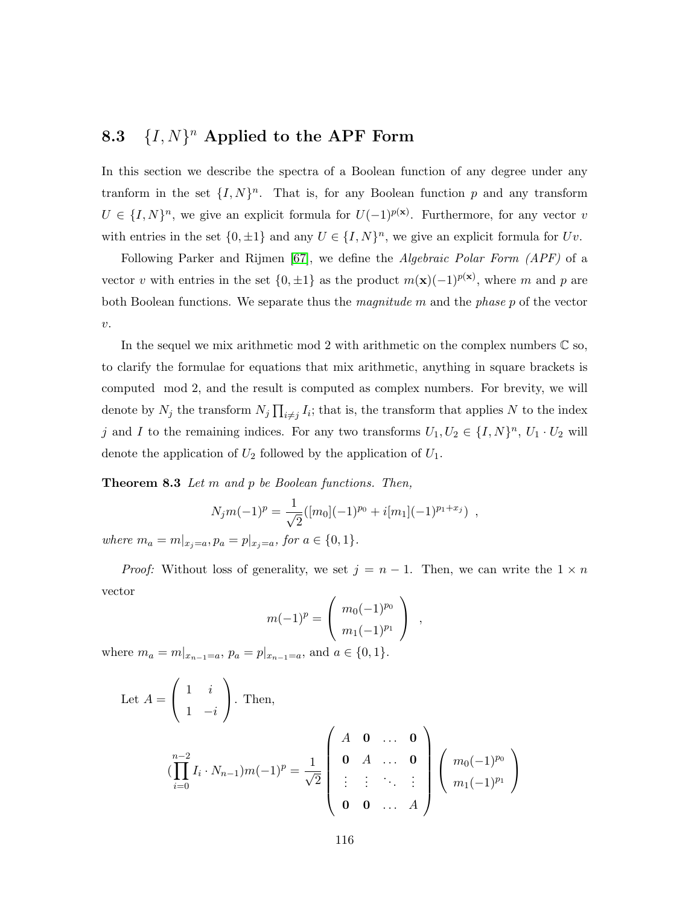## 8.3 $\{I, N\}^n$ Applied to the APF Form

In this section we describe the spectra of a Boolean function of any degree under any tranform in the set $\{I, N\}^n$. That is, for any Boolean function $p$ and any transform $U \in \{I, N\}^n$, we give an explicit formula for $U(-1)^{p(\mathbf{x})}$. Furthermore, for any vector $v$ with entries in the set $\{0, \pm 1\}$ and any $U \in \{I, N\}^n$, we give an explicit formula for $Uv$.

Following Parker and Rijmen [67], we define the *Algebraic Polar Form (APF)* of a vector $v$ with entries in the set $\{0, \pm 1\}$ as the product $m(\mathbf{x})(-1)^{p(\mathbf{x})}$, where $m$ and $p$ are both Boolean functions. We separate thus the *magnitude* $m$ and the *phase* $p$ of the vector $v$.

In the sequel we mix arithmetic mod 2 with arithmetic on the complex numbers $\mathbb{C}$ so, to clarify the formulae for equations that mix arithmetic, anything in square brackets is computed mod 2, and the result is computed as complex numbers. For brevity, we will denote by $N_j$ the transform $N_j \prod_{i \neq j} I_i$; that is, the transform that applies $N$ to the index $j$ and $I$ to the remaining indices. For any two transforms $U_1, U_2 \in \{I, N\}^n$, $U_1 \cdot U_2$ will denote the application of $U_2$ followed by the application of $U_1$.

**Theorem 8.3** *Let $m$ and $p$ be Boolean functions. Then,*

$$N_j m(-1)^p = \frac{1}{\sqrt{2}}([m_0](-1)^{p_0} + i[m_1](-1)^{p_1 + x_j}) \ ,$$

*where $m_a = m|_{x_j = a}, p_a = p|_{x_j = a}$, for $a \in \{0, 1\}$.*

*Proof:* Without loss of generality, we set $j = n - 1$. Then, we can write the $1 \times n$ vector

$$m(-1)^p = \begin{pmatrix} m_0(-1)^{p_0} \\ m_1(-1)^{p_1} \end{pmatrix} \ ,$$

where $m_a = m|_{x_{n-1} = a}$, $p_a = p|_{x_{n-1} = a}$, and $a \in \{0, 1\}$.

Let $A = \begin{pmatrix} 1 & i \\ 1 & -i \end{pmatrix}$. Then,

$$(\prod_{i=0}^{n-2} I_i \cdot N_{n-1}) m(-1)^p = \frac{1}{\sqrt{2}} \begin{pmatrix} A & \mathbf{0} & \dots & \mathbf{0} \\ \mathbf{0} & A & \dots & \mathbf{0} \\ \vdots & \vdots & \ddots & \vdots \\ \mathbf{0} & \mathbf{0} & \dots & A \end{pmatrix} \begin{pmatrix} m_0(-1)^{p_0} \\ m_1(-1)^{p_1} \end{pmatrix}$$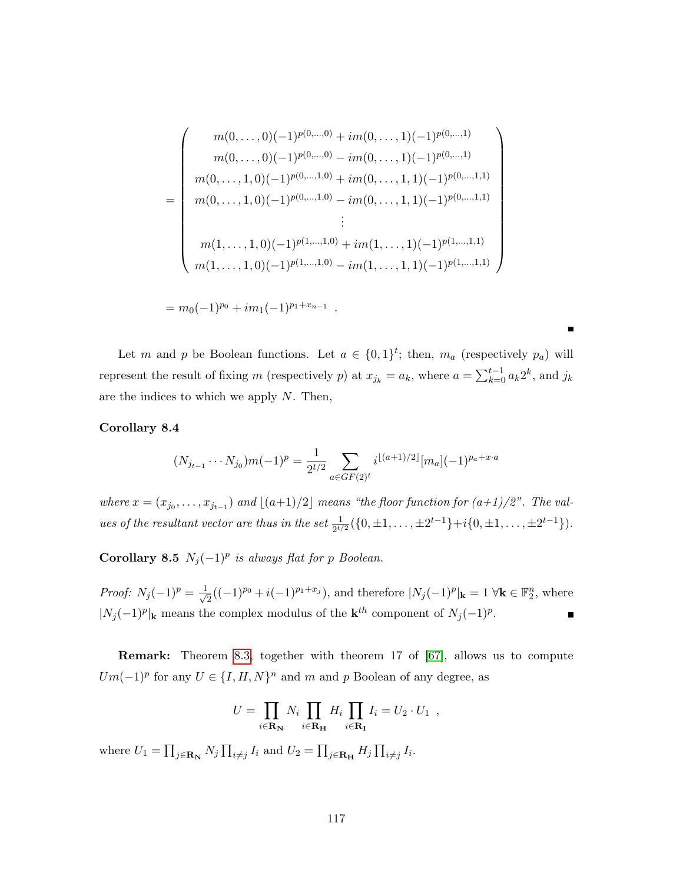$$
= \begin{pmatrix}
m(0,\ldots,0)(-1)^{p(0,\ldots,0)} + im(0,\ldots,1)(-1)^{p(0,\ldots,1)} \\
m(0,\ldots,0)(-1)^{p(0,\ldots,0)} - im(0,\ldots,1)(-1)^{p(0,\ldots,1)} \\
m(0,\ldots,1,0)(-1)^{p(0,\ldots,1,0)} + im(0,\ldots,1,1)(-1)^{p(0,\ldots,1,1)} \\
m(0,\ldots,1,0)(-1)^{p(0,\ldots,1,0)} - im(0,\ldots,1,1)(-1)^{p(0,\ldots,1,1)} \\
\vdots \\
m(1,\ldots,1,0)(-1)^{p(1,\ldots,1,0)} + im(1,\ldots,1)(-1)^{p(1,\ldots,1,1)} \\
m(1,\ldots,1,0)(-1)^{p(1,\ldots,1,0)} - im(1,\ldots,1,1)(-1)^{p(1,\ldots,1,1)}
\end{pmatrix}
$$

$$
= m_0(-1)^{p_0} + im_1(-1)^{p_1 + x_{n-1}} \ .
$$

∎

Let $m$ and $p$ be Boolean functions. Let $a \in \{0,1\}^t$; then, $m_a$ (respectively $p_a$) will represent the result of fixing $m$ (respectively $p$) at $x_{j_k} = a_k$, where $a = \sum_{k=0}^{t-1} a_k 2^k$, and $j_k$ are the indices to which we apply $N$. Then,

**Corollary 8.4**

$$
(N_{j_{t-1}} \cdots N_{j_0}) m(-1)^p = \frac{1}{2^{t/2}} \sum_{a \in GF(2)^t} i^{\lfloor (a+1)/2 \rfloor} [m_a](-1)^{p_a + x \cdot a}
$$

*where $x = (x_{j_0}, \ldots, x_{j_{t-1}})$ and $\lfloor (a+1)/2 \rfloor$ means "the floor function for (a+1)/2". The values of the resultant vector are thus in the set $\frac{1}{2^{t/2}}(\{0, \pm 1, \ldots, \pm 2^{t-1}\} + i\{0, \pm 1, \ldots, \pm 2^{t-1}\})$.*

**Corollary 8.5** *$N_j(-1)^p$ is always flat for $p$ Boolean.*

*Proof:* $N_j(-1)^p = \frac{1}{\sqrt{2}}((-1)^{p_0} + i(-1)^{p_1 + x_j})$, and therefore $|N_j(-1)^p|_{\mathbf{k}} = 1 \ \forall \mathbf{k} \in \mathbb{F}_2^n$, where $|N_j(-1)^p|_{\mathbf{k}}$ means the complex modulus of the $\mathbf{k}^{th}$ component of $N_j(-1)^p$. ∎

**Remark:** Theorem 8.3, together with theorem 17 of [67], allows us to compute $Um(-1)^p$ for any $U \in \{I, H, N\}^n$ and $m$ and $p$ Boolean of any degree, as

$$
U = \prod_{i \in \mathbf{R_N}} N_i \prod_{i \in \mathbf{R_H}} H_i \prod_{i \in \mathbf{R_I}} I_i = U_2 \cdot U_1 \ ,
$$

where $U_1 = \prod_{j \in \mathbf{R_N}} N_j \prod_{i \neq j} I_i$ and $U_2 = \prod_{j \in \mathbf{R_H}} H_j \prod_{i \neq j} I_i$.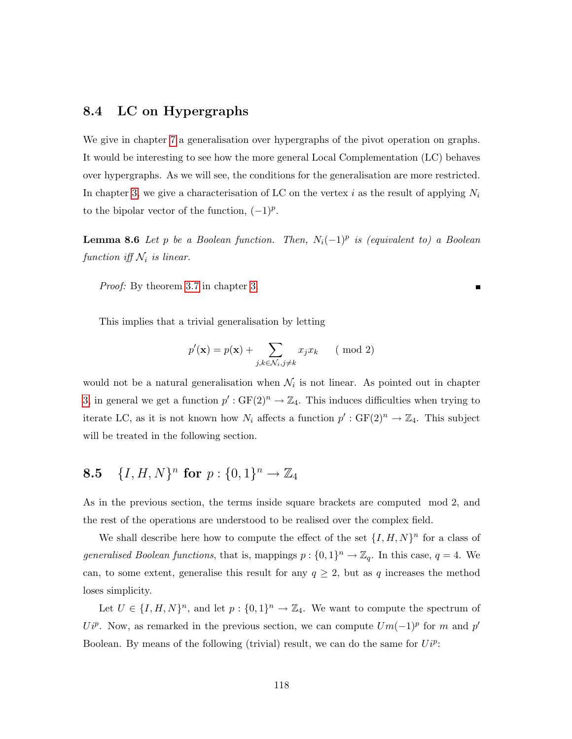## 8.4 LC on Hypergraphs

We give in chapter 7 a generalisation over hypergraphs of the pivot operation on graphs. It would be interesting to see how the more general Local Complementation (LC) behaves over hypergraphs. As we will see, the conditions for the generalisation are more restricted. In chapter 3, we give a characterisation of LC on the vertex $i$ as the result of applying $N_i$ to the bipolar vector of the function, $(-1)^p$.

**Lemma 8.6** *Let $p$ be a Boolean function. Then, $N_i(-1)^p$ is (equivalent to) a Boolean function iff $\mathcal{N}_i$ is linear.*

*Proof:* By theorem 3.7 in chapter 3. ∎

This implies that a trivial generalisation by letting

$$p'(\mathbf{x}) = p(\mathbf{x}) + \sum_{j,k \in \mathcal{N}_i, j \neq k} x_j x_k \quad (\bmod 2)$$

would not be a natural generalisation when $\mathcal{N}_i$ is not linear. As pointed out in chapter 3, in general we get a function $p' : \mathrm{GF}(2)^n \to \mathbb{Z}_4$. This induces difficulties when trying to iterate LC, as it is not known how $N_i$ affects a function $p' : \mathrm{GF}(2)^n \to \mathbb{Z}_4$. This subject will be treated in the following section.

## 8.5 $\{I, H, N\}^n$ for $p : \{0,1\}^n \to \mathbb{Z}_4$

As in the previous section, the terms inside square brackets are computed mod 2, and the rest of the operations are understood to be realised over the complex field.

We shall describe here how to compute the effect of the set $\{I, H, N\}^n$ for a class of *generalised Boolean functions*, that is, mappings $p : \{0,1\}^n \to \mathbb{Z}_q$. In this case, $q = 4$. We can, to some extent, generalise this result for any $q \geq 2$, but as $q$ increases the method loses simplicity.

Let $U \in \{I, H, N\}^n$, and let $p : \{0,1\}^n \to \mathbb{Z}_4$. We want to compute the spectrum of $Ui^p$. Now, as remarked in the previous section, we can compute $Um(-1)^p$ for $m$ and $p'$ Boolean. By means of the following (trivial) result, we can do the same for $Ui^p$: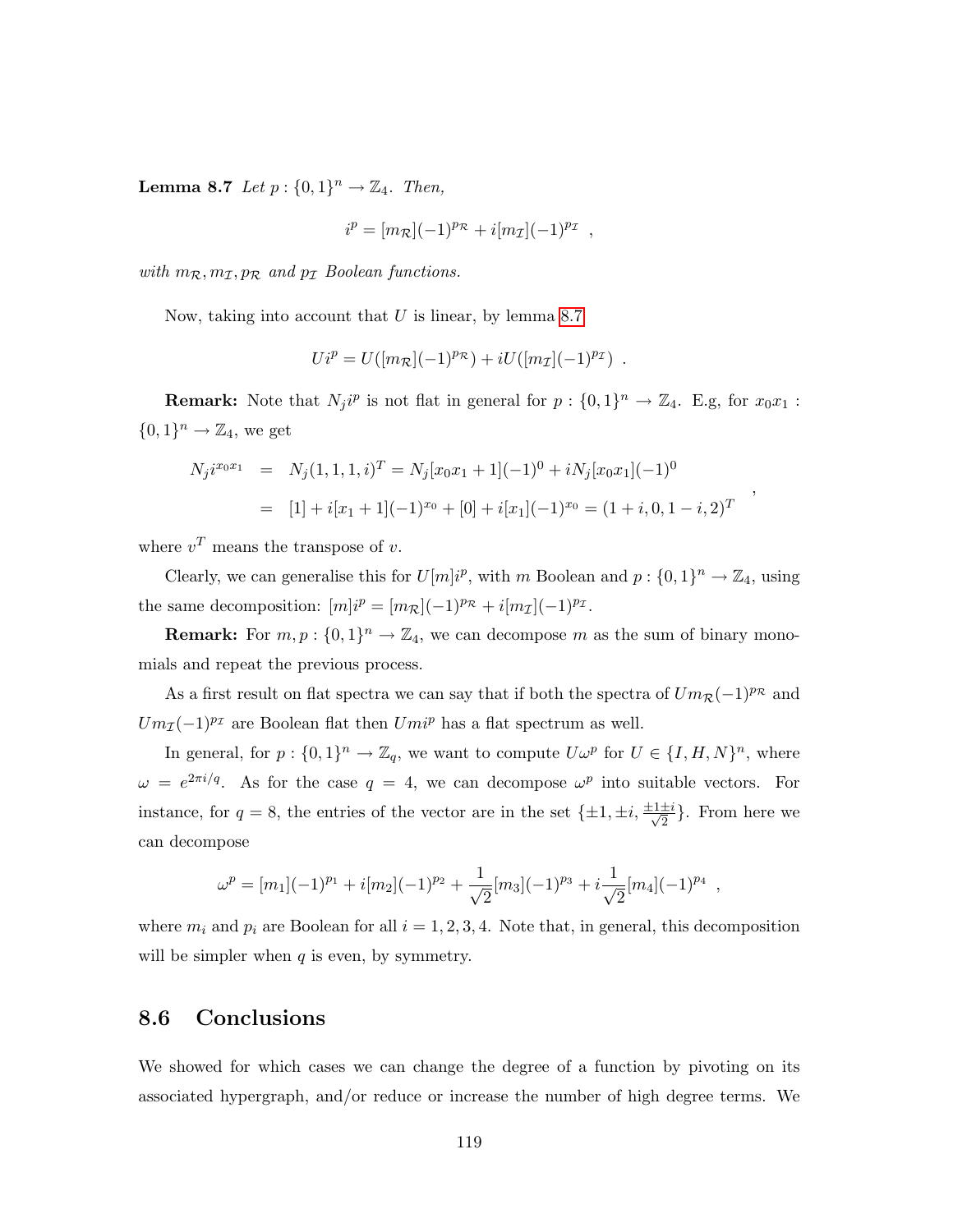**Lemma 8.7** *Let $p : \{0,1\}^n \to \mathbb{Z}_4$. Then,*

$$i^p = [m_{\mathcal{R}}](-1)^{p_{\mathcal{R}}} + i[m_{\mathcal{I}}](-1)^{p_{\mathcal{I}}} \ ,$$

*with $m_{\mathcal{R}}, m_{\mathcal{I}}, p_{\mathcal{R}}$ and $p_{\mathcal{I}}$ Boolean functions.*

Now, taking into account that $U$ is linear, by lemma 8.7

$$Ui^p = U([m_{\mathcal{R}}](-1)^{p_{\mathcal{R}}}) + iU([m_{\mathcal{I}}](-1)^{p_{\mathcal{I}}}) \ .$$

**Remark:** Note that $N_j i^p$ is not flat in general for $p : \{0,1\}^n \to \mathbb{Z}_4$. E.g, for $x_0x_1 : \{0,1\}^n \to \mathbb{Z}_4$, we get

$$\begin{aligned} N_j i^{x_0x_1} &= N_j(1,1,1,i)^T = N_j[x_0x_1+1](-1)^0 + iN_j[x_0x_1](-1)^0 \\ &= [1] + i[x_1+1](-1)^{x_0} + [0] + i[x_1](-1)^{x_0} = (1+i, 0, 1-i, 2)^T \end{aligned} \ ,$$

where $v^T$ means the transpose of $v$.

Clearly, we can generalise this for $U[m]i^p$, with $m$ Boolean and $p : \{0,1\}^n \to \mathbb{Z}_4$, using the same decomposition: $[m]i^p = [m_{\mathcal{R}}](-1)^{p_{\mathcal{R}}} + i[m_{\mathcal{I}}](-1)^{p_{\mathcal{I}}}$.

**Remark:** For $m, p : \{0,1\}^n \to \mathbb{Z}_4$, we can decompose $m$ as the sum of binary monomials and repeat the previous process.

As a first result on flat spectra we can say that if both the spectra of $Um_{\mathcal{R}}(-1)^{p_{\mathcal{R}}}$ and $Um_{\mathcal{I}}(-1)^{p_{\mathcal{I}}}$ are Boolean flat then $Umi^p$ has a flat spectrum as well.

In general, for $p : \{0,1\}^n \to \mathbb{Z}_q$, we want to compute $U\omega^p$ for $U \in \{I, H, N\}^n$, where $\omega = e^{2\pi i/q}$. As for the case $q = 4$, we can decompose $\omega^p$ into suitable vectors. For instance, for $q = 8$, the entries of the vector are in the set $\{\pm 1, \pm i, \frac{\pm 1 \pm i}{\sqrt{2}}\}$. From here we can decompose

$$\omega^p = [m_1](-1)^{p_1} + i[m_2](-1)^{p_2} + \frac{1}{\sqrt{2}}[m_3](-1)^{p_3} + i\frac{1}{\sqrt{2}}[m_4](-1)^{p_4} \ ,$$

where $m_i$ and $p_i$ are Boolean for all $i = 1, 2, 3, 4$. Note that, in general, this decomposition will be simpler when $q$ is even, by symmetry.

## 8.6 Conclusions

We showed for which cases we can change the degree of a function by pivoting on its associated hypergraph, and/or reduce or increase the number of high degree terms. We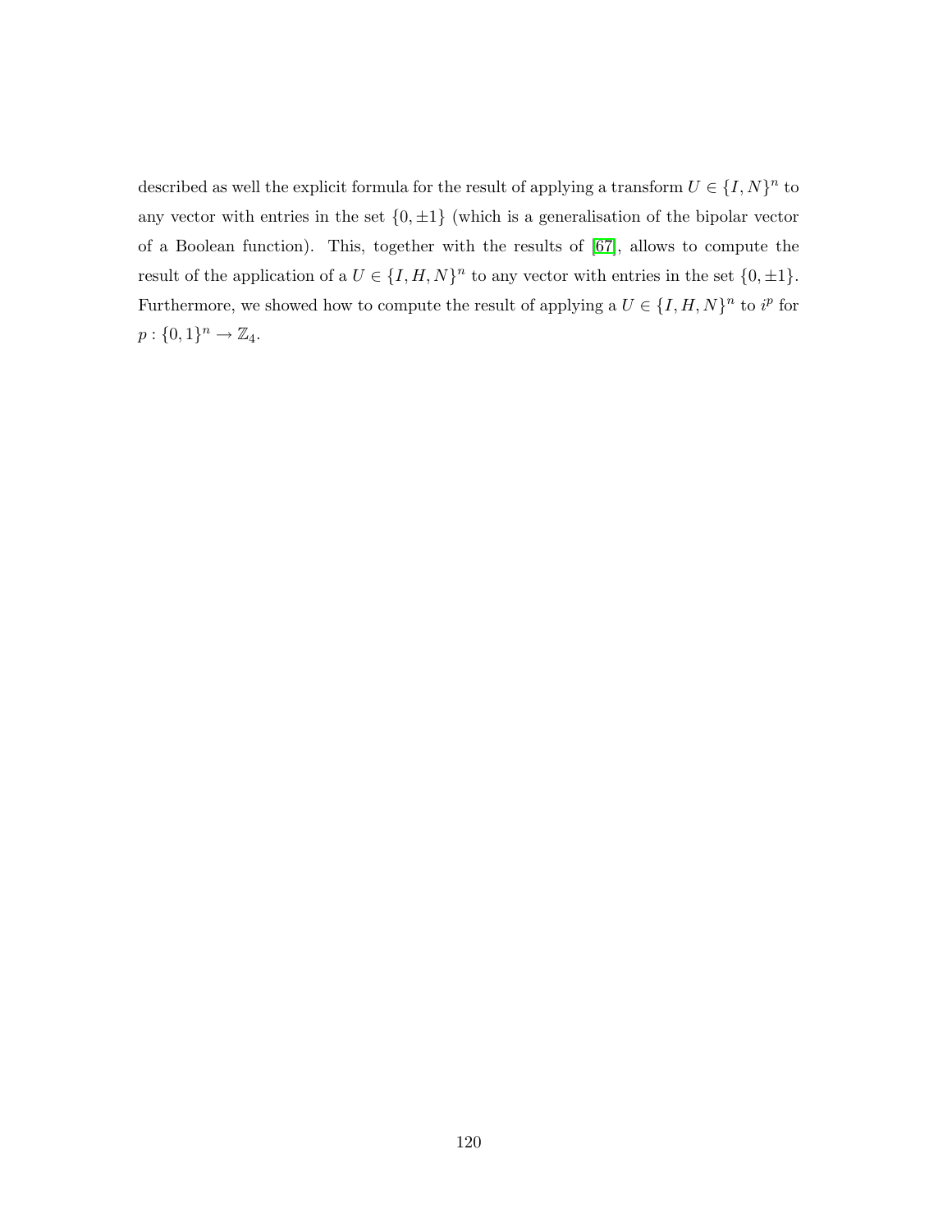described as well the explicit formula for the result of applying a transform $U \in \{I, N\}^n$ to any vector with entries in the set $\{0, \pm 1\}$ (which is a generalisation of the bipolar vector of a Boolean function). This, together with the results of [67], allows to compute the result of the application of a $U \in \{I, H, N\}^n$ to any vector with entries in the set $\{0, \pm 1\}$. Furthermore, we showed how to compute the result of applying a $U \in \{I, H, N\}^n$ to $i^p$ for $p : \{0, 1\}^n \to \mathbb{Z}_4$.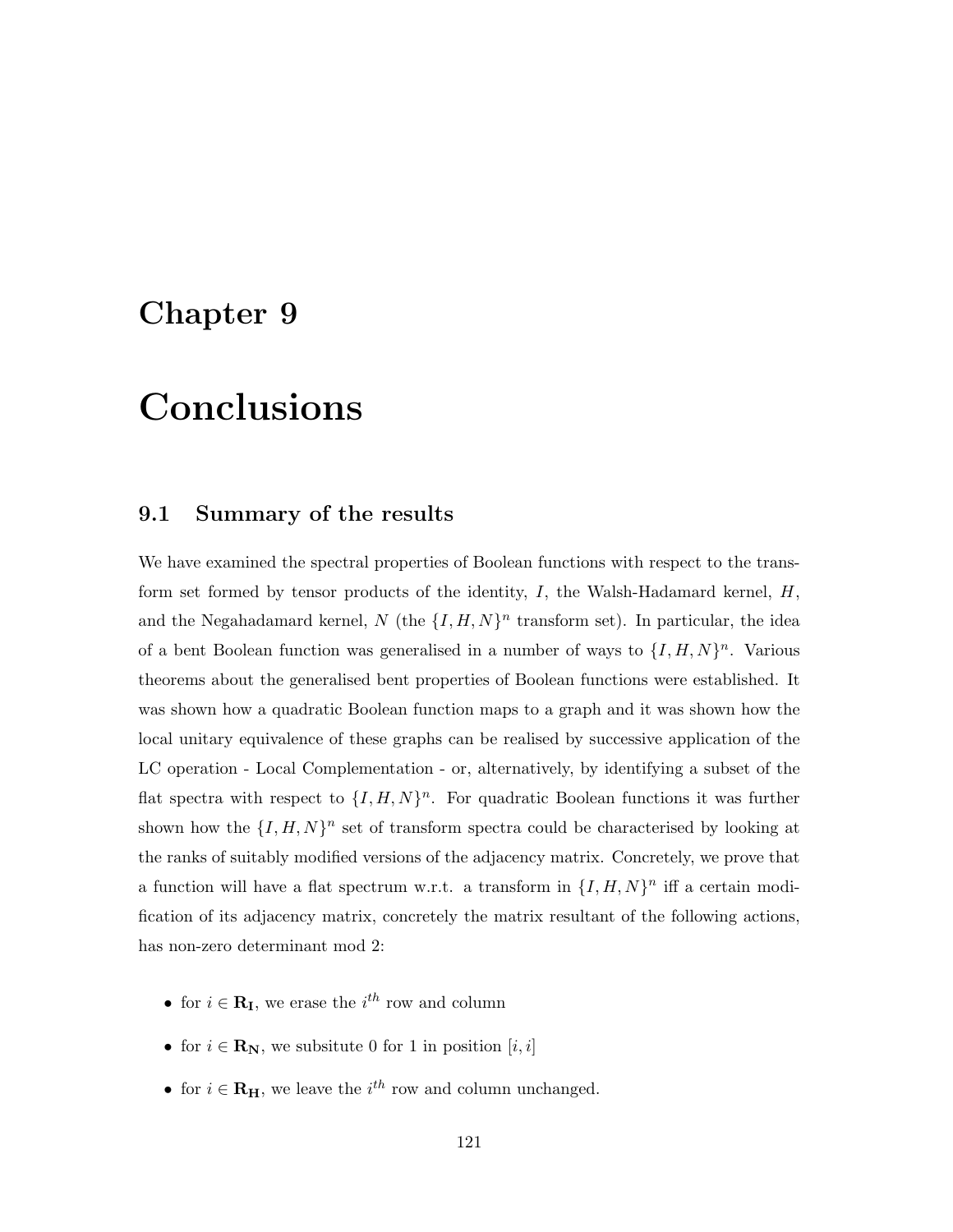# Chapter 9

# Conclusions

## 9.1 Summary of the results

We have examined the spectral properties of Boolean functions with respect to the transform set formed by tensor products of the identity, $I$, the Walsh-Hadamard kernel, $H$, and the Negahadamard kernel, $N$ (the $\{I, H, N\}^n$ transform set). In particular, the idea of a bent Boolean function was generalised in a number of ways to $\{I, H, N\}^n$. Various theorems about the generalised bent properties of Boolean functions were established. It was shown how a quadratic Boolean function maps to a graph and it was shown how the local unitary equivalence of these graphs can be realised by successive application of the LC operation - Local Complementation - or, alternatively, by identifying a subset of the flat spectra with respect to $\{I, H, N\}^n$. For quadratic Boolean functions it was further shown how the $\{I, H, N\}^n$ set of transform spectra could be characterised by looking at the ranks of suitably modified versions of the adjacency matrix. Concretely, we prove that a function will have a flat spectrum w.r.t. a transform in $\{I, H, N\}^n$ iff a certain modification of its adjacency matrix, concretely the matrix resultant of the following actions, has non-zero determinant mod 2:

- for $i \in \mathbf{R_I}$, we erase the $i^{th}$ row and column
- for $i \in \mathbf{R_N}$, we subsitute 0 for 1 in position $[i, i]$
- for $i \in \mathbf{R_H}$, we leave the $i^{th}$ row and column unchanged.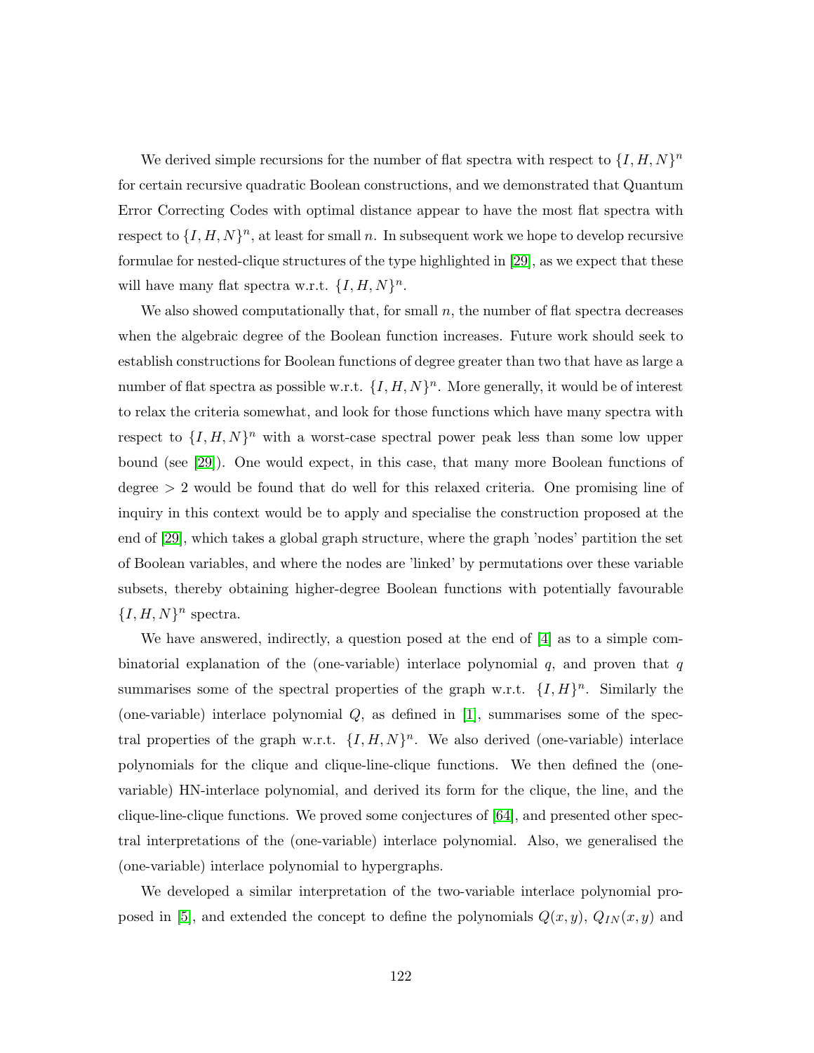We derived simple recursions for the number of flat spectra with respect to $\{I, H, N\}^n$ for certain recursive quadratic Boolean constructions, and we demonstrated that Quantum Error Correcting Codes with optimal distance appear to have the most flat spectra with respect to $\{I, H, N\}^n$, at least for small $n$. In subsequent work we hope to develop recursive formulae for nested-clique structures of the type highlighted in [29], as we expect that these will have many flat spectra w.r.t. $\{I, H, N\}^n$.

We also showed computationally that, for small $n$, the number of flat spectra decreases when the algebraic degree of the Boolean function increases. Future work should seek to establish constructions for Boolean functions of degree greater than two that have as large a number of flat spectra as possible w.r.t. $\{I, H, N\}^n$. More generally, it would be of interest to relax the criteria somewhat, and look for those functions which have many spectra with respect to $\{I, H, N\}^n$ with a worst-case spectral power peak less than some low upper bound (see [29]). One would expect, in this case, that many more Boolean functions of degree $> 2$ would be found that do well for this relaxed criteria. One promising line of inquiry in this context would be to apply and specialise the construction proposed at the end of [29], which takes a global graph structure, where the graph 'nodes' partition the set of Boolean variables, and where the nodes are 'linked' by permutations over these variable subsets, thereby obtaining higher-degree Boolean functions with potentially favourable $\{I, H, N\}^n$ spectra.

We have answered, indirectly, a question posed at the end of [4] as to a simple combinatorial explanation of the (one-variable) interlace polynomial $q$, and proven that $q$ summarises some of the spectral properties of the graph w.r.t. $\{I, H\}^n$. Similarly the (one-variable) interlace polynomial $Q$, as defined in [1], summarises some of the spectral properties of the graph w.r.t. $\{I, H, N\}^n$. We also derived (one-variable) interlace polynomials for the clique and clique-line-clique functions. We then defined the (one-variable) HN-interlace polynomial, and derived its form for the clique, the line, and the clique-line-clique functions. We proved some conjectures of [64], and presented other spectral interpretations of the (one-variable) interlace polynomial. Also, we generalised the (one-variable) interlace polynomial to hypergraphs.

We developed a similar interpretation of the two-variable interlace polynomial proposed in [5], and extended the concept to define the polynomials $Q(x, y)$, $Q_{IN}(x, y)$ and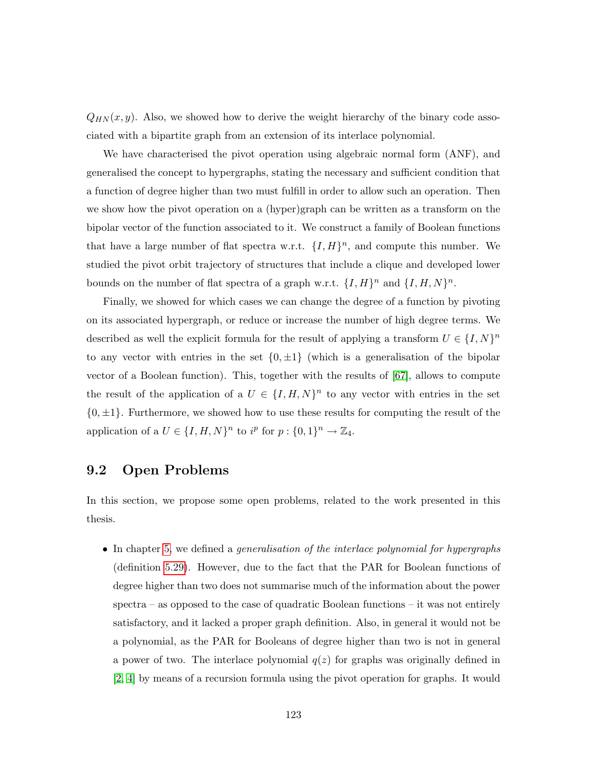$Q_{HN}(x, y)$. Also, we showed how to derive the weight hierarchy of the binary code associated with a bipartite graph from an extension of its interlace polynomial.

We have characterised the pivot operation using algebraic normal form (ANF), and generalised the concept to hypergraphs, stating the necessary and sufficient condition that a function of degree higher than two must fulfill in order to allow such an operation. Then we show how the pivot operation on a (hyper)graph can be written as a transform on the bipolar vector of the function associated to it. We construct a family of Boolean functions that have a large number of flat spectra w.r.t. $\{I, H\}^n$, and compute this number. We studied the pivot orbit trajectory of structures that include a clique and developed lower bounds on the number of flat spectra of a graph w.r.t. $\{I, H\}^n$ and $\{I, H, N\}^n$.

Finally, we showed for which cases we can change the degree of a function by pivoting on its associated hypergraph, or reduce or increase the number of high degree terms. We described as well the explicit formula for the result of applying a transform $U \in \{I, N\}^n$ to any vector with entries in the set $\{0, \pm 1\}$ (which is a generalisation of the bipolar vector of a Boolean function). This, together with the results of [67], allows to compute the result of the application of a $U \in \{I, H, N\}^n$ to any vector with entries in the set $\{0, \pm 1\}$. Furthermore, we showed how to use these results for computing the result of the application of a $U \in \{I, H, N\}^n$ to $i^p$ for $p : \{0, 1\}^n \to \mathbb{Z}_4$.

## 9.2 Open Problems

In this section, we propose some open problems, related to the work presented in this thesis.

- In chapter 5, we defined a *generalisation of the interlace polynomial for hypergraphs* (definition 5.29). However, due to the fact that the PAR for Boolean functions of degree higher than two does not summarise much of the information about the power spectra – as opposed to the case of quadratic Boolean functions – it was not entirely satisfactory, and it lacked a proper graph definition. Also, in general it would not be a polynomial, as the PAR for Booleans of degree higher than two is not in general a power of two. The interlace polynomial $q(z)$ for graphs was originally defined in [2, 4] by means of a recursion formula using the pivot operation for graphs. It would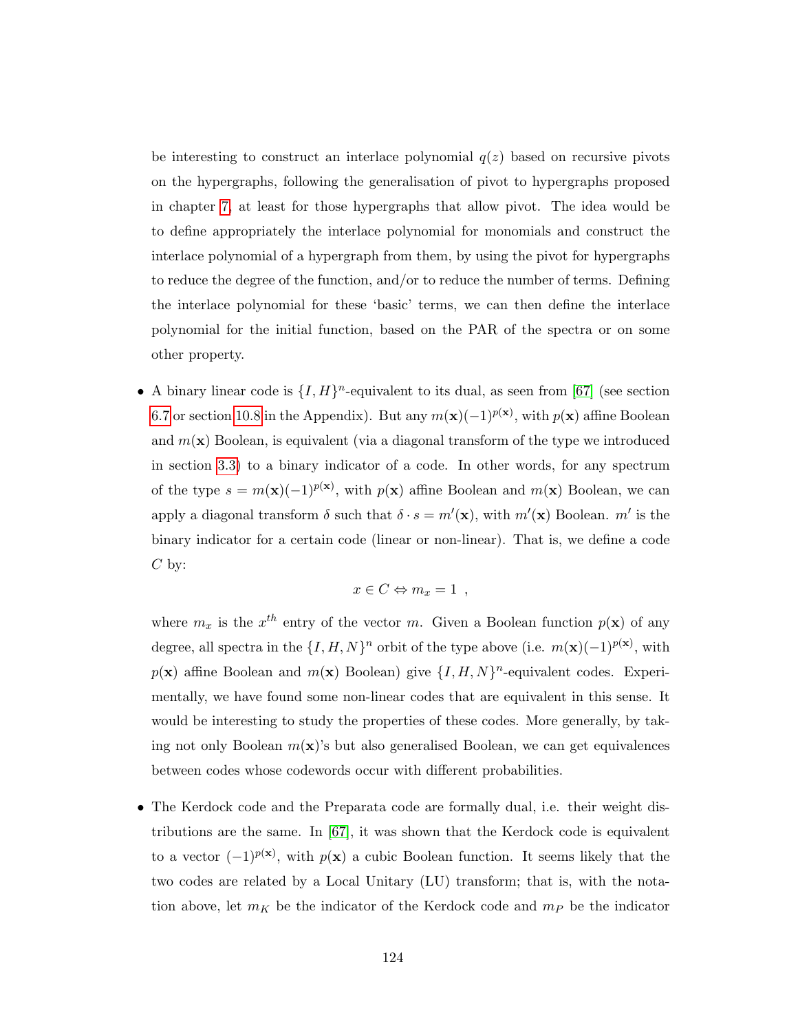be interesting to construct an interlace polynomial $q(z)$ based on recursive pivots on the hypergraphs, following the generalisation of pivot to hypergraphs proposed in chapter 7, at least for those hypergraphs that allow pivot. The idea would be to define appropriately the interlace polynomial for monomials and construct the interlace polynomial of a hypergraph from them, by using the pivot for hypergraphs to reduce the degree of the function, and/or to reduce the number of terms. Defining the interlace polynomial for these 'basic' terms, we can then define the interlace polynomial for the initial function, based on the PAR of the spectra or on some other property.

- A binary linear code is $\{I, H\}^n$-equivalent to its dual, as seen from [67] (see section 6.7 or section 10.8 in the Appendix). But any $m(\mathbf{x})(-1)^{p(\mathbf{x})}$, with $p(\mathbf{x})$ affine Boolean and $m(\mathbf{x})$ Boolean, is equivalent (via a diagonal transform of the type we introduced in section 3.3) to a binary indicator of a code. In other words, for any spectrum of the type $s = m(\mathbf{x})(-1)^{p(\mathbf{x})}$, with $p(\mathbf{x})$ affine Boolean and $m(\mathbf{x})$ Boolean, we can apply a diagonal transform $\delta$ such that $\delta \cdot s = m'(\mathbf{x})$, with $m'(\mathbf{x})$ Boolean. $m'$ is the binary indicator for a certain code (linear or non-linear). That is, we define a code $C$ by:

$$x \in C \Leftrightarrow m_x = 1 \ ,$$

where $m_x$ is the $x^{th}$ entry of the vector $m$. Given a Boolean function $p(\mathbf{x})$ of any degree, all spectra in the $\{I, H, N\}^n$ orbit of the type above (i.e. $m(\mathbf{x})(-1)^{p(\mathbf{x})}$, with $p(\mathbf{x})$ affine Boolean and $m(\mathbf{x})$ Boolean) give $\{I, H, N\}^n$-equivalent codes. Experimentally, we have found some non-linear codes that are equivalent in this sense. It would be interesting to study the properties of these codes. More generally, by taking not only Boolean $m(\mathbf{x})$'s but also generalised Boolean, we can get equivalences between codes whose codewords occur with different probabilities.

- The Kerdock code and the Preparata code are formally dual, i.e. their weight distributions are the same. In [67], it was shown that the Kerdock code is equivalent to a vector $(-1)^{p(\mathbf{x})}$, with $p(\mathbf{x})$ a cubic Boolean function. It seems likely that the two codes are related by a Local Unitary (LU) transform; that is, with the notation above, let $m_K$ be the indicator of the Kerdock code and $m_P$ be the indicator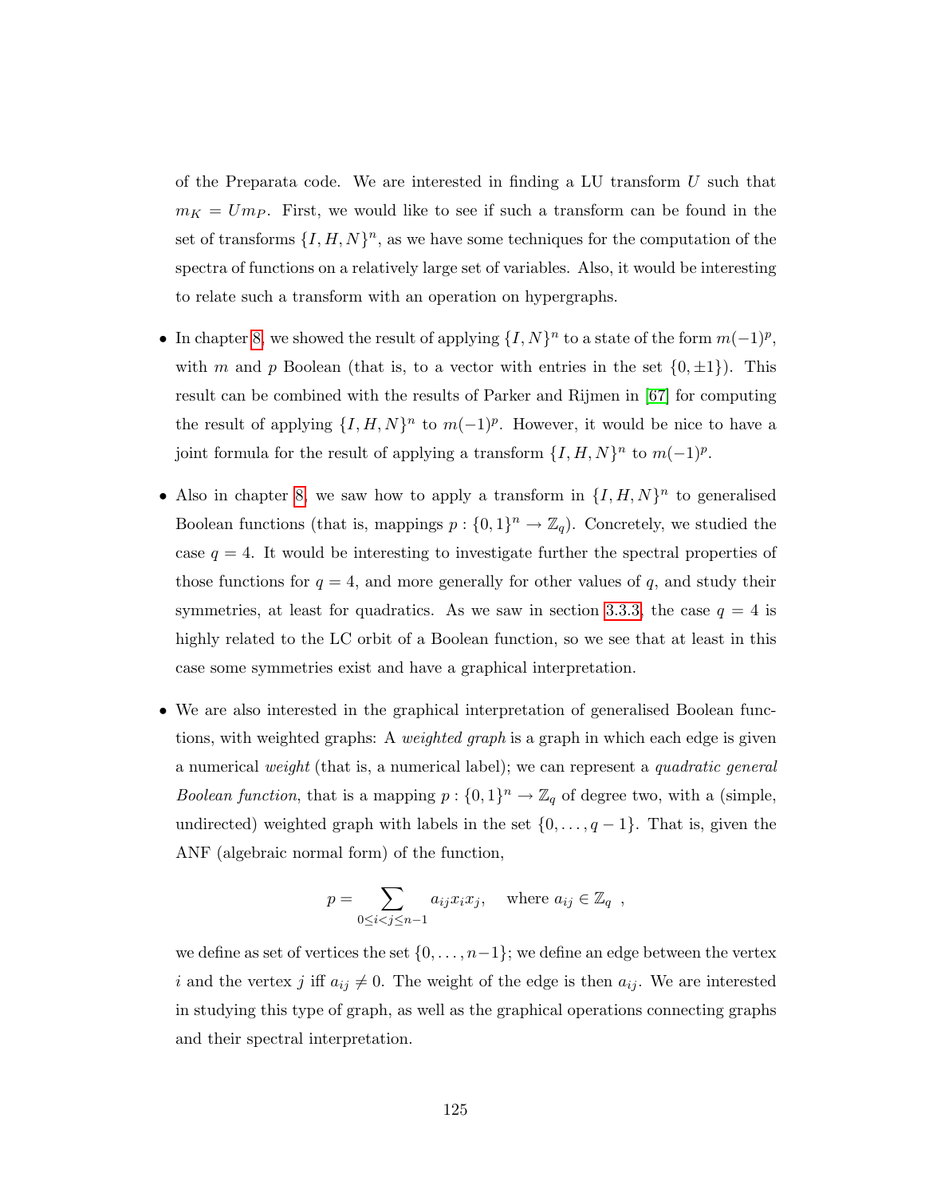of the Preparata code. We are interested in finding a LU transform $U$ such that $m_K = U m_P$. First, we would like to see if such a transform can be found in the set of transforms $\{I, H, N\}^n$, as we have some techniques for the computation of the spectra of functions on a relatively large set of variables. Also, it would be interesting to relate such a transform with an operation on hypergraphs.

- In chapter 8, we showed the result of applying $\{I, N\}^n$ to a state of the form $m(-1)^p$, with $m$ and $p$ Boolean (that is, to a vector with entries in the set $\{0, \pm 1\}$). This result can be combined with the results of Parker and Rijmen in [67] for computing the result of applying $\{I, H, N\}^n$ to $m(-1)^p$. However, it would be nice to have a joint formula for the result of applying a transform $\{I, H, N\}^n$ to $m(-1)^p$.

- Also in chapter 8, we saw how to apply a transform in $\{I, H, N\}^n$ to generalised Boolean functions (that is, mappings $p : \{0, 1\}^n \to \mathbb{Z}_q$). Concretely, we studied the case $q = 4$. It would be interesting to investigate further the spectral properties of those functions for $q = 4$, and more generally for other values of $q$, and study their symmetries, at least for quadratics. As we saw in section 3.3.3, the case $q = 4$ is highly related to the LC orbit of a Boolean function, so we see that at least in this case some symmetries exist and have a graphical interpretation.

- We are also interested in the graphical interpretation of generalised Boolean functions, with weighted graphs: A *weighted graph* is a graph in which each edge is given a numerical *weight* (that is, a numerical label); we can represent a *quadratic general Boolean function*, that is a mapping $p : \{0, 1\}^n \to \mathbb{Z}_q$ of degree two, with a (simple, undirected) weighted graph with labels in the set $\{0, \ldots, q-1\}$. That is, given the ANF (algebraic normal form) of the function,

$$p = \sum_{0 \le i < j \le n-1} a_{ij} x_i x_j, \quad \text{where } a_{ij} \in \mathbb{Z}_q \ ,$$

  we define as set of vertices the set $\{0, \ldots, n-1\}$; we define an edge between the vertex $i$ and the vertex $j$ iff $a_{ij} \neq 0$. The weight of the edge is then $a_{ij}$. We are interested in studying this type of graph, as well as the graphical operations connecting graphs and their spectral interpretation.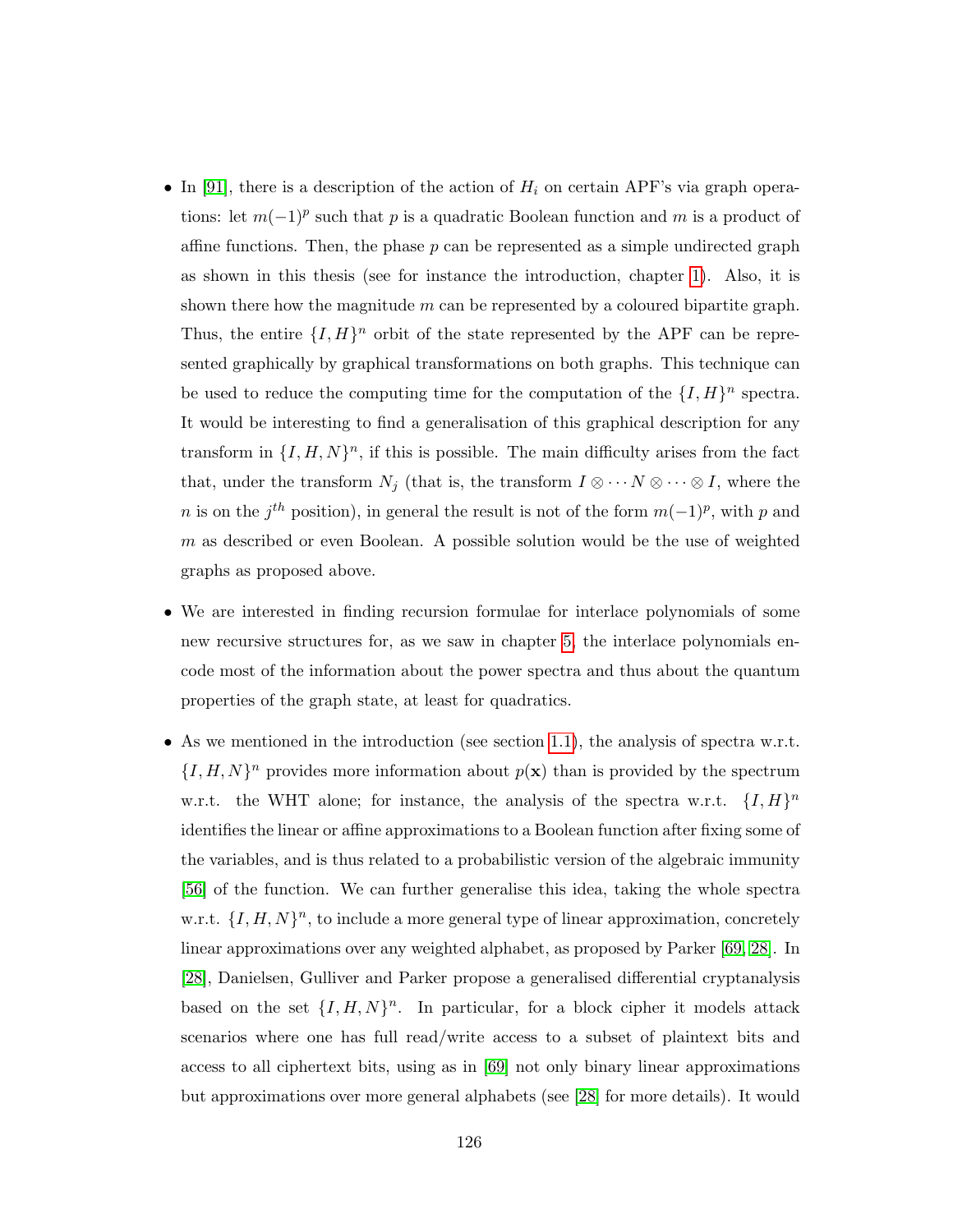- In [91], there is a description of the action of $H_i$ on certain APF's via graph operations: let $m(-1)^p$ such that $p$ is a quadratic Boolean function and $m$ is a product of affine functions. Then, the phase $p$ can be represented as a simple undirected graph as shown in this thesis (see for instance the introduction, chapter 1). Also, it is shown there how the magnitude $m$ can be represented by a coloured bipartite graph. Thus, the entire $\{I, H\}^n$ orbit of the state represented by the APF can be represented graphically by graphical transformations on both graphs. This technique can be used to reduce the computing time for the computation of the $\{I, H\}^n$ spectra. It would be interesting to find a generalisation of this graphical description for any transform in $\{I, H, N\}^n$, if this is possible. The main difficulty arises from the fact that, under the transform $N_j$ (that is, the transform $I \otimes \cdots N \otimes \cdots \otimes I$, where the $n$ is on the $j^{th}$ position), in general the result is not of the form $m(-1)^p$, with $p$ and $m$ as described or even Boolean. A possible solution would be the use of weighted graphs as proposed above.

- We are interested in finding recursion formulae for interlace polynomials of some new recursive structures for, as we saw in chapter 5, the interlace polynomials encode most of the information about the power spectra and thus about the quantum properties of the graph state, at least for quadratics.

- As we mentioned in the introduction (see section 1.1), the analysis of spectra w.r.t. $\{I, H, N\}^n$ provides more information about $p(\mathbf{x})$ than is provided by the spectrum w.r.t. the WHT alone; for instance, the analysis of the spectra w.r.t. $\{I, H\}^n$ identifies the linear or affine approximations to a Boolean function after fixing some of the variables, and is thus related to a probabilistic version of the algebraic immunity [56] of the function. We can further generalise this idea, taking the whole spectra w.r.t. $\{I, H, N\}^n$, to include a more general type of linear approximation, concretely linear approximations over any weighted alphabet, as proposed by Parker [69, 28]. In [28], Danielsen, Gulliver and Parker propose a generalised differential cryptanalysis based on the set $\{I, H, N\}^n$. In particular, for a block cipher it models attack scenarios where one has full read/write access to a subset of plaintext bits and access to all ciphertext bits, using as in [69] not only binary linear approximations but approximations over more general alphabets (see [28] for more details). It would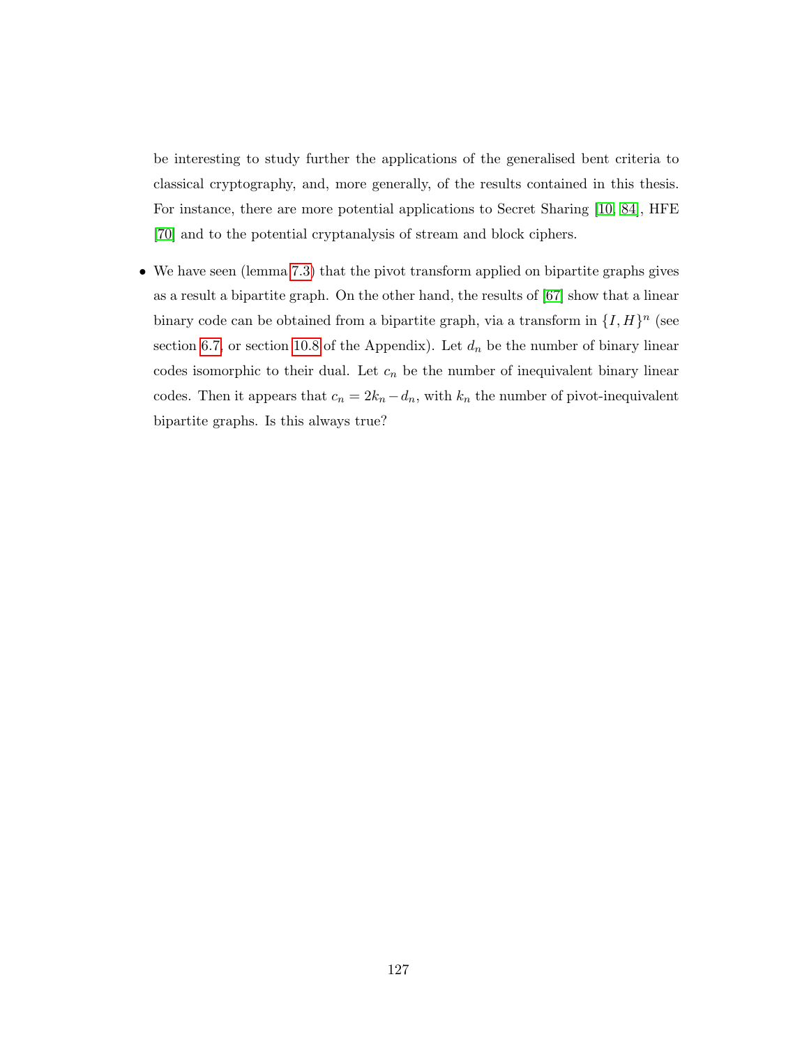be interesting to study further the applications of the generalised bent criteria to classical cryptography, and, more generally, of the results contained in this thesis. For instance, there are more potential applications to Secret Sharing [10, 84], HFE [70] and to the potential cryptanalysis of stream and block ciphers.

- We have seen (lemma 7.3) that the pivot transform applied on bipartite graphs gives as a result a bipartite graph. On the other hand, the results of [67] show that a linear binary code can be obtained from a bipartite graph, via a transform in $\{I, H\}^n$ (see section 6.7, or section 10.8 of the Appendix). Let $d_n$ be the number of binary linear codes isomorphic to their dual. Let $c_n$ be the number of inequivalent binary linear codes. Then it appears that $c_n = 2k_n - d_n$, with $k_n$ the number of pivot-inequivalent bipartite graphs. Is this always true?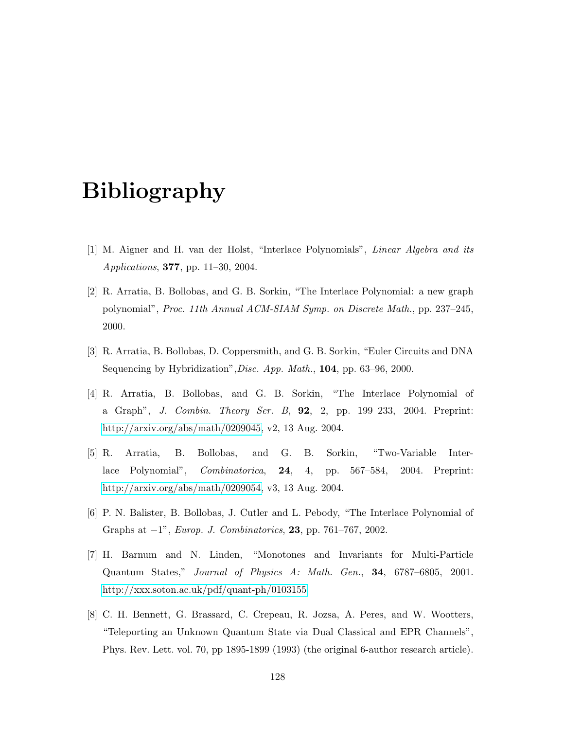# Bibliography

[1] M. Aigner and H. van der Holst, "Interlace Polynomials", *Linear Algebra and its Applications*, **377**, pp. 11–30, 2004.

[2] R. Arratia, B. Bollobas, and G. B. Sorkin, "The Interlace Polynomial: a new graph polynomial", *Proc. 11th Annual ACM-SIAM Symp. on Discrete Math.*, pp. 237–245, 2000.

[3] R. Arratia, B. Bollobas, D. Coppersmith, and G. B. Sorkin, "Euler Circuits and DNA Sequencing by Hybridization",*Disc. App. Math.*, **104**, pp. 63–96, 2000.

[4] R. Arratia, B. Bollobas, and G. B. Sorkin, "The Interlace Polynomial of a Graph", *J. Combin. Theory Ser. B*, **92**, 2, pp. 199–233, 2004. Preprint: http://arxiv.org/abs/math/0209045, v2, 13 Aug. 2004.

[5] R. Arratia, B. Bollobas, and G. B. Sorkin, "Two-Variable Interlace Polynomial", *Combinatorica*, **24**, 4, pp. 567–584, 2004. Preprint: http://arxiv.org/abs/math/0209054, v3, 13 Aug. 2004.

[6] P. N. Balister, B. Bollobas, J. Cutler and L. Pebody, "The Interlace Polynomial of Graphs at $-1$", *Europ. J. Combinatorics*, **23**, pp. 761–767, 2002.

[7] H. Barnum and N. Linden, "Monotones and Invariants for Multi-Particle Quantum States," *Journal of Physics A: Math. Gen.*, **34**, 6787–6805, 2001. http://xxx.soton.ac.uk/pdf/quant-ph/0103155

[8] C. H. Bennett, G. Brassard, C. Crepeau, R. Jozsa, A. Peres, and W. Wootters, "Teleporting an Unknown Quantum State via Dual Classical and EPR Channels", Phys. Rev. Lett. vol. 70, pp 1895-1899 (1993) (the original 6-author research article).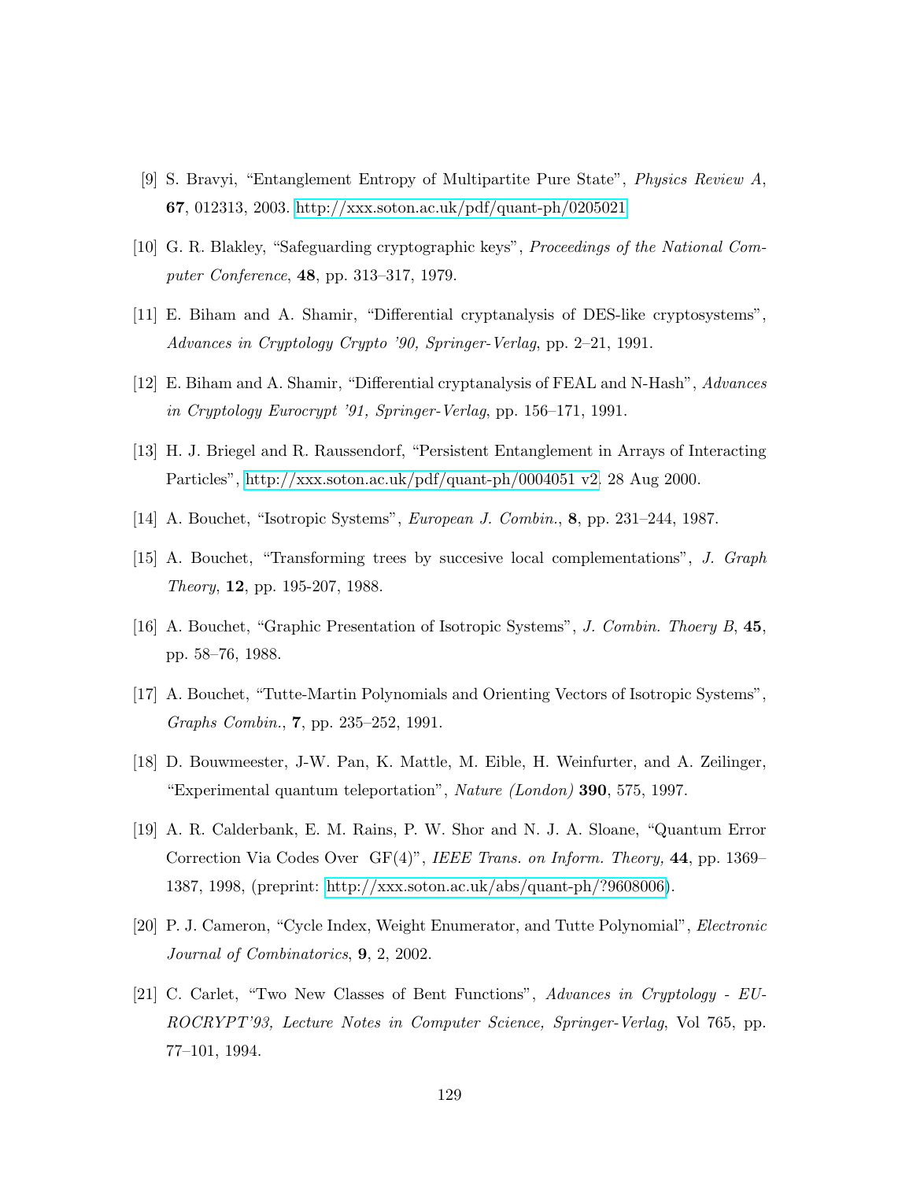[9] S. Bravyi, "Entanglement Entropy of Multipartite Pure State", *Physics Review A*, **67**, 012313, 2003. http://xxx.soton.ac.uk/pdf/quant-ph/0205021

[10] G. R. Blakley, "Safeguarding cryptographic keys", *Proceedings of the National Computer Conference*, **48**, pp. 313–317, 1979.

[11] E. Biham and A. Shamir, "Differential cryptanalysis of DES-like cryptosystems", *Advances in Cryptology Crypto '90, Springer-Verlag*, pp. 2–21, 1991.

[12] E. Biham and A. Shamir, "Differential cryptanalysis of FEAL and N-Hash", *Advances in Cryptology Eurocrypt '91, Springer-Verlag*, pp. 156–171, 1991.

[13] H. J. Briegel and R. Raussendorf, "Persistent Entanglement in Arrays of Interacting Particles", http://xxx.soton.ac.uk/pdf/quant-ph/0004051 v2. 28 Aug 2000.

[14] A. Bouchet, "Isotropic Systems", *European J. Combin.*, **8**, pp. 231–244, 1987.

[15] A. Bouchet, "Transforming trees by succesive local complementations", *J. Graph Theory*, **12**, pp. 195-207, 1988.

[16] A. Bouchet, "Graphic Presentation of Isotropic Systems", *J. Combin. Thoery B*, **45**, pp. 58–76, 1988.

[17] A. Bouchet, "Tutte-Martin Polynomials and Orienting Vectors of Isotropic Systems", *Graphs Combin.*, **7**, pp. 235–252, 1991.

[18] D. Bouwmeester, J-W. Pan, K. Mattle, M. Eible, H. Weinfurter, and A. Zeilinger, "Experimental quantum teleportation", *Nature (London)* **390**, 575, 1997.

[19] A. R. Calderbank, E. M. Rains, P. W. Shor and N. J. A. Sloane, "Quantum Error Correction Via Codes Over GF(4)", *IEEE Trans. on Inform. Theory,* **44**, pp. 1369–1387, 1998, (preprint: http://xxx.soton.ac.uk/abs/quant-ph/?9608006).

[20] P. J. Cameron, "Cycle Index, Weight Enumerator, and Tutte Polynomial", *Electronic Journal of Combinatorics*, **9**, 2, 2002.

[21] C. Carlet, "Two New Classes of Bent Functions", *Advances in Cryptology - EUROCRYPT'93, Lecture Notes in Computer Science, Springer-Verlag*, Vol 765, pp. 77–101, 1994.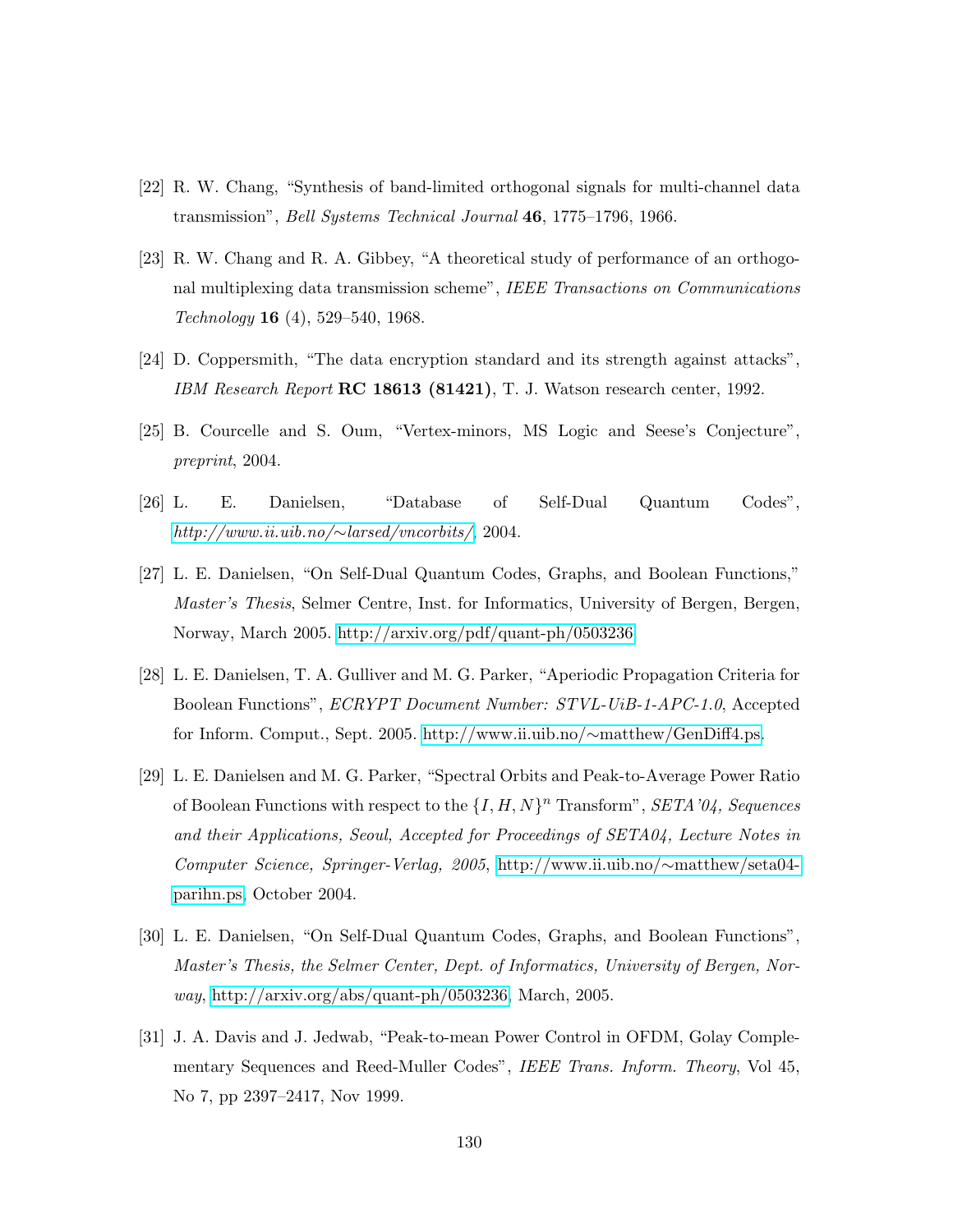[22] R. W. Chang, "Synthesis of band-limited orthogonal signals for multi-channel data transmission", *Bell Systems Technical Journal* **46**, 1775–1796, 1966.

[23] R. W. Chang and R. A. Gibbey, "A theoretical study of performance of an orthogonal multiplexing data transmission scheme", *IEEE Transactions on Communications Technology* **16** (4), 529–540, 1968.

[24] D. Coppersmith, "The data encryption standard and its strength against attacks", *IBM Research Report* **RC 18613 (81421)**, T. J. Watson research center, 1992.

[25] B. Courcelle and S. Oum, "Vertex-minors, MS Logic and Seese's Conjecture", *preprint*, 2004.

[26] L. E. Danielsen, "Database of Self-Dual Quantum Codes", *http://www.ii.uib.no/∼larsed/vncorbits/*, 2004.

[27] L. E. Danielsen, "On Self-Dual Quantum Codes, Graphs, and Boolean Functions," *Master's Thesis*, Selmer Centre, Inst. for Informatics, University of Bergen, Bergen, Norway, March 2005. http://arxiv.org/pdf/quant-ph/0503236

[28] L. E. Danielsen, T. A. Gulliver and M. G. Parker, "Aperiodic Propagation Criteria for Boolean Functions", *ECRYPT Document Number: STVL-UiB-1-APC-1.0*, Accepted for Inform. Comput., Sept. 2005. http://www.ii.uib.no/∼matthew/GenDiff4.ps.

[29] L. E. Danielsen and M. G. Parker, "Spectral Orbits and Peak-to-Average Power Ratio of Boolean Functions with respect to the $\{I, H, N\}^n$ Transform", *SETA'04, Sequences and their Applications, Seoul, Accepted for Proceedings of SETA04, Lecture Notes in Computer Science, Springer-Verlag, 2005*, http://www.ii.uib.no/∼matthew/seta04-parihn.ps, October 2004.

[30] L. E. Danielsen, "On Self-Dual Quantum Codes, Graphs, and Boolean Functions", *Master's Thesis, the Selmer Center, Dept. of Informatics, University of Bergen, Norway*, http://arxiv.org/abs/quant-ph/0503236, March, 2005.

[31] J. A. Davis and J. Jedwab, "Peak-to-mean Power Control in OFDM, Golay Complementary Sequences and Reed-Muller Codes", *IEEE Trans. Inform. Theory*, Vol 45, No 7, pp 2397–2417, Nov 1999.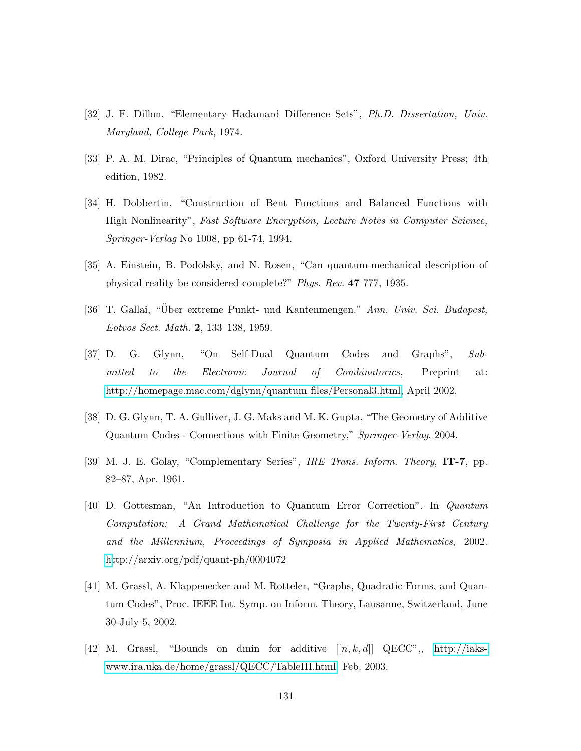[32] J. F. Dillon, "Elementary Hadamard Difference Sets", *Ph.D. Dissertation, Univ. Maryland, College Park*, 1974.

[33] P. A. M. Dirac, "Principles of Quantum mechanics", Oxford University Press; 4th edition, 1982.

[34] H. Dobbertin, "Construction of Bent Functions and Balanced Functions with High Nonlinearity", *Fast Software Encryption, Lecture Notes in Computer Science, Springer-Verlag* No 1008, pp 61-74, 1994.

[35] A. Einstein, B. Podolsky, and N. Rosen, "Can quantum-mechanical description of physical reality be considered complete?" *Phys. Rev.* **47** 777, 1935.

[36] T. Gallai, "Über extreme Punkt- und Kantenmengen." *Ann. Univ. Sci. Budapest, Eotvos Sect. Math.* **2**, 133–138, 1959.

[37] D. G. Glynn, "On Self-Dual Quantum Codes and Graphs", *Submitted to the Electronic Journal of Combinatorics*, Preprint at: http://homepage.mac.com/dglynn/quantum_files/Personal3.html, April 2002.

[38] D. G. Glynn, T. A. Gulliver, J. G. Maks and M. K. Gupta, "The Geometry of Additive Quantum Codes - Connections with Finite Geometry," *Springer-Verlag*, 2004.

[39] M. J. E. Golay, "Complementary Series", *IRE Trans. Inform. Theory*, **IT-7**, pp. 82–87, Apr. 1961.

[40] D. Gottesman, "An Introduction to Quantum Error Correction". In *Quantum Computation: A Grand Mathematical Challenge for the Twenty-First Century and the Millennium*, *Proceedings of Symposia in Applied Mathematics*, 2002. http://arxiv.org/pdf/quant-ph/0004072

[41] M. Grassl, A. Klappenecker and M. Rotteler, "Graphs, Quadratic Forms, and Quantum Codes", Proc. IEEE Int. Symp. on Inform. Theory, Lausanne, Switzerland, June 30-July 5, 2002.

[42] M. Grassl, "Bounds on dmin for additive $[[n, k, d]]$ QECC",, http://iaks-www.ira.uka.de/home/grassl/QECC/TableIII.html, Feb. 2003.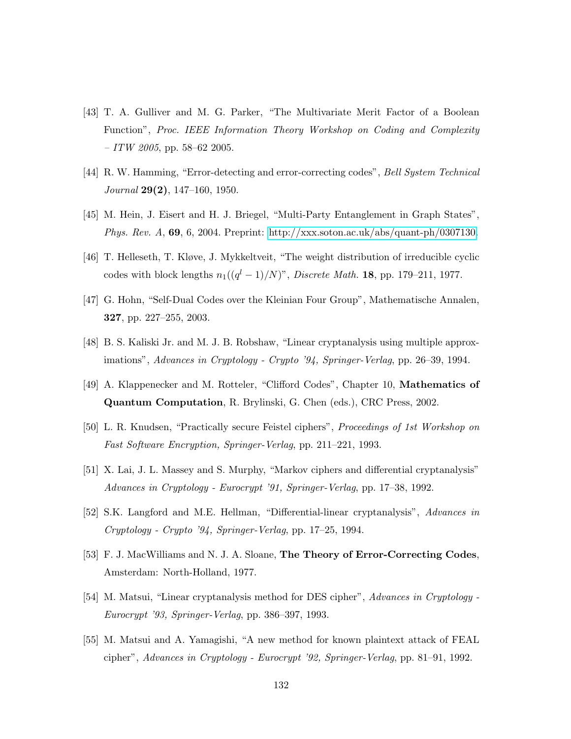[43] T. A. Gulliver and M. G. Parker, "The Multivariate Merit Factor of a Boolean Function", *Proc. IEEE Information Theory Workshop on Coding and Complexity – ITW 2005*, pp. 58–62 2005.

[44] R. W. Hamming, "Error-detecting and error-correcting codes", *Bell System Technical Journal* **29(2)**, 147–160, 1950.

[45] M. Hein, J. Eisert and H. J. Briegel, "Multi-Party Entanglement in Graph States", *Phys. Rev. A*, **69**, 6, 2004. Preprint: http://xxx.soton.ac.uk/abs/quant-ph/0307130.

[46] T. Helleseth, T. Kløve, J. Mykkeltveit, "The weight distribution of irreducible cyclic codes with block lengths $n_1((q^l - 1)/N)$", *Discrete Math.* **18**, pp. 179–211, 1977.

[47] G. Hohn, "Self-Dual Codes over the Kleinian Four Group", Mathematische Annalen, **327**, pp. 227–255, 2003.

[48] B. S. Kaliski Jr. and M. J. B. Robshaw, "Linear cryptanalysis using multiple approximations", *Advances in Cryptology - Crypto '94, Springer-Verlag*, pp. 26–39, 1994.

[49] A. Klappenecker and M. Rotteler, "Clifford Codes", Chapter 10, **Mathematics of Quantum Computation**, R. Brylinski, G. Chen (eds.), CRC Press, 2002.

[50] L. R. Knudsen, "Practically secure Feistel ciphers", *Proceedings of 1st Workshop on Fast Software Encryption, Springer-Verlag*, pp. 211–221, 1993.

[51] X. Lai, J. L. Massey and S. Murphy, "Markov ciphers and differential cryptanalysis" *Advances in Cryptology - Eurocrypt '91, Springer-Verlag*, pp. 17–38, 1992.

[52] S.K. Langford and M.E. Hellman, "Differential-linear cryptanalysis", *Advances in Cryptology - Crypto '94, Springer-Verlag*, pp. 17–25, 1994.

[53] F. J. MacWilliams and N. J. A. Sloane, **The Theory of Error-Correcting Codes**, Amsterdam: North-Holland, 1977.

[54] M. Matsui, "Linear cryptanalysis method for DES cipher", *Advances in Cryptology - Eurocrypt '93, Springer-Verlag*, pp. 386–397, 1993.

[55] M. Matsui and A. Yamagishi, "A new method for known plaintext attack of FEAL cipher", *Advances in Cryptology - Eurocrypt '92, Springer-Verlag*, pp. 81–91, 1992.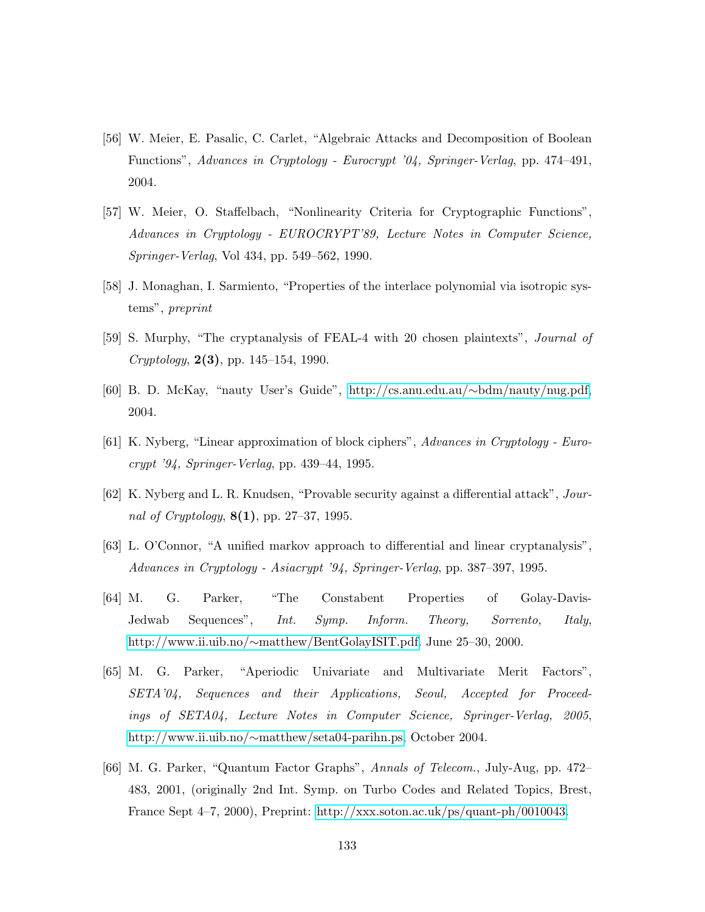[56] W. Meier, E. Pasalic, C. Carlet, "Algebraic Attacks and Decomposition of Boolean Functions", *Advances in Cryptology - Eurocrypt '04, Springer-Verlag*, pp. 474–491, 2004.

[57] W. Meier, O. Staffelbach, "Nonlinearity Criteria for Cryptographic Functions", *Advances in Cryptology - EUROCRYPT'89, Lecture Notes in Computer Science, Springer-Verlag*, Vol 434, pp. 549–562, 1990.

[58] J. Monaghan, I. Sarmiento, "Properties of the interlace polynomial via isotropic systems", *preprint*

[59] S. Murphy, "The cryptanalysis of FEAL-4 with 20 chosen plaintexts", *Journal of Cryptology*, **2(3)**, pp. 145–154, 1990.

[60] B. D. McKay, "nauty User's Guide", http://cs.anu.edu.au/∼bdm/nauty/nug.pdf, 2004.

[61] K. Nyberg, "Linear approximation of block ciphers", *Advances in Cryptology - Eurocrypt '94, Springer-Verlag*, pp. 439–44, 1995.

[62] K. Nyberg and L. R. Knudsen, "Provable security against a differential attack", *Journal of Cryptology*, **8(1)**, pp. 27–37, 1995.

[63] L. O'Connor, "A unified markov approach to differential and linear cryptanalysis", *Advances in Cryptology - Asiacrypt '94, Springer-Verlag*, pp. 387–397, 1995.

[64] M. G. Parker, "The Constabent Properties of Golay-Davis-Jedwab Sequences", *Int. Symp. Inform. Theory, Sorrento, Italy*, http://www.ii.uib.no/∼matthew/BentGolayISIT.pdf, June 25–30, 2000.

[65] M. G. Parker, "Aperiodic Univariate and Multivariate Merit Factors", *SETA'04, Sequences and their Applications, Seoul, Accepted for Proceedings of SETA04, Lecture Notes in Computer Science, Springer-Verlag, 2005*, http://www.ii.uib.no/∼matthew/seta04-parihn.ps, October 2004.

[66] M. G. Parker, "Quantum Factor Graphs", *Annals of Telecom.*, July-Aug, pp. 472–483, 2001, (originally 2nd Int. Symp. on Turbo Codes and Related Topics, Brest, France Sept 4–7, 2000), Preprint: http://xxx.soton.ac.uk/ps/quant-ph/0010043.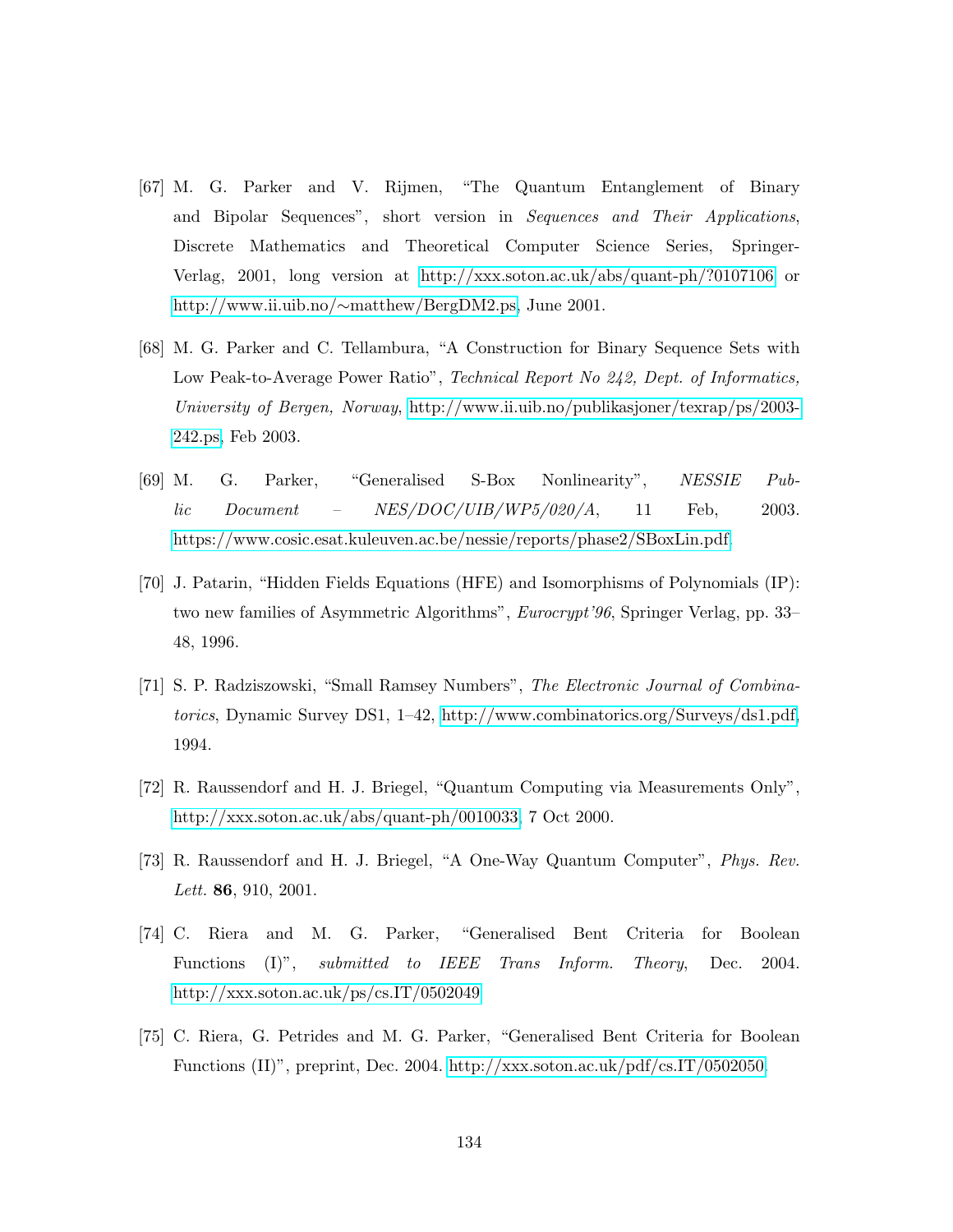[67] M. G. Parker and V. Rijmen, "The Quantum Entanglement of Binary and Bipolar Sequences", short version in *Sequences and Their Applications*, Discrete Mathematics and Theoretical Computer Science Series, Springer-Verlag, 2001, long version at http://xxx.soton.ac.uk/abs/quant-ph/?0107106 or http://www.ii.uib.no/∼matthew/BergDM2.ps, June 2001.

[68] M. G. Parker and C. Tellambura, "A Construction for Binary Sequence Sets with Low Peak-to-Average Power Ratio", *Technical Report No 242, Dept. of Informatics, University of Bergen, Norway*, http://www.ii.uib.no/publikasjoner/texrap/ps/2003-242.ps, Feb 2003.

[69] M. G. Parker, "Generalised S-Box Nonlinearity", *NESSIE Public Document – NES/DOC/UIB/WP5/020/A*, 11 Feb, 2003. https://www.cosic.esat.kuleuven.ac.be/nessie/reports/phase2/SBoxLin.pdf.

[70] J. Patarin, "Hidden Fields Equations (HFE) and Isomorphisms of Polynomials (IP): two new families of Asymmetric Algorithms", *Eurocrypt'96*, Springer Verlag, pp. 33–48, 1996.

[71] S. P. Radziszowski, "Small Ramsey Numbers", *The Electronic Journal of Combinatorics*, Dynamic Survey DS1, 1–42, http://www.combinatorics.org/Surveys/ds1.pdf, 1994.

[72] R. Raussendorf and H. J. Briegel, "Quantum Computing via Measurements Only", http://xxx.soton.ac.uk/abs/quant-ph/0010033, 7 Oct 2000.

[73] R. Raussendorf and H. J. Briegel, "A One-Way Quantum Computer", *Phys. Rev. Lett.* **86**, 910, 2001.

[74] C. Riera and M. G. Parker, "Generalised Bent Criteria for Boolean Functions (I)", *submitted to IEEE Trans Inform. Theory*, Dec. 2004. http://xxx.soton.ac.uk/ps/cs.IT/0502049

[75] C. Riera, G. Petrides and M. G. Parker, "Generalised Bent Criteria for Boolean Functions (II)", preprint, Dec. 2004. http://xxx.soton.ac.uk/pdf/cs.IT/0502050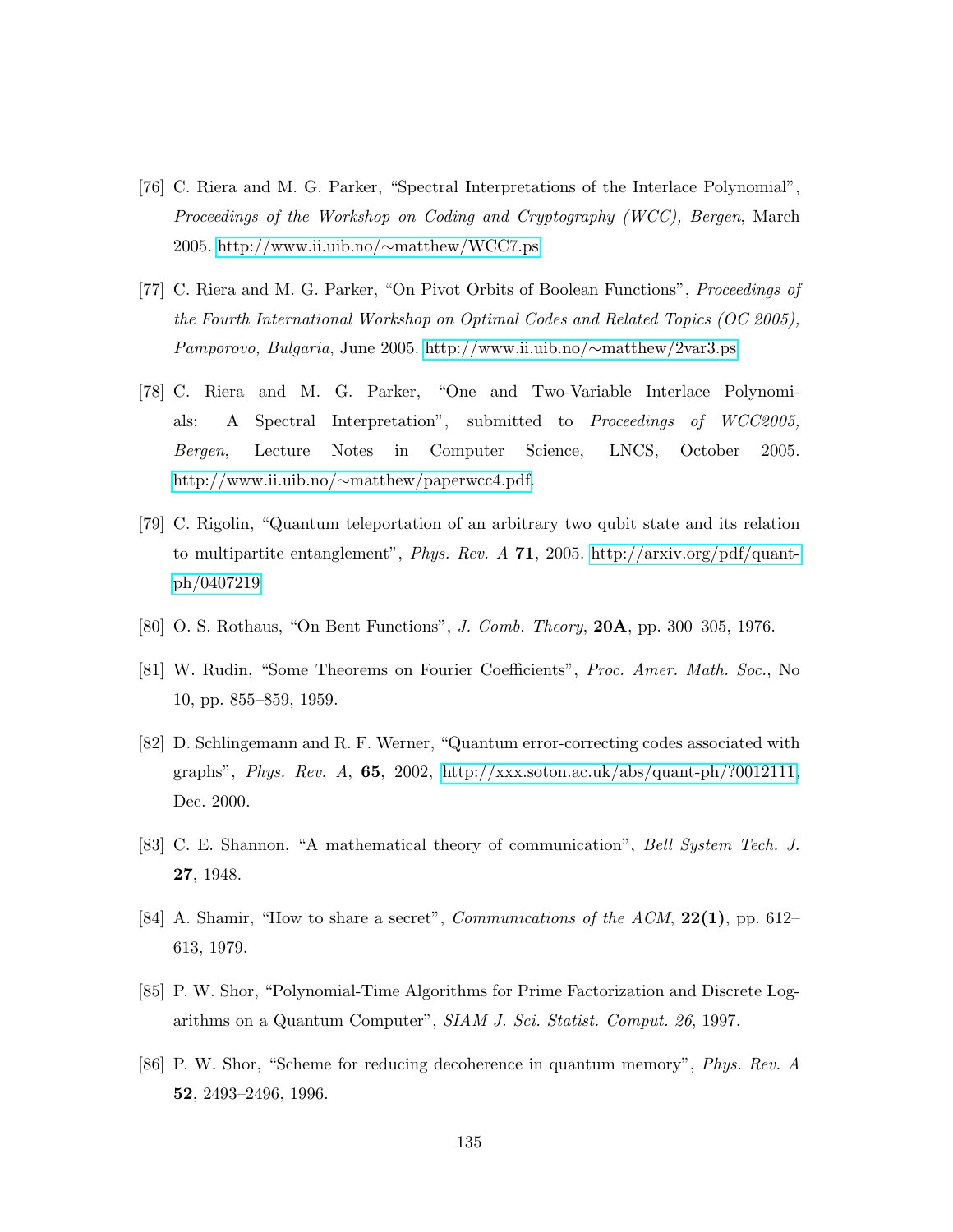[76] C. Riera and M. G. Parker, "Spectral Interpretations of the Interlace Polynomial", *Proceedings of the Workshop on Coding and Cryptography (WCC), Bergen*, March 2005. http://www.ii.uib.no/∼matthew/WCC7.ps

[77] C. Riera and M. G. Parker, "On Pivot Orbits of Boolean Functions", *Proceedings of the Fourth International Workshop on Optimal Codes and Related Topics (OC 2005), Pamporovo, Bulgaria*, June 2005. http://www.ii.uib.no/∼matthew/2var3.ps

[78] C. Riera and M. G. Parker, "One and Two-Variable Interlace Polynomials: A Spectral Interpretation", submitted to *Proceedings of WCC2005, Bergen*, Lecture Notes in Computer Science, LNCS, October 2005. http://www.ii.uib.no/∼matthew/paperwcc4.pdf.

[79] C. Rigolin, "Quantum teleportation of an arbitrary two qubit state and its relation to multipartite entanglement", *Phys. Rev. A* **71**, 2005. http://arxiv.org/pdf/quant-ph/0407219

[80] O. S. Rothaus, "On Bent Functions", *J. Comb. Theory*, **20A**, pp. 300–305, 1976.

[81] W. Rudin, "Some Theorems on Fourier Coefficients", *Proc. Amer. Math. Soc.*, No 10, pp. 855–859, 1959.

[82] D. Schlingemann and R. F. Werner, "Quantum error-correcting codes associated with graphs", *Phys. Rev. A*, **65**, 2002, http://xxx.soton.ac.uk/abs/quant-ph/?0012111, Dec. 2000.

[83] C. E. Shannon, "A mathematical theory of communication", *Bell System Tech. J.* **27**, 1948.

[84] A. Shamir, "How to share a secret", *Communications of the ACM*, **22(1)**, pp. 612–613, 1979.

[85] P. W. Shor, "Polynomial-Time Algorithms for Prime Factorization and Discrete Logarithms on a Quantum Computer", *SIAM J. Sci. Statist. Comput. 26*, 1997.

[86] P. W. Shor, "Scheme for reducing decoherence in quantum memory", *Phys. Rev. A* **52**, 2493–2496, 1996.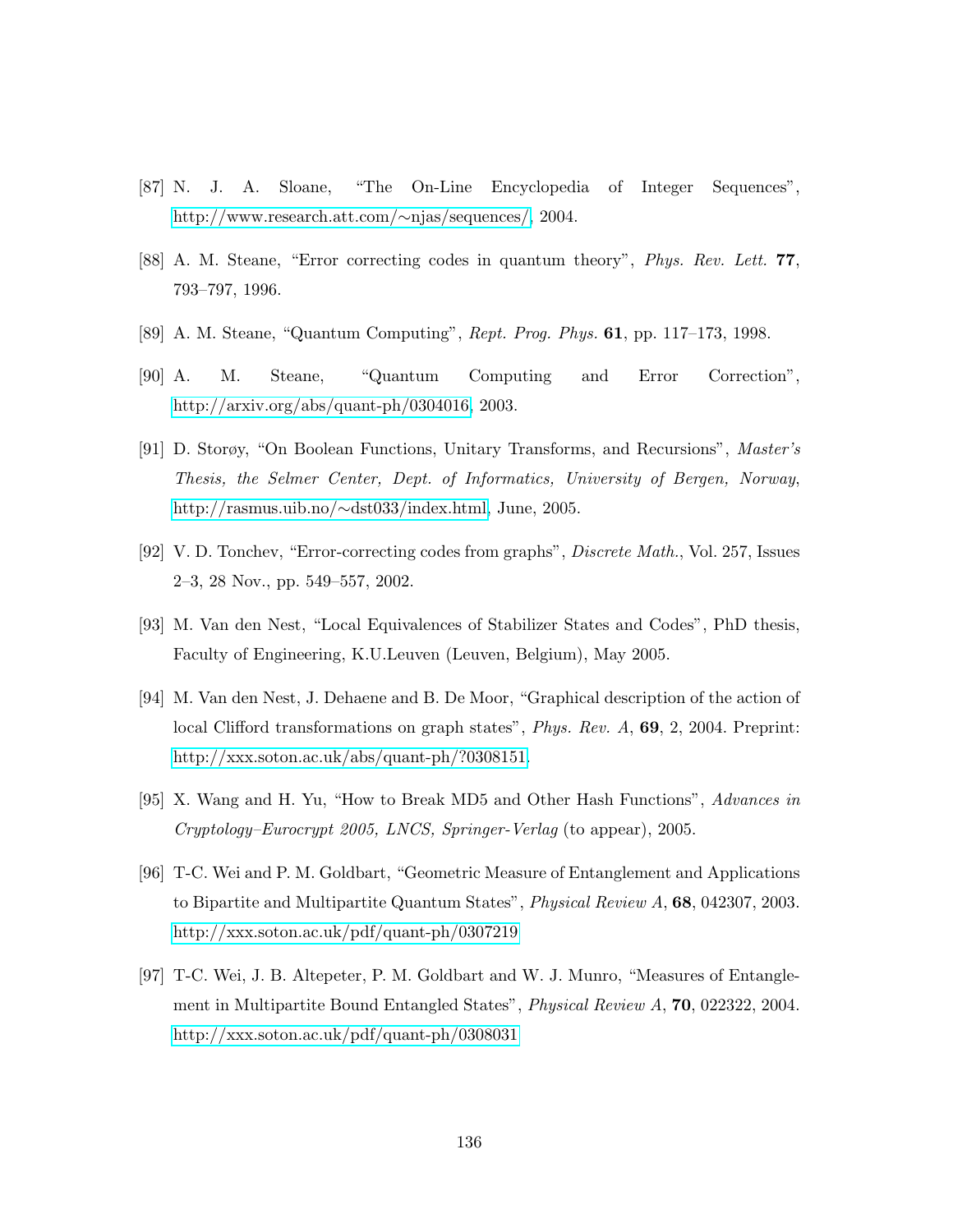[87] N. J. A. Sloane, "The On-Line Encyclopedia of Integer Sequences", http://www.research.att.com/∼njas/sequences/, 2004.

[88] A. M. Steane, "Error correcting codes in quantum theory", *Phys. Rev. Lett.* **77**, 793–797, 1996.

[89] A. M. Steane, "Quantum Computing", *Rept. Prog. Phys.* **61**, pp. 117–173, 1998.

[90] A. M. Steane, "Quantum Computing and Error Correction", http://arxiv.org/abs/quant-ph/0304016, 2003.

[91] D. Storøy, "On Boolean Functions, Unitary Transforms, and Recursions", *Master's Thesis, the Selmer Center, Dept. of Informatics, University of Bergen, Norway*, http://rasmus.uib.no/∼dst033/index.html, June, 2005.

[92] V. D. Tonchev, "Error-correcting codes from graphs", *Discrete Math.*, Vol. 257, Issues 2–3, 28 Nov., pp. 549–557, 2002.

[93] M. Van den Nest, "Local Equivalences of Stabilizer States and Codes", PhD thesis, Faculty of Engineering, K.U.Leuven (Leuven, Belgium), May 2005.

[94] M. Van den Nest, J. Dehaene and B. De Moor, "Graphical description of the action of local Clifford transformations on graph states", *Phys. Rev. A*, **69**, 2, 2004. Preprint: http://xxx.soton.ac.uk/abs/quant-ph/?0308151.

[95] X. Wang and H. Yu, "How to Break MD5 and Other Hash Functions", *Advances in Cryptology–Eurocrypt 2005, LNCS, Springer-Verlag* (to appear), 2005.

[96] T-C. Wei and P. M. Goldbart, "Geometric Measure of Entanglement and Applications to Bipartite and Multipartite Quantum States", *Physical Review A*, **68**, 042307, 2003. http://xxx.soton.ac.uk/pdf/quant-ph/0307219

[97] T-C. Wei, J. B. Altepeter, P. M. Goldbart and W. J. Munro, "Measures of Entanglement in Multipartite Bound Entangled States", *Physical Review A*, **70**, 022322, 2004. http://xxx.soton.ac.uk/pdf/quant-ph/0308031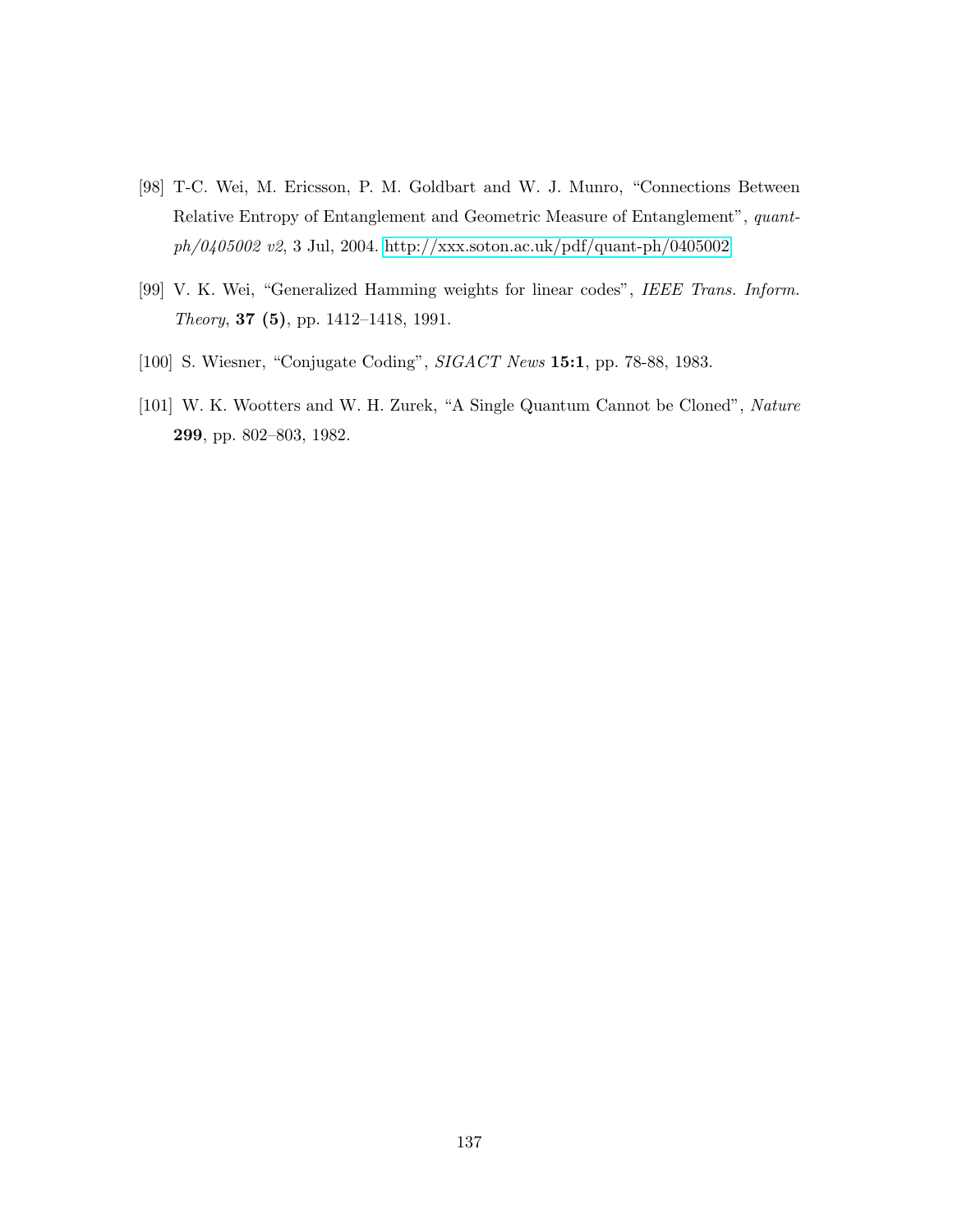[98] T-C. Wei, M. Ericsson, P. M. Goldbart and W. J. Munro, "Connections Between Relative Entropy of Entanglement and Geometric Measure of Entanglement", *quant-ph/0405002 v2*, 3 Jul, 2004. http://xxx.soton.ac.uk/pdf/quant-ph/0405002

[99] V. K. Wei, "Generalized Hamming weights for linear codes", *IEEE Trans. Inform. Theory*, **37 (5)**, pp. 1412–1418, 1991.

[100] S. Wiesner, "Conjugate Coding", *SIGACT News* **15:1**, pp. 78-88, 1983.

[101] W. K. Wootters and W. H. Zurek, "A Single Quantum Cannot be Cloned", *Nature* **299**, pp. 802–803, 1982.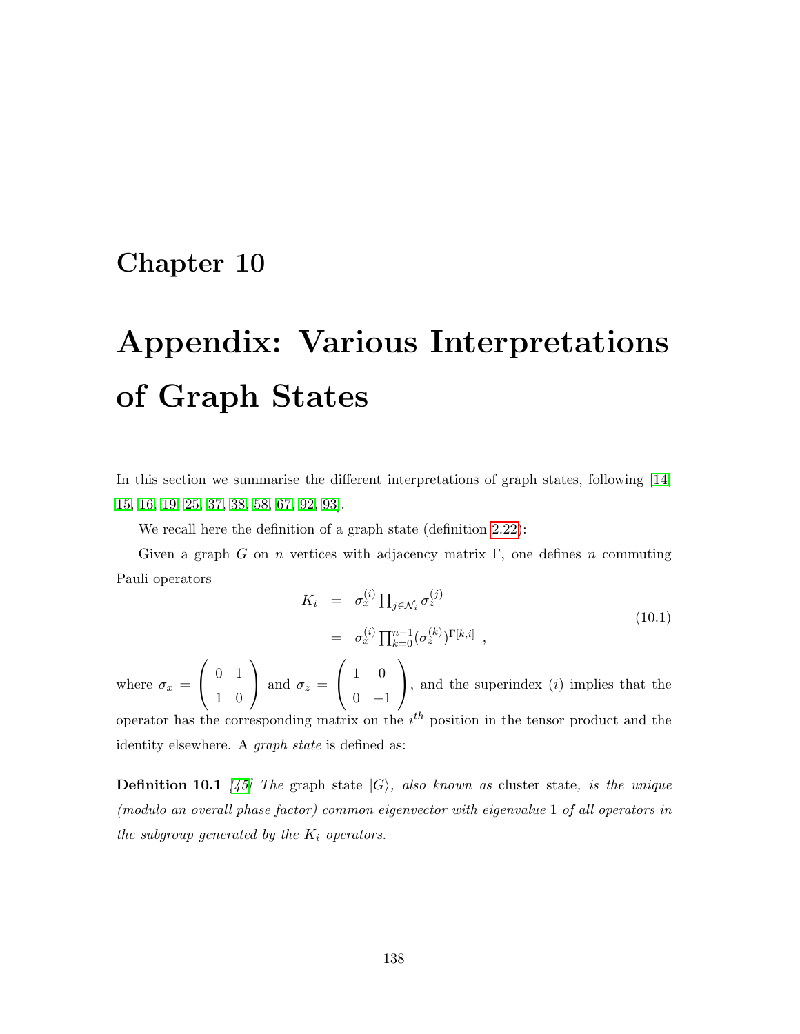# Chapter 10

# Appendix: Various Interpretations of Graph States

In this section we summarise the different interpretations of graph states, following [14, 15, 16, 19, 25, 37, 38, 58, 67, 92, 93].

We recall here the definition of a graph state (definition 2.22):

Given a graph $G$ on $n$ vertices with adjacency matrix $\Gamma$, one defines $n$ commuting Pauli operators

$$
\begin{aligned}
K_i &= \sigma_x^{(i)} \prod_{j \in \mathcal{N}_i} \sigma_z^{(j)} \\
&= \sigma_x^{(i)} \prod_{k=0}^{n-1} (\sigma_z^{(k)})^{\Gamma[k,i]} \ ,
\end{aligned}
\tag{10.1}
$$

where $\sigma_x = \begin{pmatrix} 0 & 1 \\ 1 & 0 \end{pmatrix}$ and $\sigma_z = \begin{pmatrix} 1 & 0 \\ 0 & -1 \end{pmatrix}$, and the superindex $(i)$ implies that the operator has the corresponding matrix on the $i^{th}$ position in the tensor product and the identity elsewhere. A *graph state* is defined as:

**Definition 10.1** *[45] The* graph state $|G\rangle$*, also known as* cluster state*, is the unique (modulo an overall phase factor) common eigenvector with eigenvalue* 1 *of all operators in the subgroup generated by the* $K_i$ *operators.*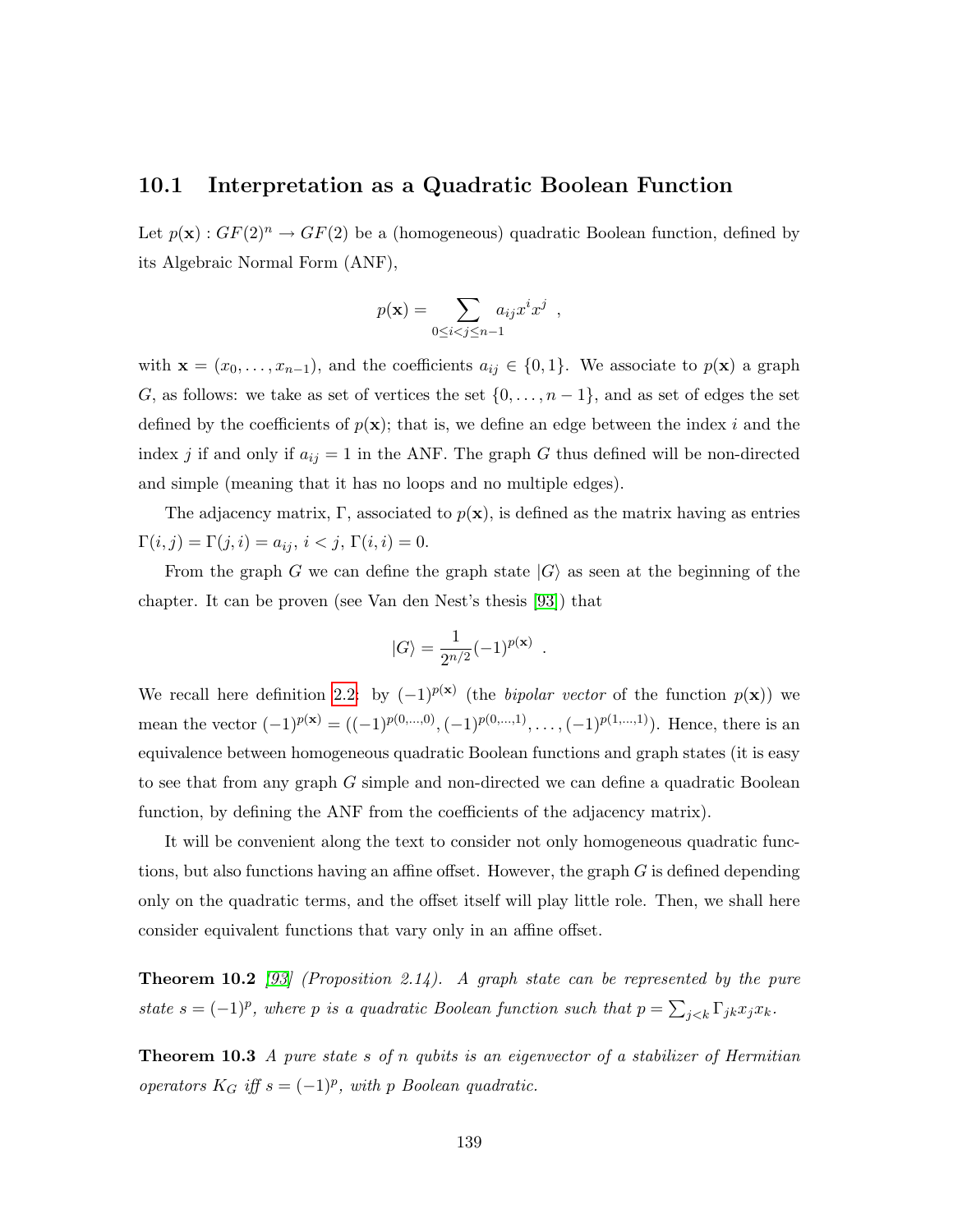## 10.1 Interpretation as a Quadratic Boolean Function

Let $p(\mathbf{x}) : GF(2)^n \to GF(2)$ be a (homogeneous) quadratic Boolean function, defined by its Algebraic Normal Form (ANF),

$$p(\mathbf{x}) = \sum_{0 \le i < j \le n-1} a_{ij} x^i x^j \ ,$$

with $\mathbf{x} = (x_0, \ldots, x_{n-1})$, and the coefficients $a_{ij} \in \{0, 1\}$. We associate to $p(\mathbf{x})$ a graph $G$, as follows: we take as set of vertices the set $\{0, \ldots, n-1\}$, and as set of edges the set defined by the coefficients of $p(\mathbf{x})$; that is, we define an edge between the index $i$ and the index $j$ if and only if $a_{ij} = 1$ in the ANF. The graph $G$ thus defined will be non-directed and simple (meaning that it has no loops and no multiple edges).

The adjacency matrix, $\Gamma$, associated to $p(\mathbf{x})$, is defined as the matrix having as entries $\Gamma(i,j) = \Gamma(j,i) = a_{ij}$, $i < j$, $\Gamma(i,i) = 0$.

From the graph $G$ we can define the graph state $|G\rangle$ as seen at the beginning of the chapter. It can be proven (see Van den Nest's thesis [93]) that

$$|G\rangle = \frac{1}{2^{n/2}} (-1)^{p(\mathbf{x})} \ .$$

We recall here definition 2.2: by $(-1)^{p(\mathbf{x})}$ (the *bipolar vector* of the function $p(\mathbf{x})$) we mean the vector $(-1)^{p(\mathbf{x})} = ((-1)^{p(0,\ldots,0)}, (-1)^{p(0,\ldots,1)}, \ldots, (-1)^{p(1,\ldots,1)})$. Hence, there is an equivalence between homogeneous quadratic Boolean functions and graph states (it is easy to see that from any graph $G$ simple and non-directed we can define a quadratic Boolean function, by defining the ANF from the coefficients of the adjacency matrix).

It will be convenient along the text to consider not only homogeneous quadratic functions, but also functions having an affine offset. However, the graph $G$ is defined depending only on the quadratic terms, and the offset itself will play little role. Then, we shall here consider equivalent functions that vary only in an affine offset.

**Theorem 10.2** *[93] (Proposition 2.14). A graph state can be represented by the pure state $s = (-1)^p$, where $p$ is a quadratic Boolean function such that $p = \sum_{j<k} \Gamma_{jk} x_j x_k$.*

**Theorem 10.3** *A pure state $s$ of $n$ qubits is an eigenvector of a stabilizer of Hermitian operators $K_G$ iff $s = (-1)^p$, with $p$ Boolean quadratic.*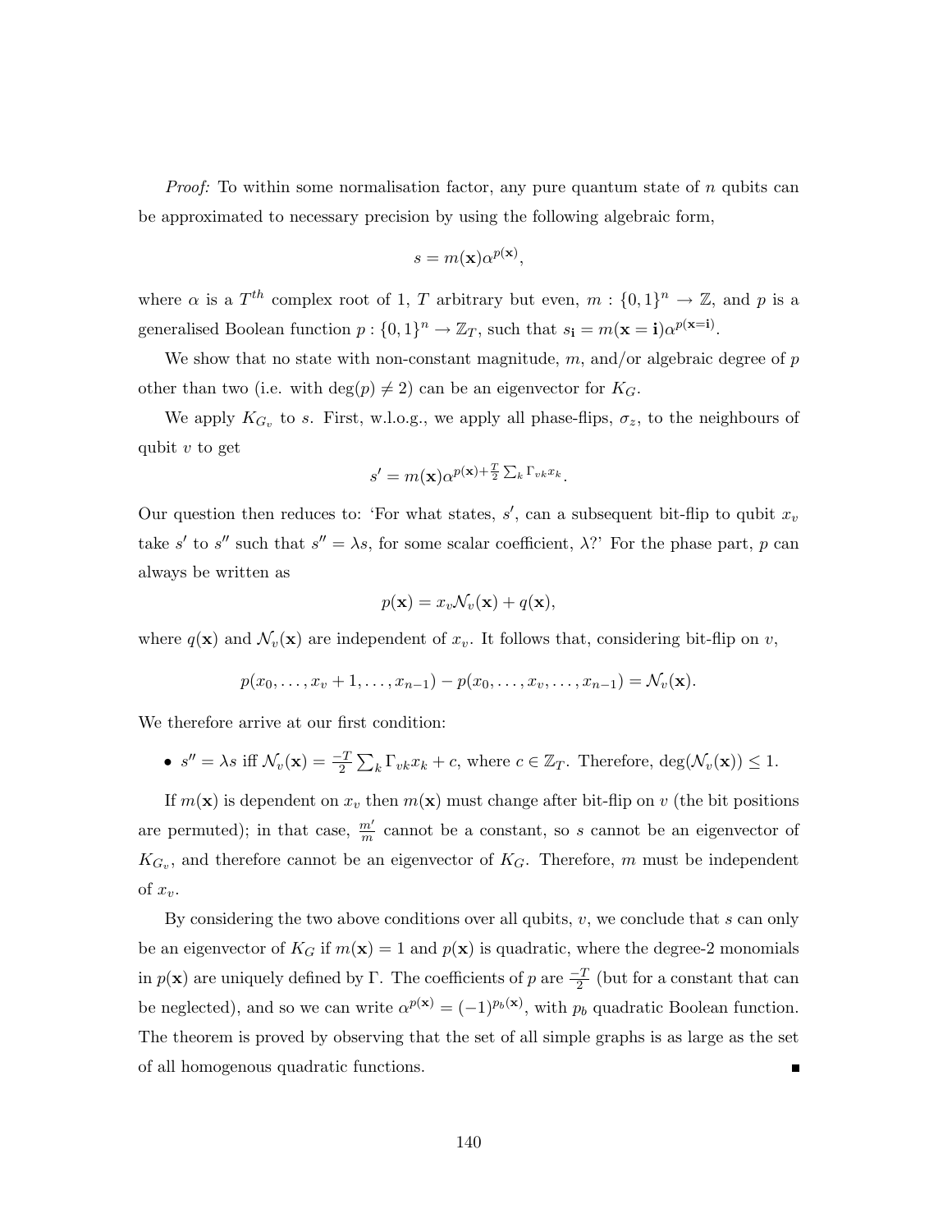*Proof:* To within some normalisation factor, any pure quantum state of $n$ qubits can be approximated to necessary precision by using the following algebraic form,

$$s = m(\mathbf{x})\alpha^{p(\mathbf{x})},$$

where $\alpha$ is a $T^{th}$ complex root of 1, $T$ arbitrary but even, $m : \{0,1\}^n \rightarrow \mathbb{Z}$, and $p$ is a generalised Boolean function $p : \{0,1\}^n \rightarrow \mathbb{Z}_T$, such that $s_{\mathbf{i}} = m(\mathbf{x} = \mathbf{i})\alpha^{p(\mathbf{x}=\mathbf{i})}$.

We show that no state with non-constant magnitude, $m$, and/or algebraic degree of $p$ other than two (i.e. with $\deg(p) \neq 2$) can be an eigenvector for $K_G$.

We apply $K_{G_v}$ to $s$. First, w.l.o.g., we apply all phase-flips, $\sigma_z$, to the neighbours of qubit $v$ to get

$$s' = m(\mathbf{x})\alpha^{p(\mathbf{x}) + \frac{T}{2}\sum_k \Gamma_{vk}x_k}.$$

Our question then reduces to: 'For what states, $s'$, can a subsequent bit-flip to qubit $x_v$ take $s'$ to $s''$ such that $s'' = \lambda s$, for some scalar coefficient, $\lambda$?' For the phase part, $p$ can always be written as

$$p(\mathbf{x}) = x_v \mathcal{N}_v(\mathbf{x}) + q(\mathbf{x}),$$

where $q(\mathbf{x})$ and $\mathcal{N}_v(\mathbf{x})$ are independent of $x_v$. It follows that, considering bit-flip on $v$,

$$p(x_0, \ldots, x_v + 1, \ldots, x_{n-1}) - p(x_0, \ldots, x_v, \ldots, x_{n-1}) = \mathcal{N}_v(\mathbf{x}).$$

We therefore arrive at our first condition:

- $s'' = \lambda s$ iff $\mathcal{N}_v(\mathbf{x}) = \frac{-T}{2}\sum_k \Gamma_{vk}x_k + c$, where $c \in \mathbb{Z}_T$. Therefore, $\deg(\mathcal{N}_v(\mathbf{x})) \leq 1$.

If $m(\mathbf{x})$ is dependent on $x_v$ then $m(\mathbf{x})$ must change after bit-flip on $v$ (the bit positions are permuted); in that case, $\frac{m'}{m}$ cannot be a constant, so $s$ cannot be an eigenvector of $K_{G_v}$, and therefore cannot be an eigenvector of $K_G$. Therefore, $m$ must be independent of $x_v$.

By considering the two above conditions over all qubits, $v$, we conclude that $s$ can only be an eigenvector of $K_G$ if $m(\mathbf{x}) = 1$ and $p(\mathbf{x})$ is quadratic, where the degree-2 monomials in $p(\mathbf{x})$ are uniquely defined by $\Gamma$. The coefficients of $p$ are $\frac{-T}{2}$ (but for a constant that can be neglected), and so we can write $\alpha^{p(\mathbf{x})} = (-1)^{p_b(\mathbf{x})}$, with $p_b$ quadratic Boolean function. The theorem is proved by observing that the set of all simple graphs is as large as the set of all homogenous quadratic functions. ∎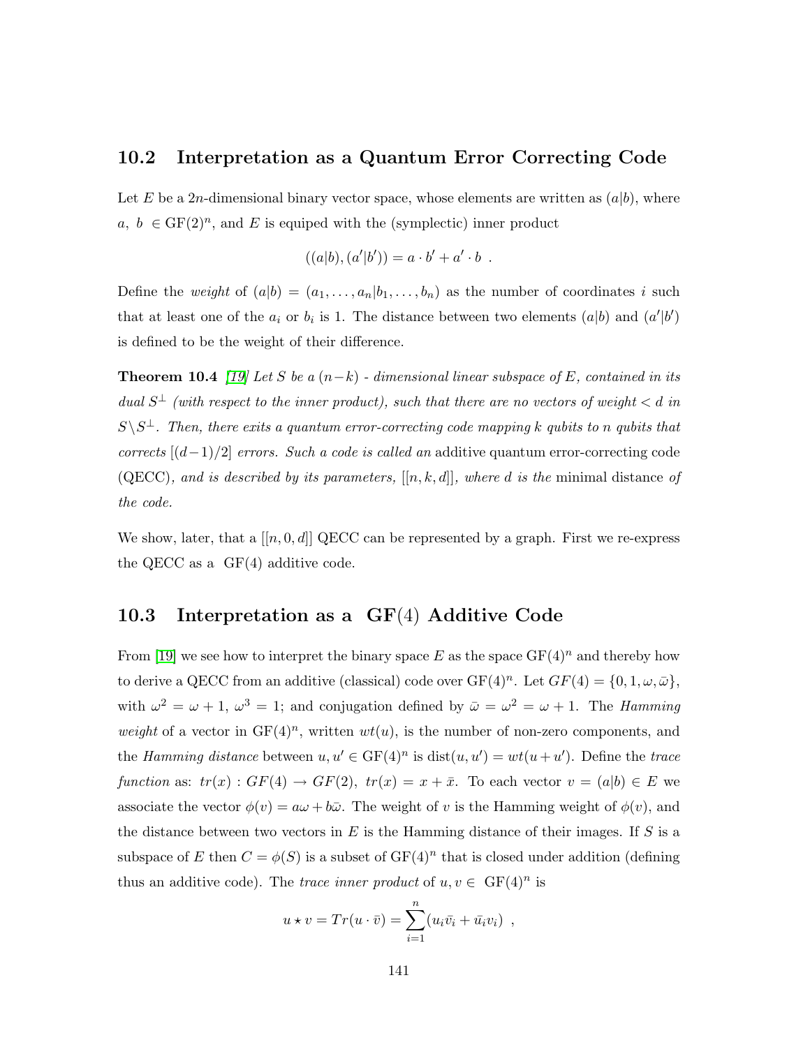## 10.2 Interpretation as a Quantum Error Correcting Code

Let $E$ be a $2n$-dimensional binary vector space, whose elements are written as $(a|b)$, where $a,\ b\ \in \mathrm{GF}(2)^n$, and $E$ is equiped with the (symplectic) inner product

$$((a|b),(a'|b')) = a \cdot b' + a' \cdot b\ \ .$$

Define the *weight* of $(a|b) = (a_1,\ldots,a_n|b_1,\ldots,b_n)$ as the number of coordinates $i$ such that at least one of the $a_i$ or $b_i$ is 1. The distance between two elements $(a|b)$ and $(a'|b')$ is defined to be the weight of their difference.

**Theorem 10.4** *[19] Let $S$ be a $(n-k)$ - dimensional linear subspace of $E$, contained in its dual $S^\perp$ (with respect to the inner product), such that there are no vectors of weight $< d$ in $S \backslash S^\perp$. Then, there exits a quantum error-correcting code mapping $k$ qubits to $n$ qubits that corrects $[(d-1)/2]$ errors. Such a code is called an* additive quantum error-correcting code (QECC)*, and is described by its parameters, $[[n,k,d]]$, where $d$ is the* minimal distance *of the code.*

We show, later, that a $[[n,0,d]]$ QECC can be represented by a graph. First we re-express the QECC as a $\mathrm{GF}(4)$ additive code.

## 10.3 Interpretation as a GF(4) Additive Code

From [19] we see how to interpret the binary space $E$ as the space $\mathrm{GF}(4)^n$ and thereby how to derive a QECC from an additive (classical) code over $\mathrm{GF}(4)^n$. Let $GF(4) = \{0,1,\omega,\bar{\omega}\}$, with $\omega^2 = \omega + 1$, $\omega^3 = 1$; and conjugation defined by $\bar{\omega} = \omega^2 = \omega + 1$. The *Hamming weight* of a vector in $\mathrm{GF}(4)^n$, written $wt(u)$, is the number of non-zero components, and the *Hamming distance* between $u, u' \in \mathrm{GF}(4)^n$ is $\mathrm{dist}(u,u') = wt(u+u')$. Define the *trace function* as: $tr(x) : GF(4) \rightarrow GF(2),\ tr(x) = x + \bar{x}$. To each vector $v = (a|b) \in E$ we associate the vector $\phi(v) = a\omega + b\bar{\omega}$. The weight of $v$ is the Hamming weight of $\phi(v)$, and the distance between two vectors in $E$ is the Hamming distance of their images. If $S$ is a subspace of $E$ then $C = \phi(S)$ is a subset of $\mathrm{GF}(4)^n$ that is closed under addition (defining thus an additive code). The *trace inner product* of $u, v \in\ \mathrm{GF}(4)^n$ is

$$u \star v = Tr(u \cdot \bar{v}) = \sum_{i=1}^{n}(u_i\bar{v}_i + \bar{u}_i v_i)\ \ ,$$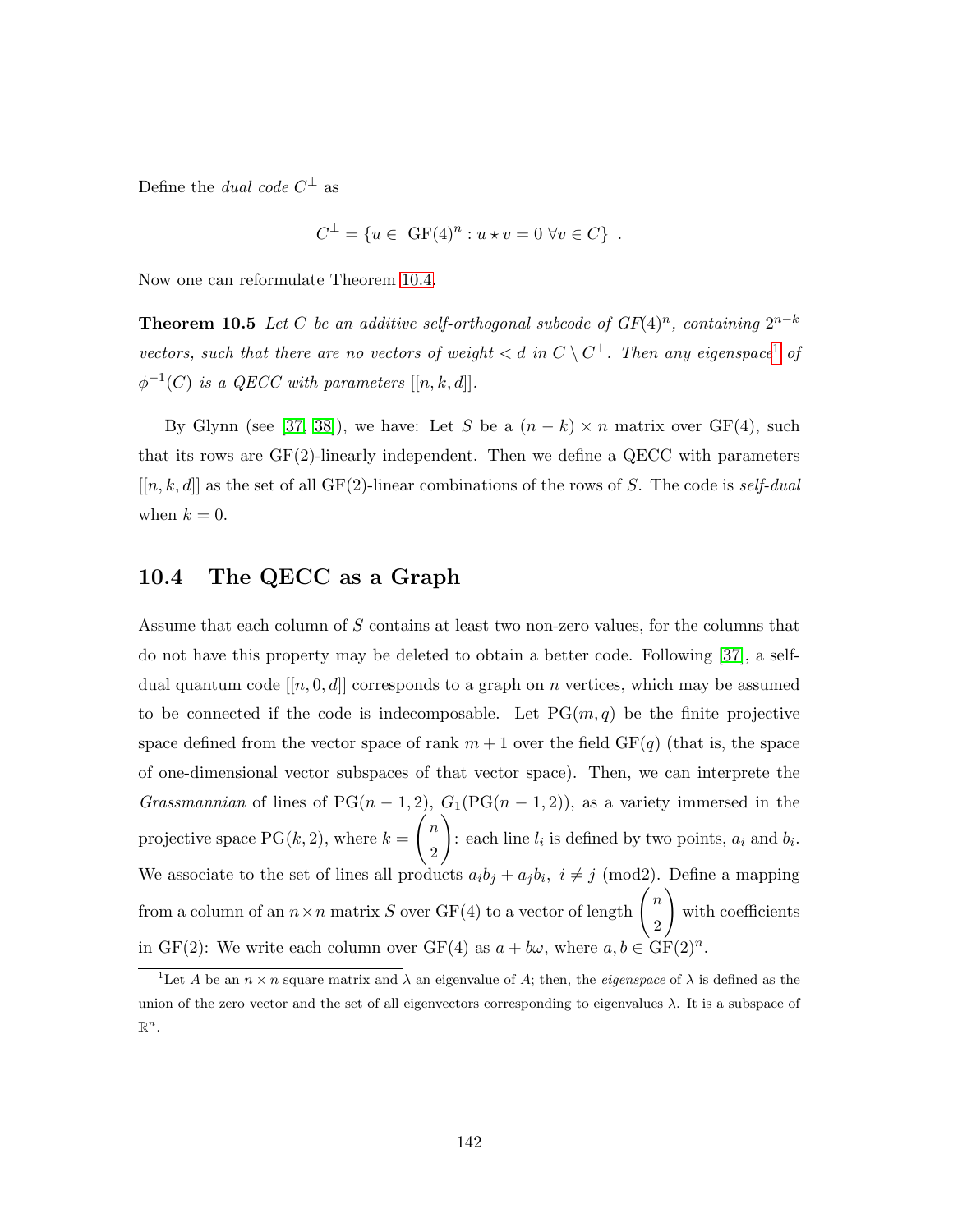Define the *dual code* $C^\perp$ as

$$C^\perp = \{u \in \text{ GF}(4)^n : u \star v = 0 \ \forall v \in C\} \ .$$

Now one can reformulate Theorem 10.4.

**Theorem 10.5** *Let $C$ be an additive self-orthogonal subcode of $GF(4)^n$, containing $2^{n-k}$ vectors, such that there are no vectors of weight $< d$ in $C \setminus C^\perp$. Then any eigenspace*[1] *of $\phi^{-1}(C)$ is a QECC with parameters $[[n, k, d]]$.*

By Glynn (see [37, 38]), we have: Let $S$ be a $(n-k) \times n$ matrix over GF(4), such that its rows are GF(2)-linearly independent. Then we define a QECC with parameters $[[n, k, d]]$ as the set of all GF(2)-linear combinations of the rows of $S$. The code is *self-dual* when $k = 0$.

## 10.4 The QECC as a Graph

Assume that each column of $S$ contains at least two non-zero values, for the columns that do not have this property may be deleted to obtain a better code. Following [37], a self-dual quantum code $[[n, 0, d]]$ corresponds to a graph on $n$ vertices, which may be assumed to be connected if the code is indecomposable. Let PG$(m, q)$ be the finite projective space defined from the vector space of rank $m+1$ over the field GF$(q)$ (that is, the space of one-dimensional vector subspaces of that vector space). Then, we can interprete the *Grassmannian* of lines of PG$(n-1, 2)$, $G_1(\text{PG}(n-1, 2))$, as a variety immersed in the projective space PG$(k, 2)$, where $k = \binom{n}{2}$: each line $l_i$ is defined by two points, $a_i$ and $b_i$. We associate to the set of lines all products $a_i b_j + a_j b_i, \ i \neq j$ (mod2). Define a mapping from a column of an $n \times n$ matrix $S$ over GF(4) to a vector of length $\binom{n}{2}$ with coefficients in GF(2): We write each column over GF(4) as $a + b\omega$, where $a, b \in \text{GF}(2)^n$.

[1] Let $A$ be an $n \times n$ square matrix and $\lambda$ an eigenvalue of $A$; then, the *eigenspace* of $\lambda$ is defined as the union of the zero vector and the set of all eigenvectors corresponding to eigenvalues $\lambda$. It is a subspace of $\mathbb{R}^n$.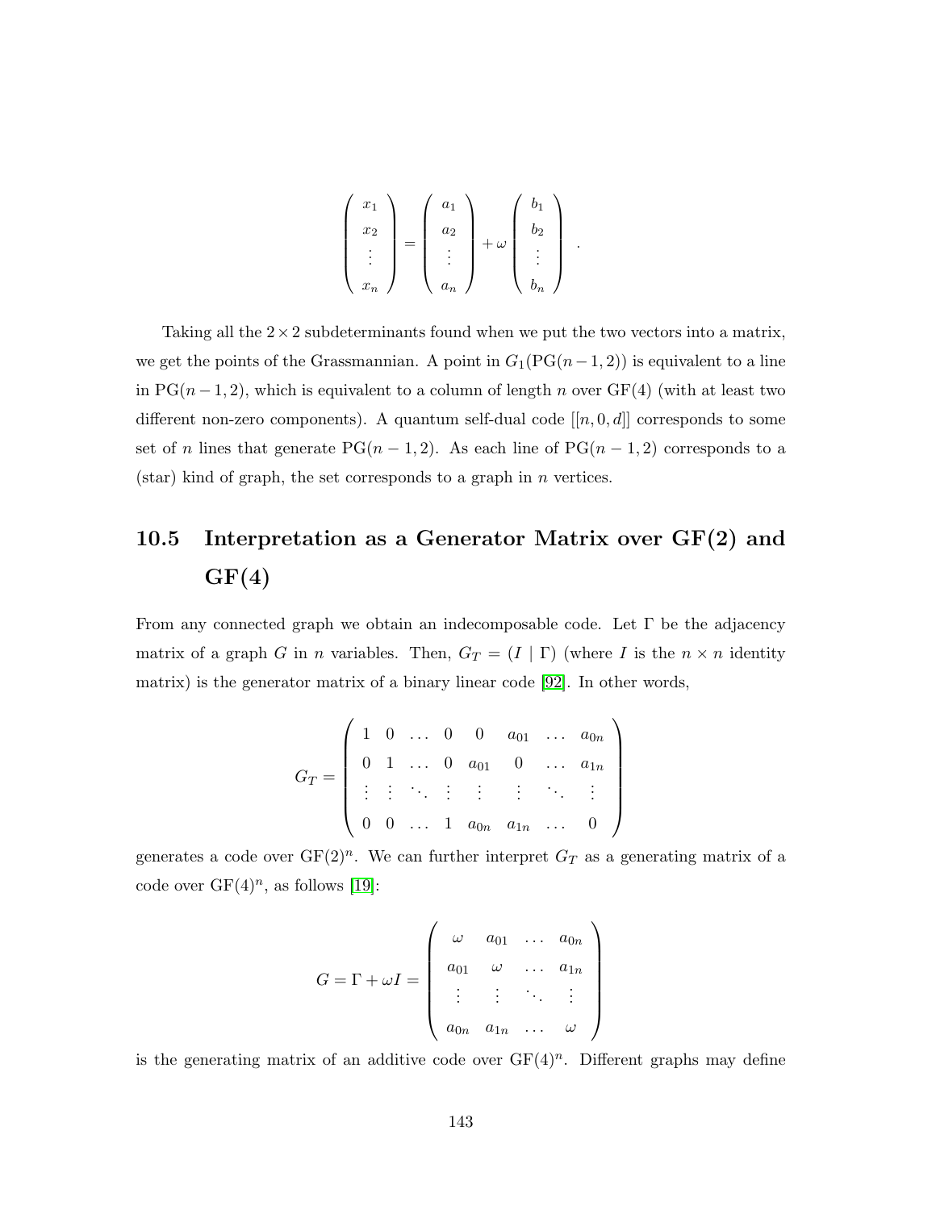$$\begin{pmatrix} x_1 \\ x_2 \\ \vdots \\ x_n \end{pmatrix} = \begin{pmatrix} a_1 \\ a_2 \\ \vdots \\ a_n \end{pmatrix} + \omega \begin{pmatrix} b_1 \\ b_2 \\ \vdots \\ b_n \end{pmatrix} .$$

Taking all the $2 \times 2$ subdeterminants found when we put the two vectors into a matrix, we get the points of the Grassmannian. A point in $G_1(\mathrm{PG}(n-1,2))$ is equivalent to a line in $\mathrm{PG}(n-1,2)$, which is equivalent to a column of length $n$ over GF(4) (with at least two different non-zero components). A quantum self-dual code $[[n, 0, d]]$ corresponds to some set of $n$ lines that generate $\mathrm{PG}(n-1,2)$. As each line of $\mathrm{PG}(n-1,2)$ corresponds to a (star) kind of graph, the set corresponds to a graph in $n$ vertices.

## 10.5 Interpretation as a Generator Matrix over GF(2) and GF(4)

From any connected graph we obtain an indecomposable code. Let $\Gamma$ be the adjacency matrix of a graph $G$ in $n$ variables. Then, $G_T = (I \mid \Gamma)$ (where $I$ is the $n \times n$ identity matrix) is the generator matrix of a binary linear code [92]. In other words,

$$G_T = \begin{pmatrix} 1 & 0 & \dots & 0 & 0 & a_{01} & \dots & a_{0n} \\ 0 & 1 & \dots & 0 & a_{01} & 0 & \dots & a_{1n} \\ \vdots & \vdots & \ddots & \vdots & \vdots & \vdots & \ddots & \vdots \\ 0 & 0 & \dots & 1 & a_{0n} & a_{1n} & \dots & 0 \end{pmatrix}$$

generates a code over $\mathrm{GF}(2)^n$. We can further interpret $G_T$ as a generating matrix of a code over $\mathrm{GF}(4)^n$, as follows [19]:

$$G = \Gamma + \omega I = \begin{pmatrix} \omega & a_{01} & \dots & a_{0n} \\ a_{01} & \omega & \dots & a_{1n} \\ \vdots & \vdots & \ddots & \vdots \\ a_{0n} & a_{1n} & \dots & \omega \end{pmatrix}$$

is the generating matrix of an additive code over $\mathrm{GF}(4)^n$. Different graphs may define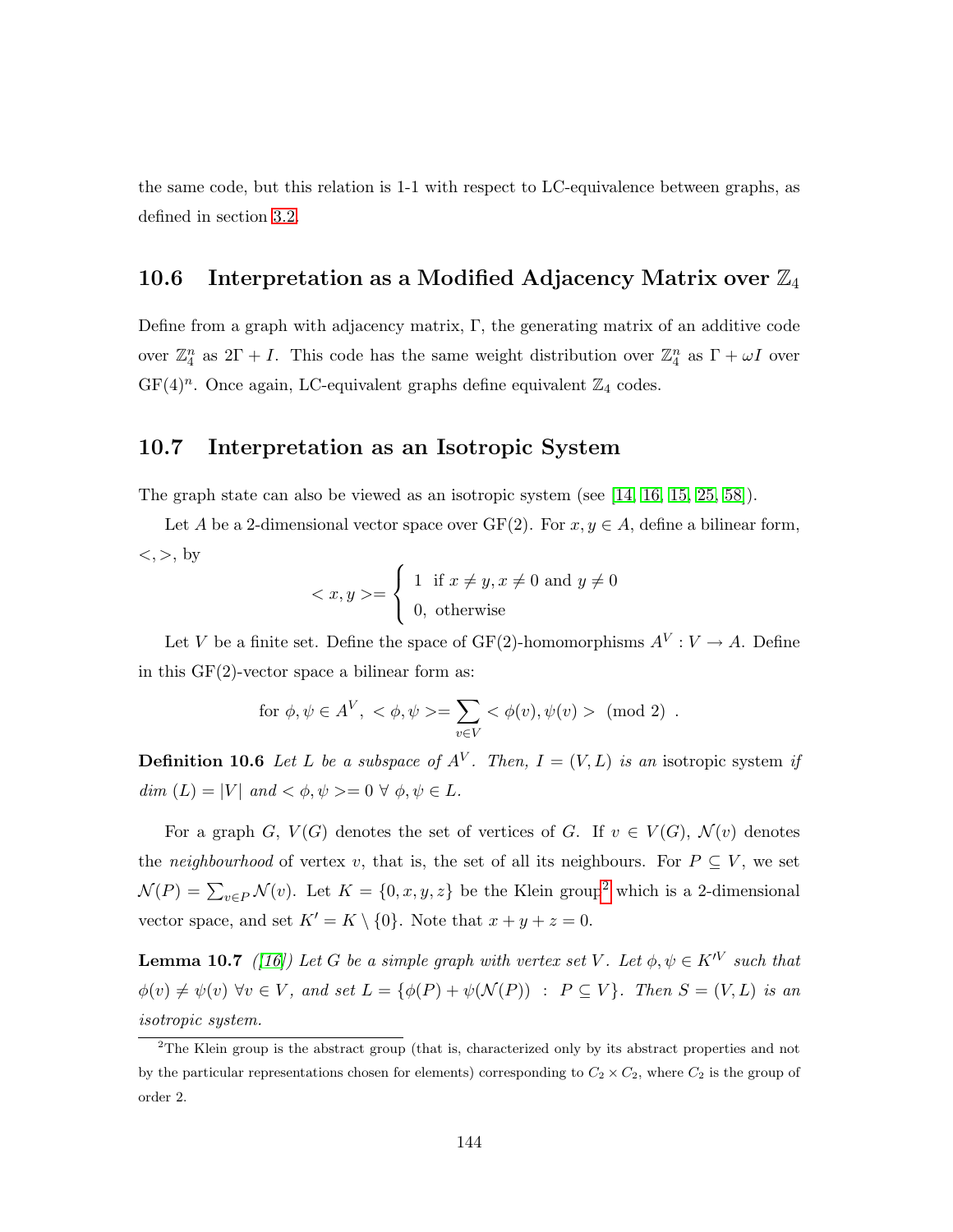the same code, but this relation is 1-1 with respect to LC-equivalence between graphs, as defined in section 3.2.

## 10.6 Interpretation as a Modified Adjacency Matrix over $\mathbb{Z}_4$

Define from a graph with adjacency matrix, $\Gamma$, the generating matrix of an additive code over $\mathbb{Z}_4^n$ as $2\Gamma + I$. This code has the same weight distribution over $\mathbb{Z}_4^n$ as $\Gamma + \omega I$ over $\mathrm{GF}(4)^n$. Once again, LC-equivalent graphs define equivalent $\mathbb{Z}_4$ codes.

## 10.7 Interpretation as an Isotropic System

The graph state can also be viewed as an isotropic system (see [14, 16, 15, 25, 58]).

Let $A$ be a 2-dimensional vector space over GF(2). For $x, y \in A$, define a bilinear form, $<,>$, by

$$< x, y >= \begin{cases} 1 & \text{if } x \neq y, x \neq 0 \text{ and } y \neq 0 \\ 0, & \text{otherwise} \end{cases}$$

Let $V$ be a finite set. Define the space of GF(2)-homomorphisms $A^V : V \rightarrow A$. Define in this GF(2)-vector space a bilinear form as:

$$\text{for } \phi, \psi \in A^V, \; < \phi, \psi >= \sum_{v \in V} < \phi(v), \psi(v) > \pmod{2} \; .$$

**Definition 10.6** *Let $L$ be a subspace of $A^V$. Then, $I = (V, L)$ is an* isotropic system *if dim $(L) = |V|$ and $< \phi, \psi >= 0 \; \forall \; \phi, \psi \in L$.*

For a graph $G$, $V(G)$ denotes the set of vertices of $G$. If $v \in V(G)$, $\mathcal{N}(v)$ denotes the *neighbourhood* of vertex $v$, that is, the set of all its neighbours. For $P \subseteq V$, we set $\mathcal{N}(P) = \sum_{v \in P} \mathcal{N}(v)$. Let $K = \{0, x, y, z\}$ be the Klein group[2] which is a 2-dimensional vector space, and set $K' = K \setminus \{0\}$. Note that $x + y + z = 0$.

**Lemma 10.7** *([16]) Let $G$ be a simple graph with vertex set $V$. Let $\phi, \psi \in K'^V$ such that $\phi(v) \neq \psi(v) \; \forall v \in V$, and set $L = \{\phi(P) + \psi(\mathcal{N}(P)) \;\; : \;\; P \subseteq V\}$. Then $S = (V, L)$ is an isotropic system.*

[2] The Klein group is the abstract group (that is, characterized only by its abstract properties and not by the particular representations chosen for elements) corresponding to $C_2 \times C_2$, where $C_2$ is the group of order 2.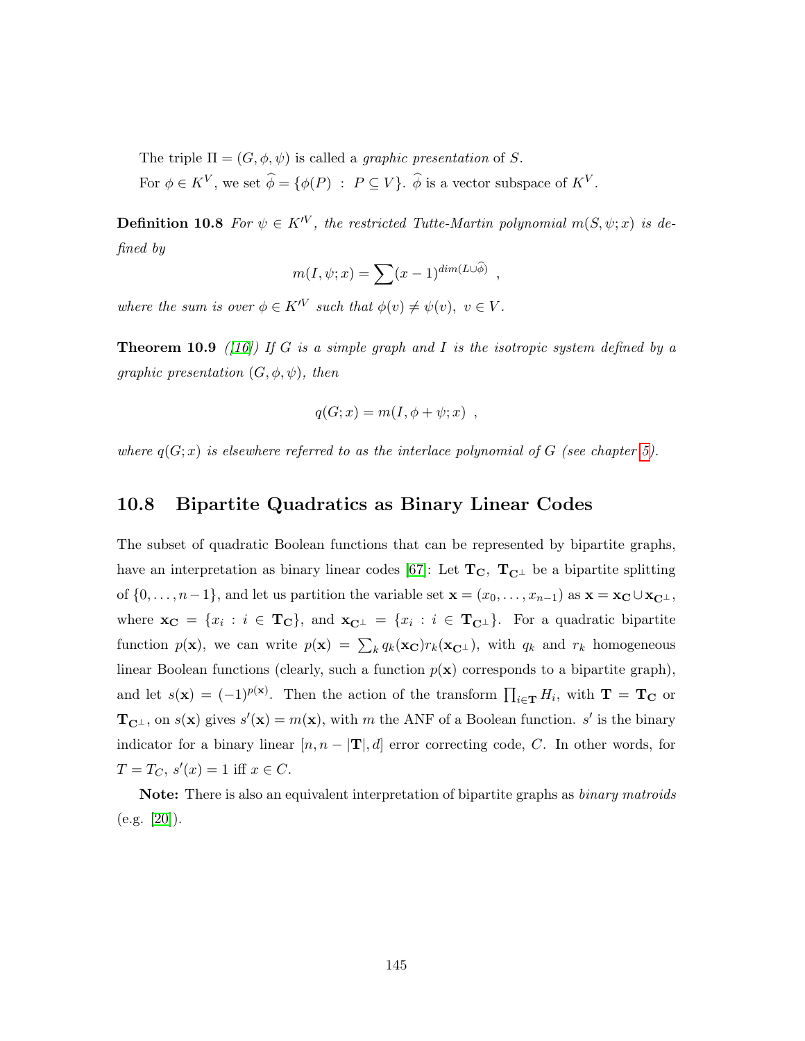The triple $\Pi = (G, \phi, \psi)$ is called a *graphic presentation* of $S$.

For $\phi \in K^V$, we set $\widehat{\phi} = \{\phi(P) \ : \ P \subseteq V\}$. $\widehat{\phi}$ is a vector subspace of $K^V$.

**Definition 10.8** *For $\psi \in K'^V$, the restricted Tutte-Martin polynomial $m(S, \psi; x)$ is defined by*

$$m(I, \psi; x) = \sum (x-1)^{dim(L \cup \widehat{\phi})} \ ,$$

*where the sum is over $\phi \in K'^V$ such that $\phi(v) \neq \psi(v), \ v \in V$.*

**Theorem 10.9** *([16]) If $G$ is a simple graph and $I$ is the isotropic system defined by a graphic presentation $(G, \phi, \psi)$, then*

$$q(G; x) = m(I, \phi + \psi; x) \ ,$$

*where $q(G; x)$ is elsewhere referred to as the interlace polynomial of $G$ (see chapter 5).*

## 10.8 Bipartite Quadratics as Binary Linear Codes

The subset of quadratic Boolean functions that can be represented by bipartite graphs, have an interpretation as binary linear codes [67]: Let $\mathbf{T_C}$, $\mathbf{T_{C^\perp}}$ be a bipartite splitting of $\{0, \ldots, n-1\}$, and let us partition the variable set $\mathbf{x} = (x_0, \ldots, x_{n-1})$ as $\mathbf{x} = \mathbf{x_C} \cup \mathbf{x_{C^\perp}}$, where $\mathbf{x_C} = \{x_i \ : \ i \in \mathbf{T_C}\}$, and $\mathbf{x_{C^\perp}} = \{x_i \ : \ i \in \mathbf{T_{C^\perp}}\}$. For a quadratic bipartite function $p(\mathbf{x})$, we can write $p(\mathbf{x}) = \sum_k q_k(\mathbf{x_C}) r_k(\mathbf{x_{C^\perp}})$, with $q_k$ and $r_k$ homogeneous linear Boolean functions (clearly, such a function $p(\mathbf{x})$ corresponds to a bipartite graph), and let $s(\mathbf{x}) = (-1)^{p(\mathbf{x})}$. Then the action of the transform $\prod_{i \in \mathbf{T}} H_i$, with $\mathbf{T} = \mathbf{T_C}$ or $\mathbf{T_{C^\perp}}$, on $s(\mathbf{x})$ gives $s'(\mathbf{x}) = m(\mathbf{x})$, with $m$ the ANF of a Boolean function. $s'$ is the binary indicator for a binary linear $[n, n - |\mathbf{T}|, d]$ error correcting code, $C$. In other words, for $T = T_C$, $s'(x) = 1$ iff $x \in C$.

**Note:** There is also an equivalent interpretation of bipartite graphs as *binary matroids* (e.g. [20]).